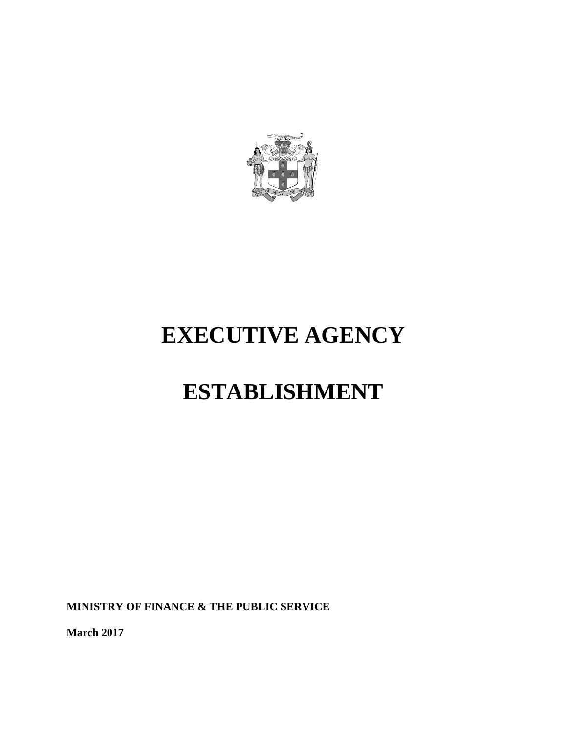# EXECUTIVE AGENCY

# ESTABLISHMENT

**MINISTRY OF FINANCE & THE PUBLIC SERVICE**

**March 2017**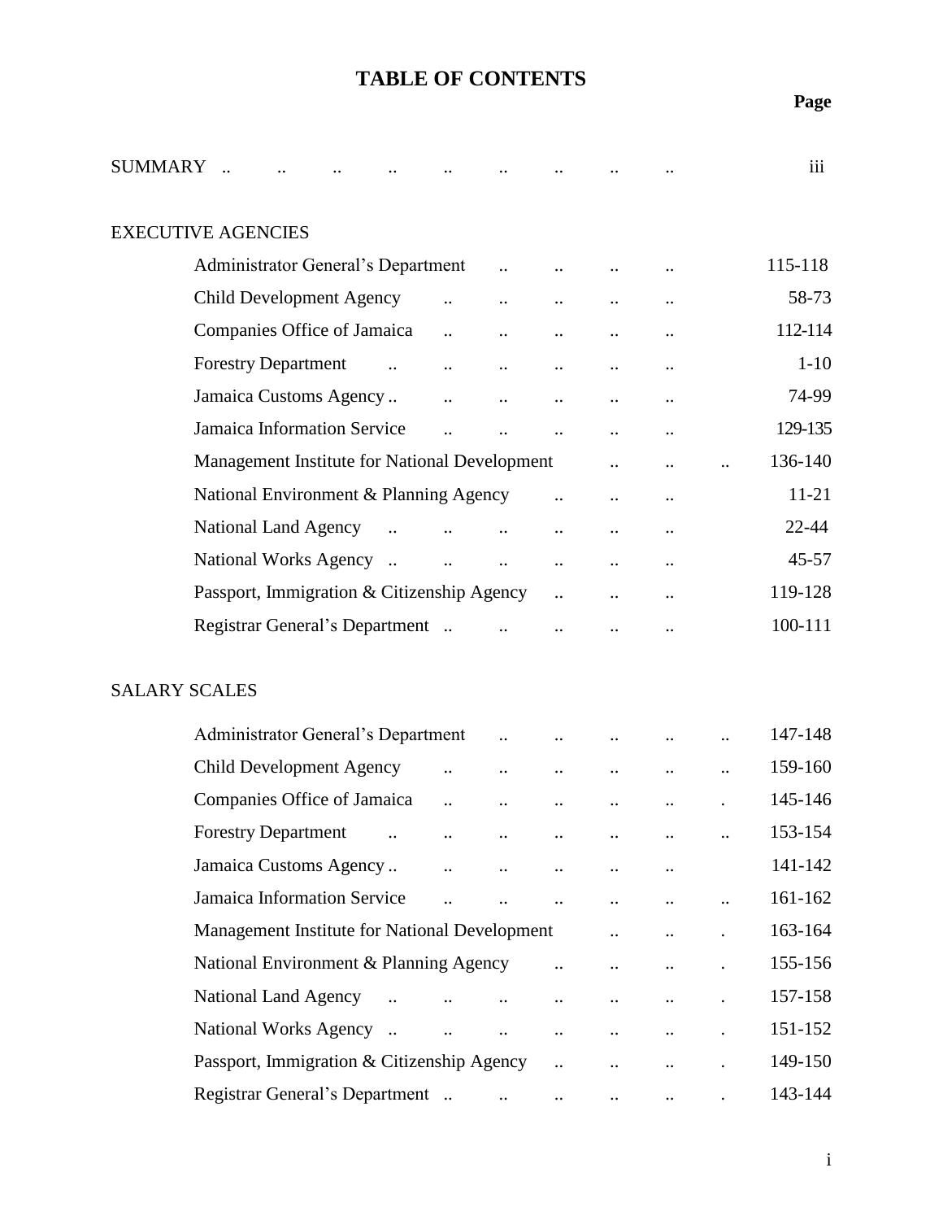# TABLE OF CONTENTS

| | Page |
|---|---|
| SUMMARY | iii |
| **EXECUTIVE AGENCIES** | |
| Administrator General's Department | 115-118 |
| Child Development Agency | 58-73 |
| Companies Office of Jamaica | 112-114 |
| Forestry Department | 1-10 |
| Jamaica Customs Agency | 74-99 |
| Jamaica Information Service | 129-135 |
| Management Institute for National Development | 136-140 |
| National Environment & Planning Agency | 11-21 |
| National Land Agency | 22-44 |
| National Works Agency | 45-57 |
| Passport, Immigration & Citizenship Agency | 119-128 |
| Registrar General's Department | 100-111 |
| **SALARY SCALES** | |
| Administrator General's Department | 147-148 |
| Child Development Agency | 159-160 |
| Companies Office of Jamaica | 145-146 |
| Forestry Department | 153-154 |
| Jamaica Customs Agency | 141-142 |
| Jamaica Information Service | 161-162 |
| Management Institute for National Development | 163-164 |
| National Environment & Planning Agency | 155-156 |
| National Land Agency | 157-158 |
| National Works Agency | 151-152 |
| Passport, Immigration & Citizenship Agency | 149-150 |
| Registrar General's Department | 143-144 |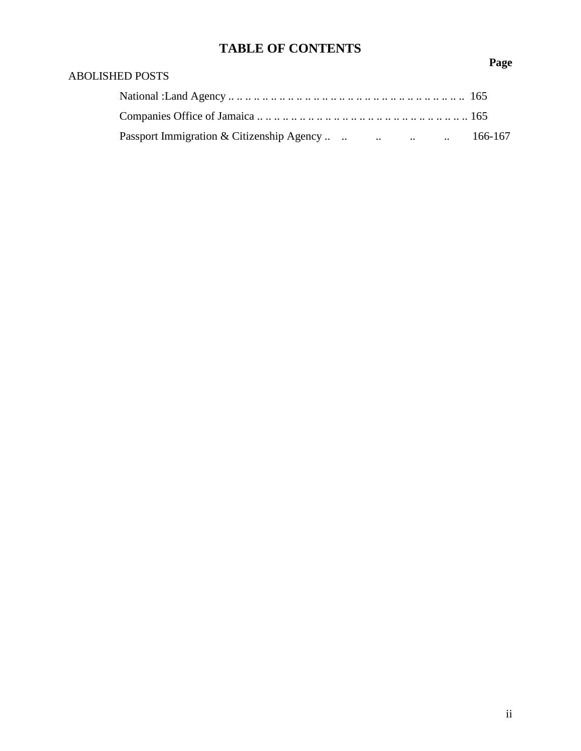# TABLE OF CONTENTS

| | Page |
|---|---|
| ABOLISHED POSTS | |
| National :Land Agency | 165 |
| Companies Office of Jamaica | 165 |
| Passport Immigration & Citizenship Agency | 166-167 |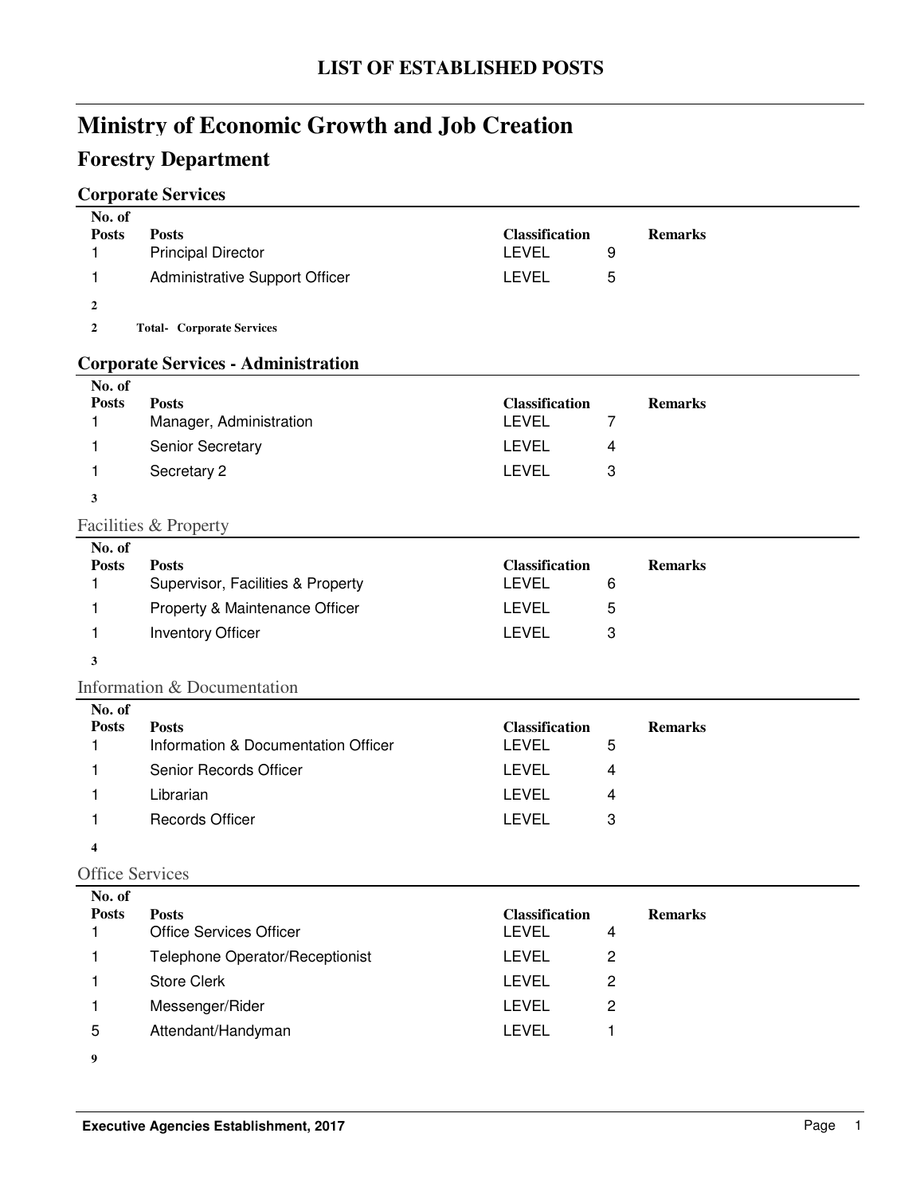# LIST OF ESTABLISHED POSTS

# Ministry of Economic Growth and Job Creation

## Forestry Department

### Corporate Services

| No. of Posts | Posts | Classification | | Remarks |
|---|---|---|---|---|
| 1 | Principal Director | LEVEL | 9 | |
| 1 | Administrative Support Officer | LEVEL | 5 | |
| **2** | | | | |
| **2** | **Total- Corporate Services** | | | |

### Corporate Services - Administration

| No. of Posts | Posts | Classification | | Remarks |
|---|---|---|---|---|
| 1 | Manager, Administration | LEVEL | 7 | |
| 1 | Senior Secretary | LEVEL | 4 | |
| 1 | Secretary 2 | LEVEL | 3 | |
| **3** | | | | |

#### Facilities & Property

| No. of Posts | Posts | Classification | | Remarks |
|---|---|---|---|---|
| 1 | Supervisor, Facilities & Property | LEVEL | 6 | |
| 1 | Property & Maintenance Officer | LEVEL | 5 | |
| 1 | Inventory Officer | LEVEL | 3 | |
| **3** | | | | |

#### Information & Documentation

| No. of Posts | Posts | Classification | | Remarks |
|---|---|---|---|---|
| 1 | Information & Documentation Officer | LEVEL | 5 | |
| 1 | Senior Records Officer | LEVEL | 4 | |
| 1 | Librarian | LEVEL | 4 | |
| 1 | Records Officer | LEVEL | 3 | |
| **4** | | | | |

#### Office Services

| No. of Posts | Posts | Classification | | Remarks |
|---|---|---|---|---|
| 1 | Office Services Officer | LEVEL | 4 | |
| 1 | Telephone Operator/Receptionist | LEVEL | 2 | |
| 1 | Store Clerk | LEVEL | 2 | |
| 1 | Messenger/Rider | LEVEL | 2 | |
| 5 | Attendant/Handyman | LEVEL | 1 | |
| **9** | | | | |

**Executive Agencies Establishment, 2017**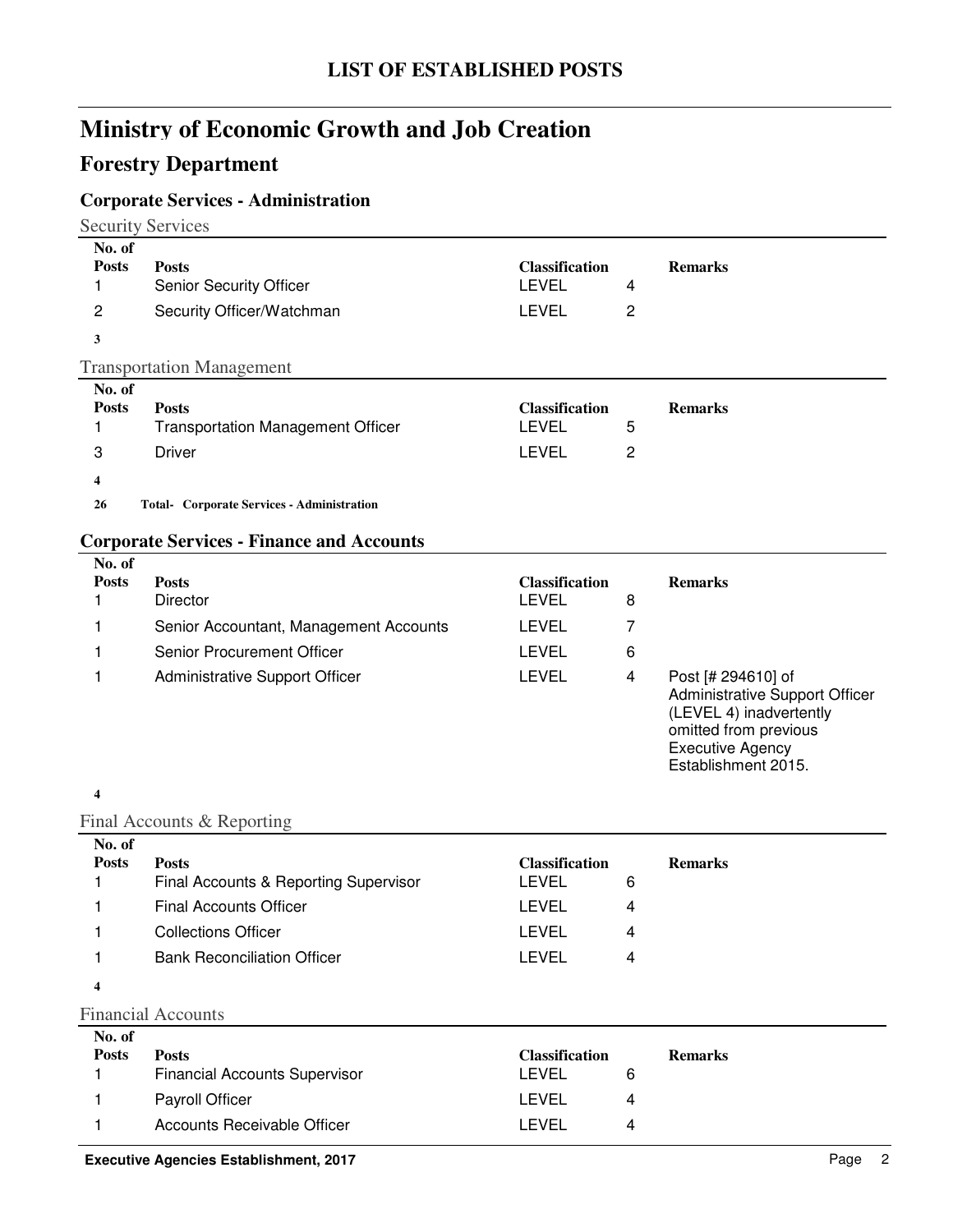# LIST OF ESTABLISHED POSTS

# Ministry of Economic Growth and Job Creation

## Forestry Department

### Corporate Services - Administration

#### Security Services

| No. of Posts | Posts | Classification | | Remarks |
|---|---|---|---|---|
| 1 | Senior Security Officer | LEVEL | 4 | |
| 2 | Security Officer/Watchman | LEVEL | 2 | |
| **3** | | | | |

#### Transportation Management

| No. of Posts | Posts | Classification | | Remarks |
|---|---|---|---|---|
| 1 | Transportation Management Officer | LEVEL | 5 | |
| 3 | Driver | LEVEL | 2 | |
| **4** | | | | |

**26 Total- Corporate Services - Administration**

### Corporate Services - Finance and Accounts

| No. of Posts | Posts | Classification | | Remarks |
|---|---|---|---|---|
| 1 | Director | LEVEL | 8 | |
| 1 | Senior Accountant, Management Accounts | LEVEL | 7 | |
| 1 | Senior Procurement Officer | LEVEL | 6 | |
| 1 | Administrative Support Officer | LEVEL | 4 | Post [# 294610] of Administrative Support Officer (LEVEL 4) inadvertently omitted from previous Executive Agency Establishment 2015. |
| **4** | | | | |

#### Final Accounts & Reporting

| No. of Posts | Posts | Classification | | Remarks |
|---|---|---|---|---|
| 1 | Final Accounts & Reporting Supervisor | LEVEL | 6 | |
| 1 | Final Accounts Officer | LEVEL | 4 | |
| 1 | Collections Officer | LEVEL | 4 | |
| 1 | Bank Reconciliation Officer | LEVEL | 4 | |
| **4** | | | | |

#### Financial Accounts

| No. of Posts | Posts | Classification | | Remarks |
|---|---|---|---|---|
| 1 | Financial Accounts Supervisor | LEVEL | 6 | |
| 1 | Payroll Officer | LEVEL | 4 | |
| 1 | Accounts Receivable Officer | LEVEL | 4 | |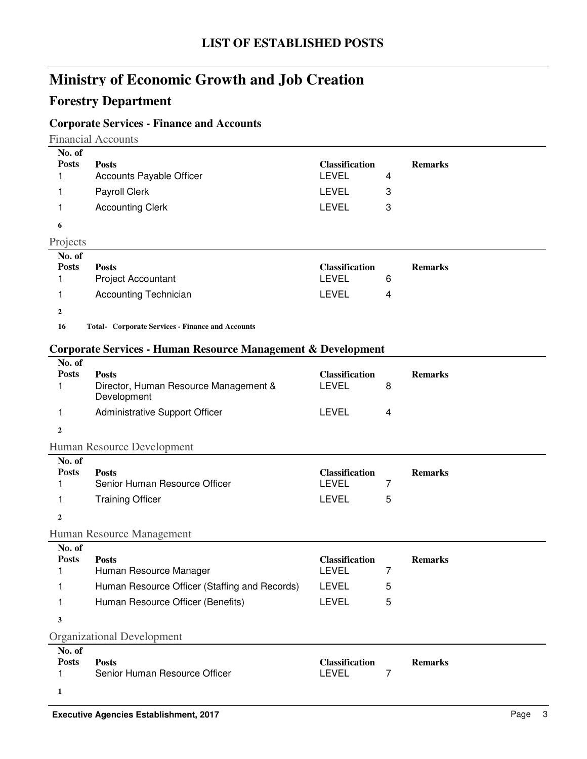# LIST OF ESTABLISHED POSTS

## Ministry of Economic Growth and Job Creation

## Forestry Department

### Corporate Services - Finance and Accounts

Financial Accounts

| No. of Posts | Posts | Classification | | Remarks |
|---|---|---|---|---|
| 1 | Accounts Payable Officer | LEVEL | 4 | |
| 1 | Payroll Clerk | LEVEL | 3 | |
| 1 | Accounting Clerk | LEVEL | 3 | |
| **6** | | | | |

Projects

| No. of Posts | Posts | Classification | | Remarks |
|---|---|---|---|---|
| 1 | Project Accountant | LEVEL | 6 | |
| 1 | Accounting Technician | LEVEL | 4 | |
| **2** | | | | |

**16 Total- Corporate Services - Finance and Accounts**

### Corporate Services - Human Resource Management & Development

| No. of Posts | Posts | Classification | | Remarks |
|---|---|---|---|---|
| 1 | Director, Human Resource Management & Development | LEVEL | 8 | |
| 1 | Administrative Support Officer | LEVEL | 4 | |
| **2** | | | | |

Human Resource Development

| No. of Posts | Posts | Classification | | Remarks |
|---|---|---|---|---|
| 1 | Senior Human Resource Officer | LEVEL | 7 | |
| 1 | Training Officer | LEVEL | 5 | |
| **2** | | | | |

Human Resource Management

| No. of Posts | Posts | Classification | | Remarks |
|---|---|---|---|---|
| 1 | Human Resource Manager | LEVEL | 7 | |
| 1 | Human Resource Officer (Staffing and Records) | LEVEL | 5 | |
| 1 | Human Resource Officer (Benefits) | LEVEL | 5 | |
| **3** | | | | |

Organizational Development

| No. of Posts | Posts | Classification | | Remarks |
|---|---|---|---|---|
| 1 | Senior Human Resource Officer | LEVEL | 7 | |
| **1** | | | | |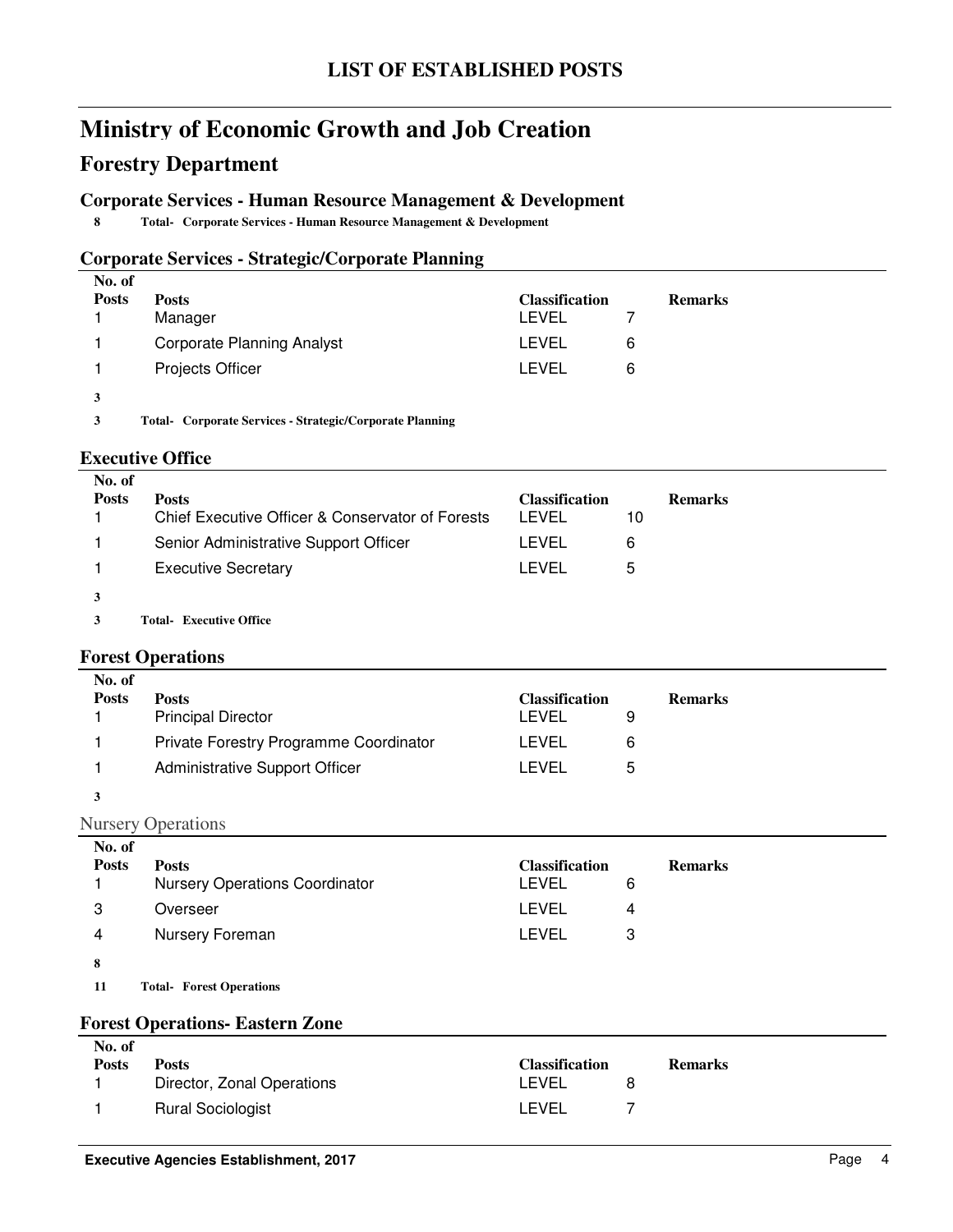# LIST OF ESTABLISHED POSTS

# Ministry of Economic Growth and Job Creation

## Forestry Department

### Corporate Services - Human Resource Management & Development

**8 Total- Corporate Services - Human Resource Management & Development**

### Corporate Services - Strategic/Corporate Planning

| No. of Posts | Posts | Classification | | Remarks |
|---|---|---|---|---|
| 1 | Manager | LEVEL | 7 | |
| 1 | Corporate Planning Analyst | LEVEL | 6 | |
| 1 | Projects Officer | LEVEL | 6 | |
| **3** | | | | |

**3 Total- Corporate Services - Strategic/Corporate Planning**

### Executive Office

| No. of Posts | Posts | Classification | | Remarks |
|---|---|---|---|---|
| 1 | Chief Executive Officer & Conservator of Forests | LEVEL | 10 | |
| 1 | Senior Administrative Support Officer | LEVEL | 6 | |
| 1 | Executive Secretary | LEVEL | 5 | |
| **3** | | | | |

**3 Total- Executive Office**

### Forest Operations

| No. of Posts | Posts | Classification | | Remarks |
|---|---|---|---|---|
| 1 | Principal Director | LEVEL | 9 | |
| 1 | Private Forestry Programme Coordinator | LEVEL | 6 | |
| 1 | Administrative Support Officer | LEVEL | 5 | |
| **3** | | | | |

#### Nursery Operations

| No. of Posts | Posts | Classification | | Remarks |
|---|---|---|---|---|
| 1 | Nursery Operations Coordinator | LEVEL | 6 | |
| 3 | Overseer | LEVEL | 4 | |
| 4 | Nursery Foreman | LEVEL | 3 | |
| **8** | | | | |

**11 Total- Forest Operations**

### Forest Operations- Eastern Zone

| No. of Posts | Posts | Classification | | Remarks |
|---|---|---|---|---|
| 1 | Director, Zonal Operations | LEVEL | 8 | |
| 1 | Rural Sociologist | LEVEL | 7 | |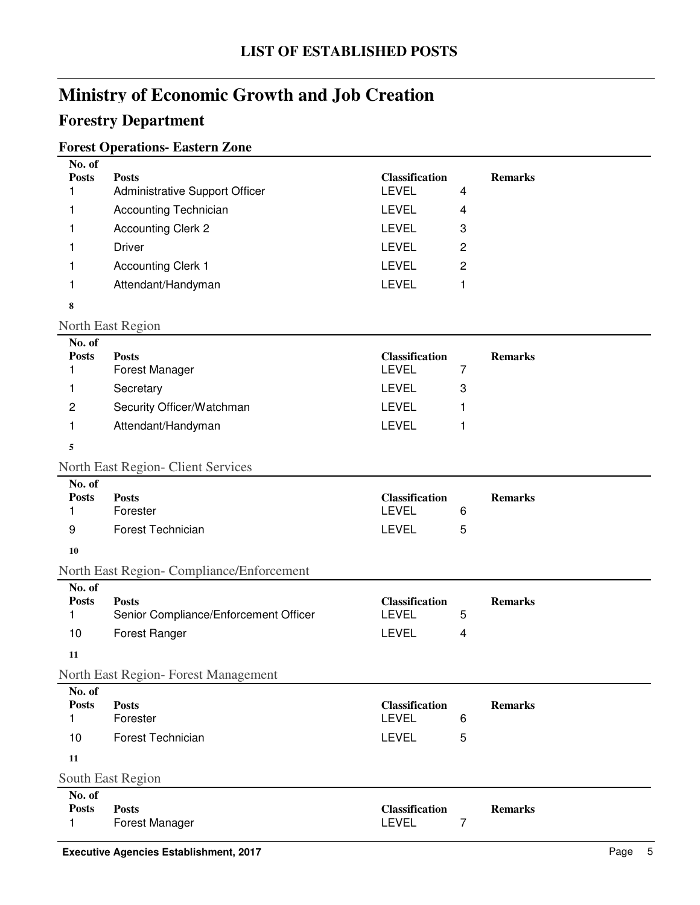# LIST OF ESTABLISHED POSTS

## Ministry of Economic Growth and Job Creation

### Forestry Department

#### Forest Operations- Eastern Zone

| No. of Posts | Posts | Classification | | Remarks |
|---|---|---|---|---|
| 1 | Administrative Support Officer | LEVEL | 4 | |
| 1 | Accounting Technician | LEVEL | 4 | |
| 1 | Accounting Clerk 2 | LEVEL | 3 | |
| 1 | Driver | LEVEL | 2 | |
| 1 | Accounting Clerk 1 | LEVEL | 2 | |
| 1 | Attendant/Handyman | LEVEL | 1 | |
| **8** | | | | |

North East Region

| No. of Posts | Posts | Classification | | Remarks |
|---|---|---|---|---|
| 1 | Forest Manager | LEVEL | 7 | |
| 1 | Secretary | LEVEL | 3 | |
| 2 | Security Officer/Watchman | LEVEL | 1 | |
| 1 | Attendant/Handyman | LEVEL | 1 | |
| **5** | | | | |

North East Region- Client Services

| No. of Posts | Posts | Classification | | Remarks |
|---|---|---|---|---|
| 1 | Forester | LEVEL | 6 | |
| 9 | Forest Technician | LEVEL | 5 | |
| **10** | | | | |

North East Region- Compliance/Enforcement

| No. of Posts | Posts | Classification | | Remarks |
|---|---|---|---|---|
| 1 | Senior Compliance/Enforcement Officer | LEVEL | 5 | |
| 10 | Forest Ranger | LEVEL | 4 | |
| **11** | | | | |

North East Region- Forest Management

| No. of Posts | Posts | Classification | | Remarks |
|---|---|---|---|---|
| 1 | Forester | LEVEL | 6 | |
| 10 | Forest Technician | LEVEL | 5 | |
| **11** | | | | |

South East Region

| No. of Posts | Posts | Classification | | Remarks |
|---|---|---|---|---|
| 1 | Forest Manager | LEVEL | 7 | |

**Executive Agencies Establishment, 2017**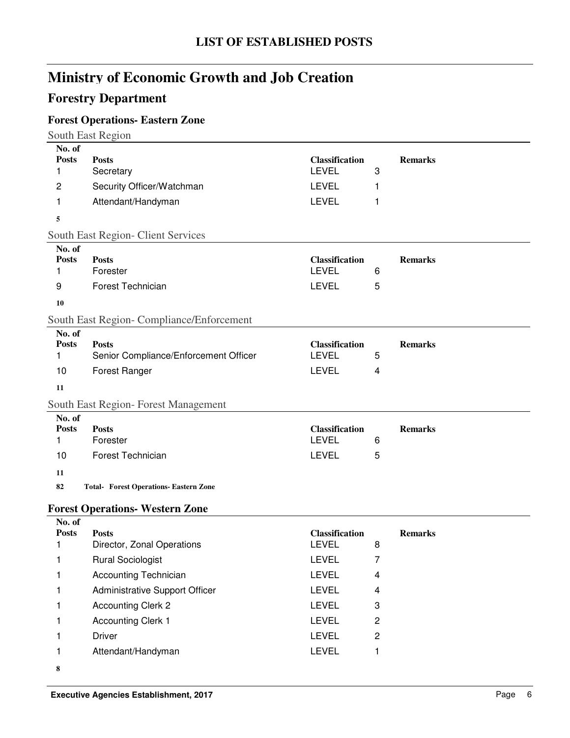# LIST OF ESTABLISHED POSTS

## Ministry of Economic Growth and Job Creation

## Forestry Department

### Forest Operations- Eastern Zone

South East Region

| No. of Posts | Posts | Classification | | Remarks |
|---|---|---|---|---|
| 1 | Secretary | LEVEL | 3 | |
| 2 | Security Officer/Watchman | LEVEL | 1 | |
| 1 | Attendant/Handyman | LEVEL | 1 | |
| **5** | | | | |

South East Region- Client Services

| No. of Posts | Posts | Classification | | Remarks |
|---|---|---|---|---|
| 1 | Forester | LEVEL | 6 | |
| 9 | Forest Technician | LEVEL | 5 | |
| **10** | | | | |

South East Region- Compliance/Enforcement

| No. of Posts | Posts | Classification | | Remarks |
|---|---|---|---|---|
| 1 | Senior Compliance/Enforcement Officer | LEVEL | 5 | |
| 10 | Forest Ranger | LEVEL | 4 | |
| **11** | | | | |

South East Region- Forest Management

| No. of Posts | Posts | Classification | | Remarks |
|---|---|---|---|---|
| 1 | Forester | LEVEL | 6 | |
| 10 | Forest Technician | LEVEL | 5 | |
| **11** | | | | |

**82 Total- Forest Operations- Eastern Zone**

### Forest Operations- Western Zone

| No. of Posts | Posts | Classification | | Remarks |
|---|---|---|---|---|
| 1 | Director, Zonal Operations | LEVEL | 8 | |
| 1 | Rural Sociologist | LEVEL | 7 | |
| 1 | Accounting Technician | LEVEL | 4 | |
| 1 | Administrative Support Officer | LEVEL | 4 | |
| 1 | Accounting Clerk 2 | LEVEL | 3 | |
| 1 | Accounting Clerk 1 | LEVEL | 2 | |
| 1 | Driver | LEVEL | 2 | |
| 1 | Attendant/Handyman | LEVEL | 1 | |
| **8** | | | | |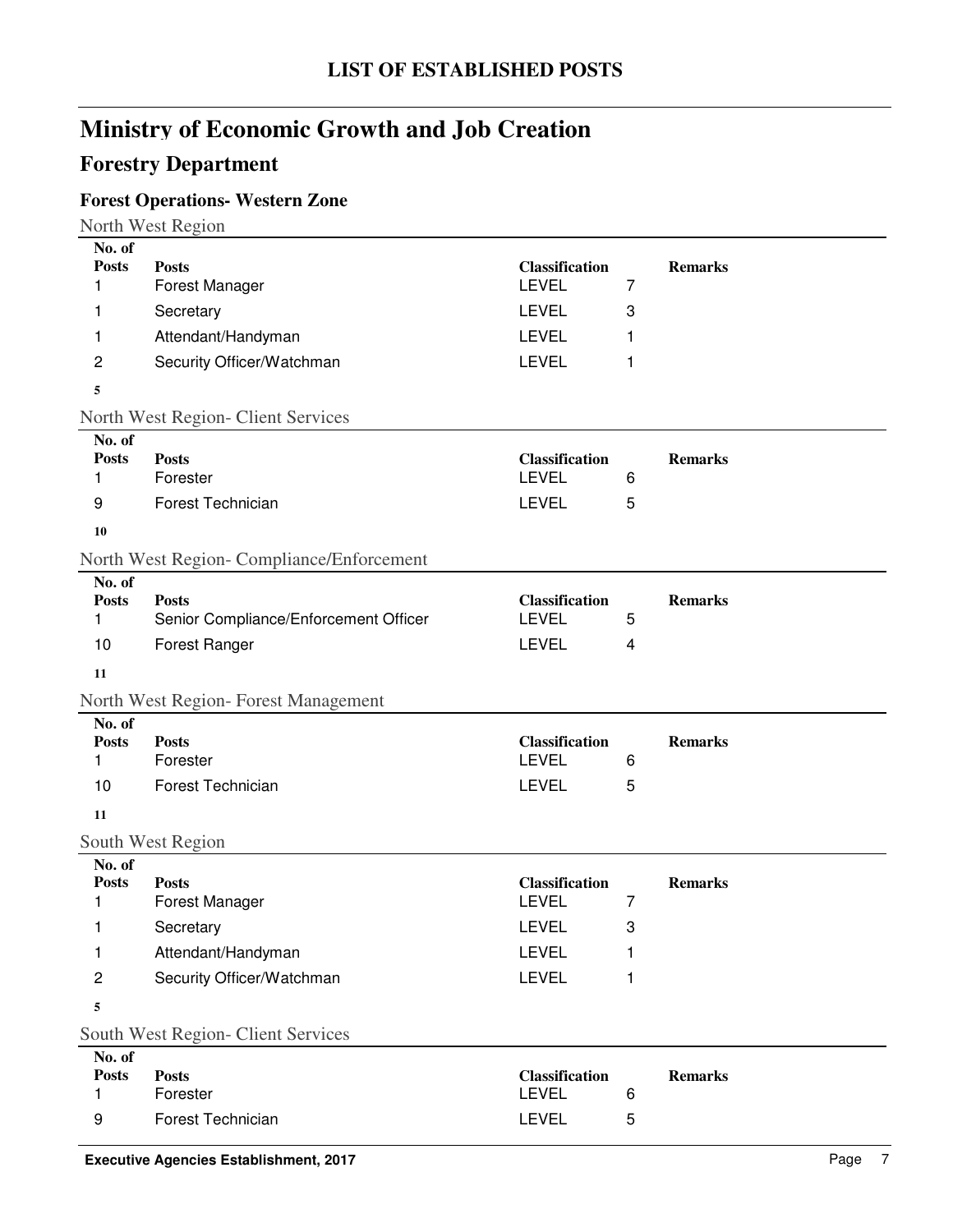# LIST OF ESTABLISHED POSTS

## Ministry of Economic Growth and Job Creation

### Forestry Department

#### Forest Operations- Western Zone

North West Region

| No. of Posts | Posts | Classification | | Remarks |
|---|---|---|---|---|
| 1 | Forest Manager | LEVEL | 7 | |
| 1 | Secretary | LEVEL | 3 | |
| 1 | Attendant/Handyman | LEVEL | 1 | |
| 2 | Security Officer/Watchman | LEVEL | 1 | |
| **5** | | | | |

North West Region- Client Services

| No. of Posts | Posts | Classification | | Remarks |
|---|---|---|---|---|
| 1 | Forester | LEVEL | 6 | |
| 9 | Forest Technician | LEVEL | 5 | |
| **10** | | | | |

North West Region- Compliance/Enforcement

| No. of Posts | Posts | Classification | | Remarks |
|---|---|---|---|---|
| 1 | Senior Compliance/Enforcement Officer | LEVEL | 5 | |
| 10 | Forest Ranger | LEVEL | 4 | |
| **11** | | | | |

North West Region- Forest Management

| No. of Posts | Posts | Classification | | Remarks |
|---|---|---|---|---|
| 1 | Forester | LEVEL | 6 | |
| 10 | Forest Technician | LEVEL | 5 | |
| **11** | | | | |

South West Region

| No. of Posts | Posts | Classification | | Remarks |
|---|---|---|---|---|
| 1 | Forest Manager | LEVEL | 7 | |
| 1 | Secretary | LEVEL | 3 | |
| 1 | Attendant/Handyman | LEVEL | 1 | |
| 2 | Security Officer/Watchman | LEVEL | 1 | |
| **5** | | | | |

South West Region- Client Services

| No. of Posts | Posts | Classification | | Remarks |
|---|---|---|---|---|
| 1 | Forester | LEVEL | 6 | |
| 9 | Forest Technician | LEVEL | 5 | |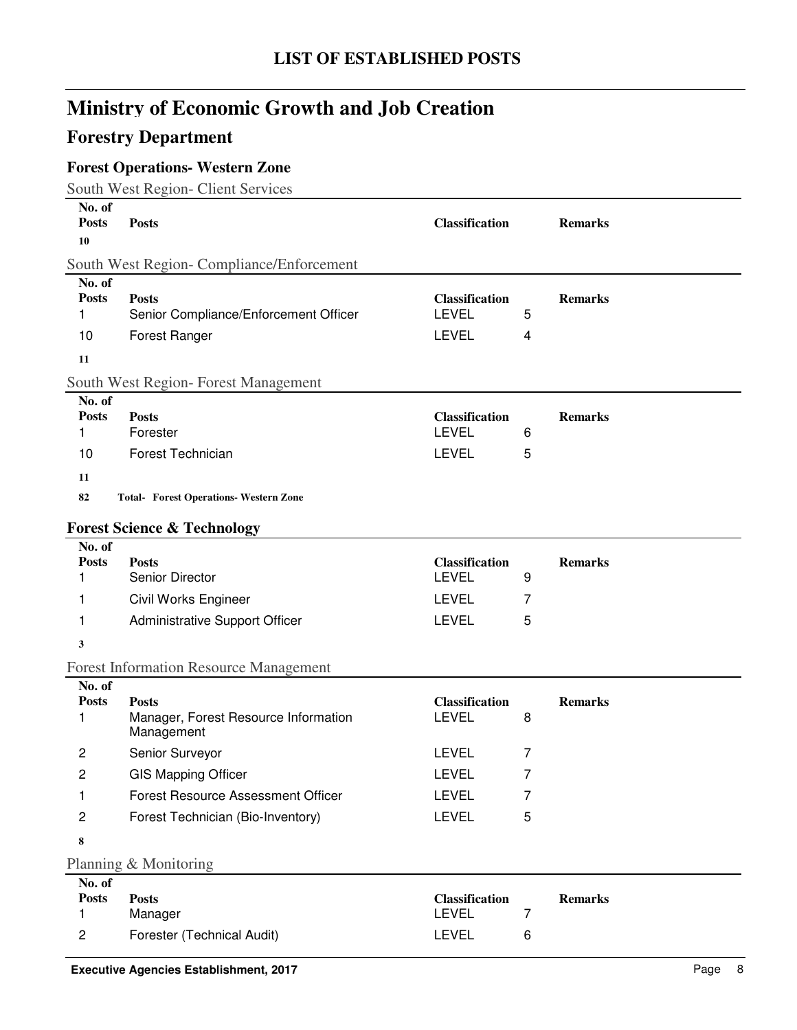# LIST OF ESTABLISHED POSTS

## Ministry of Economic Growth and Job Creation

## Forestry Department

### Forest Operations- Western Zone

South West Region- Client Services

| No. of Posts | Posts | Classification | | Remarks |
|---|---|---|---|---|
| **10** | | | | |

South West Region- Compliance/Enforcement

| No. of Posts | Posts | Classification | | Remarks |
|---|---|---|---|---|
| 1 | Senior Compliance/Enforcement Officer | LEVEL | 5 | |
| 10 | Forest Ranger | LEVEL | 4 | |
| **11** | | | | |

South West Region- Forest Management

| No. of Posts | Posts | Classification | | Remarks |
|---|---|---|---|---|
| 1 | Forester | LEVEL | 6 | |
| 10 | Forest Technician | LEVEL | 5 | |
| **11** | | | | |
| **82** | **Total- Forest Operations- Western Zone** | | | |

### Forest Science & Technology

| No. of Posts | Posts | Classification | | Remarks |
|---|---|---|---|---|
| 1 | Senior Director | LEVEL | 9 | |
| 1 | Civil Works Engineer | LEVEL | 7 | |
| 1 | Administrative Support Officer | LEVEL | 5 | |
| **3** | | | | |

Forest Information Resource Management

| No. of Posts | Posts | Classification | | Remarks |
|---|---|---|---|---|
| 1 | Manager, Forest Resource Information Management | LEVEL | 8 | |
| 2 | Senior Surveyor | LEVEL | 7 | |
| 2 | GIS Mapping Officer | LEVEL | 7 | |
| 1 | Forest Resource Assessment Officer | LEVEL | 7 | |
| 2 | Forest Technician (Bio-Inventory) | LEVEL | 5 | |
| **8** | | | | |

Planning & Monitoring

| No. of Posts | Posts | Classification | | Remarks |
|---|---|---|---|---|
| 1 | Manager | LEVEL | 7 | |
| 2 | Forester (Technical Audit) | LEVEL | 6 | |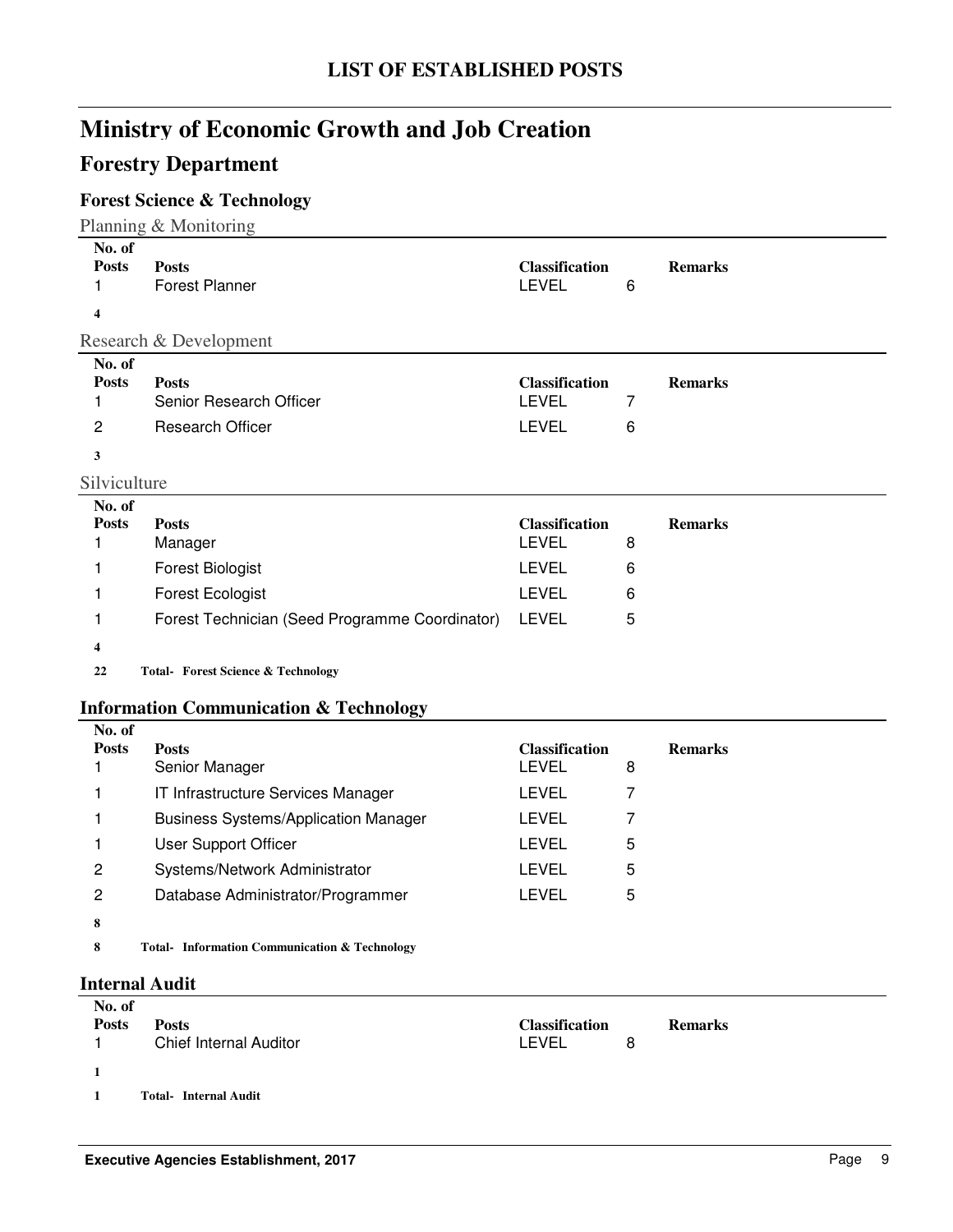# LIST OF ESTABLISHED POSTS

# Ministry of Economic Growth and Job Creation

## Forestry Department

### Forest Science & Technology

Planning & Monitoring

| No. of Posts | Posts | Classification | | Remarks |
|---|---|---|---|---|
| 1 | Forest Planner | LEVEL | 6 | |

**4**

Research & Development

| No. of Posts | Posts | Classification | | Remarks |
|---|---|---|---|---|
| 1 | Senior Research Officer | LEVEL | 7 | |
| 2 | Research Officer | LEVEL | 6 | |

**3**

Silviculture

| No. of Posts | Posts | Classification | | Remarks |
|---|---|---|---|---|
| 1 | Manager | LEVEL | 8 | |
| 1 | Forest Biologist | LEVEL | 6 | |
| 1 | Forest Ecologist | LEVEL | 6 | |
| 1 | Forest Technician (Seed Programme Coordinator) | LEVEL | 5 | |

**4**

**22 Total- Forest Science & Technology**

### Information Communication & Technology

| No. of Posts | Posts | Classification | | Remarks |
|---|---|---|---|---|
| 1 | Senior Manager | LEVEL | 8 | |
| 1 | IT Infrastructure Services Manager | LEVEL | 7 | |
| 1 | Business Systems/Application Manager | LEVEL | 7 | |
| 1 | User Support Officer | LEVEL | 5 | |
| 2 | Systems/Network Administrator | LEVEL | 5 | |
| 2 | Database Administrator/Programmer | LEVEL | 5 | |

**8**

**8 Total- Information Communication & Technology**

### Internal Audit

| No. of Posts | Posts | Classification | | Remarks |
|---|---|---|---|---|
| 1 | Chief Internal Auditor | LEVEL | 8 | |

**1**

**1 Total- Internal Audit**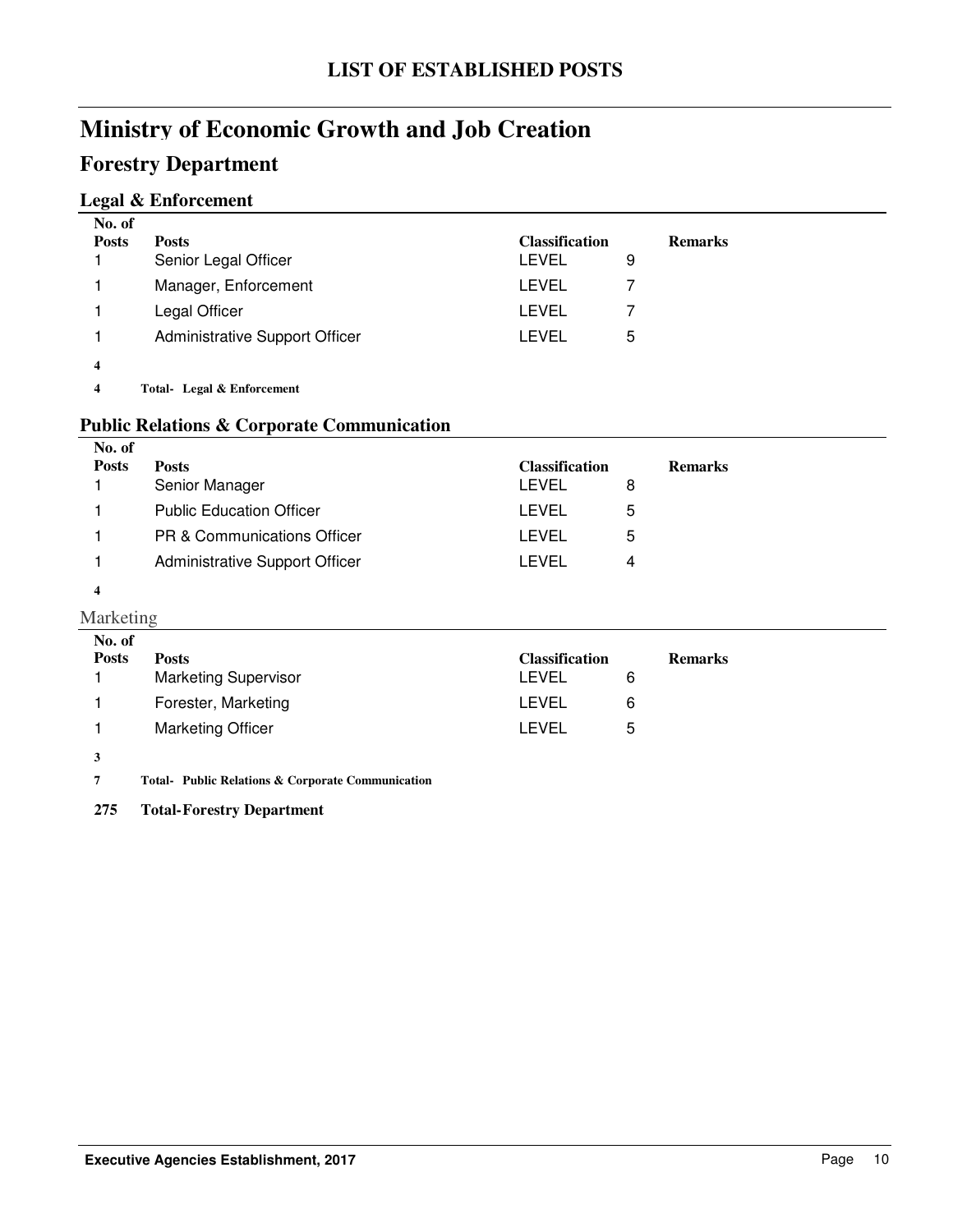# LIST OF ESTABLISHED POSTS

# Ministry of Economic Growth and Job Creation

## Forestry Department

### Legal & Enforcement

| No. of Posts | Posts | Classification | | Remarks |
|---|---|---|---|---|
| 1 | Senior Legal Officer | LEVEL | 9 | |
| 1 | Manager, Enforcement | LEVEL | 7 | |
| 1 | Legal Officer | LEVEL | 7 | |
| 1 | Administrative Support Officer | LEVEL | 5 | |
| **4** | | | | |

**4 Total- Legal & Enforcement**

### Public Relations & Corporate Communication

| No. of Posts | Posts | Classification | | Remarks |
|---|---|---|---|---|
| 1 | Senior Manager | LEVEL | 8 | |
| 1 | Public Education Officer | LEVEL | 5 | |
| 1 | PR & Communications Officer | LEVEL | 5 | |
| 1 | Administrative Support Officer | LEVEL | 4 | |
| **4** | | | | |

Marketing

| No. of Posts | Posts | Classification | | Remarks |
|---|---|---|---|---|
| 1 | Marketing Supervisor | LEVEL | 6 | |
| 1 | Forester, Marketing | LEVEL | 6 | |
| 1 | Marketing Officer | LEVEL | 5 | |
| **3** | | | | |

**7 Total- Public Relations & Corporate Communication**

**275 Total-Forestry Department**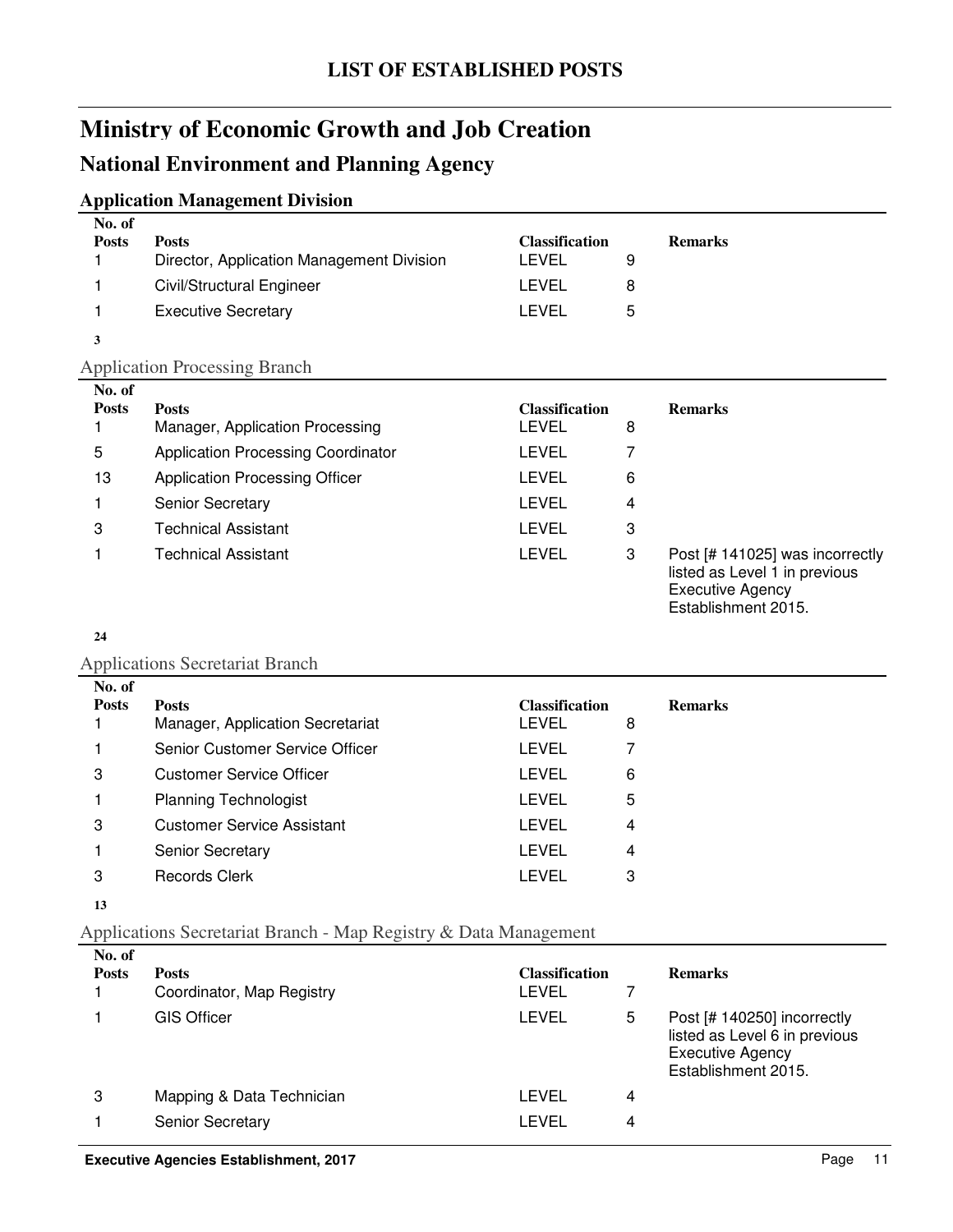## LIST OF ESTABLISHED POSTS

# Ministry of Economic Growth and Job Creation

## National Environment and Planning Agency

### Application Management Division

| No. of Posts | Posts | Classification | | Remarks |
|---|---|---|---|---|
| 1 | Director, Application Management Division | LEVEL | 9 | |
| 1 | Civil/Structural Engineer | LEVEL | 8 | |
| 1 | Executive Secretary | LEVEL | 5 | |
| **3** | | | | |

### Application Processing Branch

| No. of Posts | Posts | Classification | | Remarks |
|---|---|---|---|---|
| 1 | Manager, Application Processing | LEVEL | 8 | |
| 5 | Application Processing Coordinator | LEVEL | 7 | |
| 13 | Application Processing Officer | LEVEL | 6 | |
| 1 | Senior Secretary | LEVEL | 4 | |
| 3 | Technical Assistant | LEVEL | 3 | |
| 1 | Technical Assistant | LEVEL | 3 | Post [# 141025] was incorrectly listed as Level 1 in previous Executive Agency Establishment 2015. |
| **24** | | | | |

### Applications Secretariat Branch

| No. of Posts | Posts | Classification | | Remarks |
|---|---|---|---|---|
| 1 | Manager, Application Secretariat | LEVEL | 8 | |
| 1 | Senior Customer Service Officer | LEVEL | 7 | |
| 3 | Customer Service Officer | LEVEL | 6 | |
| 1 | Planning Technologist | LEVEL | 5 | |
| 3 | Customer Service Assistant | LEVEL | 4 | |
| 1 | Senior Secretary | LEVEL | 4 | |
| 3 | Records Clerk | LEVEL | 3 | |
| **13** | | | | |

### Applications Secretariat Branch - Map Registry & Data Management

| No. of Posts | Posts | Classification | | Remarks |
|---|---|---|---|---|
| 1 | Coordinator, Map Registry | LEVEL | 7 | |
| 1 | GIS Officer | LEVEL | 5 | Post [# 140250] incorrectly listed as Level 6 in previous Executive Agency Establishment 2015. |
| 3 | Mapping & Data Technician | LEVEL | 4 | |
| 1 | Senior Secretary | LEVEL | 4 | |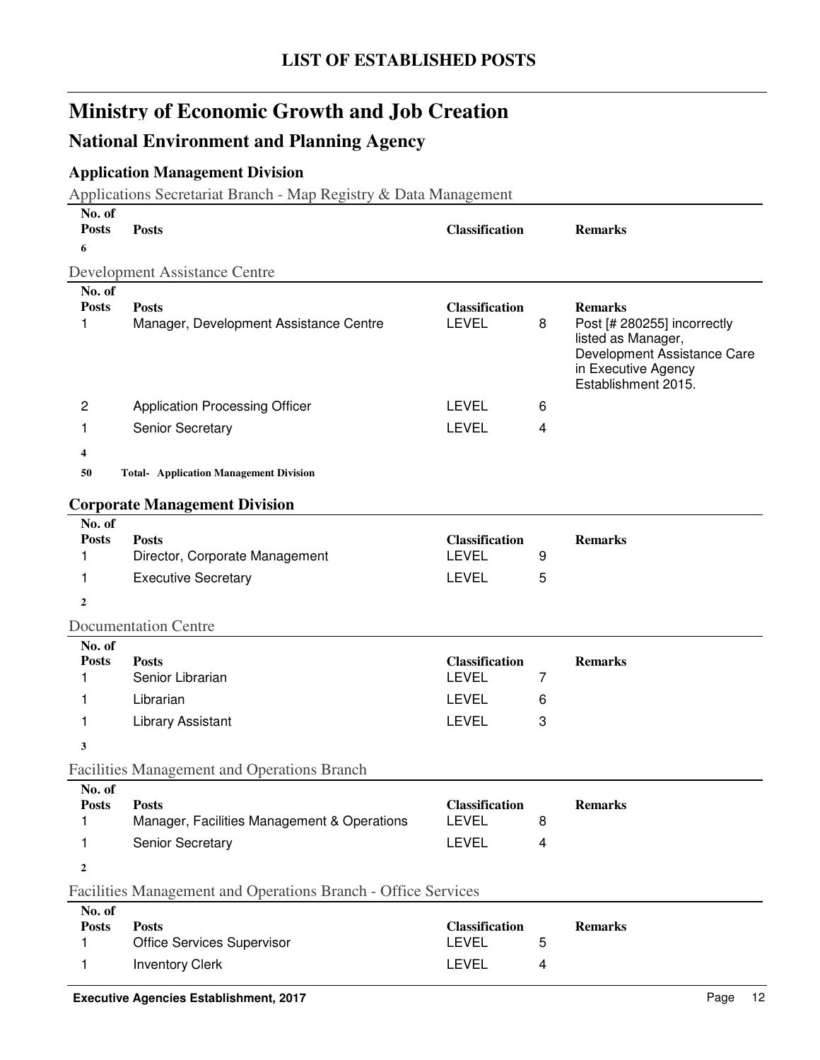# LIST OF ESTABLISHED POSTS

## Ministry of Economic Growth and Job Creation

## National Environment and Planning Agency

### Application Management Division

Applications Secretariat Branch - Map Registry & Data Management

| No. of Posts | Posts | Classification | | Remarks |
|---|---|---|---|---|
| **6** | | | | |

Development Assistance Centre

| No. of Posts | Posts | Classification | | Remarks |
|---|---|---|---|---|
| 1 | Manager, Development Assistance Centre | LEVEL | 8 | Post [# 280255] incorrectly listed as Manager, Development Assistance Care in Executive Agency Establishment 2015. |
| 2 | Application Processing Officer | LEVEL | 6 | |
| 1 | Senior Secretary | LEVEL | 4 | |
| **4** | | | | |
| **50** | **Total- Application Management Division** | | | |

### Corporate Management Division

| No. of Posts | Posts | Classification | | Remarks |
|---|---|---|---|---|
| 1 | Director, Corporate Management | LEVEL | 9 | |
| 1 | Executive Secretary | LEVEL | 5 | |
| **2** | | | | |

Documentation Centre

| No. of Posts | Posts | Classification | | Remarks |
|---|---|---|---|---|
| 1 | Senior Librarian | LEVEL | 7 | |
| 1 | Librarian | LEVEL | 6 | |
| 1 | Library Assistant | LEVEL | 3 | |
| **3** | | | | |

Facilities Management and Operations Branch

| No. of Posts | Posts | Classification | | Remarks |
|---|---|---|---|---|
| 1 | Manager, Facilities Management & Operations | LEVEL | 8 | |
| 1 | Senior Secretary | LEVEL | 4 | |
| **2** | | | | |

Facilities Management and Operations Branch - Office Services

| No. of Posts | Posts | Classification | | Remarks |
|---|---|---|---|---|
| 1 | Office Services Supervisor | LEVEL | 5 | |
| 1 | Inventory Clerk | LEVEL | 4 | |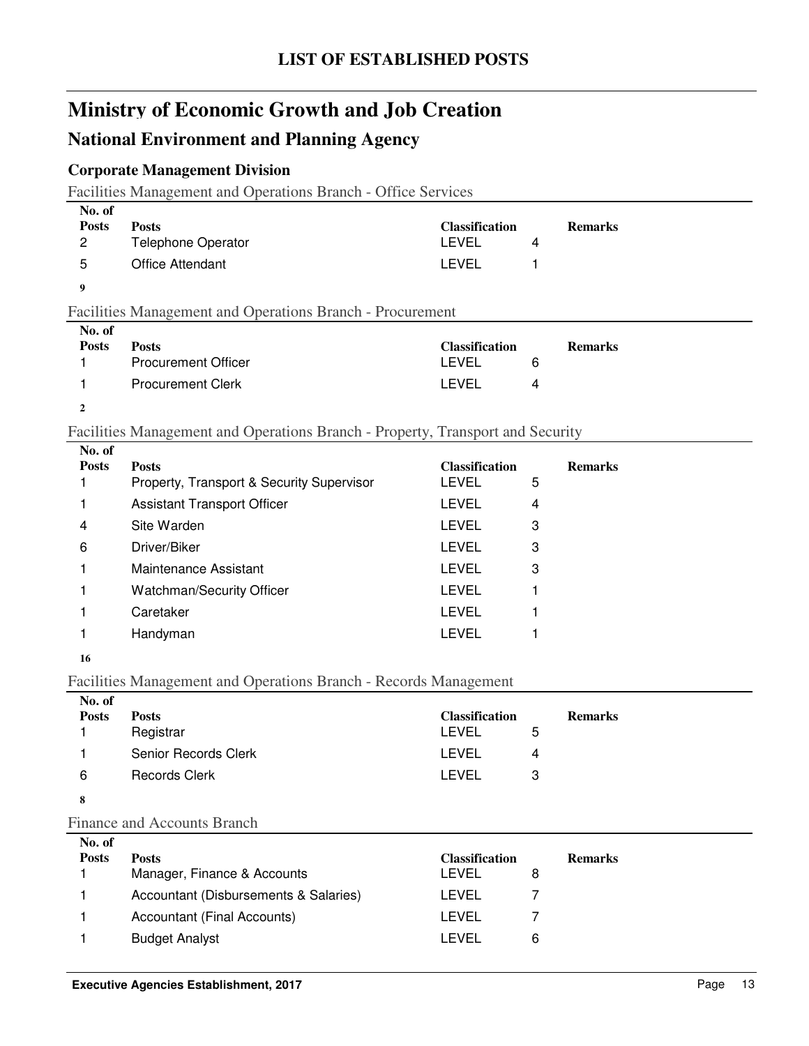# LIST OF ESTABLISHED POSTS

## Ministry of Economic Growth and Job Creation

## National Environment and Planning Agency

### Corporate Management Division

Facilities Management and Operations Branch - Office Services

| No. of Posts | Posts | Classification | | Remarks |
|---|---|---|---|---|
| 2 | Telephone Operator | LEVEL | 4 | |
| 5 | Office Attendant | LEVEL | 1 | |
| **9** | | | | |

Facilities Management and Operations Branch - Procurement

| No. of Posts | Posts | Classification | | Remarks |
|---|---|---|---|---|
| 1 | Procurement Officer | LEVEL | 6 | |
| 1 | Procurement Clerk | LEVEL | 4 | |
| **2** | | | | |

Facilities Management and Operations Branch - Property, Transport and Security

| No. of Posts | Posts | Classification | | Remarks |
|---|---|---|---|---|
| 1 | Property, Transport & Security Supervisor | LEVEL | 5 | |
| 1 | Assistant Transport Officer | LEVEL | 4 | |
| 4 | Site Warden | LEVEL | 3 | |
| 6 | Driver/Biker | LEVEL | 3 | |
| 1 | Maintenance Assistant | LEVEL | 3 | |
| 1 | Watchman/Security Officer | LEVEL | 1 | |
| 1 | Caretaker | LEVEL | 1 | |
| 1 | Handyman | LEVEL | 1 | |
| **16** | | | | |

Facilities Management and Operations Branch - Records Management

| No. of Posts | Posts | Classification | | Remarks |
|---|---|---|---|---|
| 1 | Registrar | LEVEL | 5 | |
| 1 | Senior Records Clerk | LEVEL | 4 | |
| 6 | Records Clerk | LEVEL | 3 | |
| **8** | | | | |

Finance and Accounts Branch

| No. of Posts | Posts | Classification | | Remarks |
|---|---|---|---|---|
| 1 | Manager, Finance & Accounts | LEVEL | 8 | |
| 1 | Accountant (Disbursements & Salaries) | LEVEL | 7 | |
| 1 | Accountant (Final Accounts) | LEVEL | 7 | |
| 1 | Budget Analyst | LEVEL | 6 | |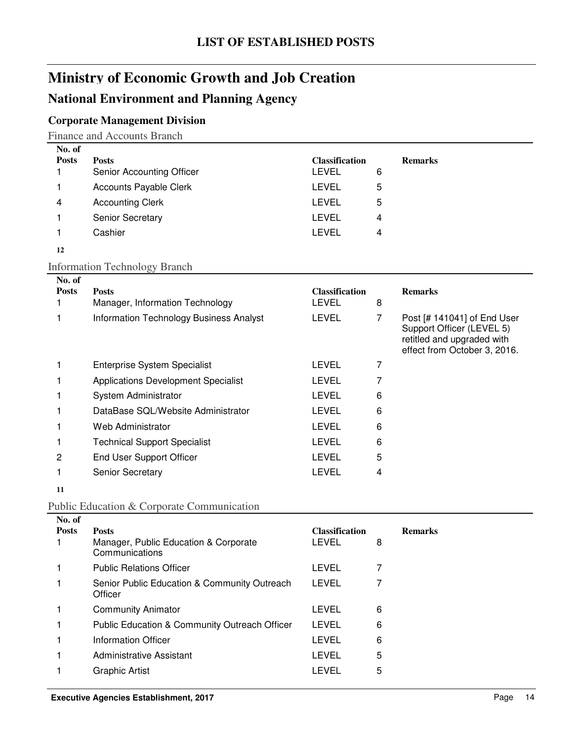# LIST OF ESTABLISHED POSTS

# Ministry of Economic Growth and Job Creation

## National Environment and Planning Agency

### Corporate Management Division

Finance and Accounts Branch

| No. of Posts | Posts | Classification | | Remarks |
|---|---|---|---|---|
| 1 | Senior Accounting Officer | LEVEL | 6 | |
| 1 | Accounts Payable Clerk | LEVEL | 5 | |
| 4 | Accounting Clerk | LEVEL | 5 | |
| 1 | Senior Secretary | LEVEL | 4 | |
| 1 | Cashier | LEVEL | 4 | |
| **12** | | | | |

Information Technology Branch

| No. of Posts | Posts | Classification | | Remarks |
|---|---|---|---|---|
| 1 | Manager, Information Technology | LEVEL | 8 | |
| 1 | Information Technology Business Analyst | LEVEL | 7 | Post [# 141041] of End User Support Officer (LEVEL 5) retitled and upgraded with effect from October 3, 2016. |
| 1 | Enterprise System Specialist | LEVEL | 7 | |
| 1 | Applications Development Specialist | LEVEL | 7 | |
| 1 | System Administrator | LEVEL | 6 | |
| 1 | DataBase SQL/Website Administrator | LEVEL | 6 | |
| 1 | Web Administrator | LEVEL | 6 | |
| 1 | Technical Support Specialist | LEVEL | 6 | |
| 2 | End User Support Officer | LEVEL | 5 | |
| 1 | Senior Secretary | LEVEL | 4 | |
| **11** | | | | |

Public Education & Corporate Communication

| No. of Posts | Posts | Classification | | Remarks |
|---|---|---|---|---|
| 1 | Manager, Public Education & Corporate Communications | LEVEL | 8 | |
| 1 | Public Relations Officer | LEVEL | 7 | |
| 1 | Senior Public Education & Community Outreach Officer | LEVEL | 7 | |
| 1 | Community Animator | LEVEL | 6 | |
| 1 | Public Education & Community Outreach Officer | LEVEL | 6 | |
| 1 | Information Officer | LEVEL | 6 | |
| 1 | Administrative Assistant | LEVEL | 5 | |
| 1 | Graphic Artist | LEVEL | 5 | |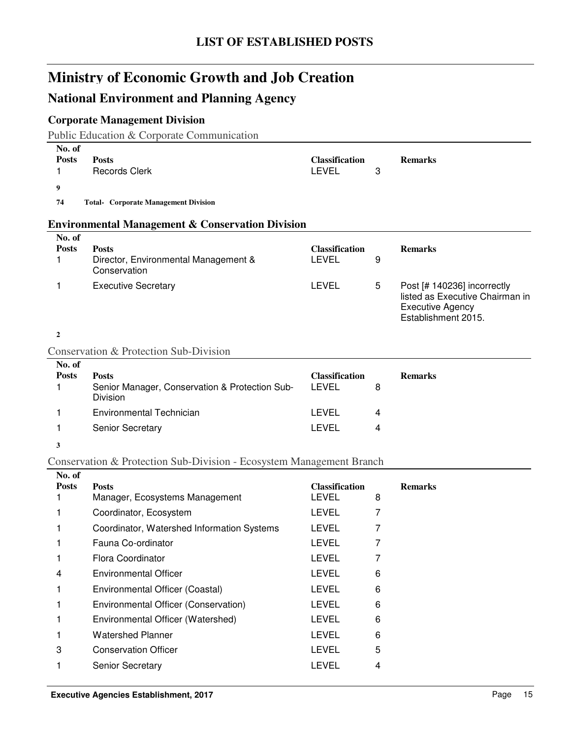# LIST OF ESTABLISHED POSTS

## Ministry of Economic Growth and Job Creation

## National Environment and Planning Agency

### Corporate Management Division

Public Education & Corporate Communication

| No. of Posts | Posts | Classification | | Remarks |
|---|---|---|---|---|
| 1 | Records Clerk | LEVEL | 3 | |
| **9** | | | | |

**74 Total- Corporate Management Division**

### Environmental Management & Conservation Division

| No. of Posts | Posts | Classification | | Remarks |
|---|---|---|---|---|
| 1 | Director, Environmental Management & Conservation | LEVEL | 9 | |
| 1 | Executive Secretary | LEVEL | 5 | Post [# 140236] incorrectly listed as Executive Chairman in Executive Agency Establishment 2015. |
| **2** | | | | |

Conservation & Protection Sub-Division

| No. of Posts | Posts | Classification | | Remarks |
|---|---|---|---|---|
| 1 | Senior Manager, Conservation & Protection Sub-Division | LEVEL | 8 | |
| 1 | Environmental Technician | LEVEL | 4 | |
| 1 | Senior Secretary | LEVEL | 4 | |
| **3** | | | | |

Conservation & Protection Sub-Division - Ecosystem Management Branch

| No. of Posts | Posts | Classification | | Remarks |
|---|---|---|---|---|
| 1 | Manager, Ecosystems Management | LEVEL | 8 | |
| 1 | Coordinator, Ecosystem | LEVEL | 7 | |
| 1 | Coordinator, Watershed Information Systems | LEVEL | 7 | |
| 1 | Fauna Co-ordinator | LEVEL | 7 | |
| 1 | Flora Coordinator | LEVEL | 7 | |
| 4 | Environmental Officer | LEVEL | 6 | |
| 1 | Environmental Officer (Coastal) | LEVEL | 6 | |
| 1 | Environmental Officer (Conservation) | LEVEL | 6 | |
| 1 | Environmental Officer (Watershed) | LEVEL | 6 | |
| 1 | Watershed Planner | LEVEL | 6 | |
| 3 | Conservation Officer | LEVEL | 5 | |
| 1 | Senior Secretary | LEVEL | 4 | |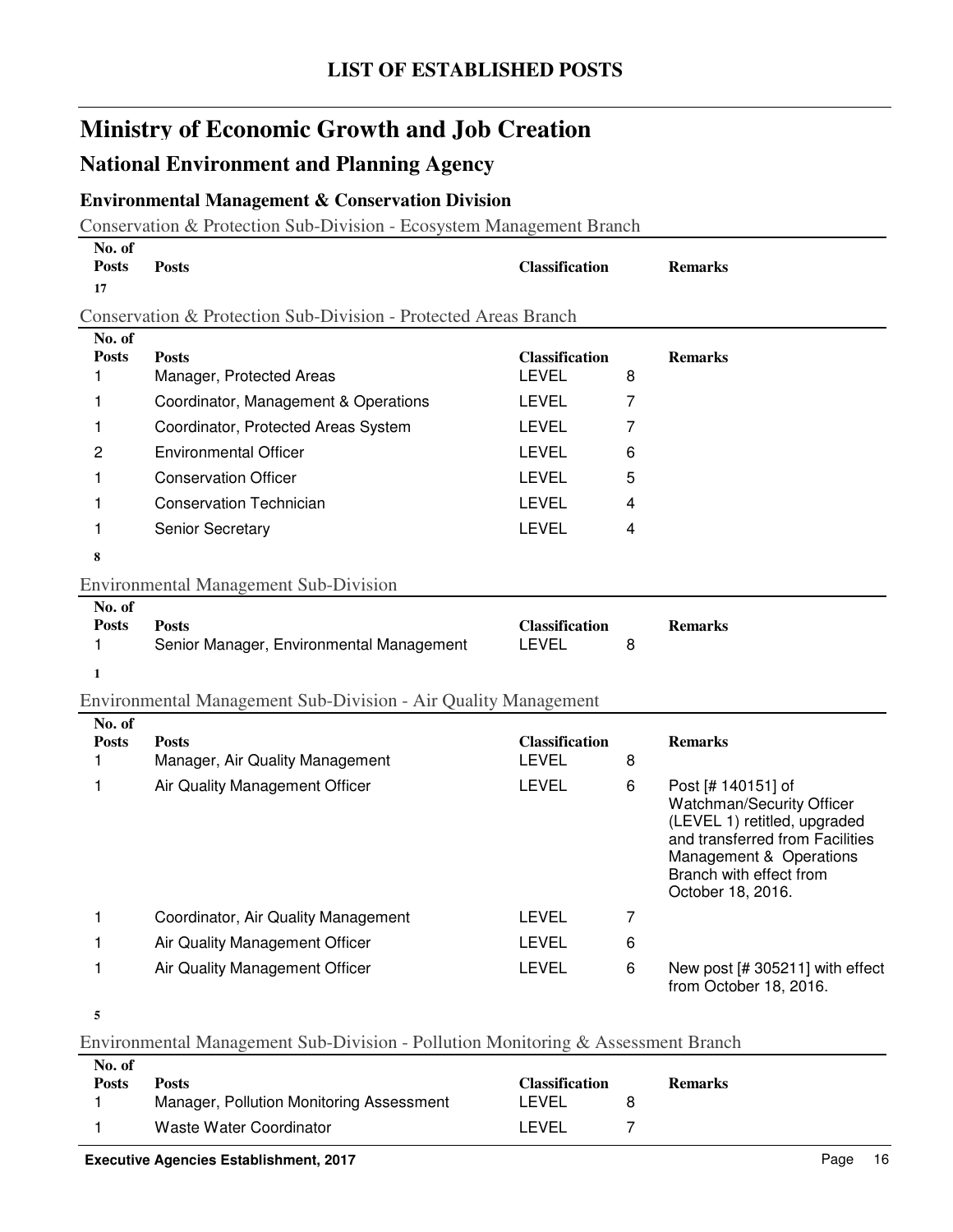# LIST OF ESTABLISHED POSTS

# Ministry of Economic Growth and Job Creation

## National Environment and Planning Agency

### Environmental Management & Conservation Division

Conservation & Protection Sub-Division - Ecosystem Management Branch

| No. of Posts | Posts | Classification | | Remarks |
|---|---|---|---|---|
| **17** | | | | |

Conservation & Protection Sub-Division - Protected Areas Branch

| No. of Posts | Posts | Classification | | Remarks |
|---|---|---|---|---|
| 1 | Manager, Protected Areas | LEVEL | 8 | |
| 1 | Coordinator, Management & Operations | LEVEL | 7 | |
| 1 | Coordinator, Protected Areas System | LEVEL | 7 | |
| 2 | Environmental Officer | LEVEL | 6 | |
| 1 | Conservation Officer | LEVEL | 5 | |
| 1 | Conservation Technician | LEVEL | 4 | |
| 1 | Senior Secretary | LEVEL | 4 | |
| **8** | | | | |

Environmental Management Sub-Division

| No. of Posts | Posts | Classification | | Remarks |
|---|---|---|---|---|
| 1 | Senior Manager, Environmental Management | LEVEL | 8 | |
| **1** | | | | |

Environmental Management Sub-Division - Air Quality Management

| No. of Posts | Posts | Classification | | Remarks |
|---|---|---|---|---|
| 1 | Manager, Air Quality Management | LEVEL | 8 | |
| 1 | Air Quality Management Officer | LEVEL | 6 | Post [# 140151] of Watchman/Security Officer (LEVEL 1) retitled, upgraded and transferred from Facilities Management & Operations Branch with effect from October 18, 2016. |
| 1 | Coordinator, Air Quality Management | LEVEL | 7 | |
| 1 | Air Quality Management Officer | LEVEL | 6 | |
| 1 | Air Quality Management Officer | LEVEL | 6 | New post [# 305211] with effect from October 18, 2016. |
| **5** | | | | |

Environmental Management Sub-Division - Pollution Monitoring & Assessment Branch

| No. of Posts | Posts | Classification | | Remarks |
|---|---|---|---|---|
| 1 | Manager, Pollution Monitoring Assessment | LEVEL | 8 | |
| 1 | Waste Water Coordinator | LEVEL | 7 | |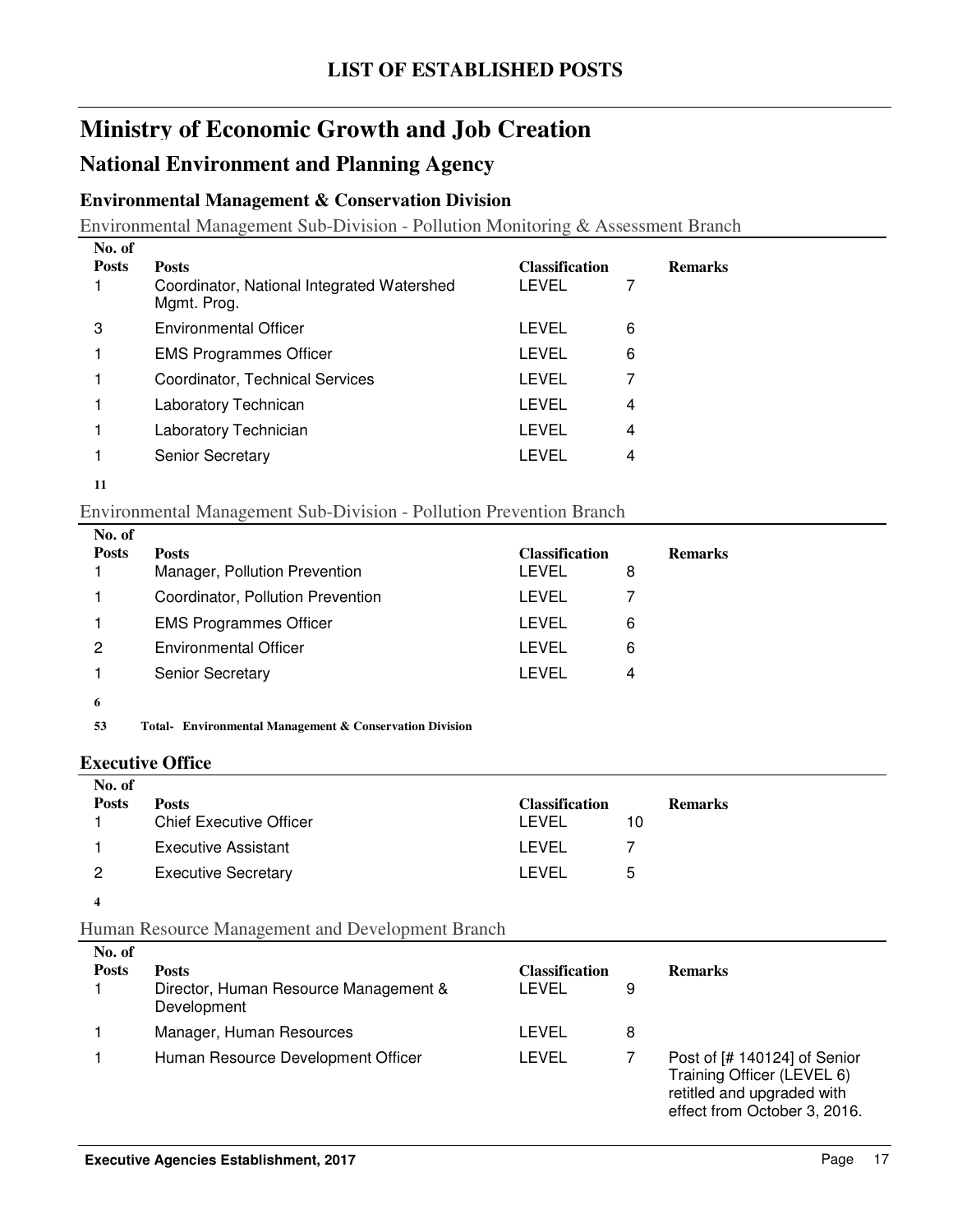# LIST OF ESTABLISHED POSTS

## Ministry of Economic Growth and Job Creation

## National Environment and Planning Agency

### Environmental Management & Conservation Division

Environmental Management Sub-Division - Pollution Monitoring & Assessment Branch

| No. of Posts | Posts | Classification | | Remarks |
|---|---|---|---|---|
| 1 | Coordinator, National Integrated Watershed Mgmt. Prog. | LEVEL | 7 | |
| 3 | Environmental Officer | LEVEL | 6 | |
| 1 | EMS Programmes Officer | LEVEL | 6 | |
| 1 | Coordinator, Technical Services | LEVEL | 7 | |
| 1 | Laboratory Technican | LEVEL | 4 | |
| 1 | Laboratory Technician | LEVEL | 4 | |
| 1 | Senior Secretary | LEVEL | 4 | |

**11**

Environmental Management Sub-Division - Pollution Prevention Branch

| No. of Posts | Posts | Classification | | Remarks |
|---|---|---|---|---|
| 1 | Manager, Pollution Prevention | LEVEL | 8 | |
| 1 | Coordinator, Pollution Prevention | LEVEL | 7 | |
| 1 | EMS Programmes Officer | LEVEL | 6 | |
| 2 | Environmental Officer | LEVEL | 6 | |
| 1 | Senior Secretary | LEVEL | 4 | |

**6**

**53 Total- Environmental Management & Conservation Division**

### Executive Office

| No. of Posts | Posts | Classification | | Remarks |
|---|---|---|---|---|
| 1 | Chief Executive Officer | LEVEL | 10 | |
| 1 | Executive Assistant | LEVEL | 7 | |
| 2 | Executive Secretary | LEVEL | 5 | |

**4**

Human Resource Management and Development Branch

| No. of Posts | Posts | Classification | | Remarks |
|---|---|---|---|---|
| 1 | Director, Human Resource Management & Development | LEVEL | 9 | |
| 1 | Manager, Human Resources | LEVEL | 8 | |
| 1 | Human Resource Development Officer | LEVEL | 7 | Post of [# 140124] of Senior Training Officer (LEVEL 6) retitled and upgraded with effect from October 3, 2016. |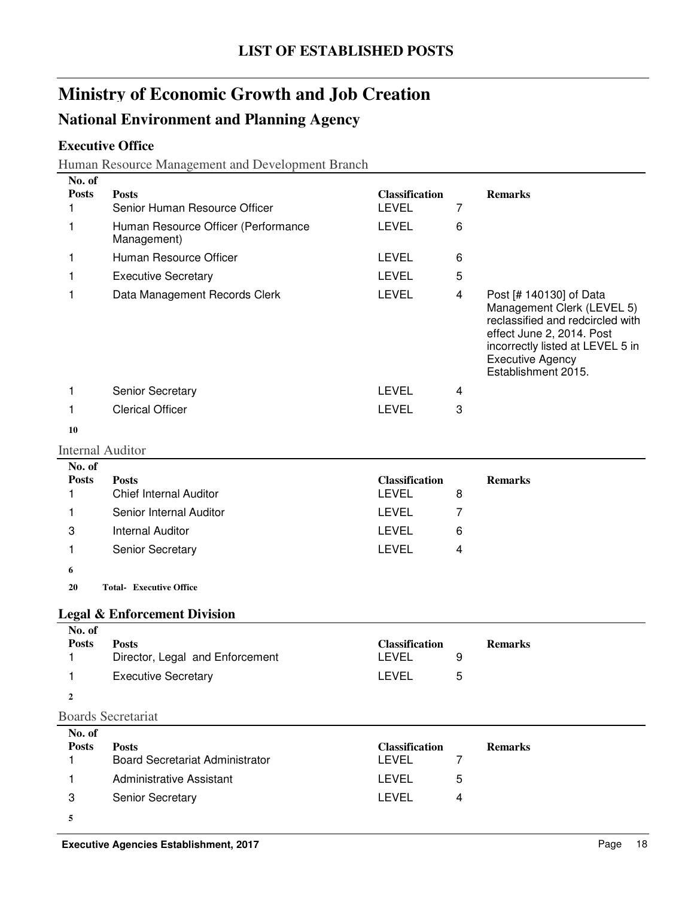# LIST OF ESTABLISHED POSTS

# Ministry of Economic Growth and Job Creation

## National Environment and Planning Agency

### Executive Office

Human Resource Management and Development Branch

| No. of Posts | Posts | Classification | | Remarks |
|---|---|---|---|---|
| 1 | Senior Human Resource Officer | LEVEL | 7 | |
| 1 | Human Resource Officer (Performance Management) | LEVEL | 6 | |
| 1 | Human Resource Officer | LEVEL | 6 | |
| 1 | Executive Secretary | LEVEL | 5 | |
| 1 | Data Management Records Clerk | LEVEL | 4 | Post [# 140130] of Data Management Clerk (LEVEL 5) reclassified and redcircled with effect June 2, 2014. Post incorrectly listed at LEVEL 5 in Executive Agency Establishment 2015. |
| 1 | Senior Secretary | LEVEL | 4 | |
| 1 | Clerical Officer | LEVEL | 3 | |
| **10** | | | | |

Internal Auditor

| No. of Posts | Posts | Classification | | Remarks |
|---|---|---|---|---|
| 1 | Chief Internal Auditor | LEVEL | 8 | |
| 1 | Senior Internal Auditor | LEVEL | 7 | |
| 3 | Internal Auditor | LEVEL | 6 | |
| 1 | Senior Secretary | LEVEL | 4 | |
| **6** | | | | |

**20 Total- Executive Office**

### Legal & Enforcement Division

| No. of Posts | Posts | Classification | | Remarks |
|---|---|---|---|---|
| 1 | Director, Legal and Enforcement | LEVEL | 9 | |
| 1 | Executive Secretary | LEVEL | 5 | |
| **2** | | | | |

Boards Secretariat

| No. of Posts | Posts | Classification | | Remarks |
|---|---|---|---|---|
| 1 | Board Secretariat Administrator | LEVEL | 7 | |
| 1 | Administrative Assistant | LEVEL | 5 | |
| 3 | Senior Secretary | LEVEL | 4 | |
| **5** | | | | |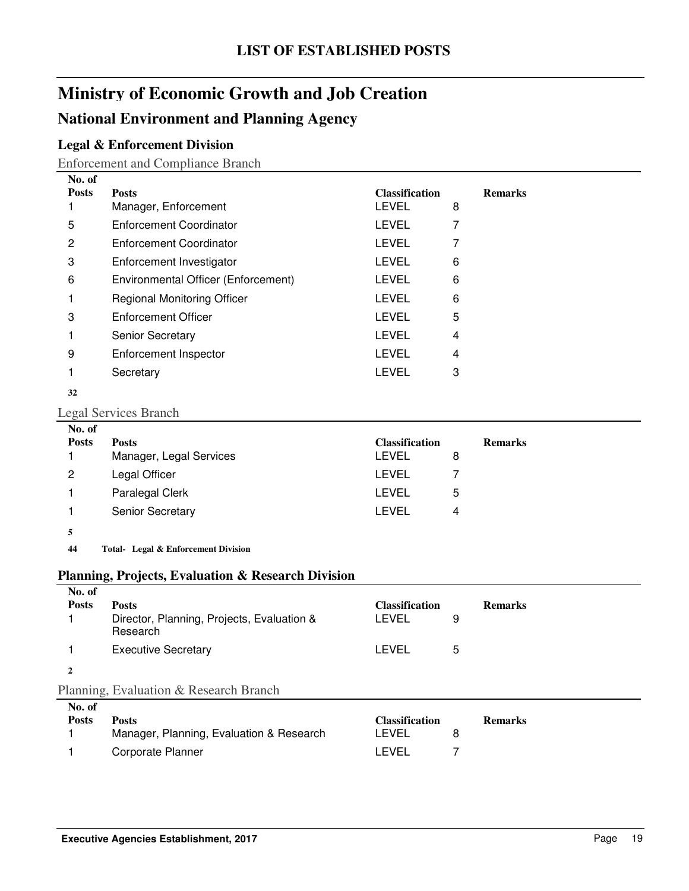# LIST OF ESTABLISHED POSTS

# Ministry of Economic Growth and Job Creation

## National Environment and Planning Agency

### Legal & Enforcement Division

Enforcement and Compliance Branch

| No. of Posts | Posts | Classification | | Remarks |
|---|---|---|---|---|
| 1 | Manager, Enforcement | LEVEL | 8 | |
| 5 | Enforcement Coordinator | LEVEL | 7 | |
| 2 | Enforcement Coordinator | LEVEL | 7 | |
| 3 | Enforcement Investigator | LEVEL | 6 | |
| 6 | Environmental Officer (Enforcement) | LEVEL | 6 | |
| 1 | Regional Monitoring Officer | LEVEL | 6 | |
| 3 | Enforcement Officer | LEVEL | 5 | |
| 1 | Senior Secretary | LEVEL | 4 | |
| 9 | Enforcement Inspector | LEVEL | 4 | |
| 1 | Secretary | LEVEL | 3 | |
| **32** | | | | |

Legal Services Branch

| No. of Posts | Posts | Classification | | Remarks |
|---|---|---|---|---|
| 1 | Manager, Legal Services | LEVEL | 8 | |
| 2 | Legal Officer | LEVEL | 7 | |
| 1 | Paralegal Clerk | LEVEL | 5 | |
| 1 | Senior Secretary | LEVEL | 4 | |
| **5** | | | | |

**44 Total- Legal & Enforcement Division**

### Planning, Projects, Evaluation & Research Division

| No. of Posts | Posts | Classification | | Remarks |
|---|---|---|---|---|
| 1 | Director, Planning, Projects, Evaluation & Research | LEVEL | 9 | |
| 1 | Executive Secretary | LEVEL | 5 | |
| **2** | | | | |

Planning, Evaluation & Research Branch

| No. of Posts | Posts | Classification | | Remarks |
|---|---|---|---|---|
| 1 | Manager, Planning, Evaluation & Research | LEVEL | 8 | |
| 1 | Corporate Planner | LEVEL | 7 | |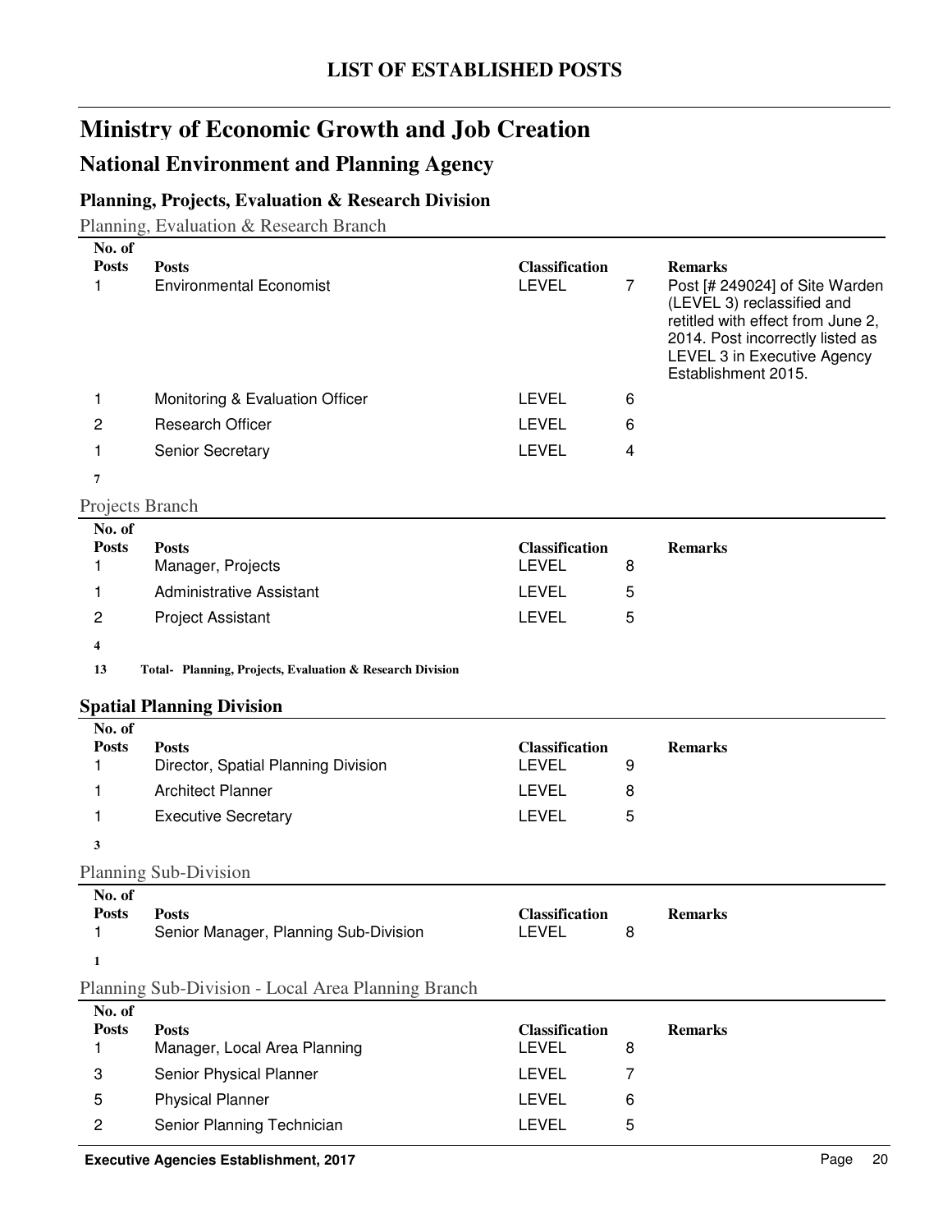# LIST OF ESTABLISHED POSTS

## Ministry of Economic Growth and Job Creation

## National Environment and Planning Agency

### Planning, Projects, Evaluation & Research Division

Planning, Evaluation & Research Branch

| No. of Posts | Posts | Classification | | Remarks |
|---|---|---|---|---|
| 1 | Environmental Economist | LEVEL | 7 | Post [# 249024] of Site Warden (LEVEL 3) reclassified and retitled with effect from June 2, 2014. Post incorrectly listed as LEVEL 3 in Executive Agency Establishment 2015. |
| 1 | Monitoring & Evaluation Officer | LEVEL | 6 | |
| 2 | Research Officer | LEVEL | 6 | |
| 1 | Senior Secretary | LEVEL | 4 | |
| **7** | | | | |

Projects Branch

| No. of Posts | Posts | Classification | | Remarks |
|---|---|---|---|---|
| 1 | Manager, Projects | LEVEL | 8 | |
| 1 | Administrative Assistant | LEVEL | 5 | |
| 2 | Project Assistant | LEVEL | 5 | |
| **4** | | | | |

**13 Total- Planning, Projects, Evaluation & Research Division**

### Spatial Planning Division

| No. of Posts | Posts | Classification | | Remarks |
|---|---|---|---|---|
| 1 | Director, Spatial Planning Division | LEVEL | 9 | |
| 1 | Architect Planner | LEVEL | 8 | |
| 1 | Executive Secretary | LEVEL | 5 | |
| **3** | | | | |

Planning Sub-Division

| No. of Posts | Posts | Classification | | Remarks |
|---|---|---|---|---|
| 1 | Senior Manager, Planning Sub-Division | LEVEL | 8 | |
| **1** | | | | |

Planning Sub-Division - Local Area Planning Branch

| No. of Posts | Posts | Classification | | Remarks |
|---|---|---|---|---|
| 1 | Manager, Local Area Planning | LEVEL | 8 | |
| 3 | Senior Physical Planner | LEVEL | 7 | |
| 5 | Physical Planner | LEVEL | 6 | |
| 2 | Senior Planning Technician | LEVEL | 5 | |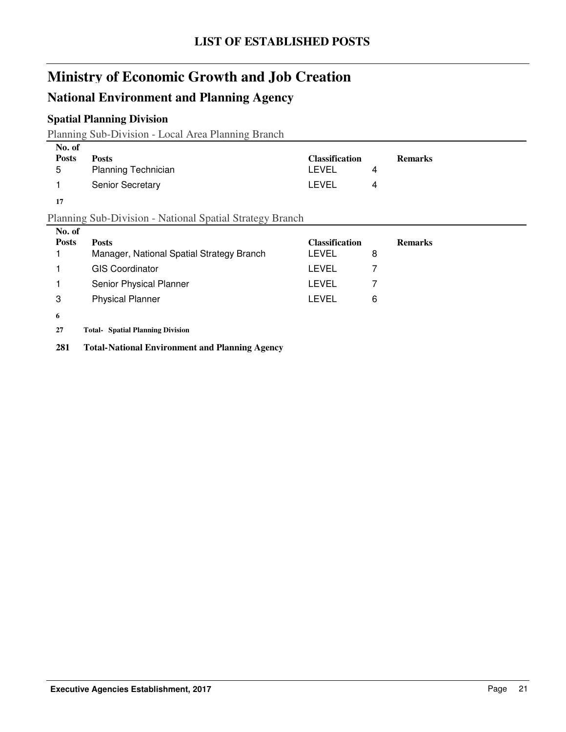# LIST OF ESTABLISHED POSTS

# Ministry of Economic Growth and Job Creation

## National Environment and Planning Agency

### Spatial Planning Division

Planning Sub-Division - Local Area Planning Branch

| No. of Posts | Posts | Classification | | Remarks |
|---|---|---|---|---|
| 5 | Planning Technician | LEVEL | 4 | |
| 1 | Senior Secretary | LEVEL | 4 | |
| **17** | | | | |

Planning Sub-Division - National Spatial Strategy Branch

| No. of Posts | Posts | Classification | | Remarks |
|---|---|---|---|---|
| 1 | Manager, National Spatial Strategy Branch | LEVEL | 8 | |
| 1 | GIS Coordinator | LEVEL | 7 | |
| 1 | Senior Physical Planner | LEVEL | 7 | |
| 3 | Physical Planner | LEVEL | 6 | |
| **6** | | | | |

**27 Total- Spatial Planning Division**

**281 Total-National Environment and Planning Agency**

Executive Agencies Establishment, 2017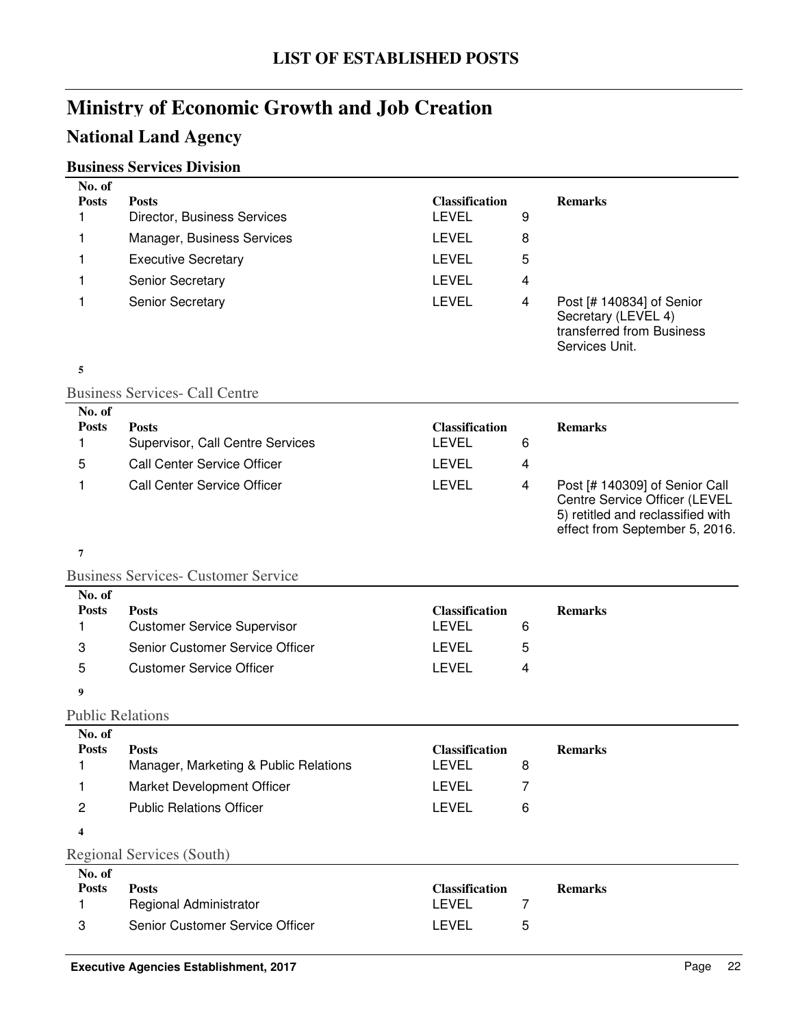# LIST OF ESTABLISHED POSTS

## Ministry of Economic Growth and Job Creation

## National Land Agency

### Business Services Division

| No. of Posts | Posts | Classification | | Remarks |
|---|---|---|---|---|
| 1 | Director, Business Services | LEVEL | 9 | |
| 1 | Manager, Business Services | LEVEL | 8 | |
| 1 | Executive Secretary | LEVEL | 5 | |
| 1 | Senior Secretary | LEVEL | 4 | |
| 1 | Senior Secretary | LEVEL | 4 | Post [# 140834] of Senior Secretary (LEVEL 4) transferred from Business Services Unit. |

**5**

#### Business Services- Call Centre

| No. of Posts | Posts | Classification | | Remarks |
|---|---|---|---|---|
| 1 | Supervisor, Call Centre Services | LEVEL | 6 | |
| 5 | Call Center Service Officer | LEVEL | 4 | |
| 1 | Call Center Service Officer | LEVEL | 4 | Post [# 140309] of Senior Call Centre Service Officer (LEVEL 5) retitled and reclassified with effect from September 5, 2016. |

**7**

#### Business Services- Customer Service

| No. of Posts | Posts | Classification | | Remarks |
|---|---|---|---|---|
| 1 | Customer Service Supervisor | LEVEL | 6 | |
| 3 | Senior Customer Service Officer | LEVEL | 5 | |
| 5 | Customer Service Officer | LEVEL | 4 | |

**9**

#### Public Relations

| No. of Posts | Posts | Classification | | Remarks |
|---|---|---|---|---|
| 1 | Manager, Marketing & Public Relations | LEVEL | 8 | |
| 1 | Market Development Officer | LEVEL | 7 | |
| 2 | Public Relations Officer | LEVEL | 6 | |

**4**

#### Regional Services (South)

| No. of Posts | Posts | Classification | | Remarks |
|---|---|---|---|---|
| 1 | Regional Administrator | LEVEL | 7 | |
| 3 | Senior Customer Service Officer | LEVEL | 5 | |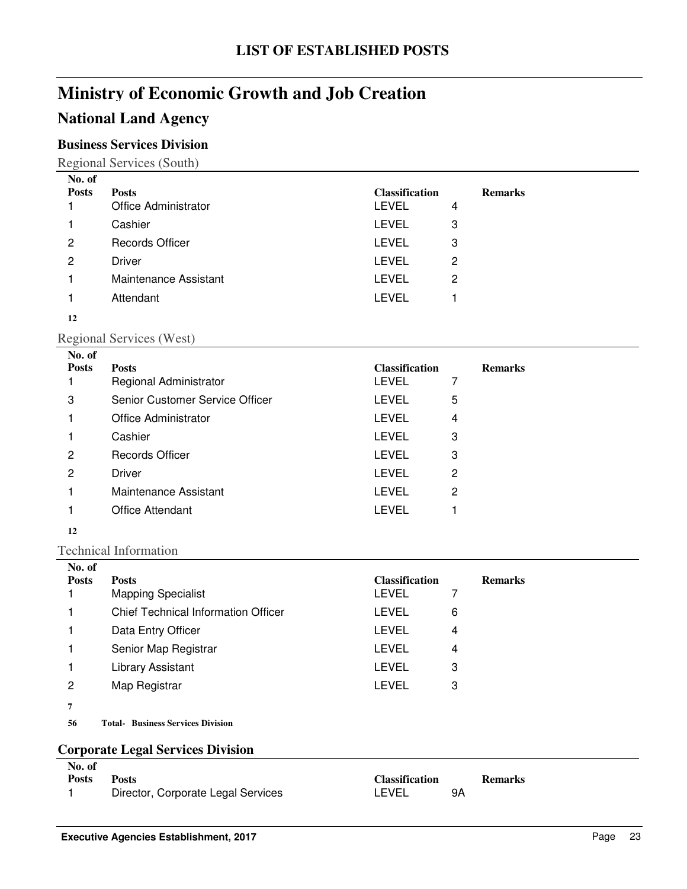# LIST OF ESTABLISHED POSTS

# Ministry of Economic Growth and Job Creation

## National Land Agency

### Business Services Division

Regional Services (South)

| No. of Posts | Posts | Classification | | Remarks |
|---|---|---|---|---|
| 1 | Office Administrator | LEVEL | 4 | |
| 1 | Cashier | LEVEL | 3 | |
| 2 | Records Officer | LEVEL | 3 | |
| 2 | Driver | LEVEL | 2 | |
| 1 | Maintenance Assistant | LEVEL | 2 | |
| 1 | Attendant | LEVEL | 1 | |
| **12** | | | | |

Regional Services (West)

| No. of Posts | Posts | Classification | | Remarks |
|---|---|---|---|---|
| 1 | Regional Administrator | LEVEL | 7 | |
| 3 | Senior Customer Service Officer | LEVEL | 5 | |
| 1 | Office Administrator | LEVEL | 4 | |
| 1 | Cashier | LEVEL | 3 | |
| 2 | Records Officer | LEVEL | 3 | |
| 2 | Driver | LEVEL | 2 | |
| 1 | Maintenance Assistant | LEVEL | 2 | |
| 1 | Office Attendant | LEVEL | 1 | |
| **12** | | | | |

Technical Information

| No. of Posts | Posts | Classification | | Remarks |
|---|---|---|---|---|
| 1 | Mapping Specialist | LEVEL | 7 | |
| 1 | Chief Technical Information Officer | LEVEL | 6 | |
| 1 | Data Entry Officer | LEVEL | 4 | |
| 1 | Senior Map Registrar | LEVEL | 4 | |
| 1 | Library Assistant | LEVEL | 3 | |
| 2 | Map Registrar | LEVEL | 3 | |
| **7** | | | | |

**56 Total- Business Services Division**

### Corporate Legal Services Division

| No. of Posts | Posts | Classification | | Remarks |
|---|---|---|---|---|
| 1 | Director, Corporate Legal Services | LEVEL | 9A | |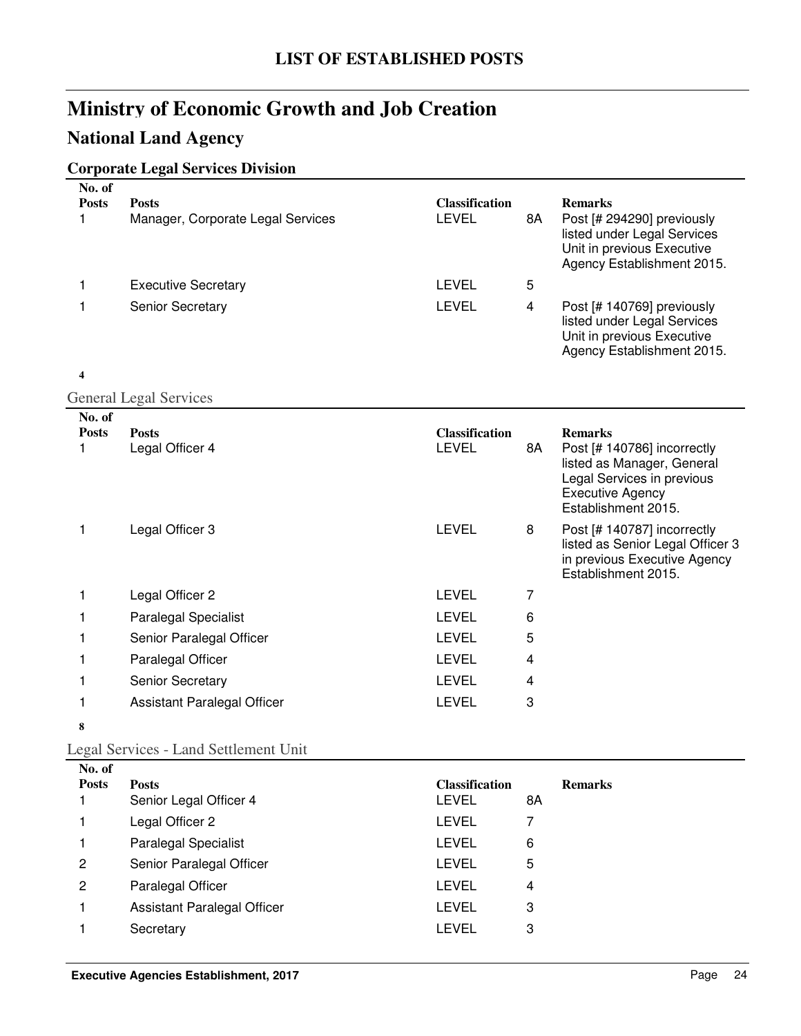# LIST OF ESTABLISHED POSTS

## Ministry of Economic Growth and Job Creation

### National Land Agency

#### Corporate Legal Services Division

| No. of Posts | Posts | Classification | | Remarks |
|---|---|---|---|---|
| 1 | Manager, Corporate Legal Services | LEVEL | 8A | Post [# 294290] previously listed under Legal Services Unit in previous Executive Agency Establishment 2015. |
| 1 | Executive Secretary | LEVEL | 5 | |
| 1 | Senior Secretary | LEVEL | 4 | Post [# 140769] previously listed under Legal Services Unit in previous Executive Agency Establishment 2015. |

**4**

General Legal Services

| No. of Posts | Posts | Classification | | Remarks |
|---|---|---|---|---|
| 1 | Legal Officer 4 | LEVEL | 8A | Post [# 140786] incorrectly listed as Manager, General Legal Services in previous Executive Agency Establishment 2015. |
| 1 | Legal Officer 3 | LEVEL | 8 | Post [# 140787] incorrectly listed as Senior Legal Officer 3 in previous Executive Agency Establishment 2015. |
| 1 | Legal Officer 2 | LEVEL | 7 | |
| 1 | Paralegal Specialist | LEVEL | 6 | |
| 1 | Senior Paralegal Officer | LEVEL | 5 | |
| 1 | Paralegal Officer | LEVEL | 4 | |
| 1 | Senior Secretary | LEVEL | 4 | |
| 1 | Assistant Paralegal Officer | LEVEL | 3 | |

**8**

Legal Services - Land Settlement Unit

| No. of Posts | Posts | Classification | | Remarks |
|---|---|---|---|---|
| 1 | Senior Legal Officer 4 | LEVEL | 8A | |
| 1 | Legal Officer 2 | LEVEL | 7 | |
| 1 | Paralegal Specialist | LEVEL | 6 | |
| 2 | Senior Paralegal Officer | LEVEL | 5 | |
| 2 | Paralegal Officer | LEVEL | 4 | |
| 1 | Assistant Paralegal Officer | LEVEL | 3 | |
| 1 | Secretary | LEVEL | 3 | |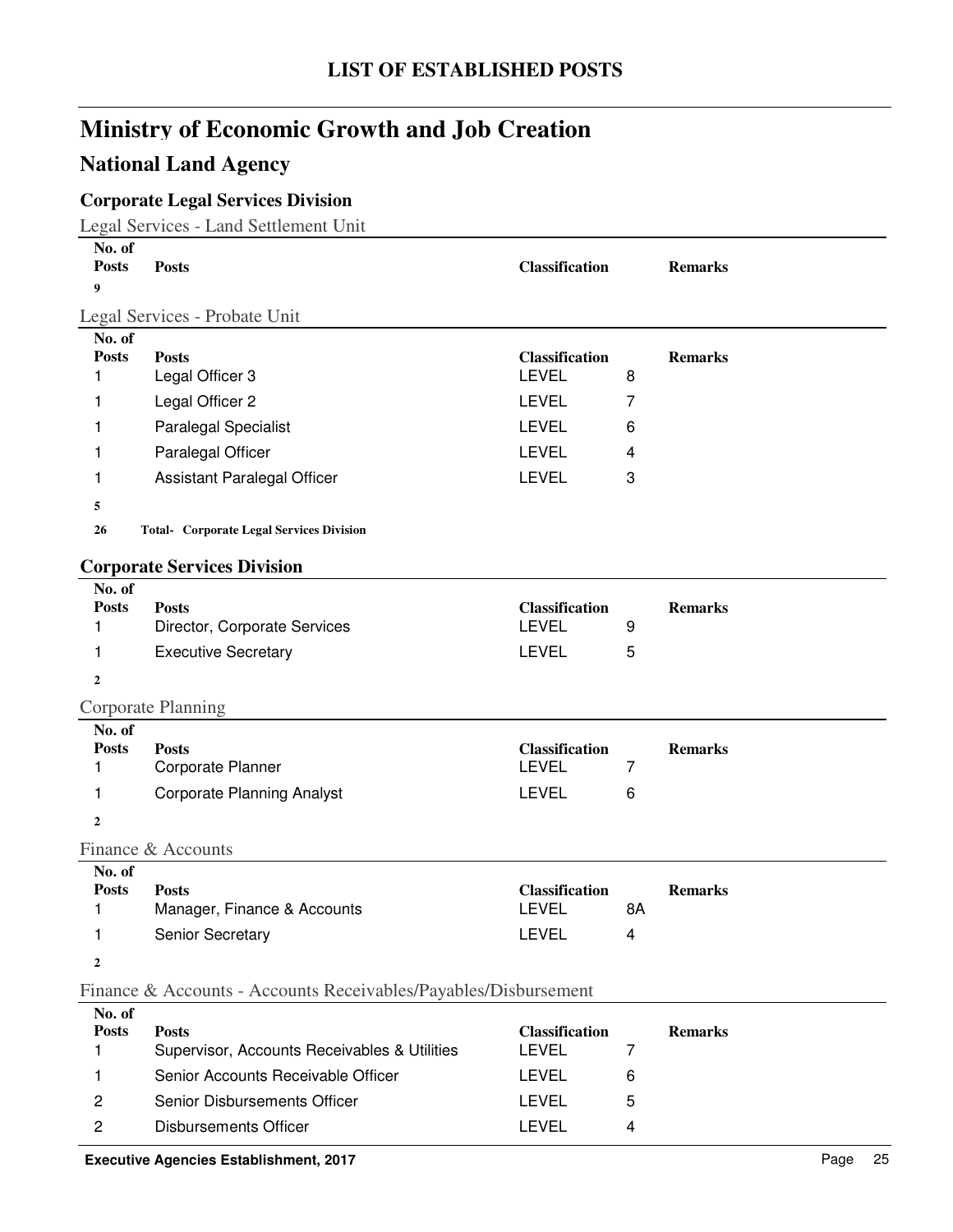# LIST OF ESTABLISHED POSTS

## Ministry of Economic Growth and Job Creation

## National Land Agency

### Corporate Legal Services Division

Legal Services - Land Settlement Unit

| No. of Posts | Posts | Classification | | Remarks |
|---|---|---|---|---|
| **9** | | | | |

Legal Services - Probate Unit

| No. of Posts | Posts | Classification | | Remarks |
|---|---|---|---|---|
| 1 | Legal Officer 3 | LEVEL | 8 | |
| 1 | Legal Officer 2 | LEVEL | 7 | |
| 1 | Paralegal Specialist | LEVEL | 6 | |
| 1 | Paralegal Officer | LEVEL | 4 | |
| 1 | Assistant Paralegal Officer | LEVEL | 3 | |
| **5** | | | | |

**26 Total- Corporate Legal Services Division**

### Corporate Services Division

| No. of Posts | Posts | Classification | | Remarks |
|---|---|---|---|---|
| 1 | Director, Corporate Services | LEVEL | 9 | |
| 1 | Executive Secretary | LEVEL | 5 | |
| **2** | | | | |

Corporate Planning

| No. of Posts | Posts | Classification | | Remarks |
|---|---|---|---|---|
| 1 | Corporate Planner | LEVEL | 7 | |
| 1 | Corporate Planning Analyst | LEVEL | 6 | |
| **2** | | | | |

Finance & Accounts

| No. of Posts | Posts | Classification | | Remarks |
|---|---|---|---|---|
| 1 | Manager, Finance & Accounts | LEVEL | 8A | |
| 1 | Senior Secretary | LEVEL | 4 | |
| **2** | | | | |

Finance & Accounts - Accounts Receivables/Payables/Disbursement

| No. of Posts | Posts | Classification | | Remarks |
|---|---|---|---|---|
| 1 | Supervisor, Accounts Receivables & Utilities | LEVEL | 7 | |
| 1 | Senior Accounts Receivable Officer | LEVEL | 6 | |
| 2 | Senior Disbursements Officer | LEVEL | 5 | |
| 2 | Disbursements Officer | LEVEL | 4 | |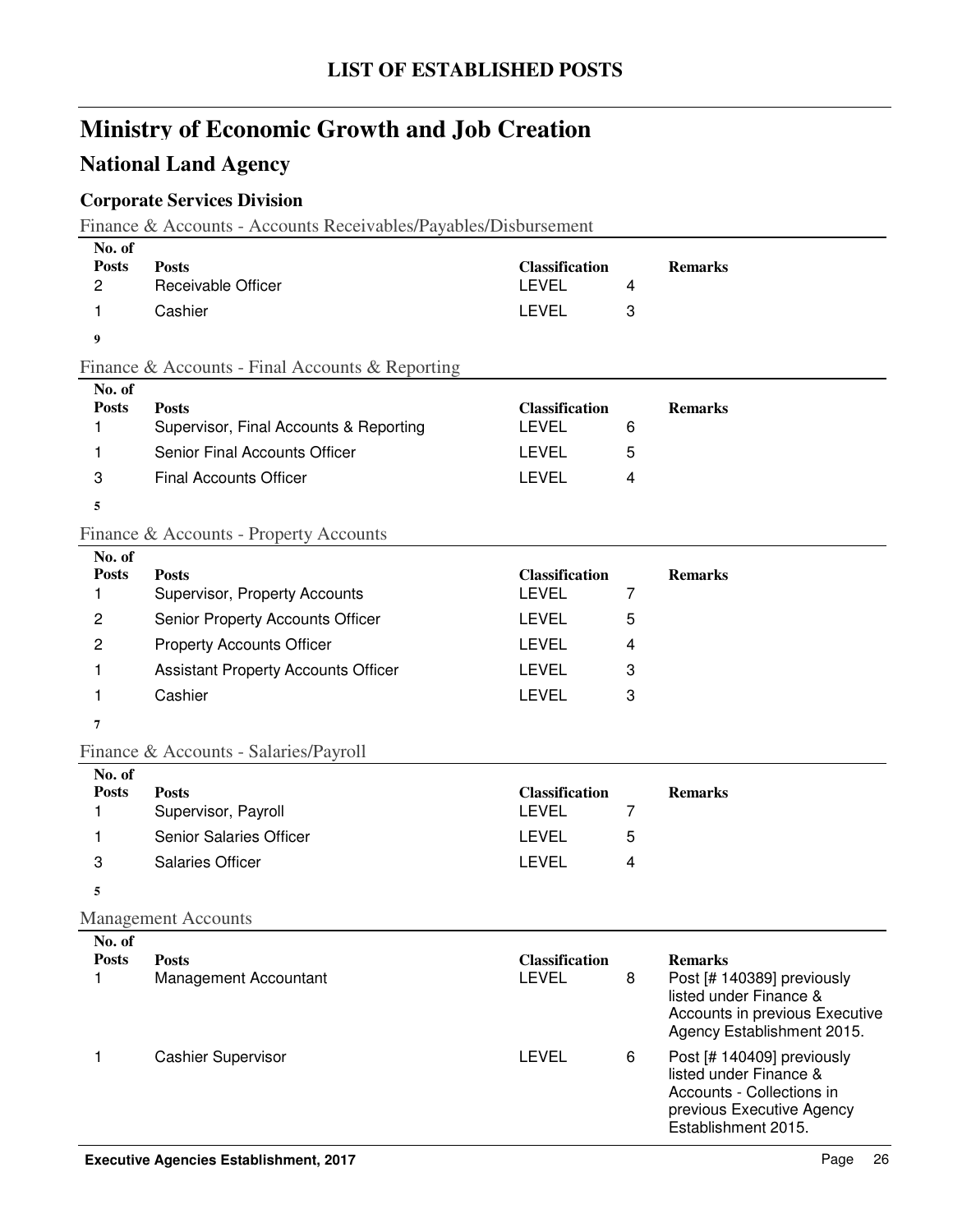# LIST OF ESTABLISHED POSTS

# Ministry of Economic Growth and Job Creation

## National Land Agency

### Corporate Services Division

Finance & Accounts - Accounts Receivables/Payables/Disbursement

| No. of Posts | Posts | Classification | | Remarks |
|---|---|---|---|---|
| 2 | Receivable Officer | LEVEL | 4 | |
| 1 | Cashier | LEVEL | 3 | |
| **9** | | | | |

Finance & Accounts - Final Accounts & Reporting

| No. of Posts | Posts | Classification | | Remarks |
|---|---|---|---|---|
| 1 | Supervisor, Final Accounts & Reporting | LEVEL | 6 | |
| 1 | Senior Final Accounts Officer | LEVEL | 5 | |
| 3 | Final Accounts Officer | LEVEL | 4 | |
| **5** | | | | |

Finance & Accounts - Property Accounts

| No. of Posts | Posts | Classification | | Remarks |
|---|---|---|---|---|
| 1 | Supervisor, Property Accounts | LEVEL | 7 | |
| 2 | Senior Property Accounts Officer | LEVEL | 5 | |
| 2 | Property Accounts Officer | LEVEL | 4 | |
| 1 | Assistant Property Accounts Officer | LEVEL | 3 | |
| 1 | Cashier | LEVEL | 3 | |
| **7** | | | | |

Finance & Accounts - Salaries/Payroll

| No. of Posts | Posts | Classification | | Remarks |
|---|---|---|---|---|
| 1 | Supervisor, Payroll | LEVEL | 7 | |
| 1 | Senior Salaries Officer | LEVEL | 5 | |
| 3 | Salaries Officer | LEVEL | 4 | |
| **5** | | | | |

Management Accounts

| No. of Posts | Posts | Classification | | Remarks |
|---|---|---|---|---|
| 1 | Management Accountant | LEVEL | 8 | Post [# 140389] previously listed under Finance & Accounts in previous Executive Agency Establishment 2015. |
| 1 | Cashier Supervisor | LEVEL | 6 | Post [# 140409] previously listed under Finance & Accounts - Collections in previous Executive Agency Establishment 2015. |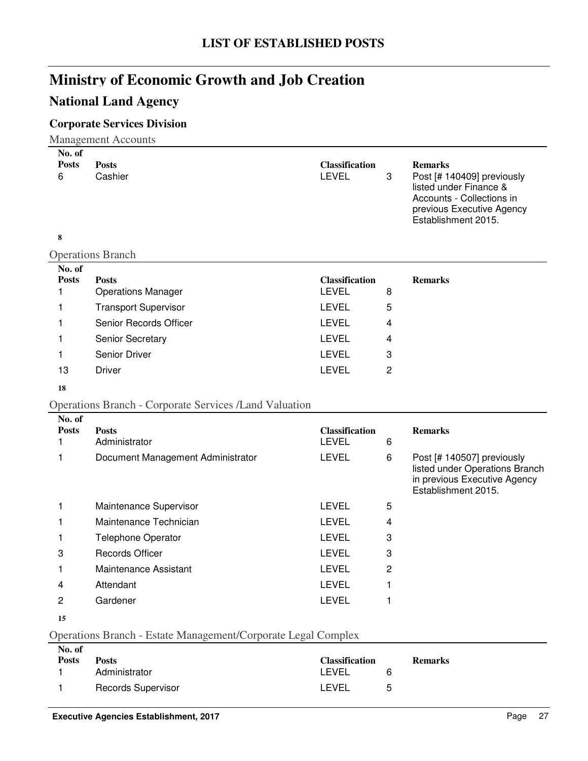# LIST OF ESTABLISHED POSTS

## Ministry of Economic Growth and Job Creation

## National Land Agency

### Corporate Services Division

#### Management Accounts

| No. of Posts | Posts | Classification | | Remarks |
|---|---|---|---|---|
| 6 | Cashier | LEVEL | 3 | Post [# 140409] previously listed under Finance & Accounts - Collections in previous Executive Agency Establishment 2015. |

**8**

#### Operations Branch

| No. of Posts | Posts | Classification | | Remarks |
|---|---|---|---|---|
| 1 | Operations Manager | LEVEL | 8 | |
| 1 | Transport Supervisor | LEVEL | 5 | |
| 1 | Senior Records Officer | LEVEL | 4 | |
| 1 | Senior Secretary | LEVEL | 4 | |
| 1 | Senior Driver | LEVEL | 3 | |
| 13 | Driver | LEVEL | 2 | |

**18**

#### Operations Branch - Corporate Services /Land Valuation

| No. of Posts | Posts | Classification | | Remarks |
|---|---|---|---|---|
| 1 | Administrator | LEVEL | 6 | |
| 1 | Document Management Administrator | LEVEL | 6 | Post [# 140507] previously listed under Operations Branch in previous Executive Agency Establishment 2015. |
| 1 | Maintenance Supervisor | LEVEL | 5 | |
| 1 | Maintenance Technician | LEVEL | 4 | |
| 1 | Telephone Operator | LEVEL | 3 | |
| 3 | Records Officer | LEVEL | 3 | |
| 1 | Maintenance Assistant | LEVEL | 2 | |
| 4 | Attendant | LEVEL | 1 | |
| 2 | Gardener | LEVEL | 1 | |

**15**

#### Operations Branch - Estate Management/Corporate Legal Complex

| No. of Posts | Posts | Classification | | Remarks |
|---|---|---|---|---|
| 1 | Administrator | LEVEL | 6 | |
| 1 | Records Supervisor | LEVEL | 5 | |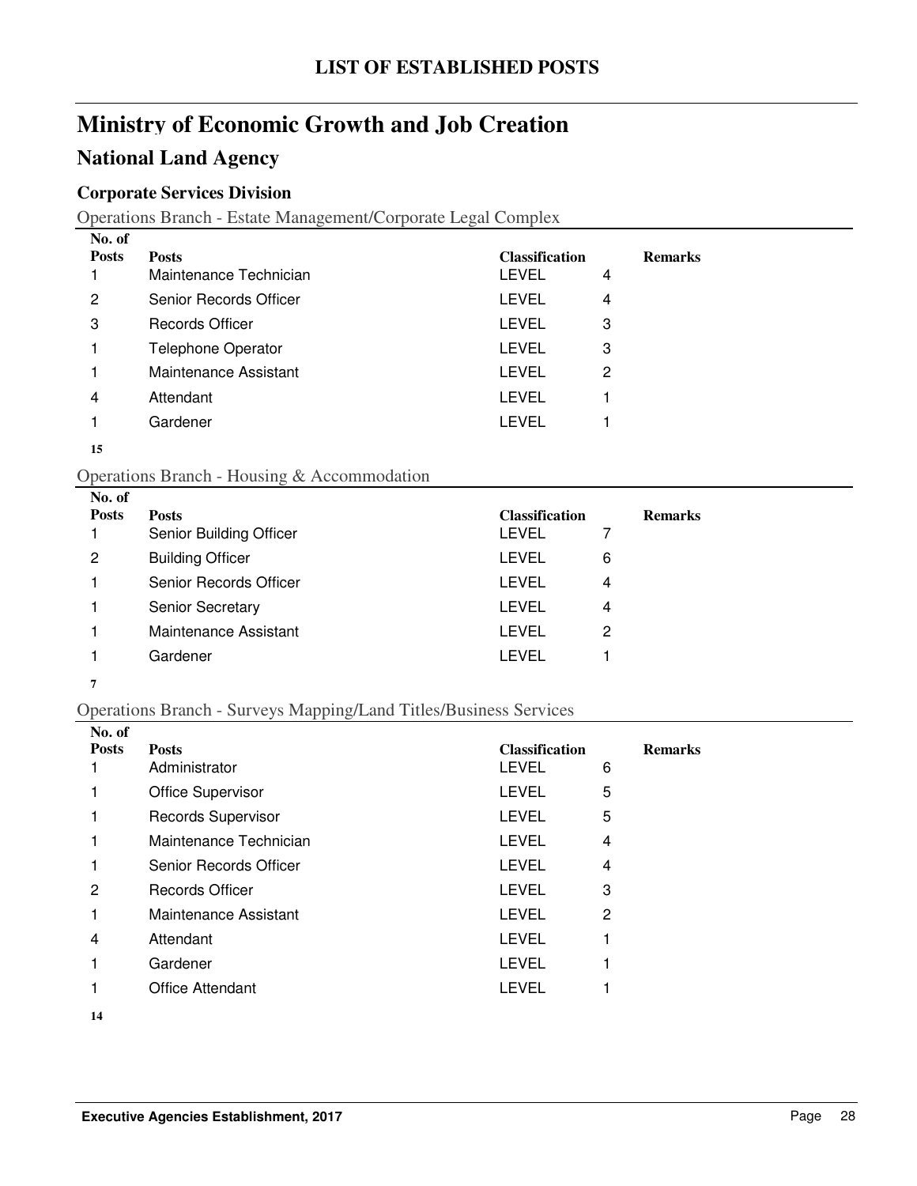# LIST OF ESTABLISHED POSTS

## Ministry of Economic Growth and Job Creation

## National Land Agency

### Corporate Services Division

Operations Branch - Estate Management/Corporate Legal Complex

| No. of Posts | Posts | Classification | | Remarks |
|---|---|---|---|---|
| 1 | Maintenance Technician | LEVEL | 4 | |
| 2 | Senior Records Officer | LEVEL | 4 | |
| 3 | Records Officer | LEVEL | 3 | |
| 1 | Telephone Operator | LEVEL | 3 | |
| 1 | Maintenance Assistant | LEVEL | 2 | |
| 4 | Attendant | LEVEL | 1 | |
| 1 | Gardener | LEVEL | 1 | |
| **15** | | | | |

Operations Branch - Housing & Accommodation

| No. of Posts | Posts | Classification | | Remarks |
|---|---|---|---|---|
| 1 | Senior Building Officer | LEVEL | 7 | |
| 2 | Building Officer | LEVEL | 6 | |
| 1 | Senior Records Officer | LEVEL | 4 | |
| 1 | Senior Secretary | LEVEL | 4 | |
| 1 | Maintenance Assistant | LEVEL | 2 | |
| 1 | Gardener | LEVEL | 1 | |
| **7** | | | | |

Operations Branch - Surveys Mapping/Land Titles/Business Services

| No. of Posts | Posts | Classification | | Remarks |
|---|---|---|---|---|
| 1 | Administrator | LEVEL | 6 | |
| 1 | Office Supervisor | LEVEL | 5 | |
| 1 | Records Supervisor | LEVEL | 5 | |
| 1 | Maintenance Technician | LEVEL | 4 | |
| 1 | Senior Records Officer | LEVEL | 4 | |
| 2 | Records Officer | LEVEL | 3 | |
| 1 | Maintenance Assistant | LEVEL | 2 | |
| 4 | Attendant | LEVEL | 1 | |
| 1 | Gardener | LEVEL | 1 | |
| 1 | Office Attendant | LEVEL | 1 | |
| **14** | | | | |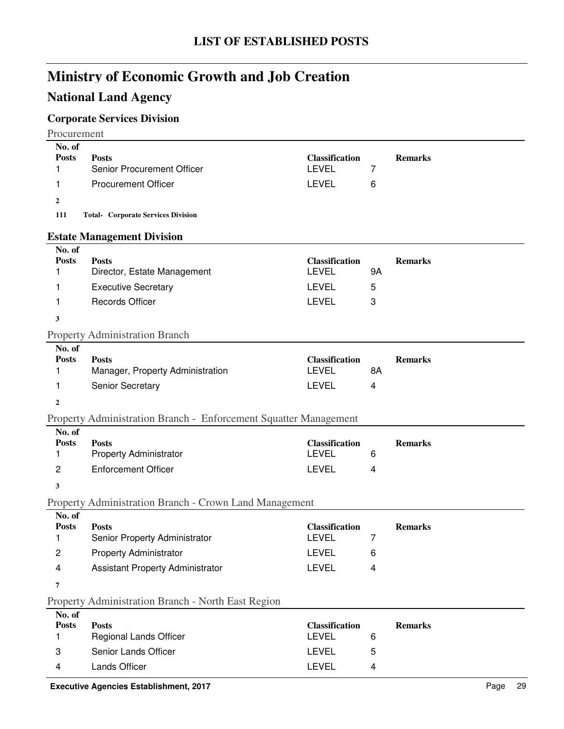# LIST OF ESTABLISHED POSTS

## Ministry of Economic Growth and Job Creation

## National Land Agency

### Corporate Services Division

Procurement

| No. of Posts | Posts | Classification | | Remarks |
|---|---|---|---|---|
| 1 | Senior Procurement Officer | LEVEL | 7 | |
| 1 | Procurement Officer | LEVEL | 6 | |
| **2** | | | | |

**111 Total- Corporate Services Division**

### Estate Management Division

| No. of Posts | Posts | Classification | | Remarks |
|---|---|---|---|---|
| 1 | Director, Estate Management | LEVEL | 9A | |
| 1 | Executive Secretary | LEVEL | 5 | |
| 1 | Records Officer | LEVEL | 3 | |
| **3** | | | | |

Property Administration Branch

| No. of Posts | Posts | Classification | | Remarks |
|---|---|---|---|---|
| 1 | Manager, Property Administration | LEVEL | 8A | |
| 1 | Senior Secretary | LEVEL | 4 | |
| **2** | | | | |

Property Administration Branch - Enforcement Squatter Management

| No. of Posts | Posts | Classification | | Remarks |
|---|---|---|---|---|
| 1 | Property Administrator | LEVEL | 6 | |
| 2 | Enforcement Officer | LEVEL | 4 | |
| **3** | | | | |

Property Administration Branch - Crown Land Management

| No. of Posts | Posts | Classification | | Remarks |
|---|---|---|---|---|
| 1 | Senior Property Administrator | LEVEL | 7 | |
| 2 | Property Administrator | LEVEL | 6 | |
| 4 | Assistant Property Administrator | LEVEL | 4 | |
| **7** | | | | |

Property Administration Branch - North East Region

| No. of Posts | Posts | Classification | | Remarks |
|---|---|---|---|---|
| 1 | Regional Lands Officer | LEVEL | 6 | |
| 3 | Senior Lands Officer | LEVEL | 5 | |
| 4 | Lands Officer | LEVEL | 4 | |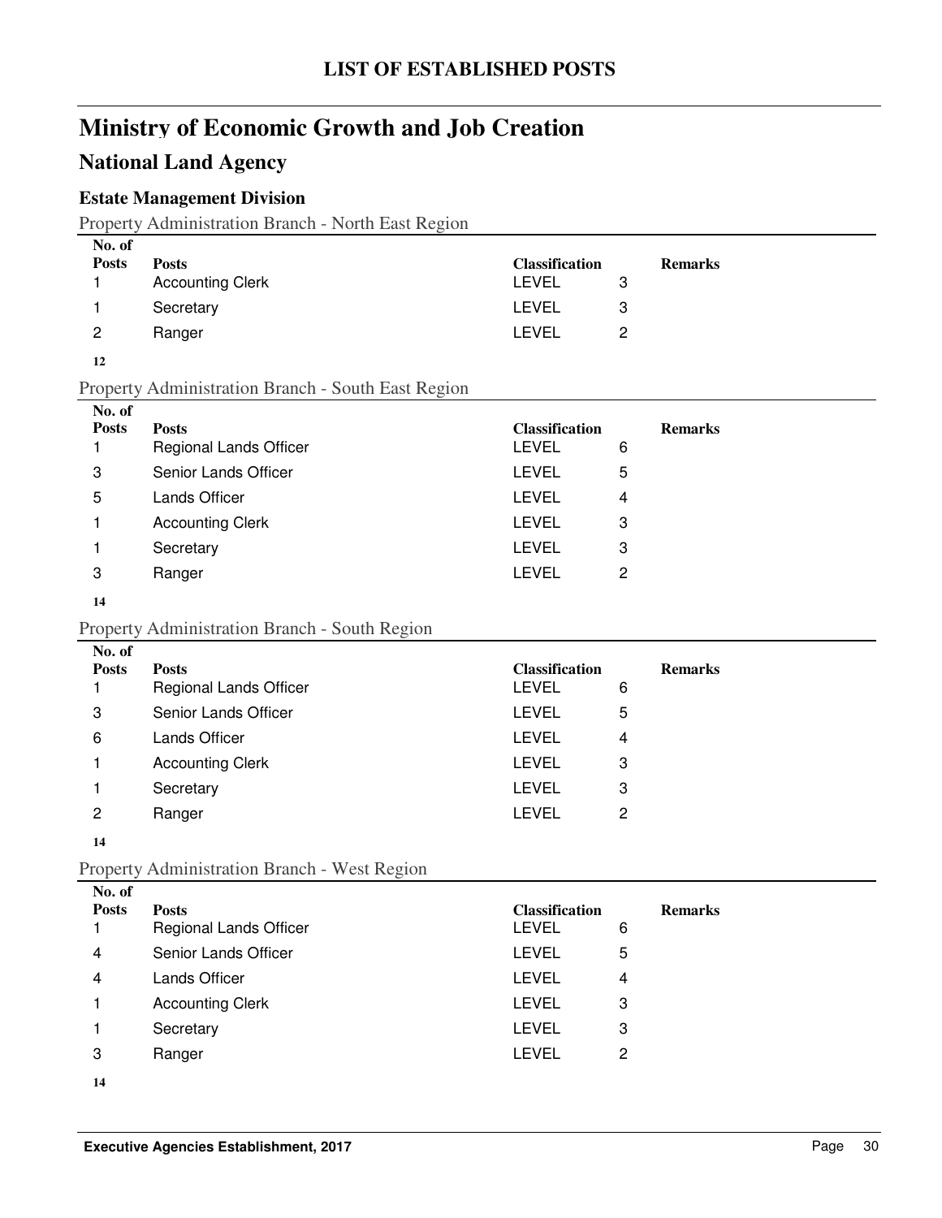# LIST OF ESTABLISHED POSTS

# Ministry of Economic Growth and Job Creation

## National Land Agency

### Estate Management Division

Property Administration Branch - North East Region

| No. of Posts | Posts | Classification | | Remarks |
|---|---|---|---|---|
| 1 | Accounting Clerk | LEVEL | 3 | |
| 1 | Secretary | LEVEL | 3 | |
| 2 | Ranger | LEVEL | 2 | |

**12**

Property Administration Branch - South East Region

| No. of Posts | Posts | Classification | | Remarks |
|---|---|---|---|---|
| 1 | Regional Lands Officer | LEVEL | 6 | |
| 3 | Senior Lands Officer | LEVEL | 5 | |
| 5 | Lands Officer | LEVEL | 4 | |
| 1 | Accounting Clerk | LEVEL | 3 | |
| 1 | Secretary | LEVEL | 3 | |
| 3 | Ranger | LEVEL | 2 | |

**14**

Property Administration Branch - South Region

| No. of Posts | Posts | Classification | | Remarks |
|---|---|---|---|---|
| 1 | Regional Lands Officer | LEVEL | 6 | |
| 3 | Senior Lands Officer | LEVEL | 5 | |
| 6 | Lands Officer | LEVEL | 4 | |
| 1 | Accounting Clerk | LEVEL | 3 | |
| 1 | Secretary | LEVEL | 3 | |
| 2 | Ranger | LEVEL | 2 | |

**14**

Property Administration Branch - West Region

| No. of Posts | Posts | Classification | | Remarks |
|---|---|---|---|---|
| 1 | Regional Lands Officer | LEVEL | 6 | |
| 4 | Senior Lands Officer | LEVEL | 5 | |
| 4 | Lands Officer | LEVEL | 4 | |
| 1 | Accounting Clerk | LEVEL | 3 | |
| 1 | Secretary | LEVEL | 3 | |
| 3 | Ranger | LEVEL | 2 | |

**14**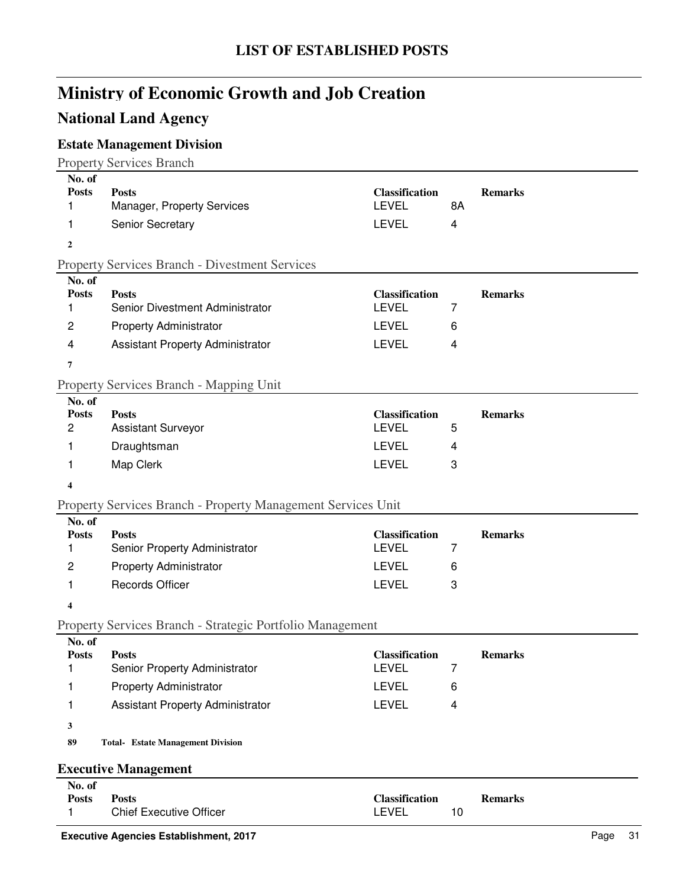# LIST OF ESTABLISHED POSTS

## Ministry of Economic Growth and Job Creation

## National Land Agency

### Estate Management Division

Property Services Branch

| No. of Posts | Posts | Classification | | Remarks |
|---|---|---|---|---|
| 1 | Manager, Property Services | LEVEL | 8A | |
| 1 | Senior Secretary | LEVEL | 4 | |
| **2** | | | | |

Property Services Branch - Divestment Services

| No. of Posts | Posts | Classification | | Remarks |
|---|---|---|---|---|
| 1 | Senior Divestment Administrator | LEVEL | 7 | |
| 2 | Property Administrator | LEVEL | 6 | |
| 4 | Assistant Property Administrator | LEVEL | 4 | |
| **7** | | | | |

Property Services Branch - Mapping Unit

| No. of Posts | Posts | Classification | | Remarks |
|---|---|---|---|---|
| 2 | Assistant Surveyor | LEVEL | 5 | |
| 1 | Draughtsman | LEVEL | 4 | |
| 1 | Map Clerk | LEVEL | 3 | |
| **4** | | | | |

Property Services Branch - Property Management Services Unit

| No. of Posts | Posts | Classification | | Remarks |
|---|---|---|---|---|
| 1 | Senior Property Administrator | LEVEL | 7 | |
| 2 | Property Administrator | LEVEL | 6 | |
| 1 | Records Officer | LEVEL | 3 | |
| **4** | | | | |

Property Services Branch - Strategic Portfolio Management

| No. of Posts | Posts | Classification | | Remarks |
|---|---|---|---|---|
| 1 | Senior Property Administrator | LEVEL | 7 | |
| 1 | Property Administrator | LEVEL | 6 | |
| 1 | Assistant Property Administrator | LEVEL | 4 | |
| **3** | | | | |

**89 Total- Estate Management Division**

### Executive Management

| No. of Posts | Posts | Classification | | Remarks |
|---|---|---|---|---|
| 1 | Chief Executive Officer | LEVEL | 10 | |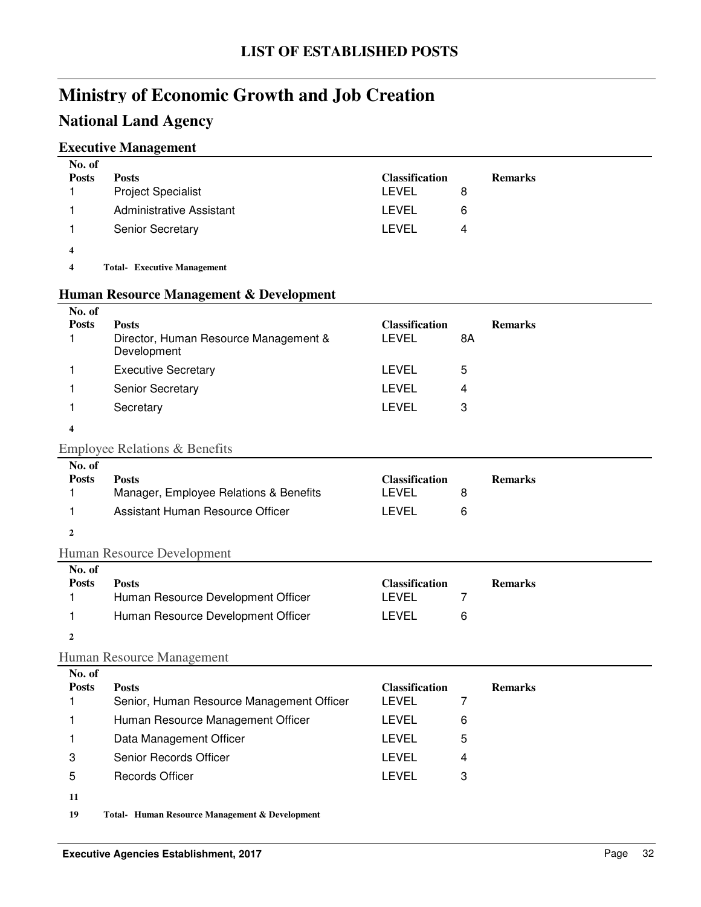# LIST OF ESTABLISHED POSTS

## Ministry of Economic Growth and Job Creation

### National Land Agency

#### Executive Management

| No. of Posts | Posts | Classification | | Remarks |
|---|---|---|---|---|
| 1 | Project Specialist | LEVEL | 8 | |
| 1 | Administrative Assistant | LEVEL | 6 | |
| 1 | Senior Secretary | LEVEL | 4 | |
| **4** | | | | |
| **4** | **Total- Executive Management** | | | |

#### Human Resource Management & Development

| No. of Posts | Posts | Classification | | Remarks |
|---|---|---|---|---|
| 1 | Director, Human Resource Management & Development | LEVEL | 8A | |
| 1 | Executive Secretary | LEVEL | 5 | |
| 1 | Senior Secretary | LEVEL | 4 | |
| 1 | Secretary | LEVEL | 3 | |
| **4** | | | | |

##### Employee Relations & Benefits

| No. of Posts | Posts | Classification | | Remarks |
|---|---|---|---|---|
| 1 | Manager, Employee Relations & Benefits | LEVEL | 8 | |
| 1 | Assistant Human Resource Officer | LEVEL | 6 | |
| **2** | | | | |

##### Human Resource Development

| No. of Posts | Posts | Classification | | Remarks |
|---|---|---|---|---|
| 1 | Human Resource Development Officer | LEVEL | 7 | |
| 1 | Human Resource Development Officer | LEVEL | 6 | |
| **2** | | | | |

##### Human Resource Management

| No. of Posts | Posts | Classification | | Remarks |
|---|---|---|---|---|
| 1 | Senior, Human Resource Management Officer | LEVEL | 7 | |
| 1 | Human Resource Management Officer | LEVEL | 6 | |
| 1 | Data Management Officer | LEVEL | 5 | |
| 3 | Senior Records Officer | LEVEL | 4 | |
| 5 | Records Officer | LEVEL | 3 | |
| **11** | | | | |
| **19** | **Total- Human Resource Management & Development** | | | |

Executive Agencies Establishment, 2017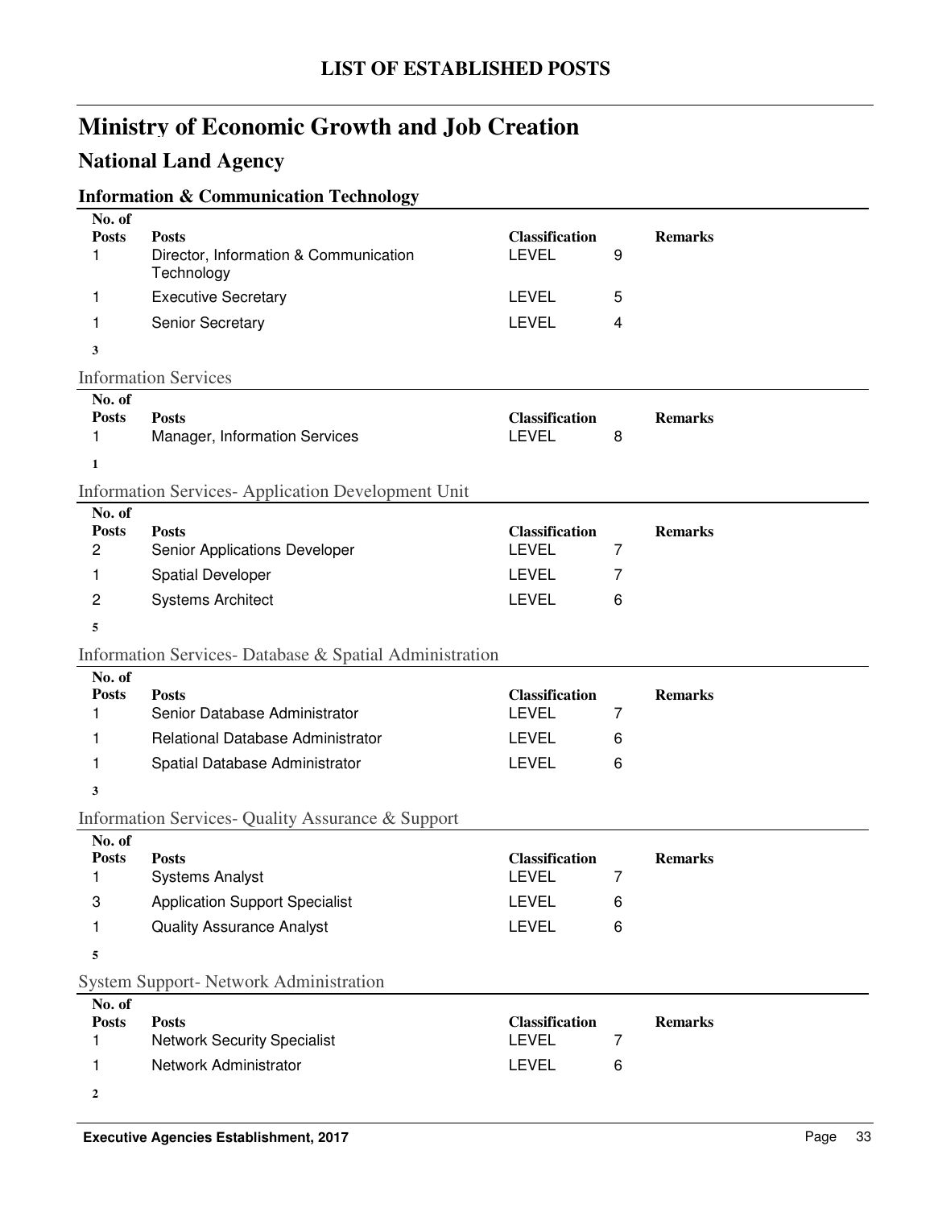# LIST OF ESTABLISHED POSTS

# Ministry of Economic Growth and Job Creation

## National Land Agency

### Information & Communication Technology

| No. of Posts | Posts | Classification | | Remarks |
|---|---|---|---|---|
| 1 | Director, Information & Communication Technology | LEVEL | 9 | |
| 1 | Executive Secretary | LEVEL | 5 | |
| 1 | Senior Secretary | LEVEL | 4 | |
| **3** | | | | |

### Information Services

| No. of Posts | Posts | Classification | | Remarks |
|---|---|---|---|---|
| 1 | Manager, Information Services | LEVEL | 8 | |
| **1** | | | | |

### Information Services- Application Development Unit

| No. of Posts | Posts | Classification | | Remarks |
|---|---|---|---|---|
| 2 | Senior Applications Developer | LEVEL | 7 | |
| 1 | Spatial Developer | LEVEL | 7 | |
| 2 | Systems Architect | LEVEL | 6 | |
| **5** | | | | |

### Information Services- Database & Spatial Administration

| No. of Posts | Posts | Classification | | Remarks |
|---|---|---|---|---|
| 1 | Senior Database Administrator | LEVEL | 7 | |
| 1 | Relational Database Administrator | LEVEL | 6 | |
| 1 | Spatial Database Administrator | LEVEL | 6 | |
| **3** | | | | |

### Information Services- Quality Assurance & Support

| No. of Posts | Posts | Classification | | Remarks |
|---|---|---|---|---|
| 1 | Systems Analyst | LEVEL | 7 | |
| 3 | Application Support Specialist | LEVEL | 6 | |
| 1 | Quality Assurance Analyst | LEVEL | 6 | |
| **5** | | | | |

### System Support- Network Administration

| No. of Posts | Posts | Classification | | Remarks |
|---|---|---|---|---|
| 1 | Network Security Specialist | LEVEL | 7 | |
| 1 | Network Administrator | LEVEL | 6 | |
| **2** | | | | |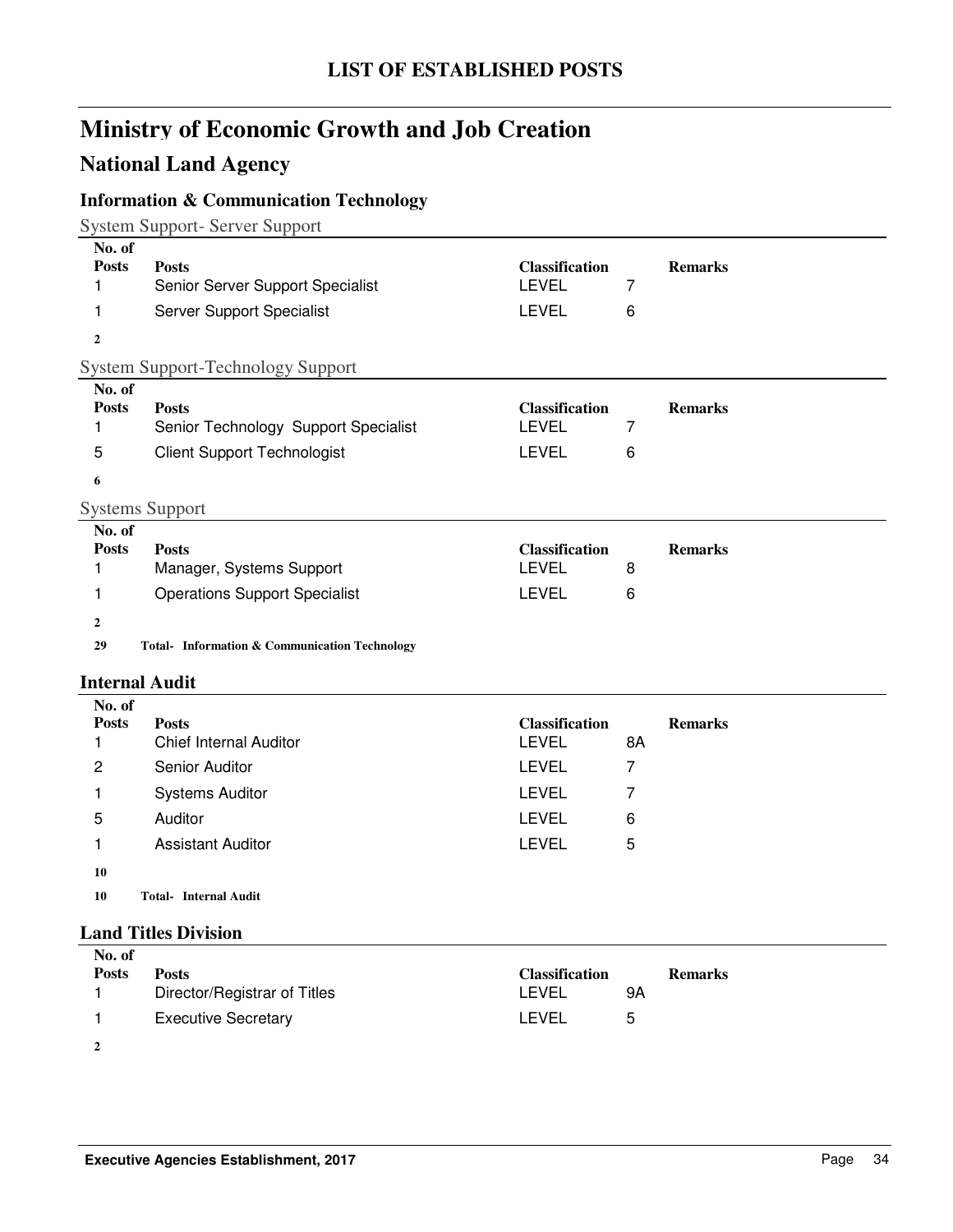# LIST OF ESTABLISHED POSTS

# Ministry of Economic Growth and Job Creation

## National Land Agency

### Information & Communication Technology

System Support- Server Support

| No. of Posts | Posts | Classification | | Remarks |
|---|---|---|---|---|
| 1 | Senior Server Support Specialist | LEVEL | 7 | |
| 1 | Server Support Specialist | LEVEL | 6 | |
| **2** | | | | |

System Support-Technology Support

| No. of Posts | Posts | Classification | | Remarks |
|---|---|---|---|---|
| 1 | Senior Technology Support Specialist | LEVEL | 7 | |
| 5 | Client Support Technologist | LEVEL | 6 | |
| **6** | | | | |

Systems Support

| No. of Posts | Posts | Classification | | Remarks |
|---|---|---|---|---|
| 1 | Manager, Systems Support | LEVEL | 8 | |
| 1 | Operations Support Specialist | LEVEL | 6 | |
| **2** | | | | |

**29 Total- Information & Communication Technology**

### Internal Audit

| No. of Posts | Posts | Classification | | Remarks |
|---|---|---|---|---|
| 1 | Chief Internal Auditor | LEVEL | 8A | |
| 2 | Senior Auditor | LEVEL | 7 | |
| 1 | Systems Auditor | LEVEL | 7 | |
| 5 | Auditor | LEVEL | 6 | |
| 1 | Assistant Auditor | LEVEL | 5 | |
| **10** | | | | |

**10 Total- Internal Audit**

### Land Titles Division

| No. of Posts | Posts | Classification | | Remarks |
|---|---|---|---|---|
| 1 | Director/Registrar of Titles | LEVEL | 9A | |
| 1 | Executive Secretary | LEVEL | 5 | |
| **2** | | | | |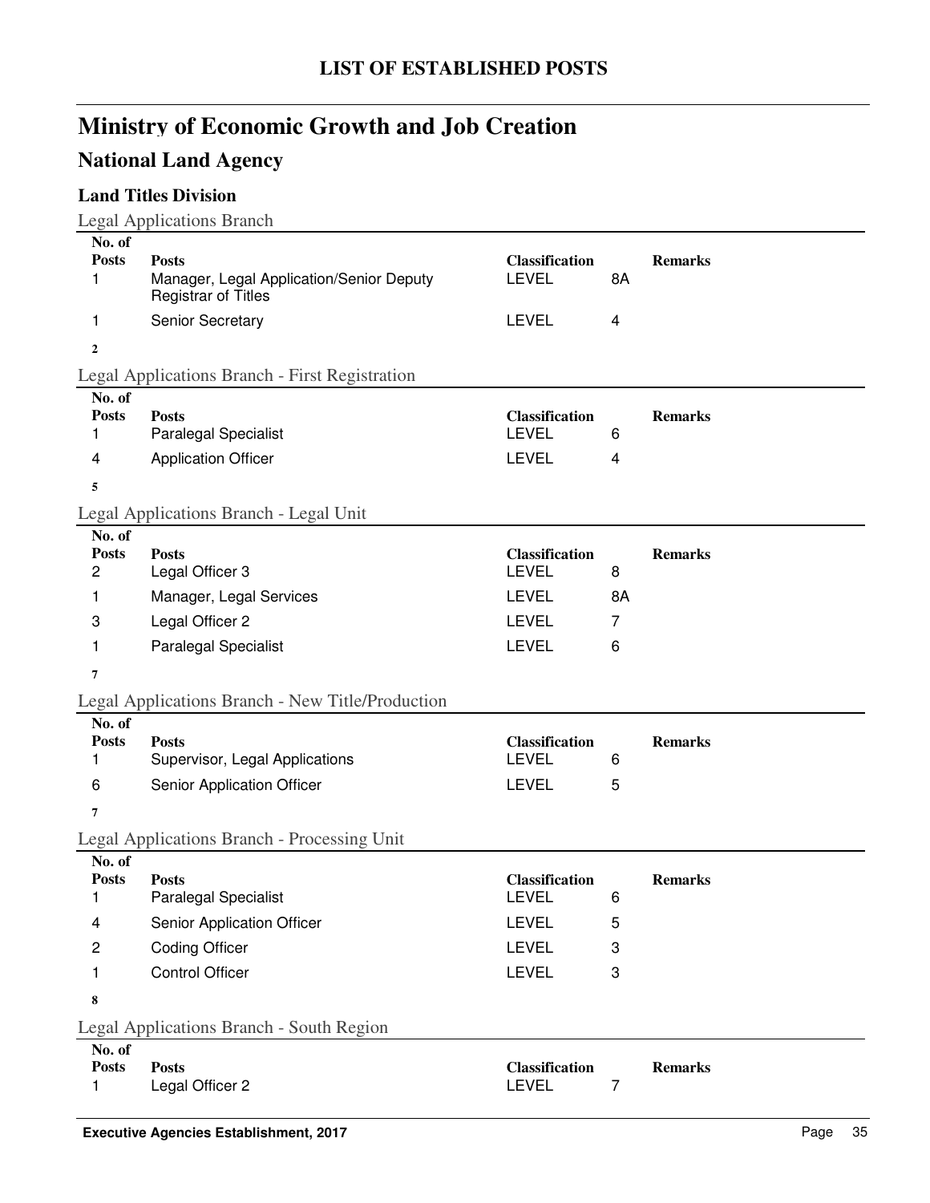## LIST OF ESTABLISHED POSTS

# Ministry of Economic Growth and Job Creation

## National Land Agency

### Land Titles Division

Legal Applications Branch

| No. of Posts | Posts | Classification | | Remarks |
|---|---|---|---|---|
| 1 | Manager, Legal Application/Senior Deputy Registrar of Titles | LEVEL | 8A | |
| 1 | Senior Secretary | LEVEL | 4 | |
| **2** | | | | |

Legal Applications Branch - First Registration

| No. of Posts | Posts | Classification | | Remarks |
|---|---|---|---|---|
| 1 | Paralegal Specialist | LEVEL | 6 | |
| 4 | Application Officer | LEVEL | 4 | |
| **5** | | | | |

Legal Applications Branch - Legal Unit

| No. of Posts | Posts | Classification | | Remarks |
|---|---|---|---|---|
| 2 | Legal Officer 3 | LEVEL | 8 | |
| 1 | Manager, Legal Services | LEVEL | 8A | |
| 3 | Legal Officer 2 | LEVEL | 7 | |
| 1 | Paralegal Specialist | LEVEL | 6 | |
| **7** | | | | |

Legal Applications Branch - New Title/Production

| No. of Posts | Posts | Classification | | Remarks |
|---|---|---|---|---|
| 1 | Supervisor, Legal Applications | LEVEL | 6 | |
| 6 | Senior Application Officer | LEVEL | 5 | |
| **7** | | | | |

Legal Applications Branch - Processing Unit

| No. of Posts | Posts | Classification | | Remarks |
|---|---|---|---|---|
| 1 | Paralegal Specialist | LEVEL | 6 | |
| 4 | Senior Application Officer | LEVEL | 5 | |
| 2 | Coding Officer | LEVEL | 3 | |
| 1 | Control Officer | LEVEL | 3 | |
| **8** | | | | |

Legal Applications Branch - South Region

| No. of Posts | Posts | Classification | | Remarks |
|---|---|---|---|---|
| 1 | Legal Officer 2 | LEVEL | 7 | |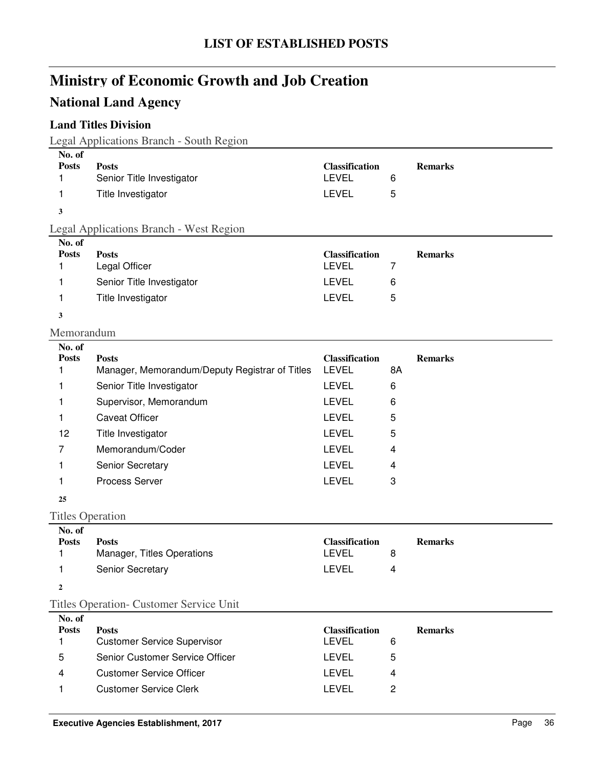# LIST OF ESTABLISHED POSTS

# Ministry of Economic Growth and Job Creation

## National Land Agency

### Land Titles Division

Legal Applications Branch - South Region

| No. of Posts | Posts | Classification | | Remarks |
|---|---|---|---|---|
| 1 | Senior Title Investigator | LEVEL | 6 | |
| 1 | Title Investigator | LEVEL | 5 | |
| **3** | | | | |

Legal Applications Branch - West Region

| No. of Posts | Posts | Classification | | Remarks |
|---|---|---|---|---|
| 1 | Legal Officer | LEVEL | 7 | |
| 1 | Senior Title Investigator | LEVEL | 6 | |
| 1 | Title Investigator | LEVEL | 5 | |
| **3** | | | | |

Memorandum

| No. of Posts | Posts | Classification | | Remarks |
|---|---|---|---|---|
| 1 | Manager, Memorandum/Deputy Registrar of Titles | LEVEL | 8A | |
| 1 | Senior Title Investigator | LEVEL | 6 | |
| 1 | Supervisor, Memorandum | LEVEL | 6 | |
| 1 | Caveat Officer | LEVEL | 5 | |
| 12 | Title Investigator | LEVEL | 5 | |
| 7 | Memorandum/Coder | LEVEL | 4 | |
| 1 | Senior Secretary | LEVEL | 4 | |
| 1 | Process Server | LEVEL | 3 | |
| **25** | | | | |

Titles Operation

| No. of Posts | Posts | Classification | | Remarks |
|---|---|---|---|---|
| 1 | Manager, Titles Operations | LEVEL | 8 | |
| 1 | Senior Secretary | LEVEL | 4 | |
| **2** | | | | |

Titles Operation- Customer Service Unit

| No. of Posts | Posts | Classification | | Remarks |
|---|---|---|---|---|
| 1 | Customer Service Supervisor | LEVEL | 6 | |
| 5 | Senior Customer Service Officer | LEVEL | 5 | |
| 4 | Customer Service Officer | LEVEL | 4 | |
| 1 | Customer Service Clerk | LEVEL | 2 | |

**Executive Agencies Establishment, 2017**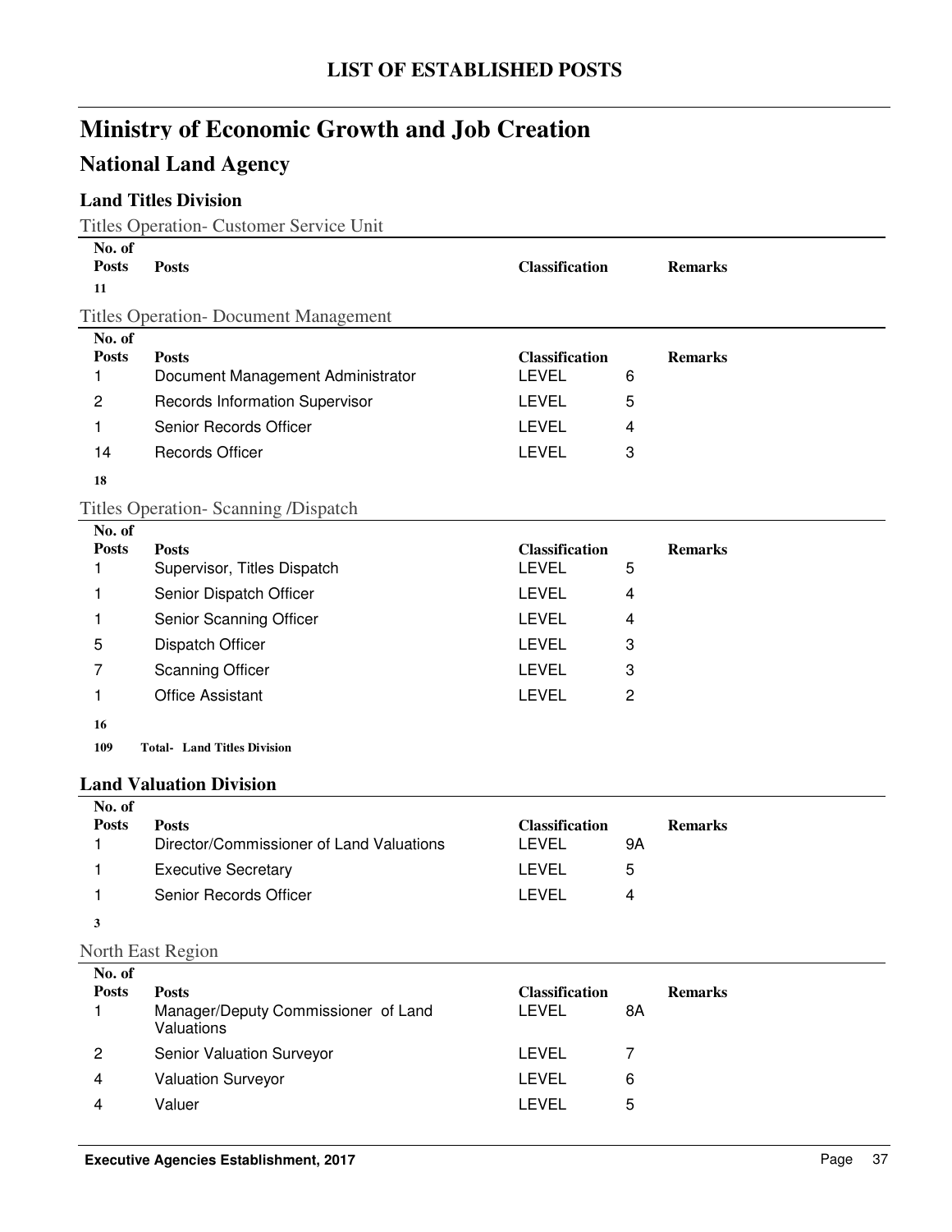# LIST OF ESTABLISHED POSTS

## Ministry of Economic Growth and Job Creation

## National Land Agency

### Land Titles Division

Titles Operation- Customer Service Unit

| No. of Posts | Posts | Classification | | Remarks |
|---|---|---|---|---|
| **11** | | | | |

Titles Operation- Document Management

| No. of Posts | Posts | Classification | | Remarks |
|---|---|---|---|---|
| 1 | Document Management Administrator | LEVEL | 6 | |
| 2 | Records Information Supervisor | LEVEL | 5 | |
| 1 | Senior Records Officer | LEVEL | 4 | |
| 14 | Records Officer | LEVEL | 3 | |
| **18** | | | | |

Titles Operation- Scanning /Dispatch

| No. of Posts | Posts | Classification | | Remarks |
|---|---|---|---|---|
| 1 | Supervisor, Titles Dispatch | LEVEL | 5 | |
| 1 | Senior Dispatch Officer | LEVEL | 4 | |
| 1 | Senior Scanning Officer | LEVEL | 4 | |
| 5 | Dispatch Officer | LEVEL | 3 | |
| 7 | Scanning Officer | LEVEL | 3 | |
| 1 | Office Assistant | LEVEL | 2 | |
| **16** | | | | |
| **109** | **Total- Land Titles Division** | | | |

### Land Valuation Division

| No. of Posts | Posts | Classification | | Remarks |
|---|---|---|---|---|
| 1 | Director/Commissioner of Land Valuations | LEVEL | 9A | |
| 1 | Executive Secretary | LEVEL | 5 | |
| 1 | Senior Records Officer | LEVEL | 4 | |
| **3** | | | | |

North East Region

| No. of Posts | Posts | Classification | | Remarks |
|---|---|---|---|---|
| 1 | Manager/Deputy Commissioner of Land Valuations | LEVEL | 8A | |
| 2 | Senior Valuation Surveyor | LEVEL | 7 | |
| 4 | Valuation Surveyor | LEVEL | 6 | |
| 4 | Valuer | LEVEL | 5 | |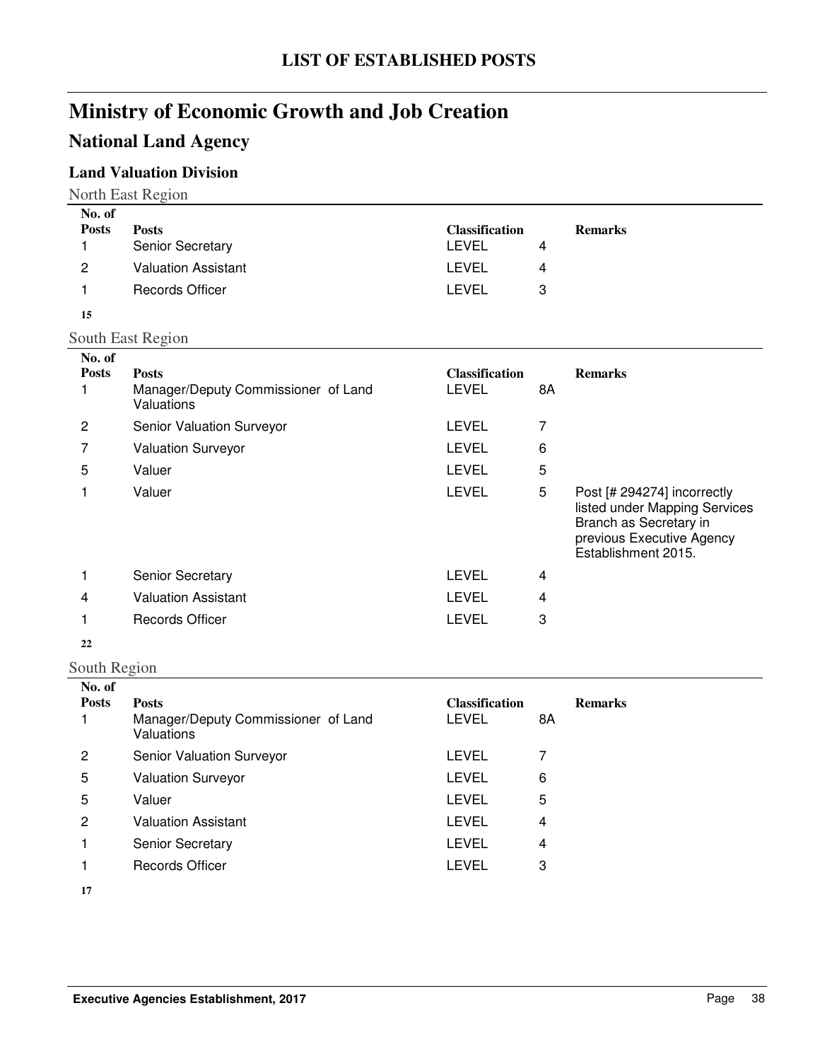# LIST OF ESTABLISHED POSTS

# Ministry of Economic Growth and Job Creation

## National Land Agency

### Land Valuation Division

North East Region

| No. of Posts | Posts | Classification | | Remarks |
|---|---|---|---|---|
| 1 | Senior Secretary | LEVEL | 4 | |
| 2 | Valuation Assistant | LEVEL | 4 | |
| 1 | Records Officer | LEVEL | 3 | |
| **15** | | | | |

South East Region

| No. of Posts | Posts | Classification | | Remarks |
|---|---|---|---|---|
| 1 | Manager/Deputy Commissioner of Land Valuations | LEVEL | 8A | |
| 2 | Senior Valuation Surveyor | LEVEL | 7 | |
| 7 | Valuation Surveyor | LEVEL | 6 | |
| 5 | Valuer | LEVEL | 5 | |
| 1 | Valuer | LEVEL | 5 | Post [# 294274] incorrectly listed under Mapping Services Branch as Secretary in previous Executive Agency Establishment 2015. |
| 1 | Senior Secretary | LEVEL | 4 | |
| 4 | Valuation Assistant | LEVEL | 4 | |
| 1 | Records Officer | LEVEL | 3 | |
| **22** | | | | |

South Region

| No. of Posts | Posts | Classification | | Remarks |
|---|---|---|---|---|
| 1 | Manager/Deputy Commissioner of Land Valuations | LEVEL | 8A | |
| 2 | Senior Valuation Surveyor | LEVEL | 7 | |
| 5 | Valuation Surveyor | LEVEL | 6 | |
| 5 | Valuer | LEVEL | 5 | |
| 2 | Valuation Assistant | LEVEL | 4 | |
| 1 | Senior Secretary | LEVEL | 4 | |
| 1 | Records Officer | LEVEL | 3 | |
| **17** | | | | |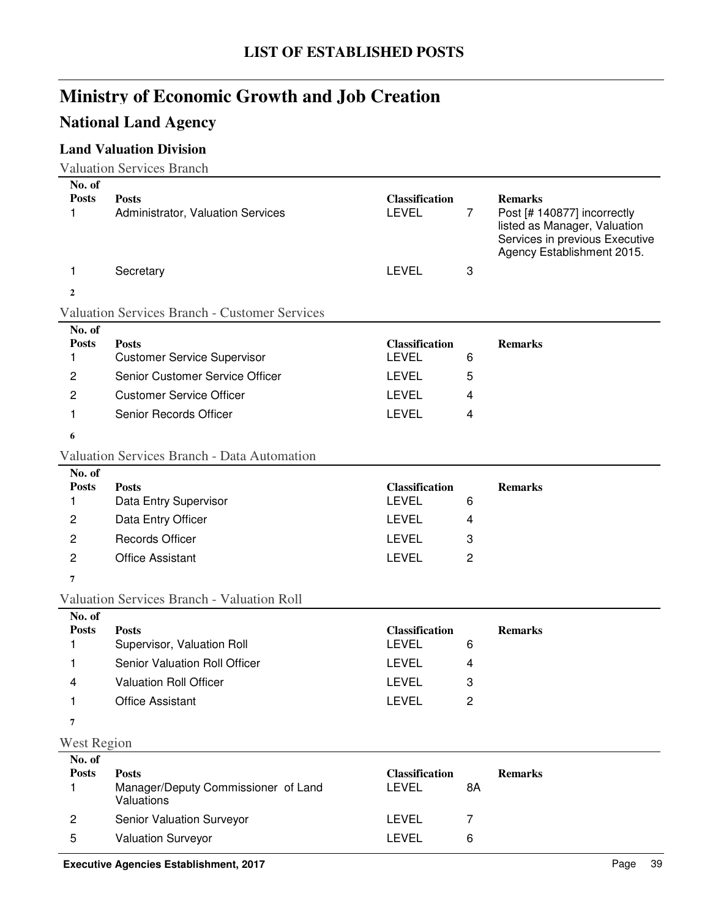# LIST OF ESTABLISHED POSTS

## Ministry of Economic Growth and Job Creation

## National Land Agency

### Land Valuation Division

#### Valuation Services Branch

| No. of Posts | Posts | Classification | | Remarks |
|---|---|---|---|---|
| 1 | Administrator, Valuation Services | LEVEL | 7 | Post [# 140877] incorrectly listed as Manager, Valuation Services in previous Executive Agency Establishment 2015. |
| 1 | Secretary | LEVEL | 3 | |
| **2** | | | | |

#### Valuation Services Branch - Customer Services

| No. of Posts | Posts | Classification | | Remarks |
|---|---|---|---|---|
| 1 | Customer Service Supervisor | LEVEL | 6 | |
| 2 | Senior Customer Service Officer | LEVEL | 5 | |
| 2 | Customer Service Officer | LEVEL | 4 | |
| 1 | Senior Records Officer | LEVEL | 4 | |
| **6** | | | | |

#### Valuation Services Branch - Data Automation

| No. of Posts | Posts | Classification | | Remarks |
|---|---|---|---|---|
| 1 | Data Entry Supervisor | LEVEL | 6 | |
| 2 | Data Entry Officer | LEVEL | 4 | |
| 2 | Records Officer | LEVEL | 3 | |
| 2 | Office Assistant | LEVEL | 2 | |
| **7** | | | | |

#### Valuation Services Branch - Valuation Roll

| No. of Posts | Posts | Classification | | Remarks |
|---|---|---|---|---|
| 1 | Supervisor, Valuation Roll | LEVEL | 6 | |
| 1 | Senior Valuation Roll Officer | LEVEL | 4 | |
| 4 | Valuation Roll Officer | LEVEL | 3 | |
| 1 | Office Assistant | LEVEL | 2 | |
| **7** | | | | |

#### West Region

| No. of Posts | Posts | Classification | | Remarks |
|---|---|---|---|---|
| 1 | Manager/Deputy Commissioner of Land Valuations | LEVEL | 8A | |
| 2 | Senior Valuation Surveyor | LEVEL | 7 | |
| 5 | Valuation Surveyor | LEVEL | 6 | |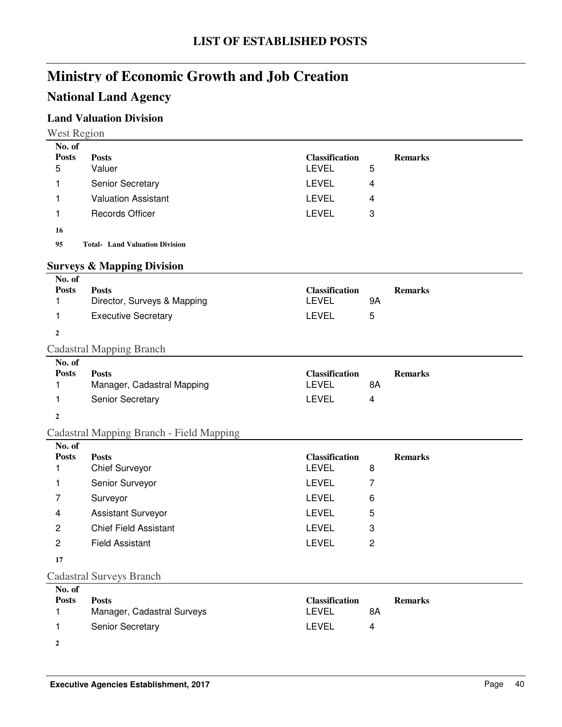## LIST OF ESTABLISHED POSTS

# Ministry of Economic Growth and Job Creation

## National Land Agency

### Land Valuation Division

West Region

| No. of Posts | Posts | Classification | | Remarks |
|---|---|---|---|---|
| 5 | Valuer | LEVEL | 5 | |
| 1 | Senior Secretary | LEVEL | 4 | |
| 1 | Valuation Assistant | LEVEL | 4 | |
| 1 | Records Officer | LEVEL | 3 | |
| **16** | | | | |
| **95** | **Total- Land Valuation Division** | | | |

### Surveys & Mapping Division

| No. of Posts | Posts | Classification | | Remarks |
|---|---|---|---|---|
| 1 | Director, Surveys & Mapping | LEVEL | 9A | |
| 1 | Executive Secretary | LEVEL | 5 | |
| **2** | | | | |

Cadastral Mapping Branch

| No. of Posts | Posts | Classification | | Remarks |
|---|---|---|---|---|
| 1 | Manager, Cadastral Mapping | LEVEL | 8A | |
| 1 | Senior Secretary | LEVEL | 4 | |
| **2** | | | | |

Cadastral Mapping Branch - Field Mapping

| No. of Posts | Posts | Classification | | Remarks |
|---|---|---|---|---|
| 1 | Chief Surveyor | LEVEL | 8 | |
| 1 | Senior Surveyor | LEVEL | 7 | |
| 7 | Surveyor | LEVEL | 6 | |
| 4 | Assistant Surveyor | LEVEL | 5 | |
| 2 | Chief Field Assistant | LEVEL | 3 | |
| 2 | Field Assistant | LEVEL | 2 | |
| **17** | | | | |

Cadastral Surveys Branch

| No. of Posts | Posts | Classification | | Remarks |
|---|---|---|---|---|
| 1 | Manager, Cadastral Surveys | LEVEL | 8A | |
| 1 | Senior Secretary | LEVEL | 4 | |
| **2** | | | | |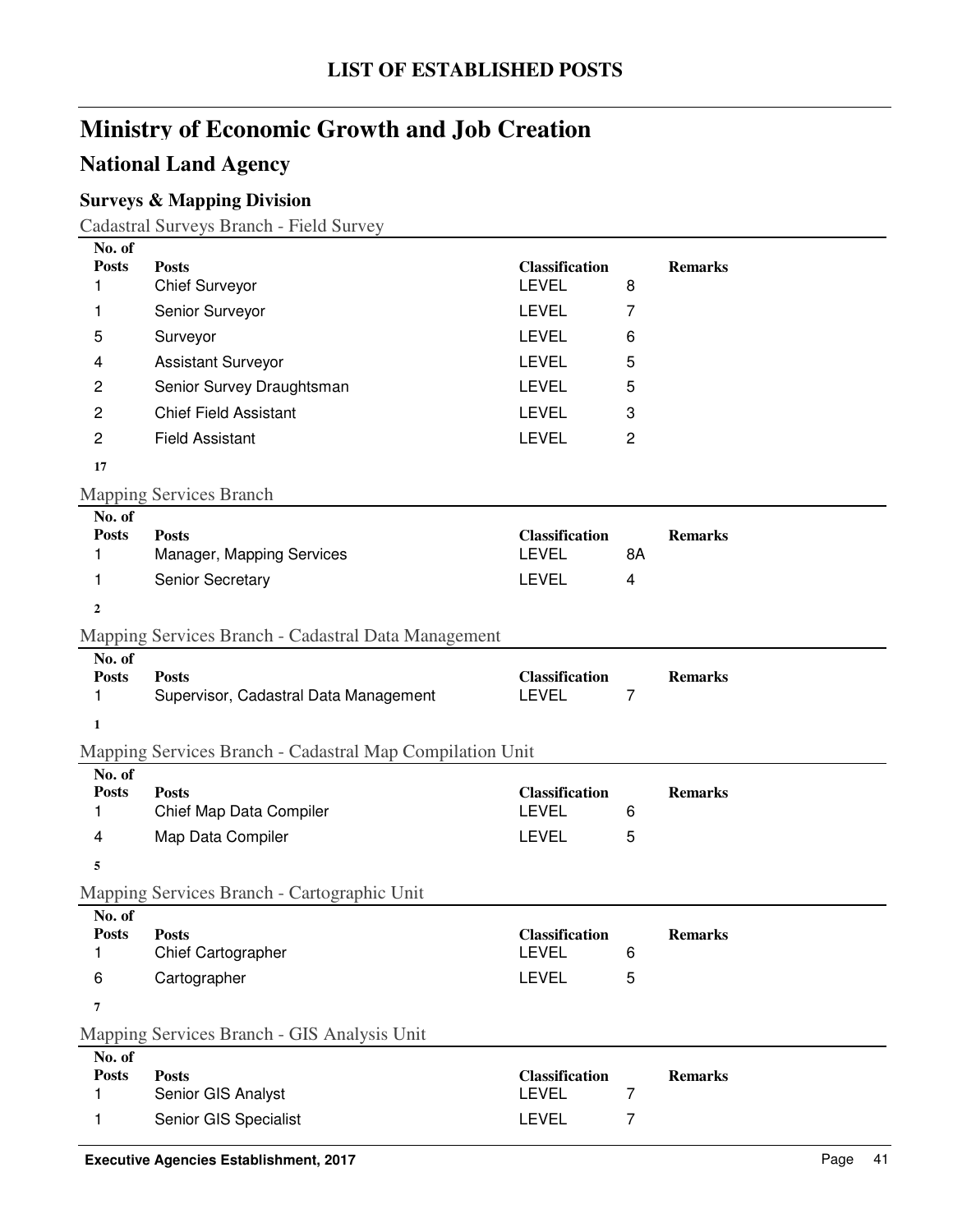# LIST OF ESTABLISHED POSTS

# Ministry of Economic Growth and Job Creation

## National Land Agency

### Surveys & Mapping Division

Cadastral Surveys Branch - Field Survey

| No. of Posts | Posts | Classification | | Remarks |
|---|---|---|---|---|
| 1 | Chief Surveyor | LEVEL | 8 | |
| 1 | Senior Surveyor | LEVEL | 7 | |
| 5 | Surveyor | LEVEL | 6 | |
| 4 | Assistant Surveyor | LEVEL | 5 | |
| 2 | Senior Survey Draughtsman | LEVEL | 5 | |
| 2 | Chief Field Assistant | LEVEL | 3 | |
| 2 | Field Assistant | LEVEL | 2 | |
| **17** | | | | |

Mapping Services Branch

| No. of Posts | Posts | Classification | | Remarks |
|---|---|---|---|---|
| 1 | Manager, Mapping Services | LEVEL | 8A | |
| 1 | Senior Secretary | LEVEL | 4 | |
| **2** | | | | |

Mapping Services Branch - Cadastral Data Management

| No. of Posts | Posts | Classification | | Remarks |
|---|---|---|---|---|
| 1 | Supervisor, Cadastral Data Management | LEVEL | 7 | |
| **1** | | | | |

Mapping Services Branch - Cadastral Map Compilation Unit

| No. of Posts | Posts | Classification | | Remarks |
|---|---|---|---|---|
| 1 | Chief Map Data Compiler | LEVEL | 6 | |
| 4 | Map Data Compiler | LEVEL | 5 | |
| **5** | | | | |

Mapping Services Branch - Cartographic Unit

| No. of Posts | Posts | Classification | | Remarks |
|---|---|---|---|---|
| 1 | Chief Cartographer | LEVEL | 6 | |
| 6 | Cartographer | LEVEL | 5 | |
| **7** | | | | |

Mapping Services Branch - GIS Analysis Unit

| No. of Posts | Posts | Classification | | Remarks |
|---|---|---|---|---|
| 1 | Senior GIS Analyst | LEVEL | 7 | |
| 1 | Senior GIS Specialist | LEVEL | 7 | |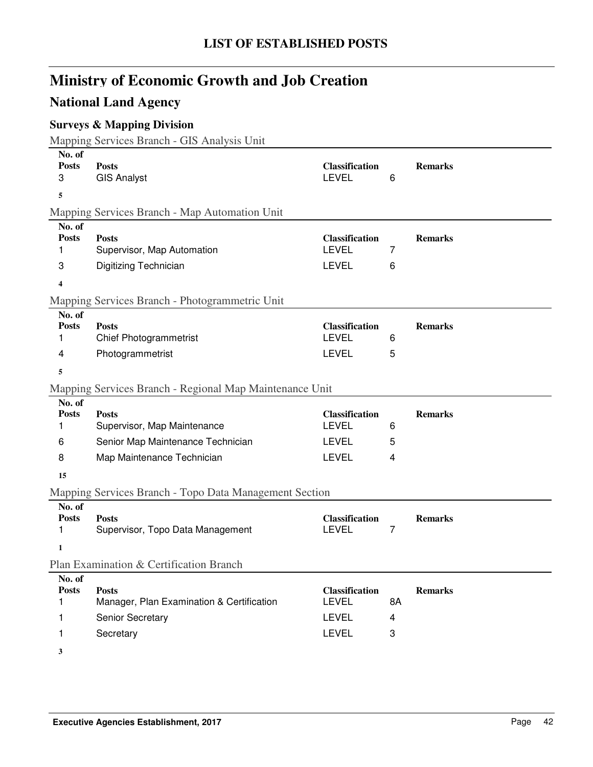# LIST OF ESTABLISHED POSTS

## Ministry of Economic Growth and Job Creation

## National Land Agency

### Surveys & Mapping Division

Mapping Services Branch - GIS Analysis Unit

| No. of Posts | Posts | Classification | | Remarks |
|---|---|---|---|---|
| 3 | GIS Analyst | LEVEL | 6 | |
| **5** | | | | |

Mapping Services Branch - Map Automation Unit

| No. of Posts | Posts | Classification | | Remarks |
|---|---|---|---|---|
| 1 | Supervisor, Map Automation | LEVEL | 7 | |
| 3 | Digitizing Technician | LEVEL | 6 | |
| **4** | | | | |

Mapping Services Branch - Photogrammetric Unit

| No. of Posts | Posts | Classification | | Remarks |
|---|---|---|---|---|
| 1 | Chief Photogrammetrist | LEVEL | 6 | |
| 4 | Photogrammetrist | LEVEL | 5 | |
| **5** | | | | |

Mapping Services Branch - Regional Map Maintenance Unit

| No. of Posts | Posts | Classification | | Remarks |
|---|---|---|---|---|
| 1 | Supervisor, Map Maintenance | LEVEL | 6 | |
| 6 | Senior Map Maintenance Technician | LEVEL | 5 | |
| 8 | Map Maintenance Technician | LEVEL | 4 | |
| **15** | | | | |

Mapping Services Branch - Topo Data Management Section

| No. of Posts | Posts | Classification | | Remarks |
|---|---|---|---|---|
| 1 | Supervisor, Topo Data Management | LEVEL | 7 | |
| **1** | | | | |

Plan Examination & Certification Branch

| No. of Posts | Posts | Classification | | Remarks |
|---|---|---|---|---|
| 1 | Manager, Plan Examination & Certification | LEVEL | 8A | |
| 1 | Senior Secretary | LEVEL | 4 | |
| 1 | Secretary | LEVEL | 3 | |
| **3** | | | | |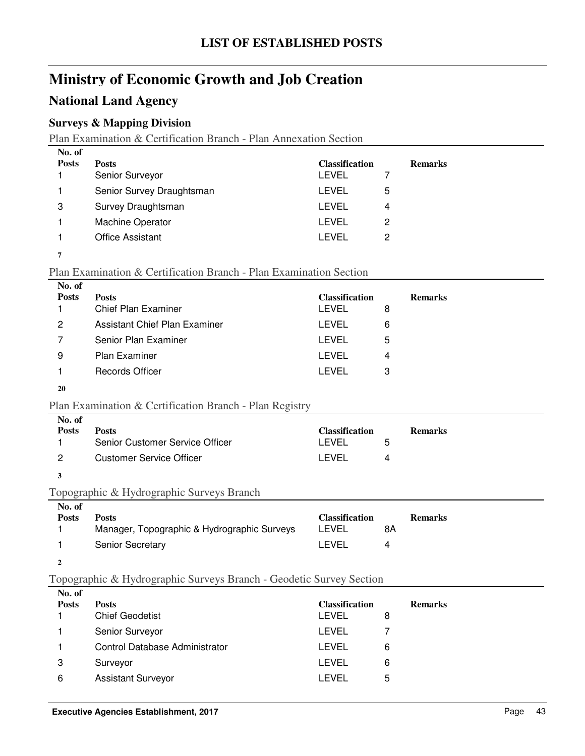# LIST OF ESTABLISHED POSTS

## Ministry of Economic Growth and Job Creation

### National Land Agency

#### Surveys & Mapping Division

Plan Examination & Certification Branch - Plan Annexation Section

| No. of Posts | Posts | Classification | | Remarks |
|---|---|---|---|---|
| 1 | Senior Surveyor | LEVEL | 7 | |
| 1 | Senior Survey Draughtsman | LEVEL | 5 | |
| 3 | Survey Draughtsman | LEVEL | 4 | |
| 1 | Machine Operator | LEVEL | 2 | |
| 1 | Office Assistant | LEVEL | 2 | |
| **7** | | | | |

Plan Examination & Certification Branch - Plan Examination Section

| No. of Posts | Posts | Classification | | Remarks |
|---|---|---|---|---|
| 1 | Chief Plan Examiner | LEVEL | 8 | |
| 2 | Assistant Chief Plan Examiner | LEVEL | 6 | |
| 7 | Senior Plan Examiner | LEVEL | 5 | |
| 9 | Plan Examiner | LEVEL | 4 | |
| 1 | Records Officer | LEVEL | 3 | |
| **20** | | | | |

Plan Examination & Certification Branch - Plan Registry

| No. of Posts | Posts | Classification | | Remarks |
|---|---|---|---|---|
| 1 | Senior Customer Service Officer | LEVEL | 5 | |
| 2 | Customer Service Officer | LEVEL | 4 | |
| **3** | | | | |

Topographic & Hydrographic Surveys Branch

| No. of Posts | Posts | Classification | | Remarks |
|---|---|---|---|---|
| 1 | Manager, Topographic & Hydrographic Surveys | LEVEL | 8A | |
| 1 | Senior Secretary | LEVEL | 4 | |
| **2** | | | | |

Topographic & Hydrographic Surveys Branch - Geodetic Survey Section

| No. of Posts | Posts | Classification | | Remarks |
|---|---|---|---|---|
| 1 | Chief Geodetist | LEVEL | 8 | |
| 1 | Senior Surveyor | LEVEL | 7 | |
| 1 | Control Database Administrator | LEVEL | 6 | |
| 3 | Surveyor | LEVEL | 6 | |
| 6 | Assistant Surveyor | LEVEL | 5 | |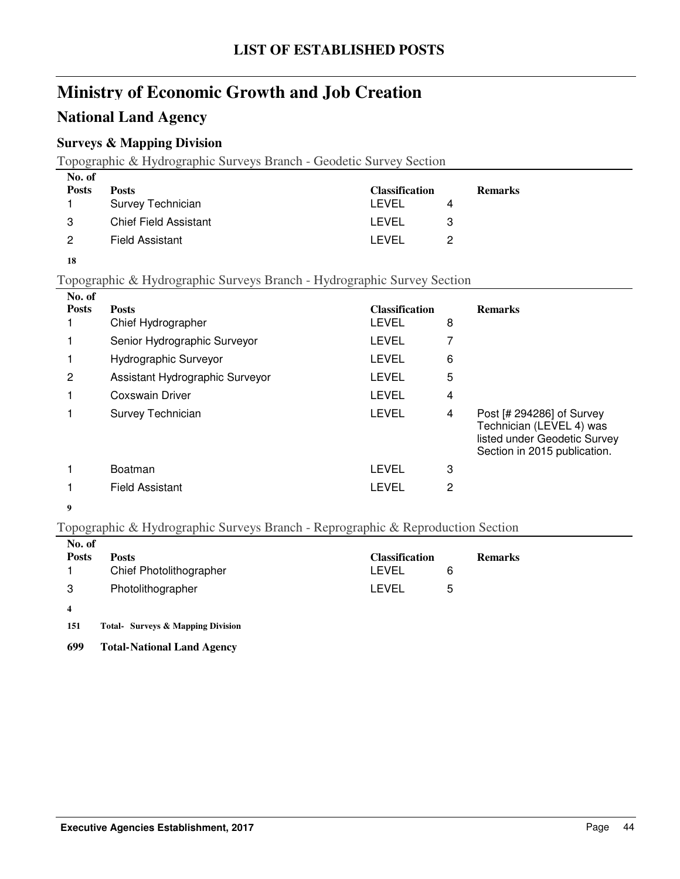# LIST OF ESTABLISHED POSTS

## Ministry of Economic Growth and Job Creation

## National Land Agency

### Surveys & Mapping Division

Topographic & Hydrographic Surveys Branch - Geodetic Survey Section

| No. of Posts | Posts | Classification | | Remarks |
|---|---|---|---|---|
| 1 | Survey Technician | LEVEL | 4 | |
| 3 | Chief Field Assistant | LEVEL | 3 | |
| 2 | Field Assistant | LEVEL | 2 | |

**18**

Topographic & Hydrographic Surveys Branch - Hydrographic Survey Section

| No. of Posts | Posts | Classification | | Remarks |
|---|---|---|---|---|
| 1 | Chief Hydrographer | LEVEL | 8 | |
| 1 | Senior Hydrographic Surveyor | LEVEL | 7 | |
| 1 | Hydrographic Surveyor | LEVEL | 6 | |
| 2 | Assistant Hydrographic Surveyor | LEVEL | 5 | |
| 1 | Coxswain Driver | LEVEL | 4 | |
| 1 | Survey Technician | LEVEL | 4 | Post [# 294286] of Survey Technician (LEVEL 4) was listed under Geodetic Survey Section in 2015 publication. |
| 1 | Boatman | LEVEL | 3 | |
| 1 | Field Assistant | LEVEL | 2 | |

**9**

Topographic & Hydrographic Surveys Branch - Reprographic & Reproduction Section

| No. of Posts | Posts | Classification | | Remarks |
|---|---|---|---|---|
| 1 | Chief Photolithographer | LEVEL | 6 | |
| 3 | Photolithographer | LEVEL | 5 | |

**4**

**151 Total- Surveys & Mapping Division**

**699 Total-National Land Agency**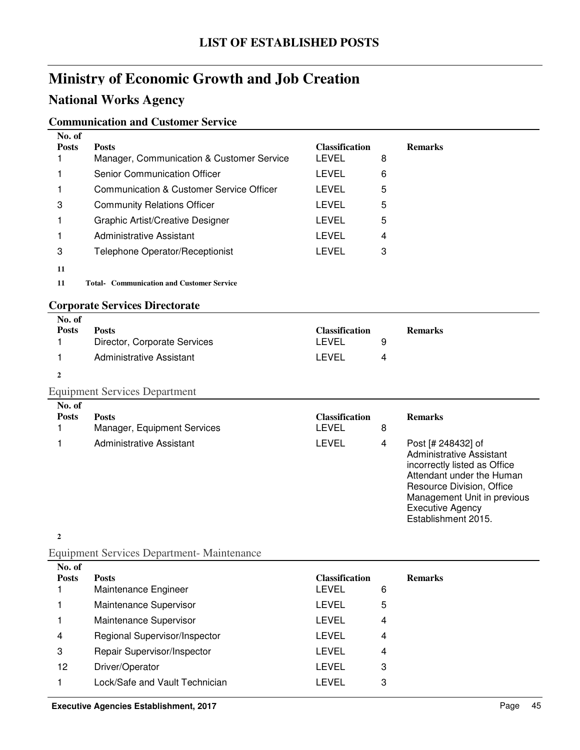# LIST OF ESTABLISHED POSTS

# Ministry of Economic Growth and Job Creation

## National Works Agency

### Communication and Customer Service

| No. of Posts | Posts | Classification | | Remarks |
|---|---|---|---|---|
| 1 | Manager, Communication & Customer Service | LEVEL | 8 | |
| 1 | Senior Communication Officer | LEVEL | 6 | |
| 1 | Communication & Customer Service Officer | LEVEL | 5 | |
| 3 | Community Relations Officer | LEVEL | 5 | |
| 1 | Graphic Artist/Creative Designer | LEVEL | 5 | |
| 1 | Administrative Assistant | LEVEL | 4 | |
| 3 | Telephone Operator/Receptionist | LEVEL | 3 | |
| **11** | | | | |

**11 Total- Communication and Customer Service**

### Corporate Services Directorate

| No. of Posts | Posts | Classification | | Remarks |
|---|---|---|---|---|
| 1 | Director, Corporate Services | LEVEL | 9 | |
| 1 | Administrative Assistant | LEVEL | 4 | |
| **2** | | | | |

Equipment Services Department

| No. of Posts | Posts | Classification | | Remarks |
|---|---|---|---|---|
| 1 | Manager, Equipment Services | LEVEL | 8 | |
| 1 | Administrative Assistant | LEVEL | 4 | Post [# 248432] of Administrative Assistant incorrectly listed as Office Attendant under the Human Resource Division, Office Management Unit in previous Executive Agency Establishment 2015. |
| **2** | | | | |

Equipment Services Department- Maintenance

| No. of Posts | Posts | Classification | | Remarks |
|---|---|---|---|---|
| 1 | Maintenance Engineer | LEVEL | 6 | |
| 1 | Maintenance Supervisor | LEVEL | 5 | |
| 1 | Maintenance Supervisor | LEVEL | 4 | |
| 4 | Regional Supervisor/Inspector | LEVEL | 4 | |
| 3 | Repair Supervisor/Inspector | LEVEL | 4 | |
| 12 | Driver/Operator | LEVEL | 3 | |
| 1 | Lock/Safe and Vault Technician | LEVEL | 3 | |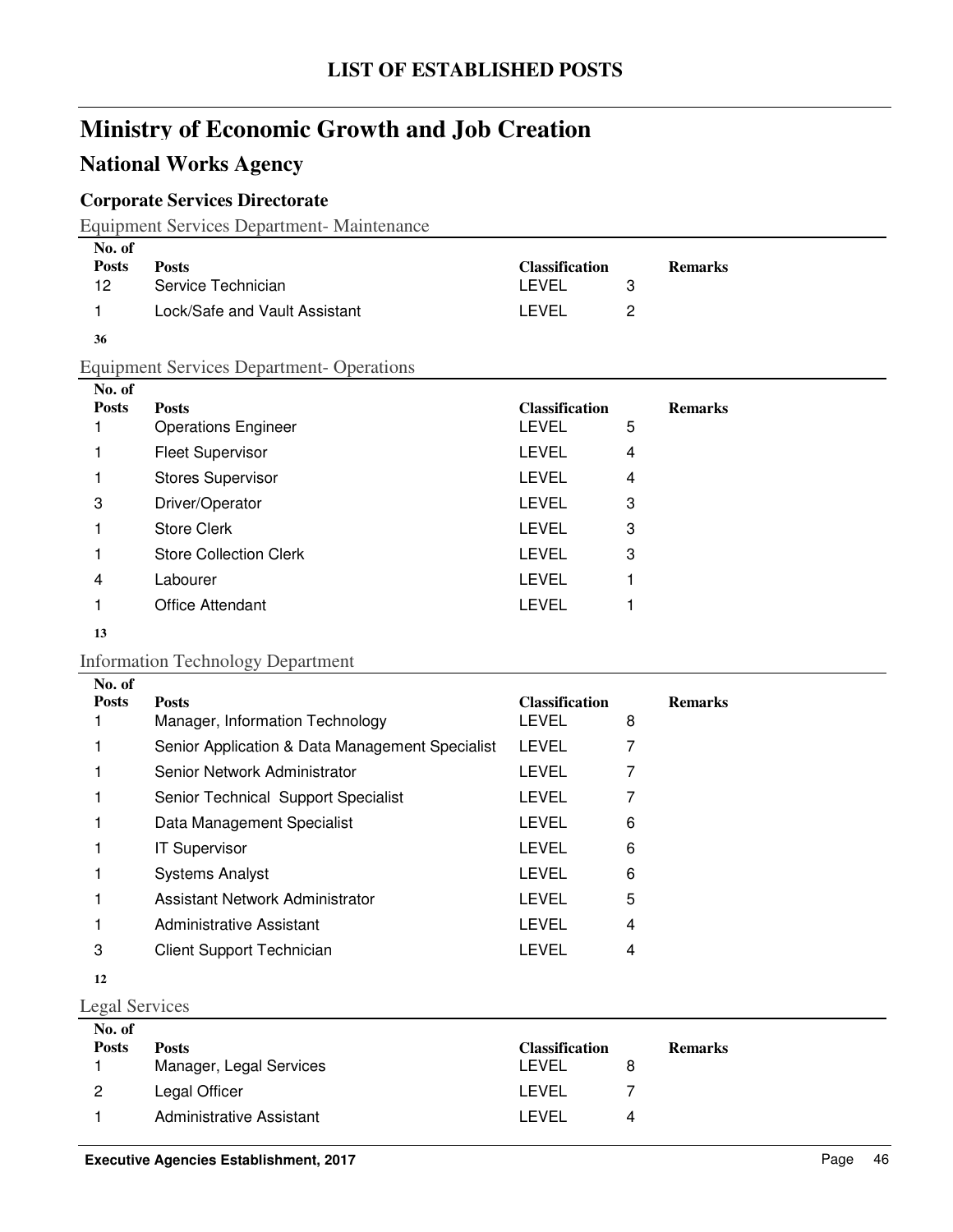# LIST OF ESTABLISHED POSTS

# Ministry of Economic Growth and Job Creation

## National Works Agency

### Corporate Services Directorate

Equipment Services Department- Maintenance

| No. of Posts | Posts | Classification | | Remarks |
|---|---|---|---|---|
| 12 | Service Technician | LEVEL | 3 | |
| 1 | Lock/Safe and Vault Assistant | LEVEL | 2 | |

**36**

Equipment Services Department- Operations

| No. of Posts | Posts | Classification | | Remarks |
|---|---|---|---|---|
| 1 | Operations Engineer | LEVEL | 5 | |
| 1 | Fleet Supervisor | LEVEL | 4 | |
| 1 | Stores Supervisor | LEVEL | 4 | |
| 3 | Driver/Operator | LEVEL | 3 | |
| 1 | Store Clerk | LEVEL | 3 | |
| 1 | Store Collection Clerk | LEVEL | 3 | |
| 4 | Labourer | LEVEL | 1 | |
| 1 | Office Attendant | LEVEL | 1 | |

**13**

Information Technology Department

| No. of Posts | Posts | Classification | | Remarks |
|---|---|---|---|---|
| 1 | Manager, Information Technology | LEVEL | 8 | |
| 1 | Senior Application & Data Management Specialist | LEVEL | 7 | |
| 1 | Senior Network Administrator | LEVEL | 7 | |
| 1 | Senior Technical Support Specialist | LEVEL | 7 | |
| 1 | Data Management Specialist | LEVEL | 6 | |
| 1 | IT Supervisor | LEVEL | 6 | |
| 1 | Systems Analyst | LEVEL | 6 | |
| 1 | Assistant Network Administrator | LEVEL | 5 | |
| 1 | Administrative Assistant | LEVEL | 4 | |
| 3 | Client Support Technician | LEVEL | 4 | |

**12**

Legal Services

| No. of Posts | Posts | Classification | | Remarks |
|---|---|---|---|---|
| 1 | Manager, Legal Services | LEVEL | 8 | |
| 2 | Legal Officer | LEVEL | 7 | |
| 1 | Administrative Assistant | LEVEL | 4 | |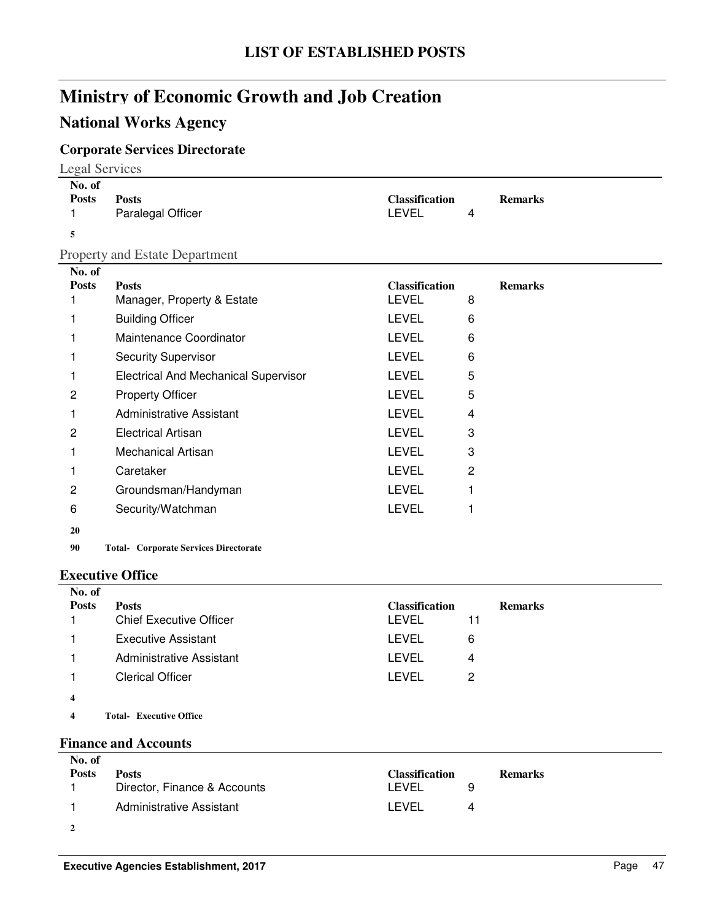# LIST OF ESTABLISHED POSTS

## Ministry of Economic Growth and Job Creation

## National Works Agency

### Corporate Services Directorate

Legal Services

| No. of Posts | Posts | Classification | | Remarks |
|---|---|---|---|---|
| 1 | Paralegal Officer | LEVEL | 4 | |
| **5** | | | | |

Property and Estate Department

| No. of Posts | Posts | Classification | | Remarks |
|---|---|---|---|---|
| 1 | Manager, Property & Estate | LEVEL | 8 | |
| 1 | Building Officer | LEVEL | 6 | |
| 1 | Maintenance Coordinator | LEVEL | 6 | |
| 1 | Security Supervisor | LEVEL | 6 | |
| 1 | Electrical And Mechanical Supervisor | LEVEL | 5 | |
| 2 | Property Officer | LEVEL | 5 | |
| 1 | Administrative Assistant | LEVEL | 4 | |
| 2 | Electrical Artisan | LEVEL | 3 | |
| 1 | Mechanical Artisan | LEVEL | 3 | |
| 1 | Caretaker | LEVEL | 2 | |
| 2 | Groundsman/Handyman | LEVEL | 1 | |
| 6 | Security/Watchman | LEVEL | 1 | |
| **20** | | | | |

**90 Total- Corporate Services Directorate**

### Executive Office

| No. of Posts | Posts | Classification | | Remarks |
|---|---|---|---|---|
| 1 | Chief Executive Officer | LEVEL | 11 | |
| 1 | Executive Assistant | LEVEL | 6 | |
| 1 | Administrative Assistant | LEVEL | 4 | |
| 1 | Clerical Officer | LEVEL | 2 | |
| **4** | | | | |

**4 Total- Executive Office**

### Finance and Accounts

| No. of Posts | Posts | Classification | | Remarks |
|---|---|---|---|---|
| 1 | Director, Finance & Accounts | LEVEL | 9 | |
| 1 | Administrative Assistant | LEVEL | 4 | |
| **2** | | | | |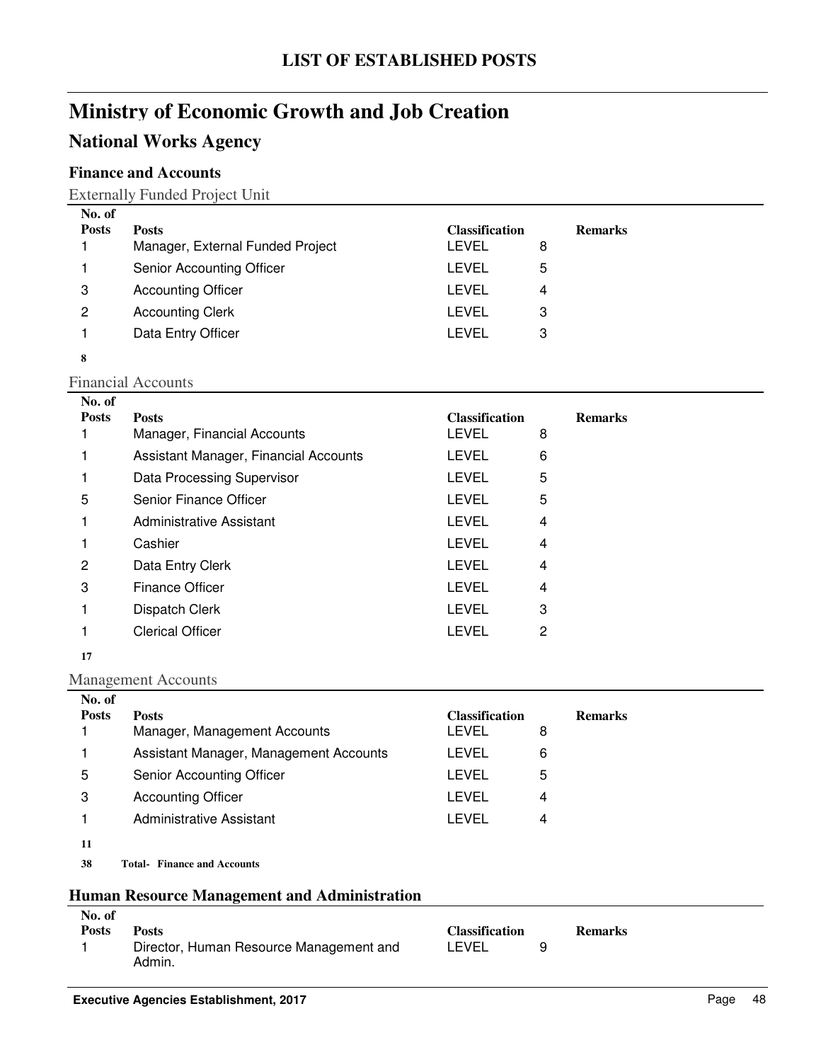## LIST OF ESTABLISHED POSTS

# Ministry of Economic Growth and Job Creation

## National Works Agency

### Finance and Accounts

Externally Funded Project Unit

| No. of Posts | Posts | Classification | | Remarks |
|---|---|---|---|---|
| 1 | Manager, External Funded Project | LEVEL | 8 | |
| 1 | Senior Accounting Officer | LEVEL | 5 | |
| 3 | Accounting Officer | LEVEL | 4 | |
| 2 | Accounting Clerk | LEVEL | 3 | |
| 1 | Data Entry Officer | LEVEL | 3 | |
| **8** | | | | |

Financial Accounts

| No. of Posts | Posts | Classification | | Remarks |
|---|---|---|---|---|
| 1 | Manager, Financial Accounts | LEVEL | 8 | |
| 1 | Assistant Manager, Financial Accounts | LEVEL | 6 | |
| 1 | Data Processing Supervisor | LEVEL | 5 | |
| 5 | Senior Finance Officer | LEVEL | 5 | |
| 1 | Administrative Assistant | LEVEL | 4 | |
| 1 | Cashier | LEVEL | 4 | |
| 2 | Data Entry Clerk | LEVEL | 4 | |
| 3 | Finance Officer | LEVEL | 4 | |
| 1 | Dispatch Clerk | LEVEL | 3 | |
| 1 | Clerical Officer | LEVEL | 2 | |
| **17** | | | | |

Management Accounts

| No. of Posts | Posts | Classification | | Remarks |
|---|---|---|---|---|
| 1 | Manager, Management Accounts | LEVEL | 8 | |
| 1 | Assistant Manager, Management Accounts | LEVEL | 6 | |
| 5 | Senior Accounting Officer | LEVEL | 5 | |
| 3 | Accounting Officer | LEVEL | 4 | |
| 1 | Administrative Assistant | LEVEL | 4 | |
| **11** | | | | |
| **38** | **Total- Finance and Accounts** | | | |

### Human Resource Management and Administration

| No. of Posts | Posts | Classification | | Remarks |
|---|---|---|---|---|
| 1 | Director, Human Resource Management and Admin. | LEVEL | 9 | |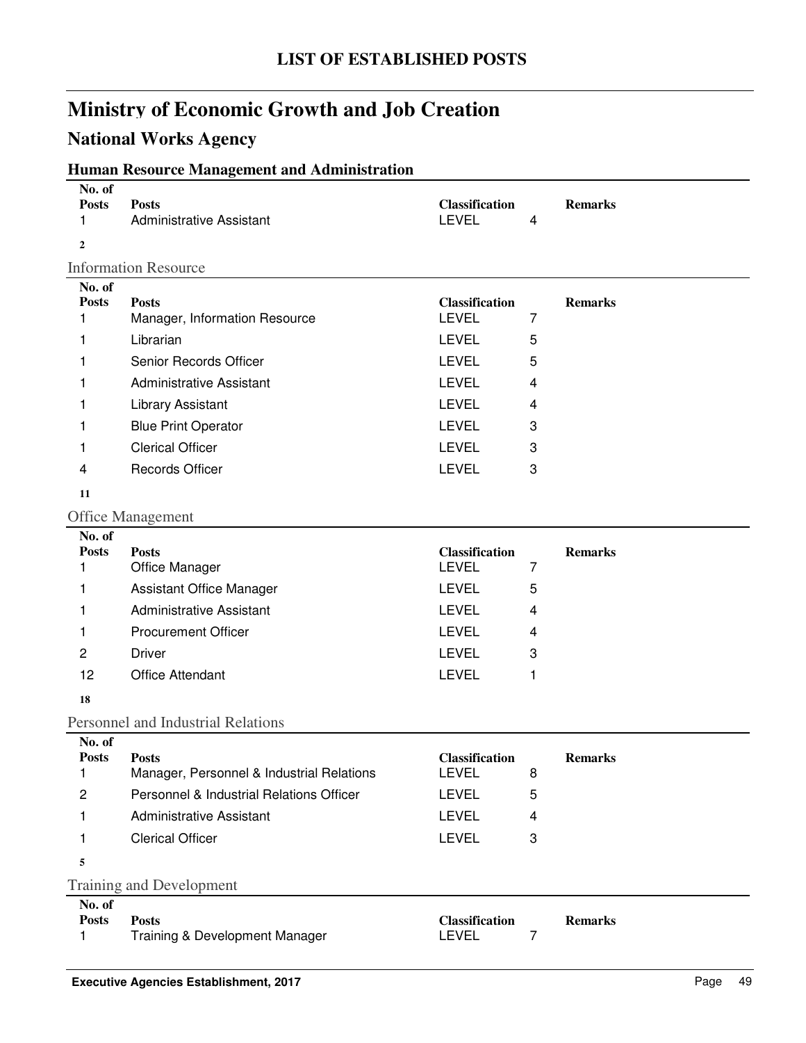# LIST OF ESTABLISHED POSTS

## Ministry of Economic Growth and Job Creation

## National Works Agency

### Human Resource Management and Administration

| No. of Posts | Posts | Classification | | Remarks |
|---|---|---|---|---|
| 1 | Administrative Assistant | LEVEL | 4 | |

**2**

#### Information Resource

| No. of Posts | Posts | Classification | | Remarks |
|---|---|---|---|---|
| 1 | Manager, Information Resource | LEVEL | 7 | |
| 1 | Librarian | LEVEL | 5 | |
| 1 | Senior Records Officer | LEVEL | 5 | |
| 1 | Administrative Assistant | LEVEL | 4 | |
| 1 | Library Assistant | LEVEL | 4 | |
| 1 | Blue Print Operator | LEVEL | 3 | |
| 1 | Clerical Officer | LEVEL | 3 | |
| 4 | Records Officer | LEVEL | 3 | |

**11**

#### Office Management

| No. of Posts | Posts | Classification | | Remarks |
|---|---|---|---|---|
| 1 | Office Manager | LEVEL | 7 | |
| 1 | Assistant Office Manager | LEVEL | 5 | |
| 1 | Administrative Assistant | LEVEL | 4 | |
| 1 | Procurement Officer | LEVEL | 4 | |
| 2 | Driver | LEVEL | 3 | |
| 12 | Office Attendant | LEVEL | 1 | |

**18**

#### Personnel and Industrial Relations

| No. of Posts | Posts | Classification | | Remarks |
|---|---|---|---|---|
| 1 | Manager, Personnel & Industrial Relations | LEVEL | 8 | |
| 2 | Personnel & Industrial Relations Officer | LEVEL | 5 | |
| 1 | Administrative Assistant | LEVEL | 4 | |
| 1 | Clerical Officer | LEVEL | 3 | |

**5**

#### Training and Development

| No. of Posts | Posts | Classification | | Remarks |
|---|---|---|---|---|
| 1 | Training & Development Manager | LEVEL | 7 | |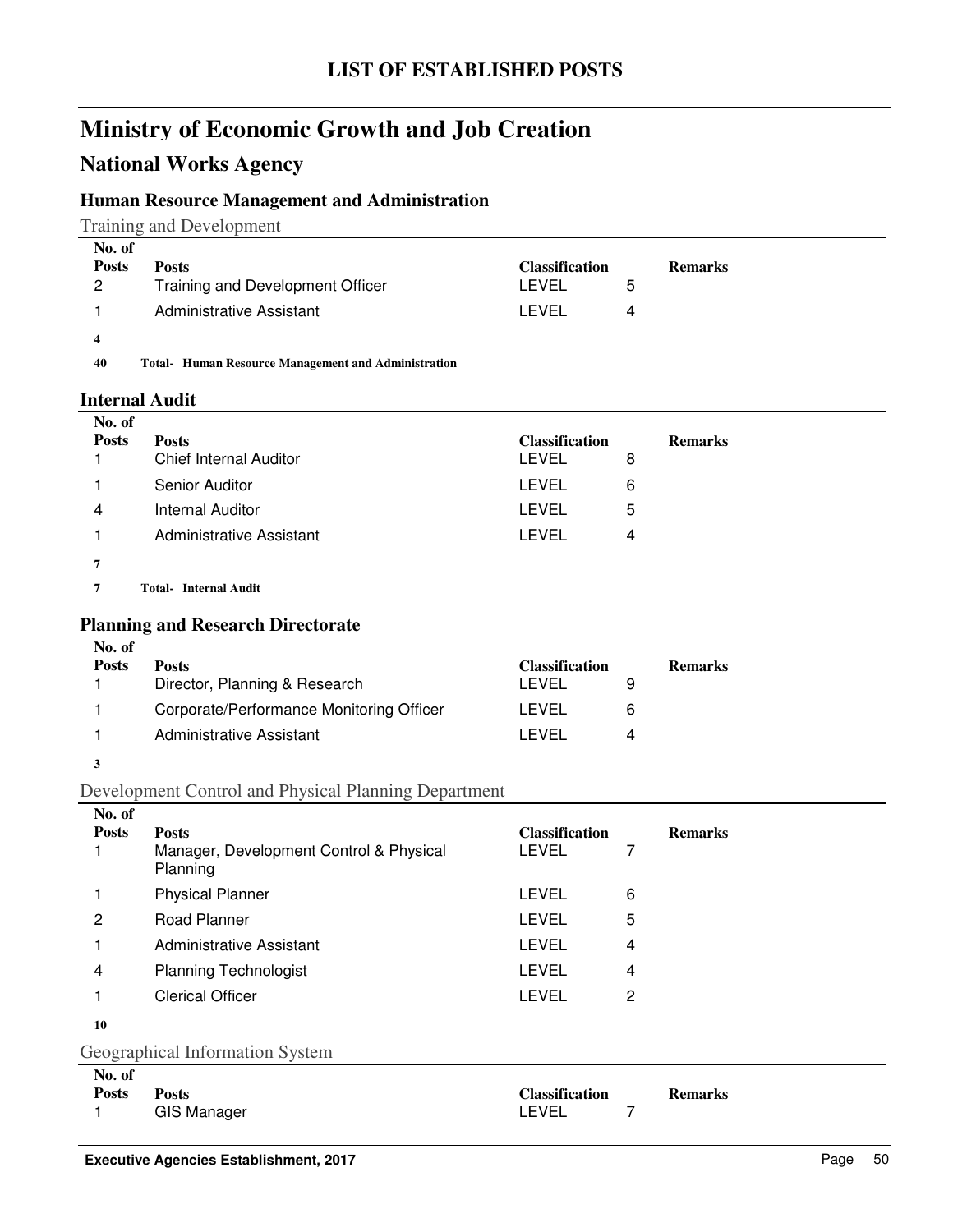# LIST OF ESTABLISHED POSTS

## Ministry of Economic Growth and Job Creation

## National Works Agency

### Human Resource Management and Administration

Training and Development

| No. of Posts | Posts | Classification | | Remarks |
|---|---|---|---|---|
| 2 | Training and Development Officer | LEVEL | 5 | |
| 1 | Administrative Assistant | LEVEL | 4 | |
| **4** | | | | |

**40 Total- Human Resource Management and Administration**

### Internal Audit

| No. of Posts | Posts | Classification | | Remarks |
|---|---|---|---|---|
| 1 | Chief Internal Auditor | LEVEL | 8 | |
| 1 | Senior Auditor | LEVEL | 6 | |
| 4 | Internal Auditor | LEVEL | 5 | |
| 1 | Administrative Assistant | LEVEL | 4 | |
| **7** | | | | |

**7 Total- Internal Audit**

### Planning and Research Directorate

| No. of Posts | Posts | Classification | | Remarks |
|---|---|---|---|---|
| 1 | Director, Planning & Research | LEVEL | 9 | |
| 1 | Corporate/Performance Monitoring Officer | LEVEL | 6 | |
| 1 | Administrative Assistant | LEVEL | 4 | |
| **3** | | | | |

Development Control and Physical Planning Department

| No. of Posts | Posts | Classification | | Remarks |
|---|---|---|---|---|
| 1 | Manager, Development Control & Physical Planning | LEVEL | 7 | |
| 1 | Physical Planner | LEVEL | 6 | |
| 2 | Road Planner | LEVEL | 5 | |
| 1 | Administrative Assistant | LEVEL | 4 | |
| 4 | Planning Technologist | LEVEL | 4 | |
| 1 | Clerical Officer | LEVEL | 2 | |
| **10** | | | | |

Geographical Information System

| No. of Posts | Posts | Classification | | Remarks |
|---|---|---|---|---|
| 1 | GIS Manager | LEVEL | 7 | |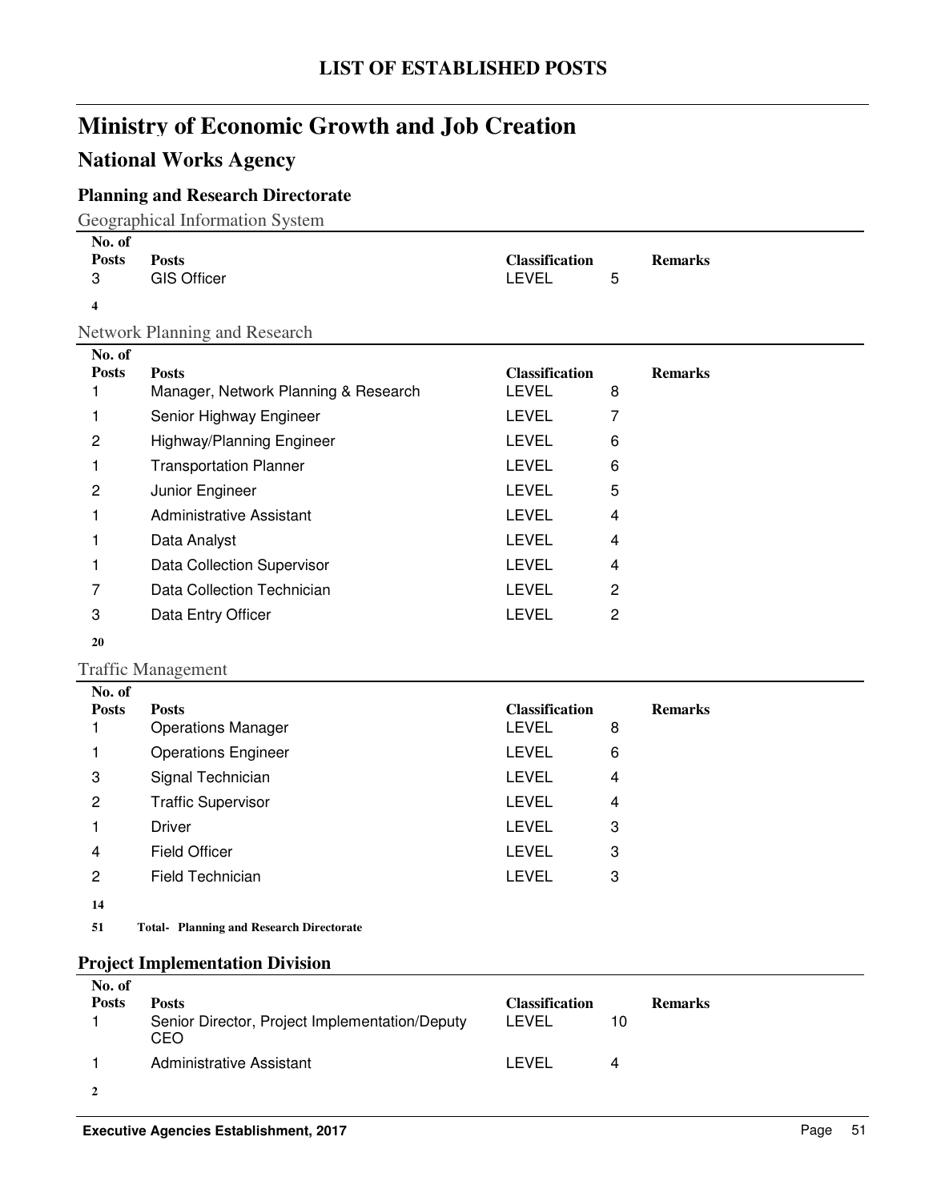## LIST OF ESTABLISHED POSTS

# Ministry of Economic Growth and Job Creation

## National Works Agency

### Planning and Research Directorate

Geographical Information System

| No. of Posts | Posts | Classification | | Remarks |
|---|---|---|---|---|
| 3 | GIS Officer | LEVEL | 5 | |

**4**

Network Planning and Research

| No. of Posts | Posts | Classification | | Remarks |
|---|---|---|---|---|
| 1 | Manager, Network Planning & Research | LEVEL | 8 | |
| 1 | Senior Highway Engineer | LEVEL | 7 | |
| 2 | Highway/Planning Engineer | LEVEL | 6 | |
| 1 | Transportation Planner | LEVEL | 6 | |
| 2 | Junior Engineer | LEVEL | 5 | |
| 1 | Administrative Assistant | LEVEL | 4 | |
| 1 | Data Analyst | LEVEL | 4 | |
| 1 | Data Collection Supervisor | LEVEL | 4 | |
| 7 | Data Collection Technician | LEVEL | 2 | |
| 3 | Data Entry Officer | LEVEL | 2 | |

**20**

Traffic Management

| No. of Posts | Posts | Classification | | Remarks |
|---|---|---|---|---|
| 1 | Operations Manager | LEVEL | 8 | |
| 1 | Operations Engineer | LEVEL | 6 | |
| 3 | Signal Technician | LEVEL | 4 | |
| 2 | Traffic Supervisor | LEVEL | 4 | |
| 1 | Driver | LEVEL | 3 | |
| 4 | Field Officer | LEVEL | 3 | |
| 2 | Field Technician | LEVEL | 3 | |

**14**

**51 Total- Planning and Research Directorate**

### Project Implementation Division

| No. of Posts | Posts | Classification | | Remarks |
|---|---|---|---|---|
| 1 | Senior Director, Project Implementation/Deputy CEO | LEVEL | 10 | |
| 1 | Administrative Assistant | LEVEL | 4 | |

**2**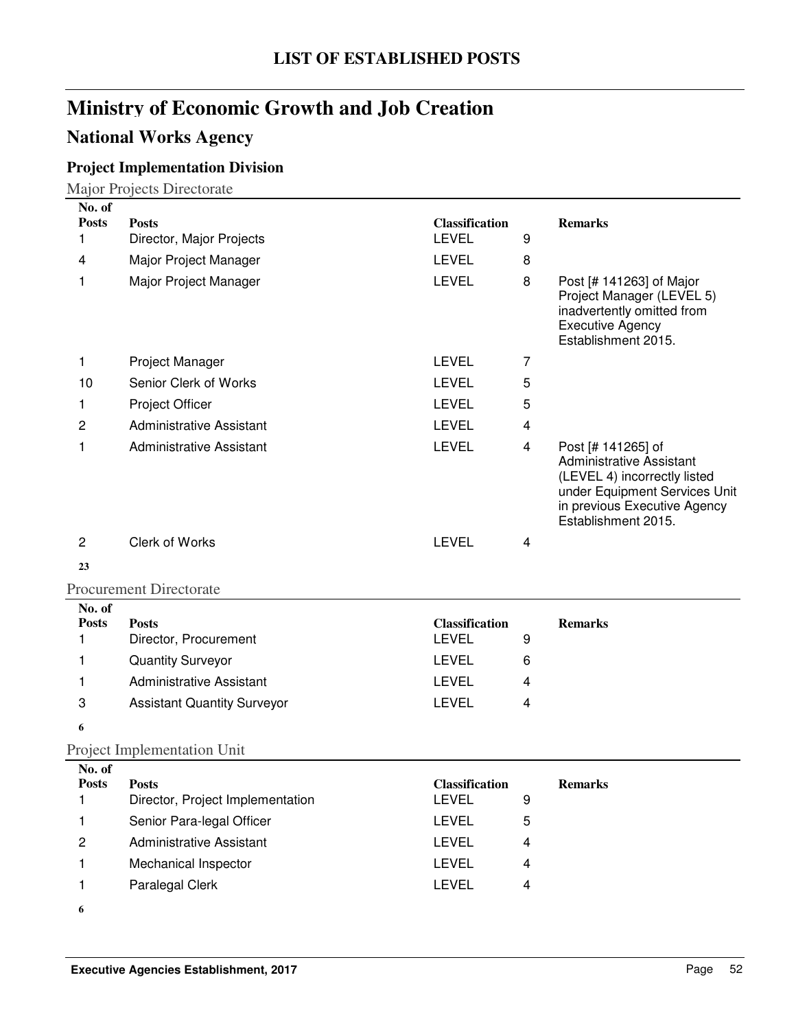# LIST OF ESTABLISHED POSTS

# Ministry of Economic Growth and Job Creation

## National Works Agency

### Project Implementation Division

#### Major Projects Directorate

| No. of Posts | Posts | Classification | | Remarks |
|---|---|---|---|---|
| 1 | Director, Major Projects | LEVEL | 9 | |
| 4 | Major Project Manager | LEVEL | 8 | |
| 1 | Major Project Manager | LEVEL | 8 | Post [# 141263] of Major Project Manager (LEVEL 5) inadvertently omitted from Executive Agency Establishment 2015. |
| 1 | Project Manager | LEVEL | 7 | |
| 10 | Senior Clerk of Works | LEVEL | 5 | |
| 1 | Project Officer | LEVEL | 5 | |
| 2 | Administrative Assistant | LEVEL | 4 | |
| 1 | Administrative Assistant | LEVEL | 4 | Post [# 141265] of Administrative Assistant (LEVEL 4) incorrectly listed under Equipment Services Unit in previous Executive Agency Establishment 2015. |
| 2 | Clerk of Works | LEVEL | 4 | |
| **23** | | | | |

#### Procurement Directorate

| No. of Posts | Posts | Classification | | Remarks |
|---|---|---|---|---|
| 1 | Director, Procurement | LEVEL | 9 | |
| 1 | Quantity Surveyor | LEVEL | 6 | |
| 1 | Administrative Assistant | LEVEL | 4 | |
| 3 | Assistant Quantity Surveyor | LEVEL | 4 | |
| **6** | | | | |

#### Project Implementation Unit

| No. of Posts | Posts | Classification | | Remarks |
|---|---|---|---|---|
| 1 | Director, Project Implementation | LEVEL | 9 | |
| 1 | Senior Para-legal Officer | LEVEL | 5 | |
| 2 | Administrative Assistant | LEVEL | 4 | |
| 1 | Mechanical Inspector | LEVEL | 4 | |
| 1 | Paralegal Clerk | LEVEL | 4 | |
| **6** | | | | |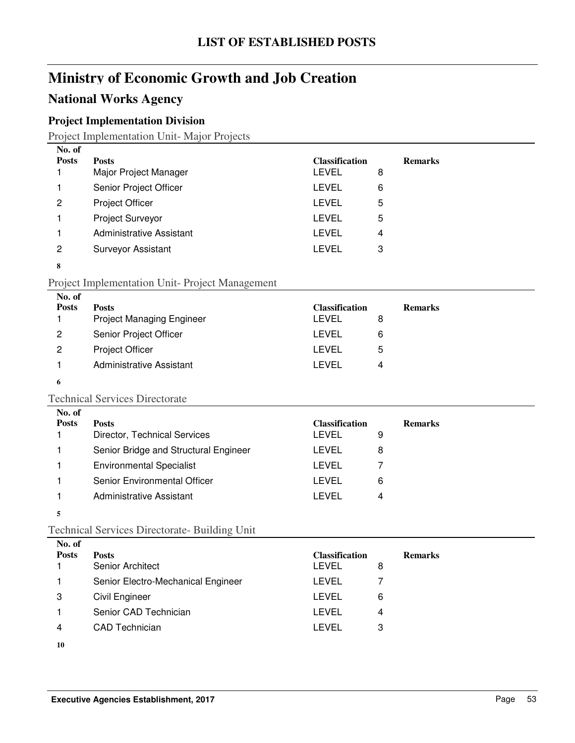# LIST OF ESTABLISHED POSTS

# Ministry of Economic Growth and Job Creation

## National Works Agency

### Project Implementation Division

Project Implementation Unit- Major Projects

| No. of Posts | Posts | Classification | | Remarks |
|---|---|---|---|---|
| 1 | Major Project Manager | LEVEL | 8 | |
| 1 | Senior Project Officer | LEVEL | 6 | |
| 2 | Project Officer | LEVEL | 5 | |
| 1 | Project Surveyor | LEVEL | 5 | |
| 1 | Administrative Assistant | LEVEL | 4 | |
| 2 | Surveyor Assistant | LEVEL | 3 | |
| **8** | | | | |

Project Implementation Unit- Project Management

| No. of Posts | Posts | Classification | | Remarks |
|---|---|---|---|---|
| 1 | Project Managing Engineer | LEVEL | 8 | |
| 2 | Senior Project Officer | LEVEL | 6 | |
| 2 | Project Officer | LEVEL | 5 | |
| 1 | Administrative Assistant | LEVEL | 4 | |
| **6** | | | | |

Technical Services Directorate

| No. of Posts | Posts | Classification | | Remarks |
|---|---|---|---|---|
| 1 | Director, Technical Services | LEVEL | 9 | |
| 1 | Senior Bridge and Structural Engineer | LEVEL | 8 | |
| 1 | Environmental Specialist | LEVEL | 7 | |
| 1 | Senior Environmental Officer | LEVEL | 6 | |
| 1 | Administrative Assistant | LEVEL | 4 | |
| **5** | | | | |

Technical Services Directorate- Building Unit

| No. of Posts | Posts | Classification | | Remarks |
|---|---|---|---|---|
| 1 | Senior Architect | LEVEL | 8 | |
| 1 | Senior Electro-Mechanical Engineer | LEVEL | 7 | |
| 3 | Civil Engineer | LEVEL | 6 | |
| 1 | Senior CAD Technician | LEVEL | 4 | |
| 4 | CAD Technician | LEVEL | 3 | |
| **10** | | | | |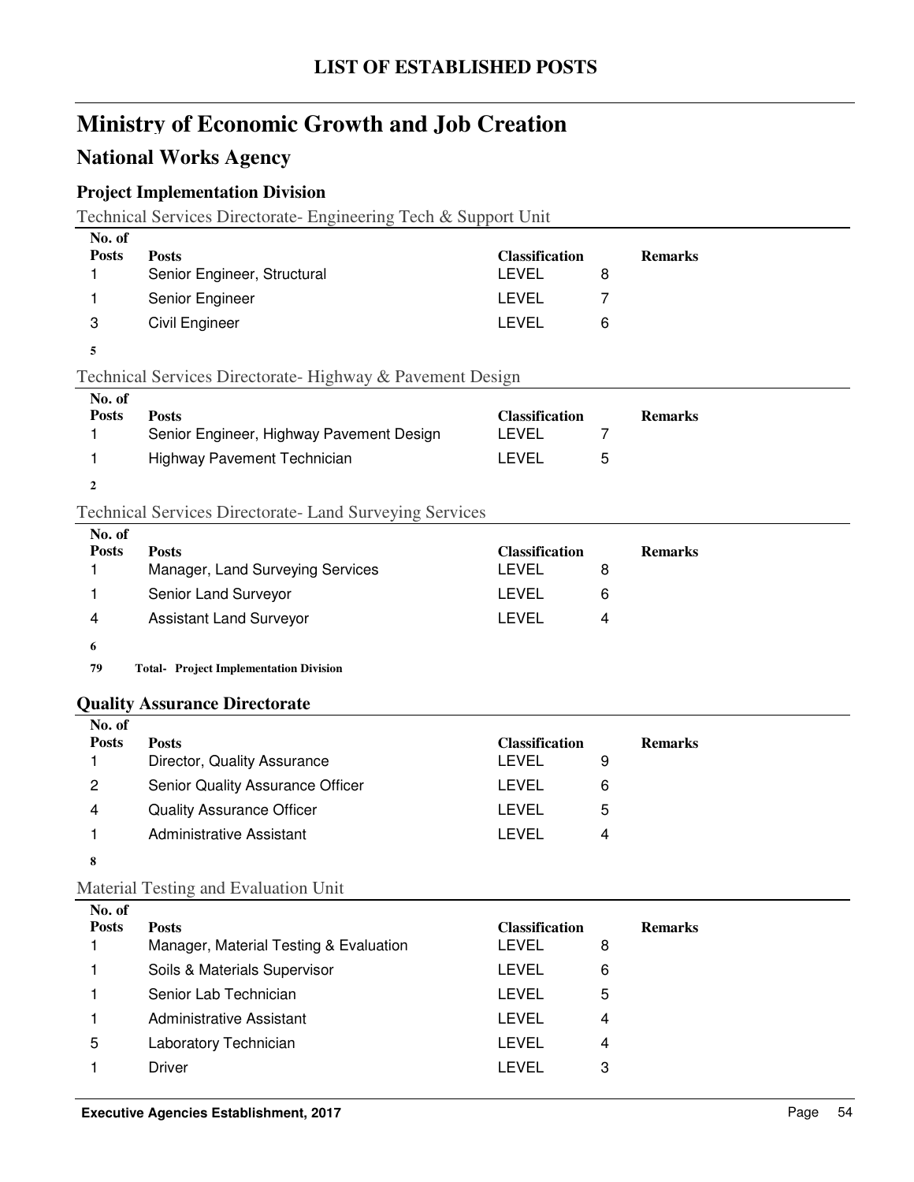# LIST OF ESTABLISHED POSTS

## Ministry of Economic Growth and Job Creation

## National Works Agency

### Project Implementation Division

Technical Services Directorate- Engineering Tech & Support Unit

| No. of Posts | Posts | Classification | | Remarks |
|---|---|---|---|---|
| 1 | Senior Engineer, Structural | LEVEL | 8 | |
| 1 | Senior Engineer | LEVEL | 7 | |
| 3 | Civil Engineer | LEVEL | 6 | |
| **5** | | | | |

Technical Services Directorate- Highway & Pavement Design

| No. of Posts | Posts | Classification | | Remarks |
|---|---|---|---|---|
| 1 | Senior Engineer, Highway Pavement Design | LEVEL | 7 | |
| 1 | Highway Pavement Technician | LEVEL | 5 | |
| **2** | | | | |

Technical Services Directorate- Land Surveying Services

| No. of Posts | Posts | Classification | | Remarks |
|---|---|---|---|---|
| 1 | Manager, Land Surveying Services | LEVEL | 8 | |
| 1 | Senior Land Surveyor | LEVEL | 6 | |
| 4 | Assistant Land Surveyor | LEVEL | 4 | |
| **6** | | | | |

**79 Total- Project Implementation Division**

### Quality Assurance Directorate

| No. of Posts | Posts | Classification | | Remarks |
|---|---|---|---|---|
| 1 | Director, Quality Assurance | LEVEL | 9 | |
| 2 | Senior Quality Assurance Officer | LEVEL | 6 | |
| 4 | Quality Assurance Officer | LEVEL | 5 | |
| 1 | Administrative Assistant | LEVEL | 4 | |
| **8** | | | | |

Material Testing and Evaluation Unit

| No. of Posts | Posts | Classification | | Remarks |
|---|---|---|---|---|
| 1 | Manager, Material Testing & Evaluation | LEVEL | 8 | |
| 1 | Soils & Materials Supervisor | LEVEL | 6 | |
| 1 | Senior Lab Technician | LEVEL | 5 | |
| 1 | Administrative Assistant | LEVEL | 4 | |
| 5 | Laboratory Technician | LEVEL | 4 | |
| 1 | Driver | LEVEL | 3 | |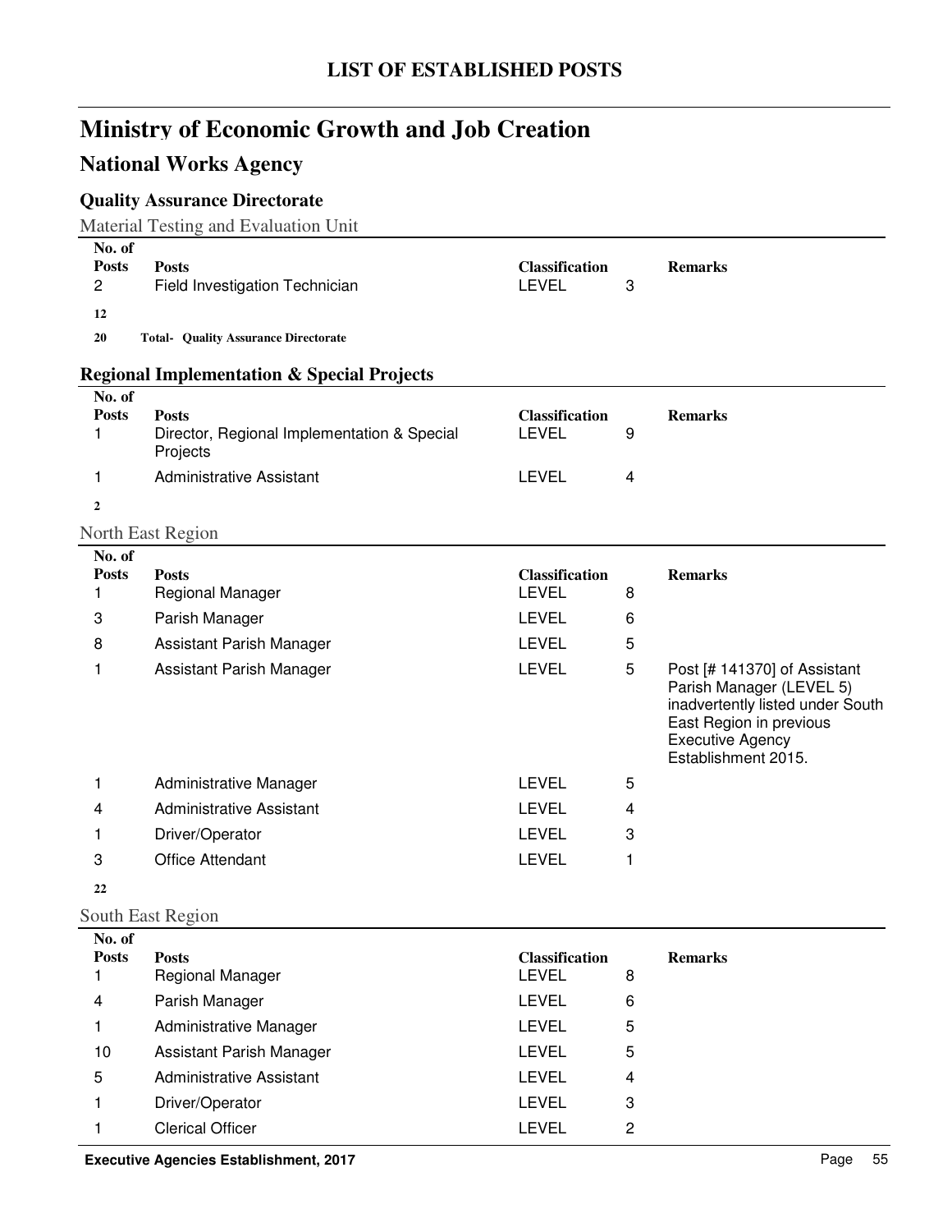# LIST OF ESTABLISHED POSTS

# Ministry of Economic Growth and Job Creation

## National Works Agency

### Quality Assurance Directorate

Material Testing and Evaluation Unit

| No. of Posts | Posts | Classification | | Remarks |
|---|---|---|---|---|
| 2 | Field Investigation Technician | LEVEL | 3 | |
| **12** | | | | |

**20 Total- Quality Assurance Directorate**

### Regional Implementation & Special Projects

| No. of Posts | Posts | Classification | | Remarks |
|---|---|---|---|---|
| 1 | Director, Regional Implementation & Special Projects | LEVEL | 9 | |
| 1 | Administrative Assistant | LEVEL | 4 | |
| **2** | | | | |

North East Region

| No. of Posts | Posts | Classification | | Remarks |
|---|---|---|---|---|
| 1 | Regional Manager | LEVEL | 8 | |
| 3 | Parish Manager | LEVEL | 6 | |
| 8 | Assistant Parish Manager | LEVEL | 5 | |
| 1 | Assistant Parish Manager | LEVEL | 5 | Post [# 141370] of Assistant Parish Manager (LEVEL 5) inadvertently listed under South East Region in previous Executive Agency Establishment 2015. |
| 1 | Administrative Manager | LEVEL | 5 | |
| 4 | Administrative Assistant | LEVEL | 4 | |
| 1 | Driver/Operator | LEVEL | 3 | |
| 3 | Office Attendant | LEVEL | 1 | |
| **22** | | | | |

South East Region

| No. of Posts | Posts | Classification | | Remarks |
|---|---|---|---|---|
| 1 | Regional Manager | LEVEL | 8 | |
| 4 | Parish Manager | LEVEL | 6 | |
| 1 | Administrative Manager | LEVEL | 5 | |
| 10 | Assistant Parish Manager | LEVEL | 5 | |
| 5 | Administrative Assistant | LEVEL | 4 | |
| 1 | Driver/Operator | LEVEL | 3 | |
| 1 | Clerical Officer | LEVEL | 2 | |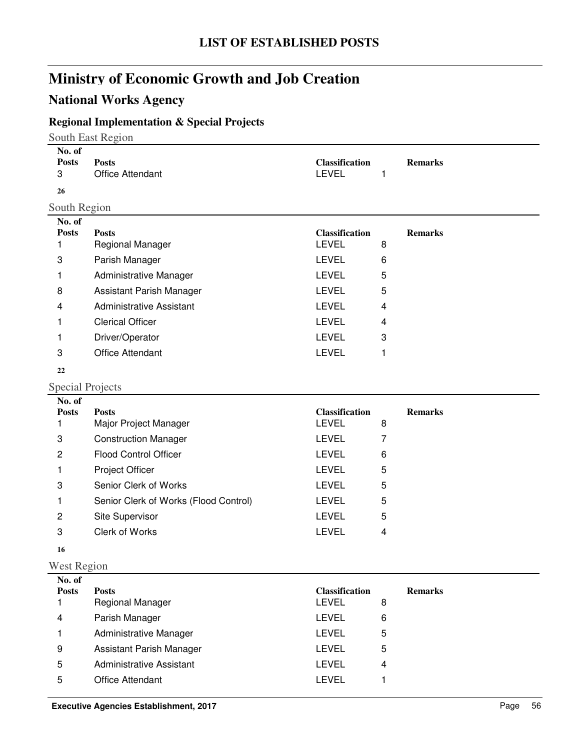# LIST OF ESTABLISHED POSTS

## Ministry of Economic Growth and Job Creation

## National Works Agency

### Regional Implementation & Special Projects

South East Region

| No. of Posts | Posts | Classification | | Remarks |
|---|---|---|---|---|
| 3 | Office Attendant | LEVEL | 1 | |

**26**

South Region

| No. of Posts | Posts | Classification | | Remarks |
|---|---|---|---|---|
| 1 | Regional Manager | LEVEL | 8 | |
| 3 | Parish Manager | LEVEL | 6 | |
| 1 | Administrative Manager | LEVEL | 5 | |
| 8 | Assistant Parish Manager | LEVEL | 5 | |
| 4 | Administrative Assistant | LEVEL | 4 | |
| 1 | Clerical Officer | LEVEL | 4 | |
| 1 | Driver/Operator | LEVEL | 3 | |
| 3 | Office Attendant | LEVEL | 1 | |

**22**

Special Projects

| No. of Posts | Posts | Classification | | Remarks |
|---|---|---|---|---|
| 1 | Major Project Manager | LEVEL | 8 | |
| 3 | Construction Manager | LEVEL | 7 | |
| 2 | Flood Control Officer | LEVEL | 6 | |
| 1 | Project Officer | LEVEL | 5 | |
| 3 | Senior Clerk of Works | LEVEL | 5 | |
| 1 | Senior Clerk of Works (Flood Control) | LEVEL | 5 | |
| 2 | Site Supervisor | LEVEL | 5 | |
| 3 | Clerk of Works | LEVEL | 4 | |

**16**

West Region

| No. of Posts | Posts | Classification | | Remarks |
|---|---|---|---|---|
| 1 | Regional Manager | LEVEL | 8 | |
| 4 | Parish Manager | LEVEL | 6 | |
| 1 | Administrative Manager | LEVEL | 5 | |
| 9 | Assistant Parish Manager | LEVEL | 5 | |
| 5 | Administrative Assistant | LEVEL | 4 | |
| 5 | Office Attendant | LEVEL | 1 | |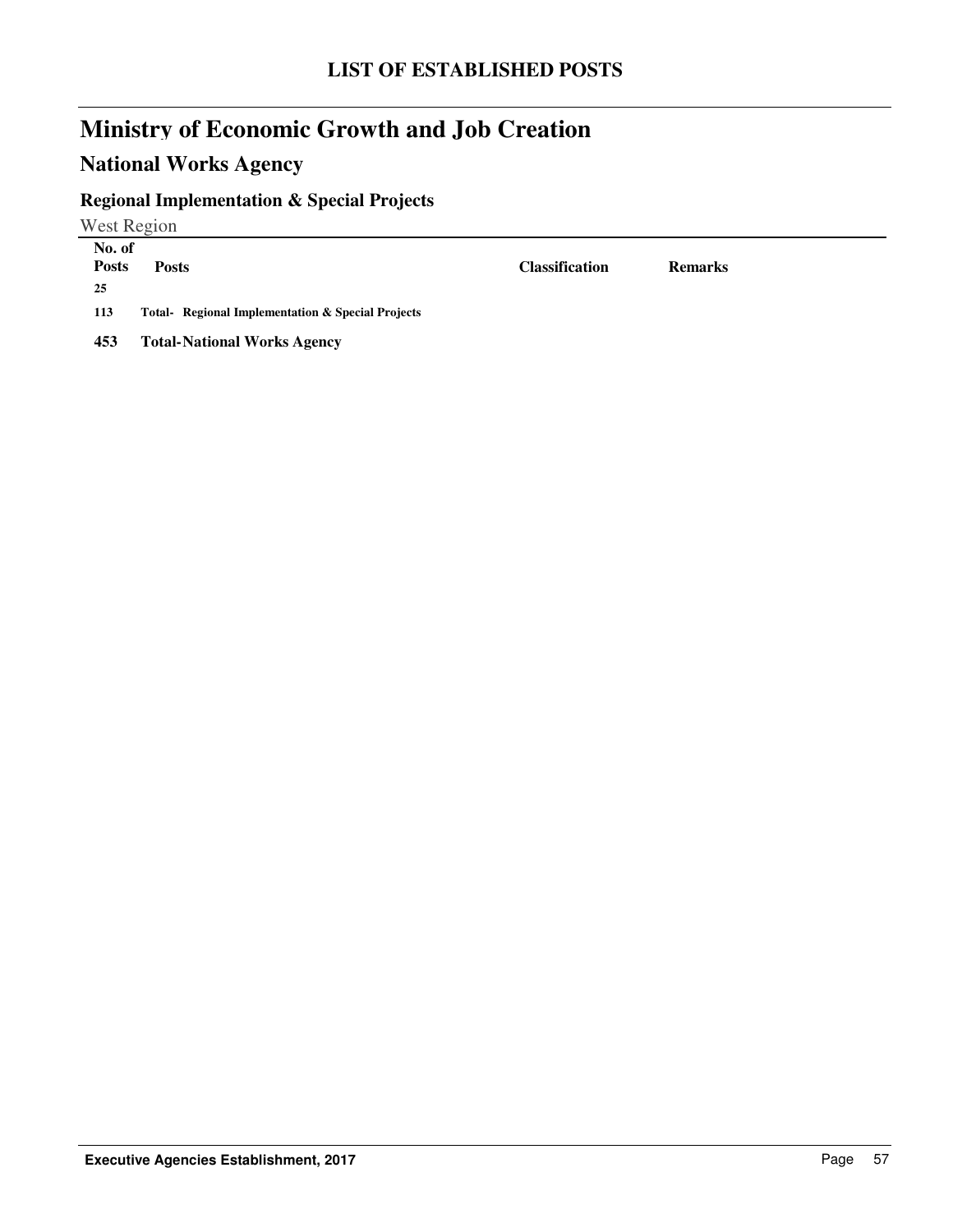# LIST OF ESTABLISHED POSTS

## Ministry of Economic Growth and Job Creation

### National Works Agency

#### Regional Implementation & Special Projects

West Region

| No. of Posts | Posts | Classification | Remarks |
|---|---|---|---|
| 25 | | | |
| 113 | **Total- Regional Implementation & Special Projects** | | |
| **453** | **Total-National Works Agency** | | |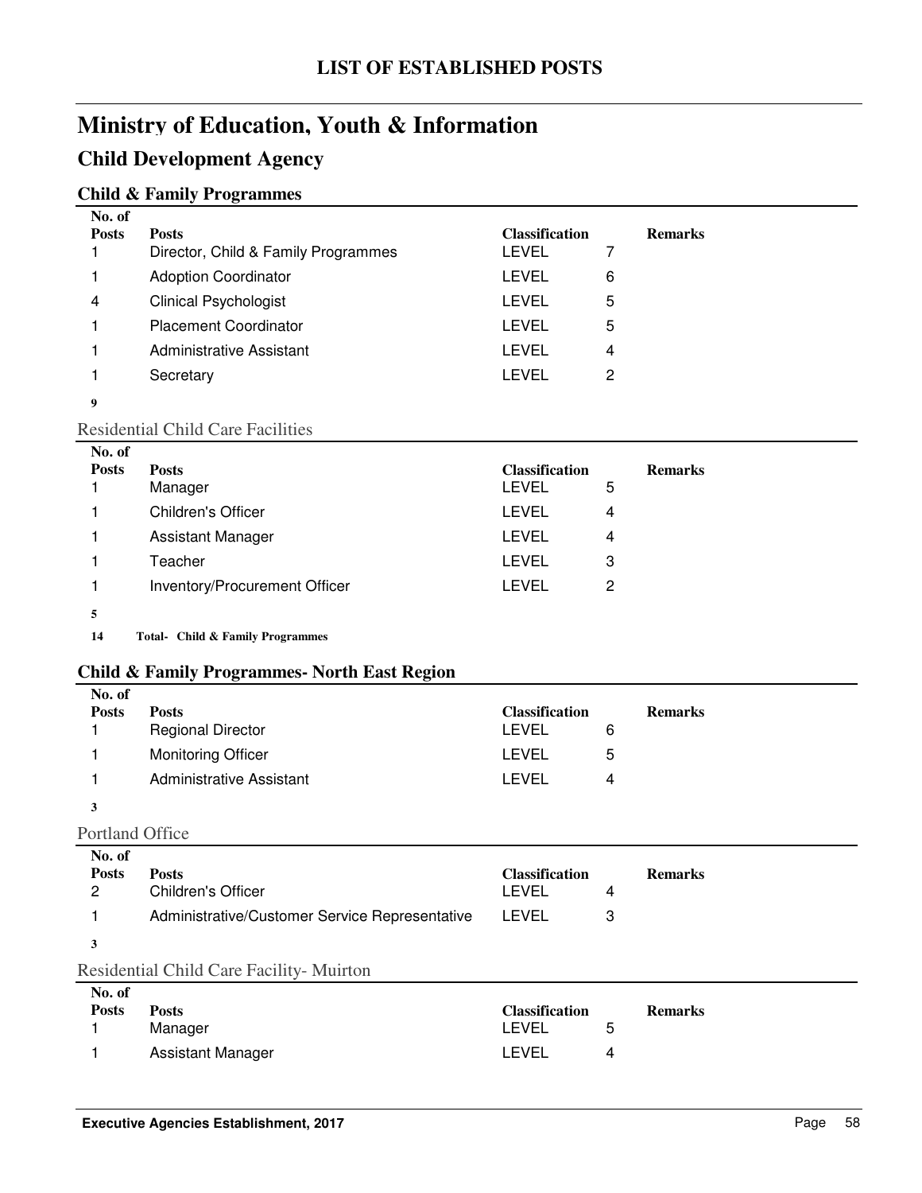# LIST OF ESTABLISHED POSTS

## Ministry of Education, Youth & Information

## Child Development Agency

### Child & Family Programmes

| No. of Posts | Posts | Classification | | Remarks |
|---|---|---|---|---|
| 1 | Director, Child & Family Programmes | LEVEL | 7 | |
| 1 | Adoption Coordinator | LEVEL | 6 | |
| 4 | Clinical Psychologist | LEVEL | 5 | |
| 1 | Placement Coordinator | LEVEL | 5 | |
| 1 | Administrative Assistant | LEVEL | 4 | |
| 1 | Secretary | LEVEL | 2 | |
| **9** | | | | |

Residential Child Care Facilities

| No. of Posts | Posts | Classification | | Remarks |
|---|---|---|---|---|
| 1 | Manager | LEVEL | 5 | |
| 1 | Children's Officer | LEVEL | 4 | |
| 1 | Assistant Manager | LEVEL | 4 | |
| 1 | Teacher | LEVEL | 3 | |
| 1 | Inventory/Procurement Officer | LEVEL | 2 | |
| **5** | | | | |

**14 Total- Child & Family Programmes**

### Child & Family Programmes- North East Region

| No. of Posts | Posts | Classification | | Remarks |
|---|---|---|---|---|
| 1 | Regional Director | LEVEL | 6 | |
| 1 | Monitoring Officer | LEVEL | 5 | |
| 1 | Administrative Assistant | LEVEL | 4 | |
| **3** | | | | |

Portland Office

| No. of Posts | Posts | Classification | | Remarks |
|---|---|---|---|---|
| 2 | Children's Officer | LEVEL | 4 | |
| 1 | Administrative/Customer Service Representative | LEVEL | 3 | |
| **3** | | | | |

Residential Child Care Facility- Muirton

| No. of Posts | Posts | Classification | | Remarks |
|---|---|---|---|---|
| 1 | Manager | LEVEL | 5 | |
| 1 | Assistant Manager | LEVEL | 4 | |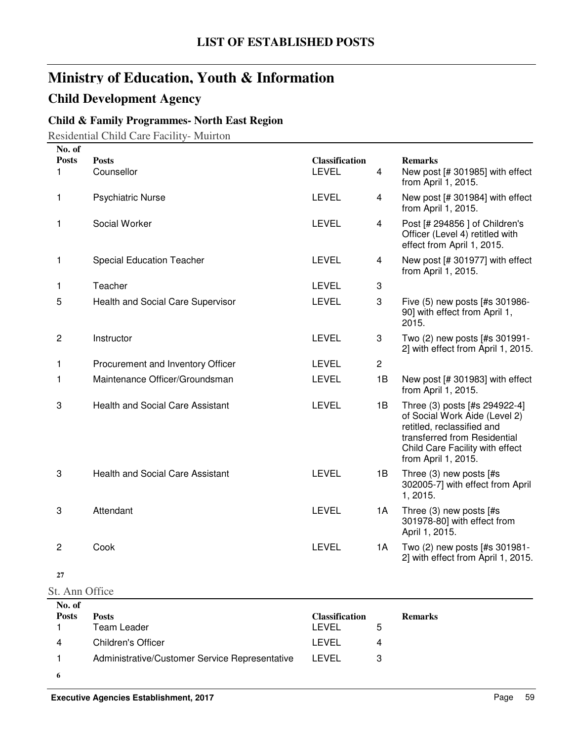# LIST OF ESTABLISHED POSTS

## Ministry of Education, Youth & Information

### Child Development Agency

#### Child & Family Programmes- North East Region

Residential Child Care Facility- Muirton

| No. of Posts | Posts | Classification | | Remarks |
|---|---|---|---|---|
| 1 | Counsellor | LEVEL | 4 | New post [# 301985] with effect from April 1, 2015. |
| 1 | Psychiatric Nurse | LEVEL | 4 | New post [# 301984] with effect from April 1, 2015. |
| 1 | Social Worker | LEVEL | 4 | Post [# 294856 ] of Children's Officer (Level 4) retitled with effect from April 1, 2015. |
| 1 | Special Education Teacher | LEVEL | 4 | New post [# 301977] with effect from April 1, 2015. |
| 1 | Teacher | LEVEL | 3 | |
| 5 | Health and Social Care Supervisor | LEVEL | 3 | Five (5) new posts [#s 301986-90] with effect from April 1, 2015. |
| 2 | Instructor | LEVEL | 3 | Two (2) new posts [#s 301991-2] with effect from April 1, 2015. |
| 1 | Procurement and Inventory Officer | LEVEL | 2 | |
| 1 | Maintenance Officer/Groundsman | LEVEL | 1B | New post [# 301983] with effect from April 1, 2015. |
| 3 | Health and Social Care Assistant | LEVEL | 1B | Three (3) posts [#s 294922-4] of Social Work Aide (Level 2) retitled, reclassified and transferred from Residential Child Care Facility with effect from April 1, 2015. |
| 3 | Health and Social Care Assistant | LEVEL | 1B | Three (3) new posts [#s 302005-7] with effect from April 1, 2015. |
| 3 | Attendant | LEVEL | 1A | Three (3) new posts [#s 301978-80] with effect from April 1, 2015. |
| 2 | Cook | LEVEL | 1A | Two (2) new posts [#s 301981-2] with effect from April 1, 2015. |
| **27** | | | | |

St. Ann Office

| No. of Posts | Posts | Classification | | Remarks |
|---|---|---|---|---|
| 1 | Team Leader | LEVEL | 5 | |
| 4 | Children's Officer | LEVEL | 4 | |
| 1 | Administrative/Customer Service Representative | LEVEL | 3 | |
| **6** | | | | |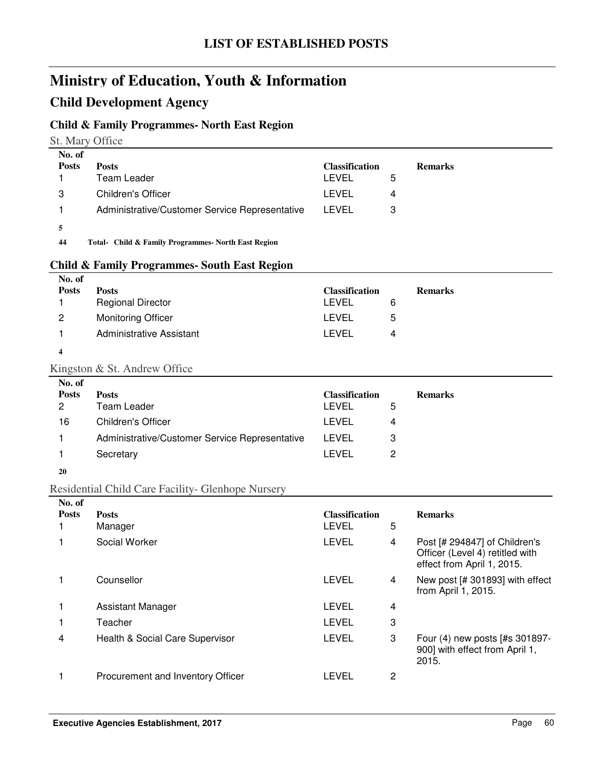# LIST OF ESTABLISHED POSTS

# Ministry of Education, Youth & Information

## Child Development Agency

### Child & Family Programmes- North East Region

St. Mary Office

| No. of Posts | Posts | Classification | | Remarks |
|---|---|---|---|---|
| 1 | Team Leader | LEVEL | 5 | |
| 3 | Children's Officer | LEVEL | 4 | |
| 1 | Administrative/Customer Service Representative | LEVEL | 3 | |
| **5** | | | | |

**44 Total- Child & Family Programmes- North East Region**

### Child & Family Programmes- South East Region

| No. of Posts | Posts | Classification | | Remarks |
|---|---|---|---|---|
| 1 | Regional Director | LEVEL | 6 | |
| 2 | Monitoring Officer | LEVEL | 5 | |
| 1 | Administrative Assistant | LEVEL | 4 | |
| **4** | | | | |

Kingston & St. Andrew Office

| No. of Posts | Posts | Classification | | Remarks |
|---|---|---|---|---|
| 2 | Team Leader | LEVEL | 5 | |
| 16 | Children's Officer | LEVEL | 4 | |
| 1 | Administrative/Customer Service Representative | LEVEL | 3 | |
| 1 | Secretary | LEVEL | 2 | |
| **20** | | | | |

Residential Child Care Facility- Glenhope Nursery

| No. of Posts | Posts | Classification | | Remarks |
|---|---|---|---|---|
| 1 | Manager | LEVEL | 5 | |
| 1 | Social Worker | LEVEL | 4 | Post [# 294847] of Children's Officer (Level 4) retitled with effect from April 1, 2015. |
| 1 | Counsellor | LEVEL | 4 | New post [# 301893] with effect from April 1, 2015. |
| 1 | Assistant Manager | LEVEL | 4 | |
| 1 | Teacher | LEVEL | 3 | |
| 4 | Health & Social Care Supervisor | LEVEL | 3 | Four (4) new posts [#s 301897-900] with effect from April 1, 2015. |
| 1 | Procurement and Inventory Officer | LEVEL | 2 | |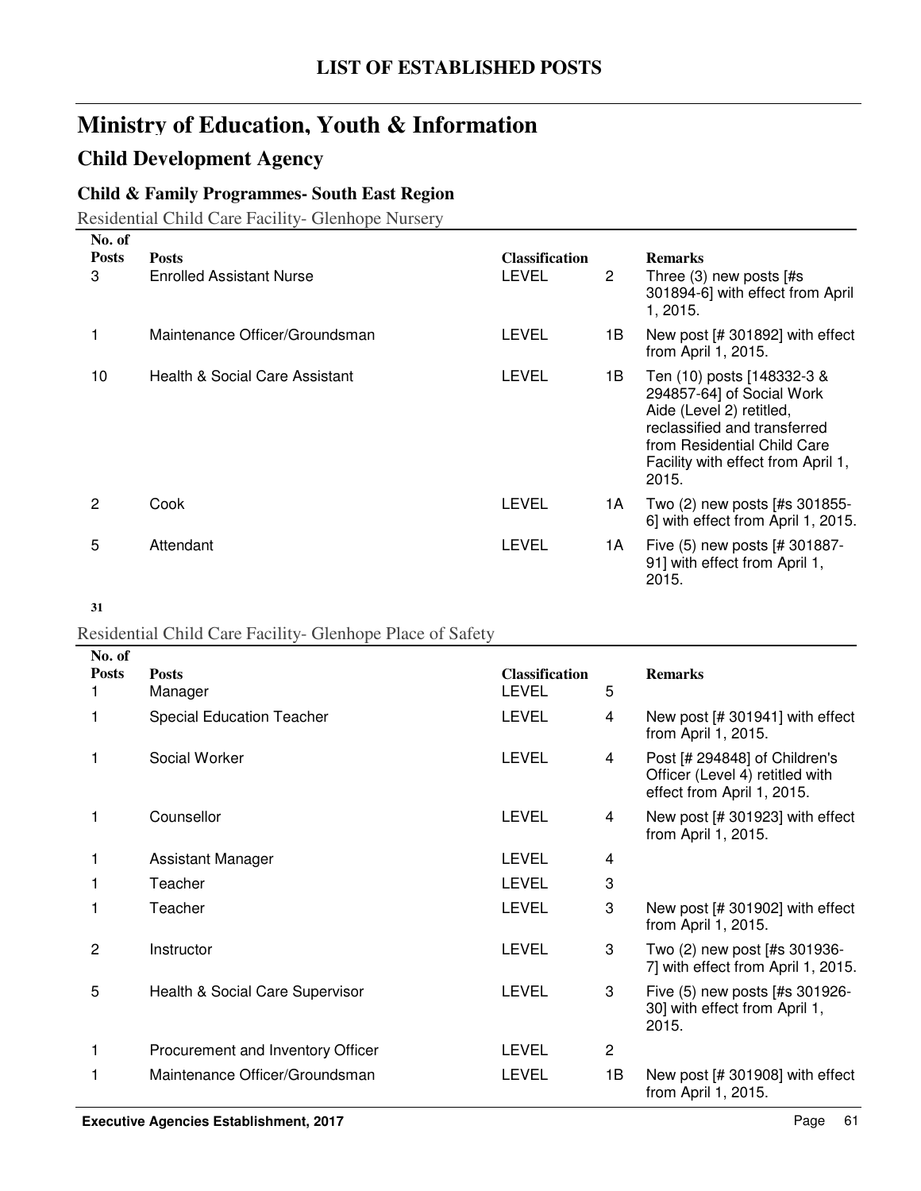## LIST OF ESTABLISHED POSTS

# Ministry of Education, Youth & Information

## Child Development Agency

### Child & Family Programmes- South East Region

Residential Child Care Facility- Glenhope Nursery

| No. of Posts | Posts | Classification | | Remarks |
|---|---|---|---|---|
| 3 | Enrolled Assistant Nurse | LEVEL | 2 | Three (3) new posts [#s 301894-6] with effect from April 1, 2015. |
| 1 | Maintenance Officer/Groundsman | LEVEL | 1B | New post [# 301892] with effect from April 1, 2015. |
| 10 | Health & Social Care Assistant | LEVEL | 1B | Ten (10) posts [148332-3 & 294857-64] of Social Work Aide (Level 2) retitled, reclassified and transferred from Residential Child Care Facility with effect from April 1, 2015. |
| 2 | Cook | LEVEL | 1A | Two (2) new posts [#s 301855-6] with effect from April 1, 2015. |
| 5 | Attendant | LEVEL | 1A | Five (5) new posts [# 301887-91] with effect from April 1, 2015. |
| **31** | | | | |

Residential Child Care Facility- Glenhope Place of Safety

| No. of Posts | Posts | Classification | | Remarks |
|---|---|---|---|---|
| 1 | Manager | LEVEL | 5 | |
| 1 | Special Education Teacher | LEVEL | 4 | New post [# 301941] with effect from April 1, 2015. |
| 1 | Social Worker | LEVEL | 4 | Post [# 294848] of Children's Officer (Level 4) retitled with effect from April 1, 2015. |
| 1 | Counsellor | LEVEL | 4 | New post [# 301923] with effect from April 1, 2015. |
| 1 | Assistant Manager | LEVEL | 4 | |
| 1 | Teacher | LEVEL | 3 | |
| 1 | Teacher | LEVEL | 3 | New post [# 301902] with effect from April 1, 2015. |
| 2 | Instructor | LEVEL | 3 | Two (2) new post [#s 301936-7] with effect from April 1, 2015. |
| 5 | Health & Social Care Supervisor | LEVEL | 3 | Five (5) new posts [#s 301926-30] with effect from April 1, 2015. |
| 1 | Procurement and Inventory Officer | LEVEL | 2 | |
| 1 | Maintenance Officer/Groundsman | LEVEL | 1B | New post [# 301908] with effect from April 1, 2015. |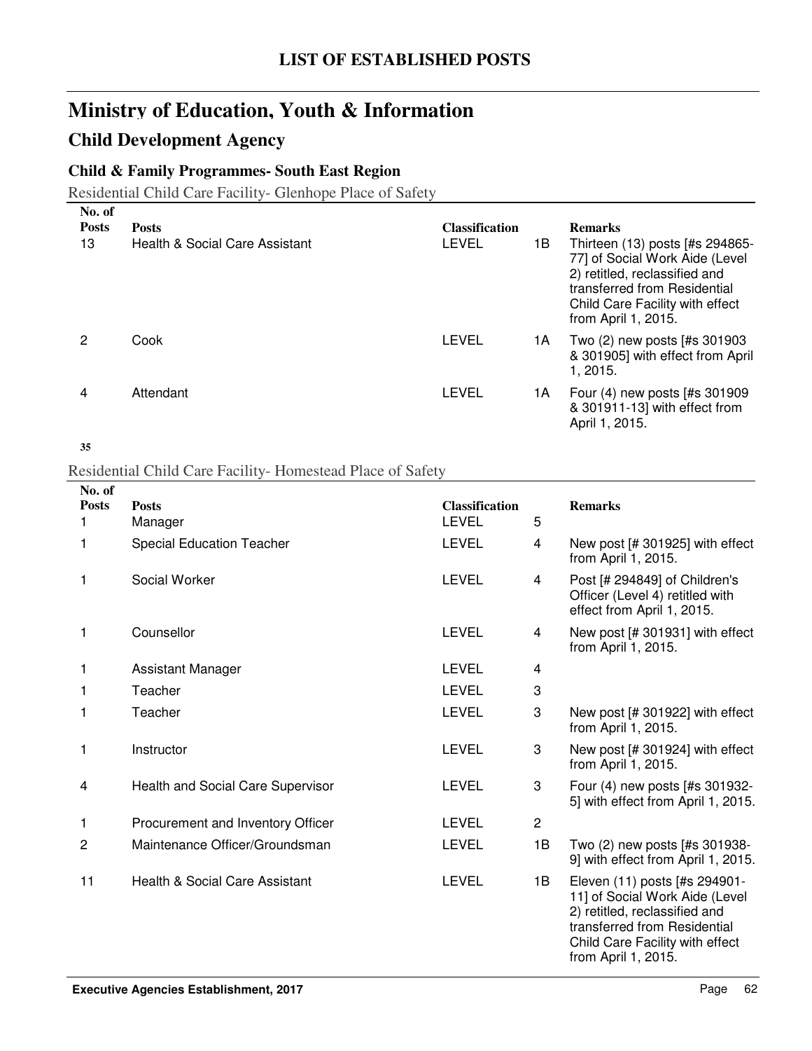# LIST OF ESTABLISHED POSTS

## Ministry of Education, Youth & Information

### Child Development Agency

#### Child & Family Programmes- South East Region

Residential Child Care Facility- Glenhope Place of Safety

| No. of Posts | Posts | Classification | | Remarks |
|---|---|---|---|---|
| 13 | Health & Social Care Assistant | LEVEL | 1B | Thirteen (13) posts [#s 294865-77] of Social Work Aide (Level 2) retitled, reclassified and transferred from Residential Child Care Facility with effect from April 1, 2015. |
| 2 | Cook | LEVEL | 1A | Two (2) new posts [#s 301903 & 301905] with effect from April 1, 2015. |
| 4 | Attendant | LEVEL | 1A | Four (4) new posts [#s 301909 & 301911-13] with effect from April 1, 2015. |
| **35** | | | | |

Residential Child Care Facility- Homestead Place of Safety

| No. of Posts | Posts | Classification | | Remarks |
|---|---|---|---|---|
| 1 | Manager | LEVEL | 5 | |
| 1 | Special Education Teacher | LEVEL | 4 | New post [# 301925] with effect from April 1, 2015. |
| 1 | Social Worker | LEVEL | 4 | Post [# 294849] of Children's Officer (Level 4) retitled with effect from April 1, 2015. |
| 1 | Counsellor | LEVEL | 4 | New post [# 301931] with effect from April 1, 2015. |
| 1 | Assistant Manager | LEVEL | 4 | |
| 1 | Teacher | LEVEL | 3 | |
| 1 | Teacher | LEVEL | 3 | New post [# 301922] with effect from April 1, 2015. |
| 1 | Instructor | LEVEL | 3 | New post [# 301924] with effect from April 1, 2015. |
| 4 | Health and Social Care Supervisor | LEVEL | 3 | Four (4) new posts [#s 301932-5] with effect from April 1, 2015. |
| 1 | Procurement and Inventory Officer | LEVEL | 2 | |
| 2 | Maintenance Officer/Groundsman | LEVEL | 1B | Two (2) new posts [#s 301938-9] with effect from April 1, 2015. |
| 11 | Health & Social Care Assistant | LEVEL | 1B | Eleven (11) posts [#s 294901-11] of Social Work Aide (Level 2) retitled, reclassified and transferred from Residential Child Care Facility with effect from April 1, 2015. |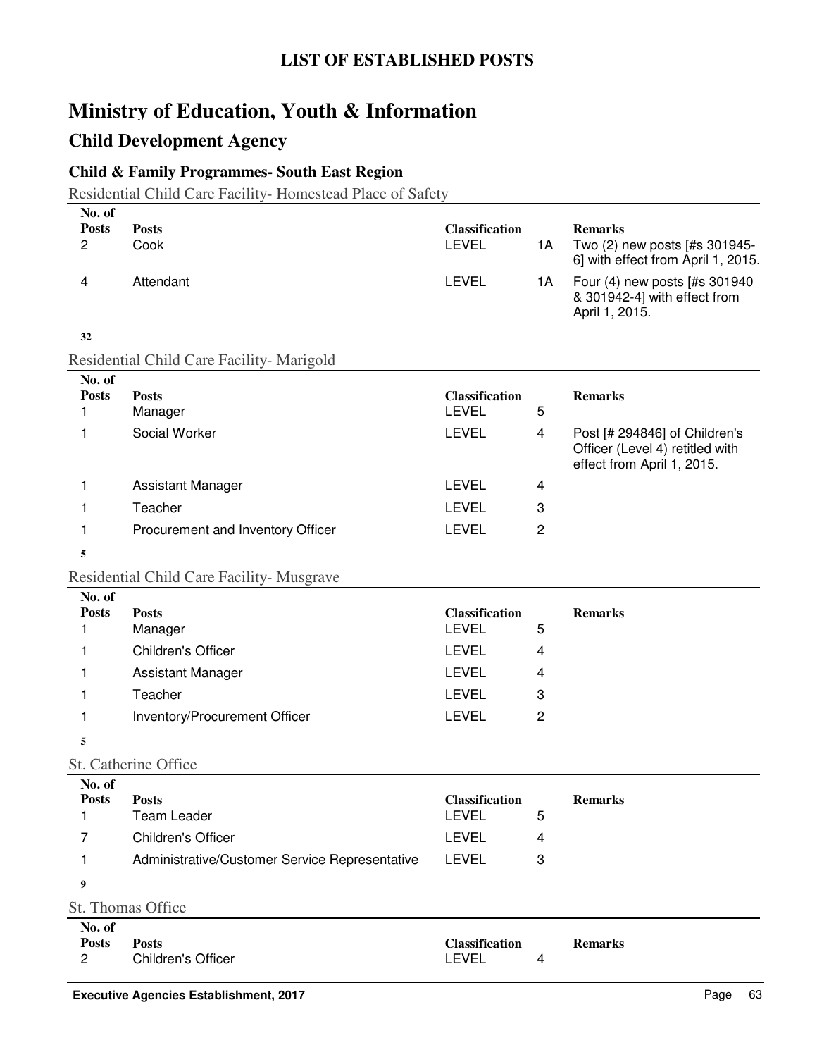# LIST OF ESTABLISHED POSTS

## Ministry of Education, Youth & Information

## Child Development Agency

### Child & Family Programmes- South East Region

Residential Child Care Facility- Homestead Place of Safety

| No. of Posts | Posts | Classification | | Remarks |
|---|---|---|---|---|
| 2 | Cook | LEVEL | 1A | Two (2) new posts [#s 301945-6] with effect from April 1, 2015. |
| 4 | Attendant | LEVEL | 1A | Four (4) new posts [#s 301940 & 301942-4] with effect from April 1, 2015. |

**32**

Residential Child Care Facility- Marigold

| No. of Posts | Posts | Classification | | Remarks |
|---|---|---|---|---|
| 1 | Manager | LEVEL | 5 | |
| 1 | Social Worker | LEVEL | 4 | Post [# 294846] of Children's Officer (Level 4) retitled with effect from April 1, 2015. |
| 1 | Assistant Manager | LEVEL | 4 | |
| 1 | Teacher | LEVEL | 3 | |
| 1 | Procurement and Inventory Officer | LEVEL | 2 | |

**5**

Residential Child Care Facility- Musgrave

| No. of Posts | Posts | Classification | | Remarks |
|---|---|---|---|---|
| 1 | Manager | LEVEL | 5 | |
| 1 | Children's Officer | LEVEL | 4 | |
| 1 | Assistant Manager | LEVEL | 4 | |
| 1 | Teacher | LEVEL | 3 | |
| 1 | Inventory/Procurement Officer | LEVEL | 2 | |

**5**

St. Catherine Office

| No. of Posts | Posts | Classification | | Remarks |
|---|---|---|---|---|
| 1 | Team Leader | LEVEL | 5 | |
| 7 | Children's Officer | LEVEL | 4 | |
| 1 | Administrative/Customer Service Representative | LEVEL | 3 | |

**9**

St. Thomas Office

| No. of Posts | Posts | Classification | | Remarks |
|---|---|---|---|---|
| 2 | Children's Officer | LEVEL | 4 | |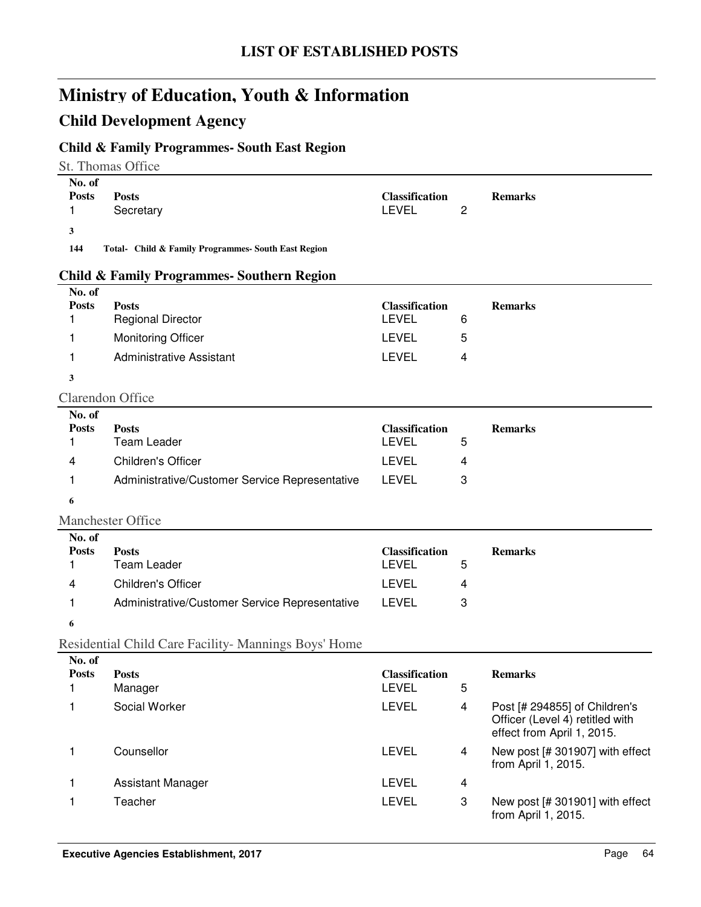# LIST OF ESTABLISHED POSTS

## Ministry of Education, Youth & Information

## Child Development Agency

### Child & Family Programmes- South East Region

St. Thomas Office

| No. of Posts | Posts | Classification | | Remarks |
|---|---|---|---|---|
| 1 | Secretary | LEVEL | 2 | |
| **3** | | | | |

**144 Total- Child & Family Programmes- South East Region**

### Child & Family Programmes- Southern Region

| No. of Posts | Posts | Classification | | Remarks |
|---|---|---|---|---|
| 1 | Regional Director | LEVEL | 6 | |
| 1 | Monitoring Officer | LEVEL | 5 | |
| 1 | Administrative Assistant | LEVEL | 4 | |
| **3** | | | | |

Clarendon Office

| No. of Posts | Posts | Classification | | Remarks |
|---|---|---|---|---|
| 1 | Team Leader | LEVEL | 5 | |
| 4 | Children's Officer | LEVEL | 4 | |
| 1 | Administrative/Customer Service Representative | LEVEL | 3 | |
| **6** | | | | |

Manchester Office

| No. of Posts | Posts | Classification | | Remarks |
|---|---|---|---|---|
| 1 | Team Leader | LEVEL | 5 | |
| 4 | Children's Officer | LEVEL | 4 | |
| 1 | Administrative/Customer Service Representative | LEVEL | 3 | |
| **6** | | | | |

Residential Child Care Facility- Mannings Boys' Home

| No. of Posts | Posts | Classification | | Remarks |
|---|---|---|---|---|
| 1 | Manager | LEVEL | 5 | |
| 1 | Social Worker | LEVEL | 4 | Post [# 294855] of Children's Officer (Level 4) retitled with effect from April 1, 2015. |
| 1 | Counsellor | LEVEL | 4 | New post [# 301907] with effect from April 1, 2015. |
| 1 | Assistant Manager | LEVEL | 4 | |
| 1 | Teacher | LEVEL | 3 | New post [# 301901] with effect from April 1, 2015. |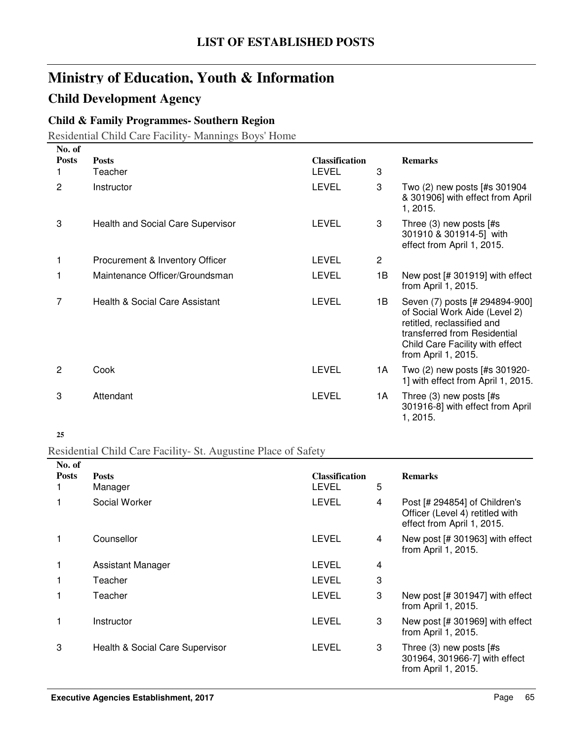## LIST OF ESTABLISHED POSTS

# Ministry of Education, Youth & Information

## Child Development Agency

### Child & Family Programmes- Southern Region

Residential Child Care Facility- Mannings Boys' Home

| No. of Posts | Posts | Classification | | Remarks |
|---|---|---|---|---|
| 1 | Teacher | LEVEL | 3 | |
| 2 | Instructor | LEVEL | 3 | Two (2) new posts [#s 301904 & 301906] with effect from April 1, 2015. |
| 3 | Health and Social Care Supervisor | LEVEL | 3 | Three (3) new posts [#s 301910 & 301914-5] with effect from April 1, 2015. |
| 1 | Procurement & Inventory Officer | LEVEL | 2 | |
| 1 | Maintenance Officer/Groundsman | LEVEL | 1B | New post [# 301919] with effect from April 1, 2015. |
| 7 | Health & Social Care Assistant | LEVEL | 1B | Seven (7) posts [# 294894-900] of Social Work Aide (Level 2) retitled, reclassified and transferred from Residential Child Care Facility with effect from April 1, 2015. |
| 2 | Cook | LEVEL | 1A | Two (2) new posts [#s 301920-1] with effect from April 1, 2015. |
| 3 | Attendant | LEVEL | 1A | Three (3) new posts [#s 301916-8] with effect from April 1, 2015. |

**25**

Residential Child Care Facility- St. Augustine Place of Safety

| No. of Posts | Posts | Classification | | Remarks |
|---|---|---|---|---|
| 1 | Manager | LEVEL | 5 | |
| 1 | Social Worker | LEVEL | 4 | Post [# 294854] of Children's Officer (Level 4) retitled with effect from April 1, 2015. |
| 1 | Counsellor | LEVEL | 4 | New post [# 301963] with effect from April 1, 2015. |
| 1 | Assistant Manager | LEVEL | 4 | |
| 1 | Teacher | LEVEL | 3 | |
| 1 | Teacher | LEVEL | 3 | New post [# 301947] with effect from April 1, 2015. |
| 1 | Instructor | LEVEL | 3 | New post [# 301969] with effect from April 1, 2015. |
| 3 | Health & Social Care Supervisor | LEVEL | 3 | Three (3) new posts [#s 301964, 301966-7] with effect from April 1, 2015. |

**Executive Agencies Establishment, 2017**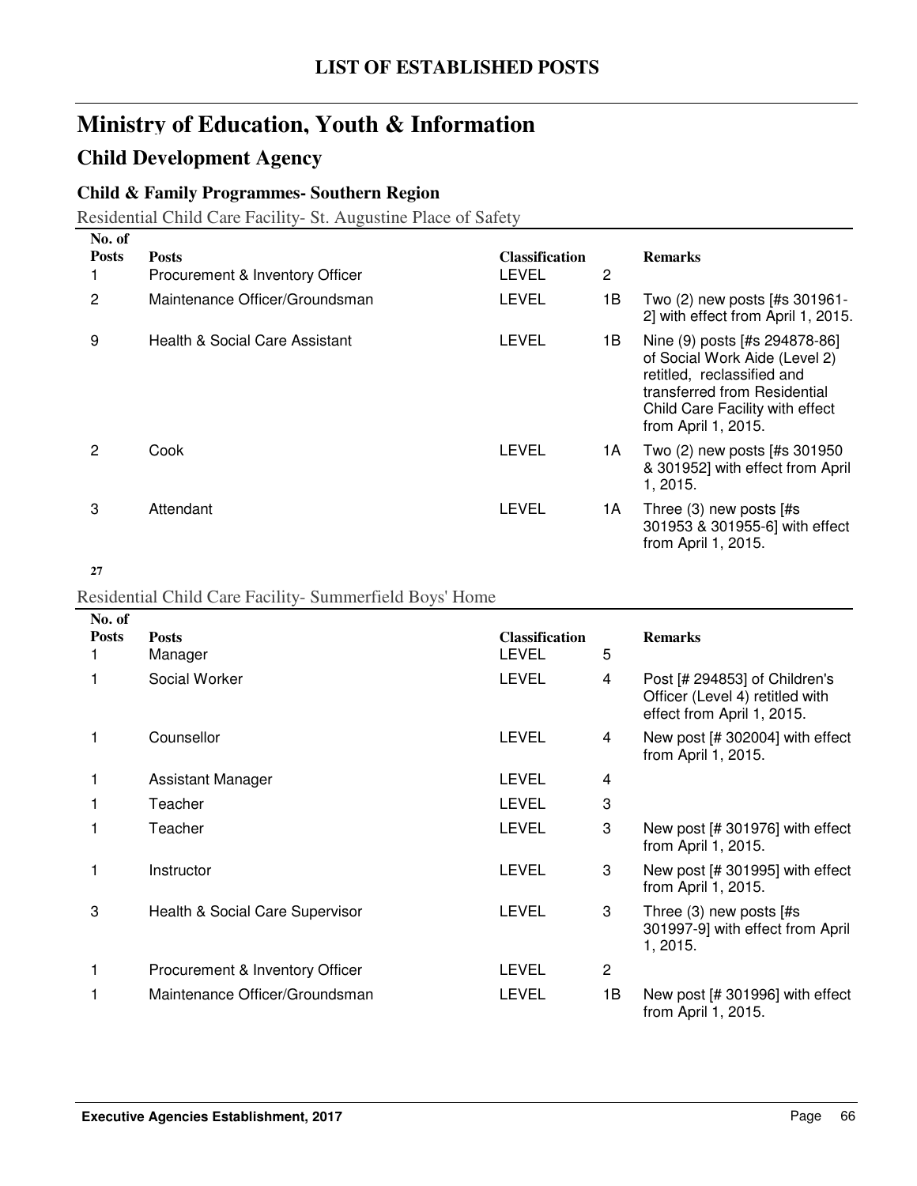# LIST OF ESTABLISHED POSTS

## Ministry of Education, Youth & Information

### Child Development Agency

#### Child & Family Programmes- Southern Region

Residential Child Care Facility- St. Augustine Place of Safety

| No. of Posts | Posts | Classification | | Remarks |
|---|---|---|---|---|
| 1 | Procurement & Inventory Officer | LEVEL | 2 | |
| 2 | Maintenance Officer/Groundsman | LEVEL | 1B | Two (2) new posts [#s 301961-2] with effect from April 1, 2015. |
| 9 | Health & Social Care Assistant | LEVEL | 1B | Nine (9) posts [#s 294878-86] of Social Work Aide (Level 2) retitled, reclassified and transferred from Residential Child Care Facility with effect from April 1, 2015. |
| 2 | Cook | LEVEL | 1A | Two (2) new posts [#s 301950 & 301952] with effect from April 1, 2015. |
| 3 | Attendant | LEVEL | 1A | Three (3) new posts [#s 301953 & 301955-6] with effect from April 1, 2015. |
| **27** | | | | |

Residential Child Care Facility- Summerfield Boys' Home

| No. of Posts | Posts | Classification | | Remarks |
|---|---|---|---|---|
| 1 | Manager | LEVEL | 5 | |
| 1 | Social Worker | LEVEL | 4 | Post [# 294853] of Children's Officer (Level 4) retitled with effect from April 1, 2015. |
| 1 | Counsellor | LEVEL | 4 | New post [# 302004] with effect from April 1, 2015. |
| 1 | Assistant Manager | LEVEL | 4 | |
| 1 | Teacher | LEVEL | 3 | |
| 1 | Teacher | LEVEL | 3 | New post [# 301976] with effect from April 1, 2015. |
| 1 | Instructor | LEVEL | 3 | New post [# 301995] with effect from April 1, 2015. |
| 3 | Health & Social Care Supervisor | LEVEL | 3 | Three (3) new posts [#s 301997-9] with effect from April 1, 2015. |
| 1 | Procurement & Inventory Officer | LEVEL | 2 | |
| 1 | Maintenance Officer/Groundsman | LEVEL | 1B | New post [# 301996] with effect from April 1, 2015. |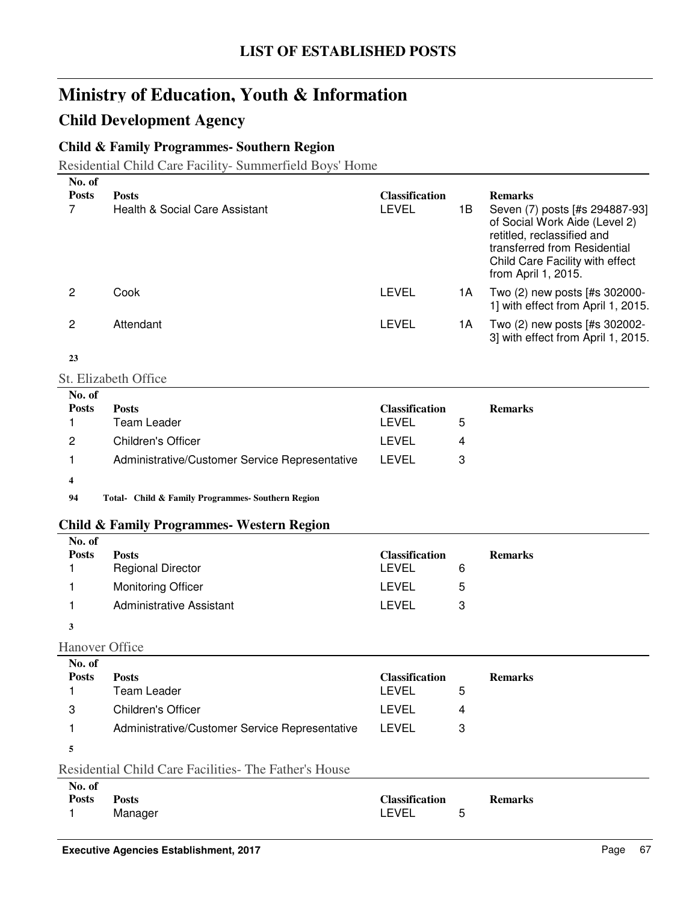# LIST OF ESTABLISHED POSTS

## Ministry of Education, Youth & Information

### Child Development Agency

#### Child & Family Programmes- Southern Region

Residential Child Care Facility- Summerfield Boys' Home

| No. of Posts | Posts | Classification | | Remarks |
|---|---|---|---|---|
| 7 | Health & Social Care Assistant | LEVEL | 1B | Seven (7) posts [#s 294887-93] of Social Work Aide (Level 2) retitled, reclassified and transferred from Residential Child Care Facility with effect from April 1, 2015. |
| 2 | Cook | LEVEL | 1A | Two (2) new posts [#s 302000-1] with effect from April 1, 2015. |
| 2 | Attendant | LEVEL | 1A | Two (2) new posts [#s 302002-3] with effect from April 1, 2015. |
| **23** | | | | |

St. Elizabeth Office

| No. of Posts | Posts | Classification | | Remarks |
|---|---|---|---|---|
| 1 | Team Leader | LEVEL | 5 | |
| 2 | Children's Officer | LEVEL | 4 | |
| 1 | Administrative/Customer Service Representative | LEVEL | 3 | |
| **4** | | | | |

**94 Total- Child & Family Programmes- Southern Region**

#### Child & Family Programmes- Western Region

| No. of Posts | Posts | Classification | | Remarks |
|---|---|---|---|---|
| 1 | Regional Director | LEVEL | 6 | |
| 1 | Monitoring Officer | LEVEL | 5 | |
| 1 | Administrative Assistant | LEVEL | 3 | |
| **3** | | | | |

Hanover Office

| No. of Posts | Posts | Classification | | Remarks |
|---|---|---|---|---|
| 1 | Team Leader | LEVEL | 5 | |
| 3 | Children's Officer | LEVEL | 4 | |
| 1 | Administrative/Customer Service Representative | LEVEL | 3 | |
| **5** | | | | |

Residential Child Care Facilities- The Father's House

| No. of Posts | Posts | Classification | | Remarks |
|---|---|---|---|---|
| 1 | Manager | LEVEL | 5 | |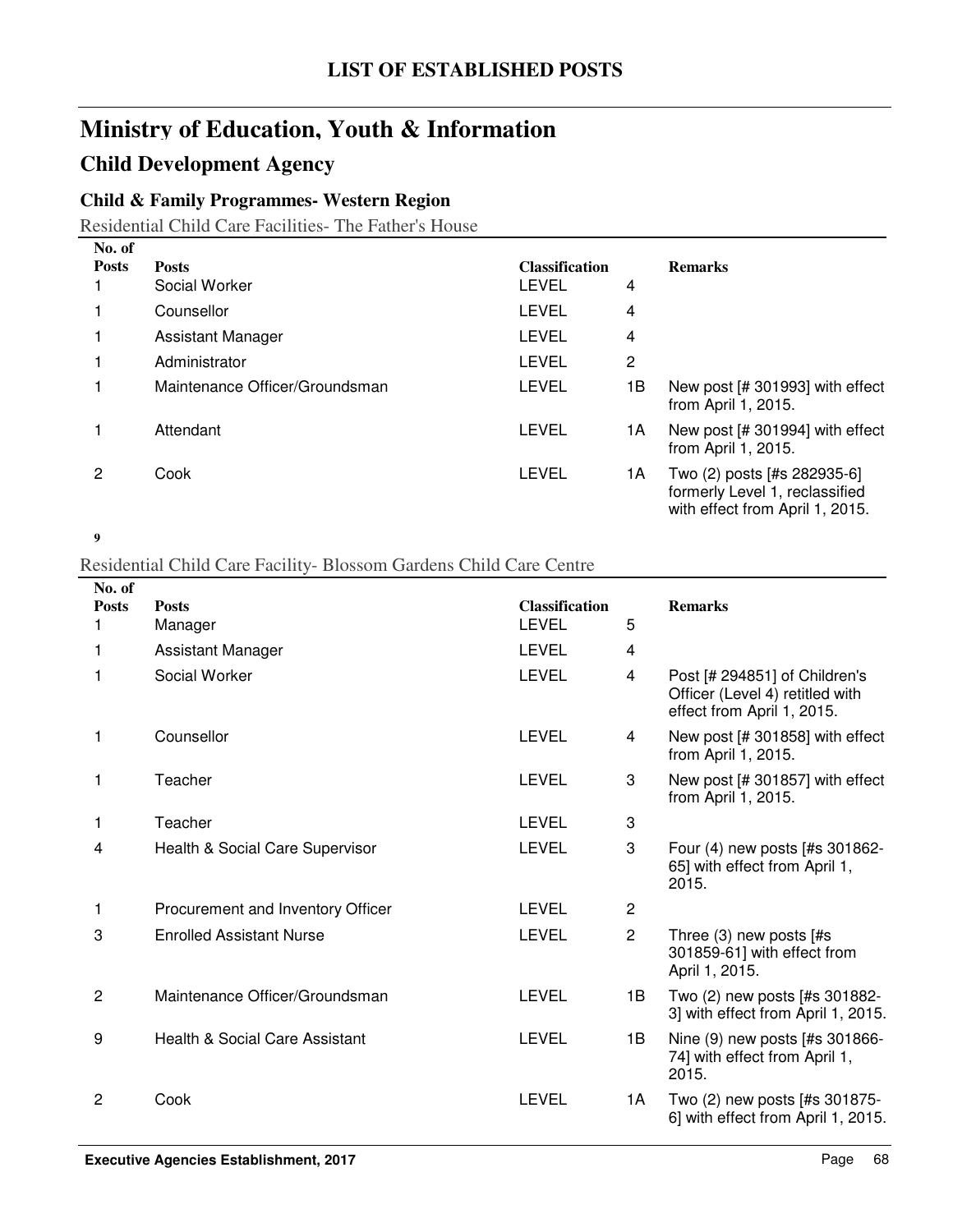# LIST OF ESTABLISHED POSTS

## Ministry of Education, Youth & Information

### Child Development Agency

#### Child & Family Programmes- Western Region

Residential Child Care Facilities- The Father's House

| No. of Posts | Posts | Classification | | Remarks |
|---|---|---|---|---|
| 1 | Social Worker | LEVEL | 4 | |
| 1 | Counsellor | LEVEL | 4 | |
| 1 | Assistant Manager | LEVEL | 4 | |
| 1 | Administrator | LEVEL | 2 | |
| 1 | Maintenance Officer/Groundsman | LEVEL | 1B | New post [# 301993] with effect from April 1, 2015. |
| 1 | Attendant | LEVEL | 1A | New post [# 301994] with effect from April 1, 2015. |
| 2 | Cook | LEVEL | 1A | Two (2) posts [#s 282935-6] formerly Level 1, reclassified with effect from April 1, 2015. |
| **9** | | | | |

Residential Child Care Facility- Blossom Gardens Child Care Centre

| No. of Posts | Posts | Classification | | Remarks |
|---|---|---|---|---|
| 1 | Manager | LEVEL | 5 | |
| 1 | Assistant Manager | LEVEL | 4 | |
| 1 | Social Worker | LEVEL | 4 | Post [# 294851] of Children's Officer (Level 4) retitled with effect from April 1, 2015. |
| 1 | Counsellor | LEVEL | 4 | New post [# 301858] with effect from April 1, 2015. |
| 1 | Teacher | LEVEL | 3 | New post [# 301857] with effect from April 1, 2015. |
| 1 | Teacher | LEVEL | 3 | |
| 4 | Health & Social Care Supervisor | LEVEL | 3 | Four (4) new posts [#s 301862-65] with effect from April 1, 2015. |
| 1 | Procurement and Inventory Officer | LEVEL | 2 | |
| 3 | Enrolled Assistant Nurse | LEVEL | 2 | Three (3) new posts [#s 301859-61] with effect from April 1, 2015. |
| 2 | Maintenance Officer/Groundsman | LEVEL | 1B | Two (2) new posts [#s 301882-3] with effect from April 1, 2015. |
| 9 | Health & Social Care Assistant | LEVEL | 1B | Nine (9) new posts [#s 301866-74] with effect from April 1, 2015. |
| 2 | Cook | LEVEL | 1A | Two (2) new posts [#s 301875-6] with effect from April 1, 2015. |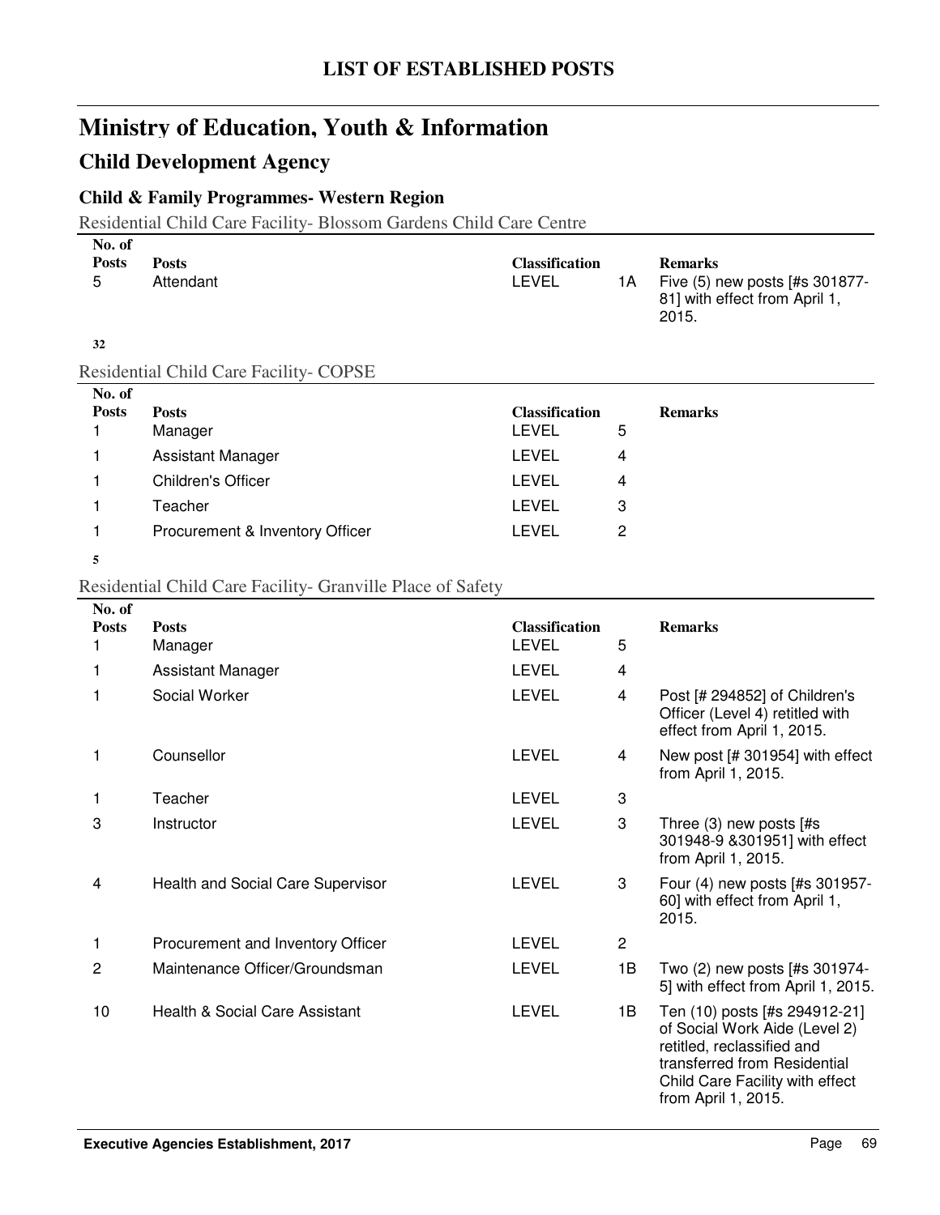## LIST OF ESTABLISHED POSTS

# Ministry of Education, Youth & Information

## Child Development Agency

### Child & Family Programmes- Western Region

Residential Child Care Facility- Blossom Gardens Child Care Centre

| No. of Posts | Posts | Classification | | Remarks |
|---|---|---|---|---|
| 5 | Attendant | LEVEL | 1A | Five (5) new posts [#s 301877-81] with effect from April 1, 2015. |

**32**

Residential Child Care Facility- COPSE

| No. of Posts | Posts | Classification | | Remarks |
|---|---|---|---|---|
| 1 | Manager | LEVEL | 5 | |
| 1 | Assistant Manager | LEVEL | 4 | |
| 1 | Children's Officer | LEVEL | 4 | |
| 1 | Teacher | LEVEL | 3 | |
| 1 | Procurement & Inventory Officer | LEVEL | 2 | |

**5**

Residential Child Care Facility- Granville Place of Safety

| No. of Posts | Posts | Classification | | Remarks |
|---|---|---|---|---|
| 1 | Manager | LEVEL | 5 | |
| 1 | Assistant Manager | LEVEL | 4 | |
| 1 | Social Worker | LEVEL | 4 | Post [# 294852] of Children's Officer (Level 4) retitled with effect from April 1, 2015. |
| 1 | Counsellor | LEVEL | 4 | New post [# 301954] with effect from April 1, 2015. |
| 1 | Teacher | LEVEL | 3 | |
| 3 | Instructor | LEVEL | 3 | Three (3) new posts [#s 301948-9 &301951] with effect from April 1, 2015. |
| 4 | Health and Social Care Supervisor | LEVEL | 3 | Four (4) new posts [#s 301957-60] with effect from April 1, 2015. |
| 1 | Procurement and Inventory Officer | LEVEL | 2 | |
| 2 | Maintenance Officer/Groundsman | LEVEL | 1B | Two (2) new posts [#s 301974-5] with effect from April 1, 2015. |
| 10 | Health & Social Care Assistant | LEVEL | 1B | Ten (10) posts [#s 294912-21] of Social Work Aide (Level 2) retitled, reclassified and transferred from Residential Child Care Facility with effect from April 1, 2015. |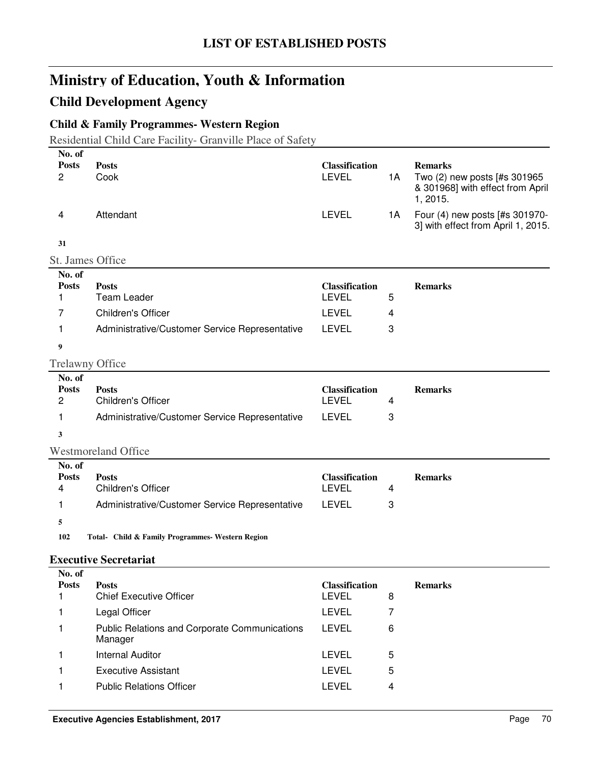# LIST OF ESTABLISHED POSTS

## Ministry of Education, Youth & Information

## Child Development Agency

### Child & Family Programmes- Western Region

Residential Child Care Facility- Granville Place of Safety

| No. of Posts | Posts | Classification | | Remarks |
|---|---|---|---|---|
| 2 | Cook | LEVEL | 1A | Two (2) new posts [#s 301965 & 301968] with effect from April 1, 2015. |
| 4 | Attendant | LEVEL | 1A | Four (4) new posts [#s 301970-3] with effect from April 1, 2015. |

**31**

St. James Office

| No. of Posts | Posts | Classification | | Remarks |
|---|---|---|---|---|
| 1 | Team Leader | LEVEL | 5 | |
| 7 | Children's Officer | LEVEL | 4 | |
| 1 | Administrative/Customer Service Representative | LEVEL | 3 | |

**9**

Trelawny Office

| No. of Posts | Posts | Classification | | Remarks |
|---|---|---|---|---|
| 2 | Children's Officer | LEVEL | 4 | |
| 1 | Administrative/Customer Service Representative | LEVEL | 3 | |

**3**

Westmoreland Office

| No. of Posts | Posts | Classification | | Remarks |
|---|---|---|---|---|
| 4 | Children's Officer | LEVEL | 4 | |
| 1 | Administrative/Customer Service Representative | LEVEL | 3 | |

**5**

**102 Total- Child & Family Programmes- Western Region**

### Executive Secretariat

| No. of Posts | Posts | Classification | | Remarks |
|---|---|---|---|---|
| 1 | Chief Executive Officer | LEVEL | 8 | |
| 1 | Legal Officer | LEVEL | 7 | |
| 1 | Public Relations and Corporate Communications Manager | LEVEL | 6 | |
| 1 | Internal Auditor | LEVEL | 5 | |
| 1 | Executive Assistant | LEVEL | 5 | |
| 1 | Public Relations Officer | LEVEL | 4 | |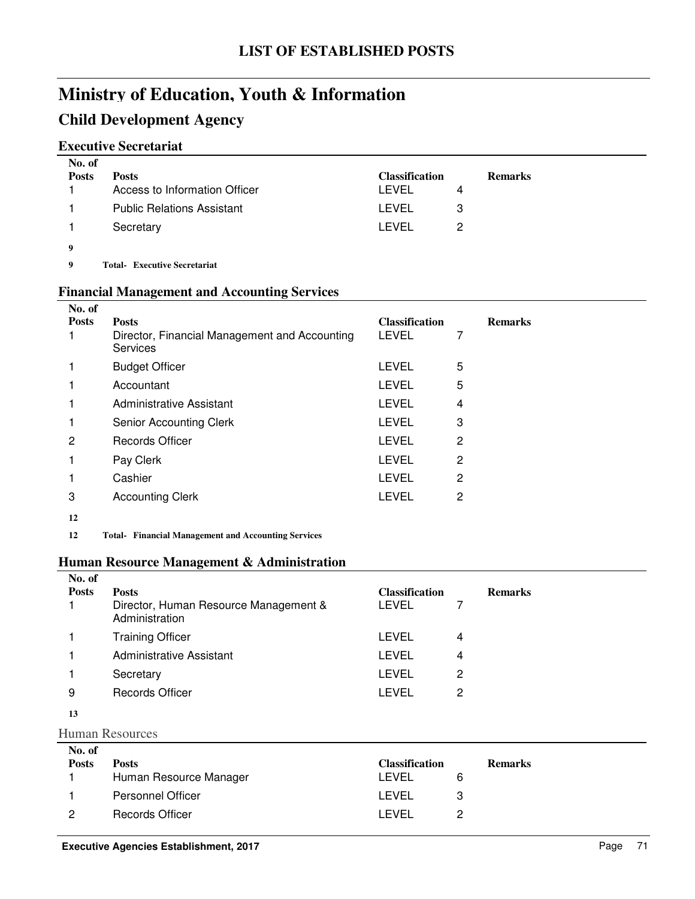# LIST OF ESTABLISHED POSTS

# Ministry of Education, Youth & Information

## Child Development Agency

### Executive Secretariat

| No. of Posts | Posts | Classification | | Remarks |
|---|---|---|---|---|
| 1 | Access to Information Officer | LEVEL | 4 | |
| 1 | Public Relations Assistant | LEVEL | 3 | |
| 1 | Secretary | LEVEL | 2 | |
| **9** | | | | |
| **9** | **Total- Executive Secretariat** | | | |

### Financial Management and Accounting Services

| No. of Posts | Posts | Classification | | Remarks |
|---|---|---|---|---|
| 1 | Director, Financial Management and Accounting Services | LEVEL | 7 | |
| 1 | Budget Officer | LEVEL | 5 | |
| 1 | Accountant | LEVEL | 5 | |
| 1 | Administrative Assistant | LEVEL | 4 | |
| 1 | Senior Accounting Clerk | LEVEL | 3 | |
| 2 | Records Officer | LEVEL | 2 | |
| 1 | Pay Clerk | LEVEL | 2 | |
| 1 | Cashier | LEVEL | 2 | |
| 3 | Accounting Clerk | LEVEL | 2 | |
| **12** | | | | |
| **12** | **Total- Financial Management and Accounting Services** | | | |

### Human Resource Management & Administration

| No. of Posts | Posts | Classification | | Remarks |
|---|---|---|---|---|
| 1 | Director, Human Resource Management & Administration | LEVEL | 7 | |
| 1 | Training Officer | LEVEL | 4 | |
| 1 | Administrative Assistant | LEVEL | 4 | |
| 1 | Secretary | LEVEL | 2 | |
| 9 | Records Officer | LEVEL | 2 | |
| **13** | | | | |

Human Resources

| No. of Posts | Posts | Classification | | Remarks |
|---|---|---|---|---|
| 1 | Human Resource Manager | LEVEL | 6 | |
| 1 | Personnel Officer | LEVEL | 3 | |
| 2 | Records Officer | LEVEL | 2 | |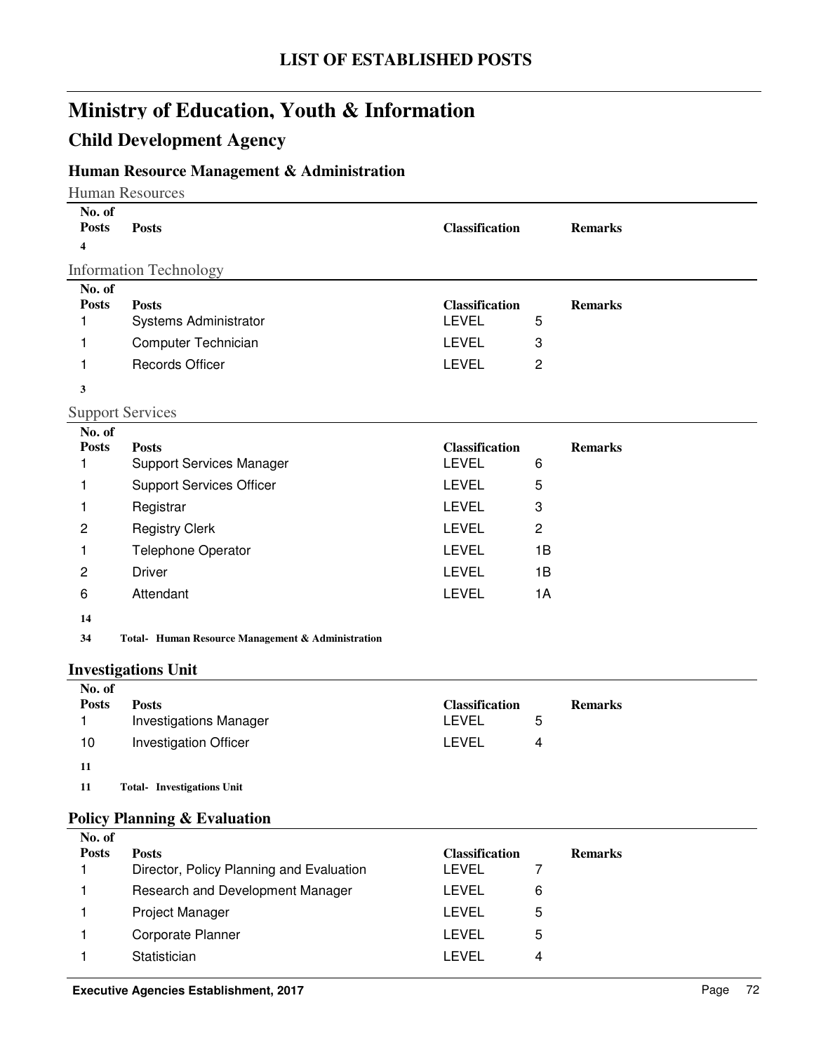# LIST OF ESTABLISHED POSTS

## Ministry of Education, Youth & Information

## Child Development Agency

### Human Resource Management & Administration

Human Resources

| No. of Posts | Posts | Classification | | Remarks |
|---|---|---|---|---|
| **4** | | | | |

Information Technology

| No. of Posts | Posts | Classification | | Remarks |
|---|---|---|---|---|
| 1 | Systems Administrator | LEVEL | 5 | |
| 1 | Computer Technician | LEVEL | 3 | |
| 1 | Records Officer | LEVEL | 2 | |
| **3** | | | | |

Support Services

| No. of Posts | Posts | Classification | | Remarks |
|---|---|---|---|---|
| 1 | Support Services Manager | LEVEL | 6 | |
| 1 | Support Services Officer | LEVEL | 5 | |
| 1 | Registrar | LEVEL | 3 | |
| 2 | Registry Clerk | LEVEL | 2 | |
| 1 | Telephone Operator | LEVEL | 1B | |
| 2 | Driver | LEVEL | 1B | |
| 6 | Attendant | LEVEL | 1A | |
| **14** | | | | |

**34 Total- Human Resource Management & Administration**

### Investigations Unit

| No. of Posts | Posts | Classification | | Remarks |
|---|---|---|---|---|
| 1 | Investigations Manager | LEVEL | 5 | |
| 10 | Investigation Officer | LEVEL | 4 | |
| **11** | | | | |

**11 Total- Investigations Unit**

### Policy Planning & Evaluation

| No. of Posts | Posts | Classification | | Remarks |
|---|---|---|---|---|
| 1 | Director, Policy Planning and Evaluation | LEVEL | 7 | |
| 1 | Research and Development Manager | LEVEL | 6 | |
| 1 | Project Manager | LEVEL | 5 | |
| 1 | Corporate Planner | LEVEL | 5 | |
| 1 | Statistician | LEVEL | 4 | |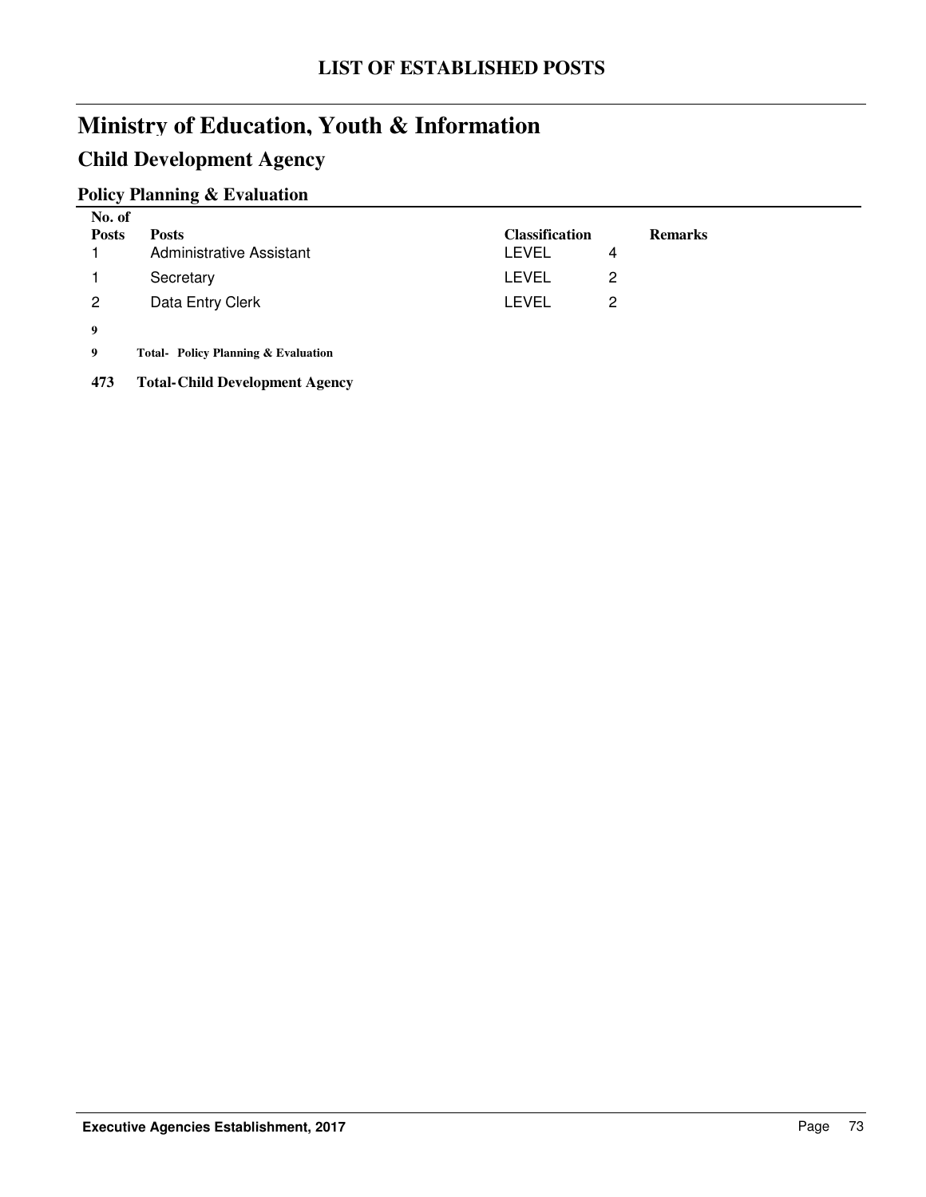# LIST OF ESTABLISHED POSTS

## Ministry of Education, Youth & Information

## Child Development Agency

### Policy Planning & Evaluation

| No. of Posts | Posts | Classification | | Remarks |
|---|---|---|---|---|
| 1 | Administrative Assistant | LEVEL | 4 | |
| 1 | Secretary | LEVEL | 2 | |
| 2 | Data Entry Clerk | LEVEL | 2 | |
| **9** | | | | |
| **9** | **Total- Policy Planning & Evaluation** | | | |
| **473** | **Total-Child Development Agency** | | | |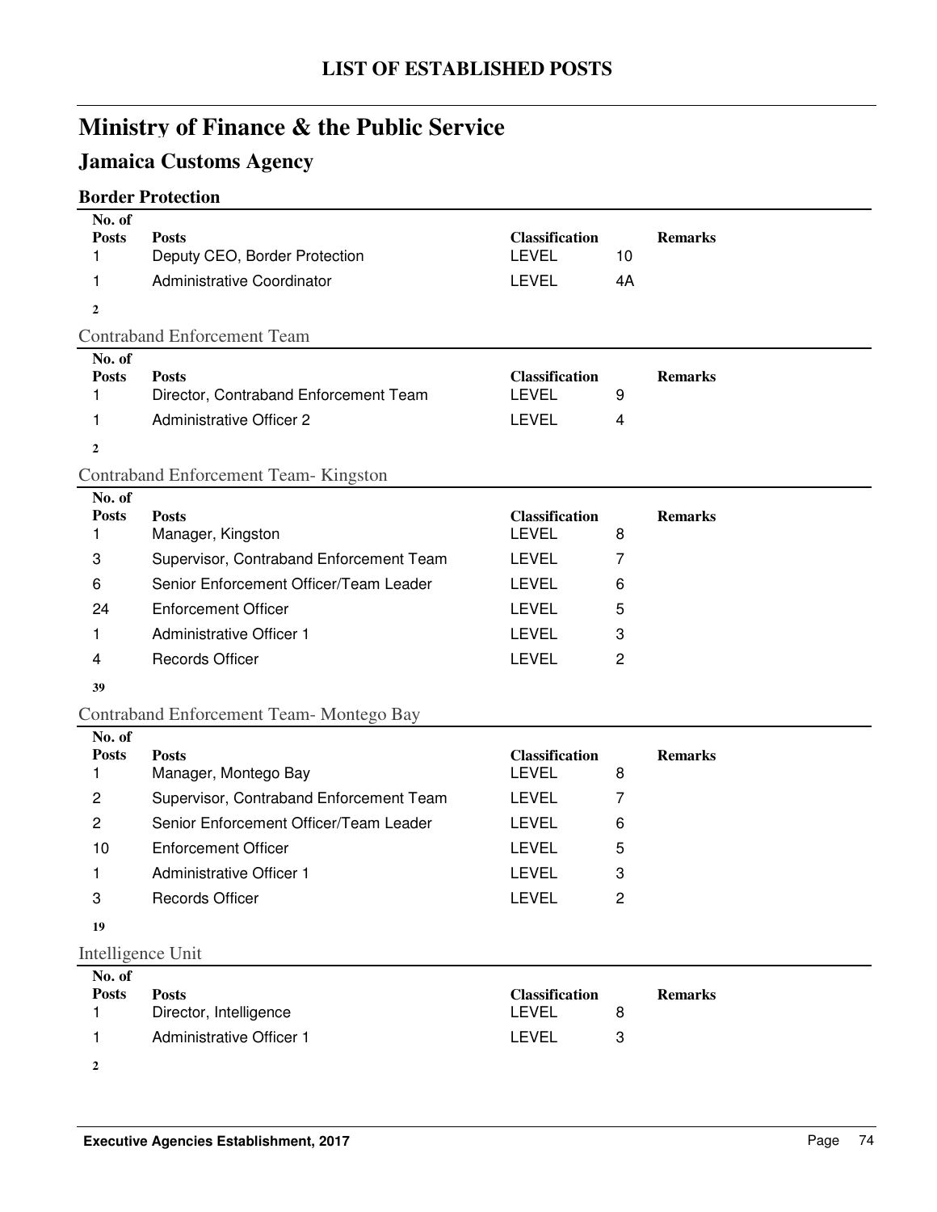# LIST OF ESTABLISHED POSTS

## Ministry of Finance & the Public Service

### Jamaica Customs Agency

#### Border Protection

| No. of Posts | Posts | Classification | | Remarks |
|---|---|---|---|---|
| 1 | Deputy CEO, Border Protection | LEVEL | 10 | |
| 1 | Administrative Coordinator | LEVEL | 4A | |
| **2** | | | | |

#### Contraband Enforcement Team

| No. of Posts | Posts | Classification | | Remarks |
|---|---|---|---|---|
| 1 | Director, Contraband Enforcement Team | LEVEL | 9 | |
| 1 | Administrative Officer 2 | LEVEL | 4 | |
| **2** | | | | |

#### Contraband Enforcement Team- Kingston

| No. of Posts | Posts | Classification | | Remarks |
|---|---|---|---|---|
| 1 | Manager, Kingston | LEVEL | 8 | |
| 3 | Supervisor, Contraband Enforcement Team | LEVEL | 7 | |
| 6 | Senior Enforcement Officer/Team Leader | LEVEL | 6 | |
| 24 | Enforcement Officer | LEVEL | 5 | |
| 1 | Administrative Officer 1 | LEVEL | 3 | |
| 4 | Records Officer | LEVEL | 2 | |
| **39** | | | | |

#### Contraband Enforcement Team- Montego Bay

| No. of Posts | Posts | Classification | | Remarks |
|---|---|---|---|---|
| 1 | Manager, Montego Bay | LEVEL | 8 | |
| 2 | Supervisor, Contraband Enforcement Team | LEVEL | 7 | |
| 2 | Senior Enforcement Officer/Team Leader | LEVEL | 6 | |
| 10 | Enforcement Officer | LEVEL | 5 | |
| 1 | Administrative Officer 1 | LEVEL | 3 | |
| 3 | Records Officer | LEVEL | 2 | |
| **19** | | | | |

#### Intelligence Unit

| No. of Posts | Posts | Classification | | Remarks |
|---|---|---|---|---|
| 1 | Director, Intelligence | LEVEL | 8 | |
| 1 | Administrative Officer 1 | LEVEL | 3 | |
| **2** | | | | |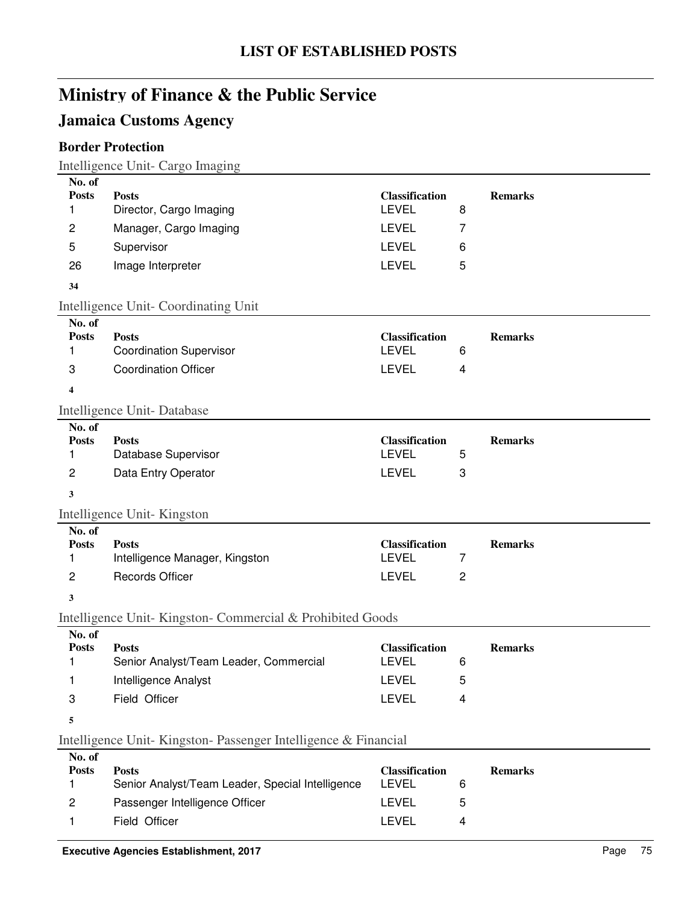## LIST OF ESTABLISHED POSTS

# Ministry of Finance & the Public Service

## Jamaica Customs Agency

### Border Protection

Intelligence Unit- Cargo Imaging

| No. of Posts | Posts | Classification | | Remarks |
|---|---|---|---|---|
| 1 | Director, Cargo Imaging | LEVEL | 8 | |
| 2 | Manager, Cargo Imaging | LEVEL | 7 | |
| 5 | Supervisor | LEVEL | 6 | |
| 26 | Image Interpreter | LEVEL | 5 | |
| **34** | | | | |

Intelligence Unit- Coordinating Unit

| No. of Posts | Posts | Classification | | Remarks |
|---|---|---|---|---|
| 1 | Coordination Supervisor | LEVEL | 6 | |
| 3 | Coordination Officer | LEVEL | 4 | |
| **4** | | | | |

Intelligence Unit- Database

| No. of Posts | Posts | Classification | | Remarks |
|---|---|---|---|---|
| 1 | Database Supervisor | LEVEL | 5 | |
| 2 | Data Entry Operator | LEVEL | 3 | |
| **3** | | | | |

Intelligence Unit- Kingston

| No. of Posts | Posts | Classification | | Remarks |
|---|---|---|---|---|
| 1 | Intelligence Manager, Kingston | LEVEL | 7 | |
| 2 | Records Officer | LEVEL | 2 | |
| **3** | | | | |

Intelligence Unit- Kingston- Commercial & Prohibited Goods

| No. of Posts | Posts | Classification | | Remarks |
|---|---|---|---|---|
| 1 | Senior Analyst/Team Leader, Commercial | LEVEL | 6 | |
| 1 | Intelligence Analyst | LEVEL | 5 | |
| 3 | Field Officer | LEVEL | 4 | |
| **5** | | | | |

Intelligence Unit- Kingston- Passenger Intelligence & Financial

| No. of Posts | Posts | Classification | | Remarks |
|---|---|---|---|---|
| 1 | Senior Analyst/Team Leader, Special Intelligence | LEVEL | 6 | |
| 2 | Passenger Intelligence Officer | LEVEL | 5 | |
| 1 | Field Officer | LEVEL | 4 | |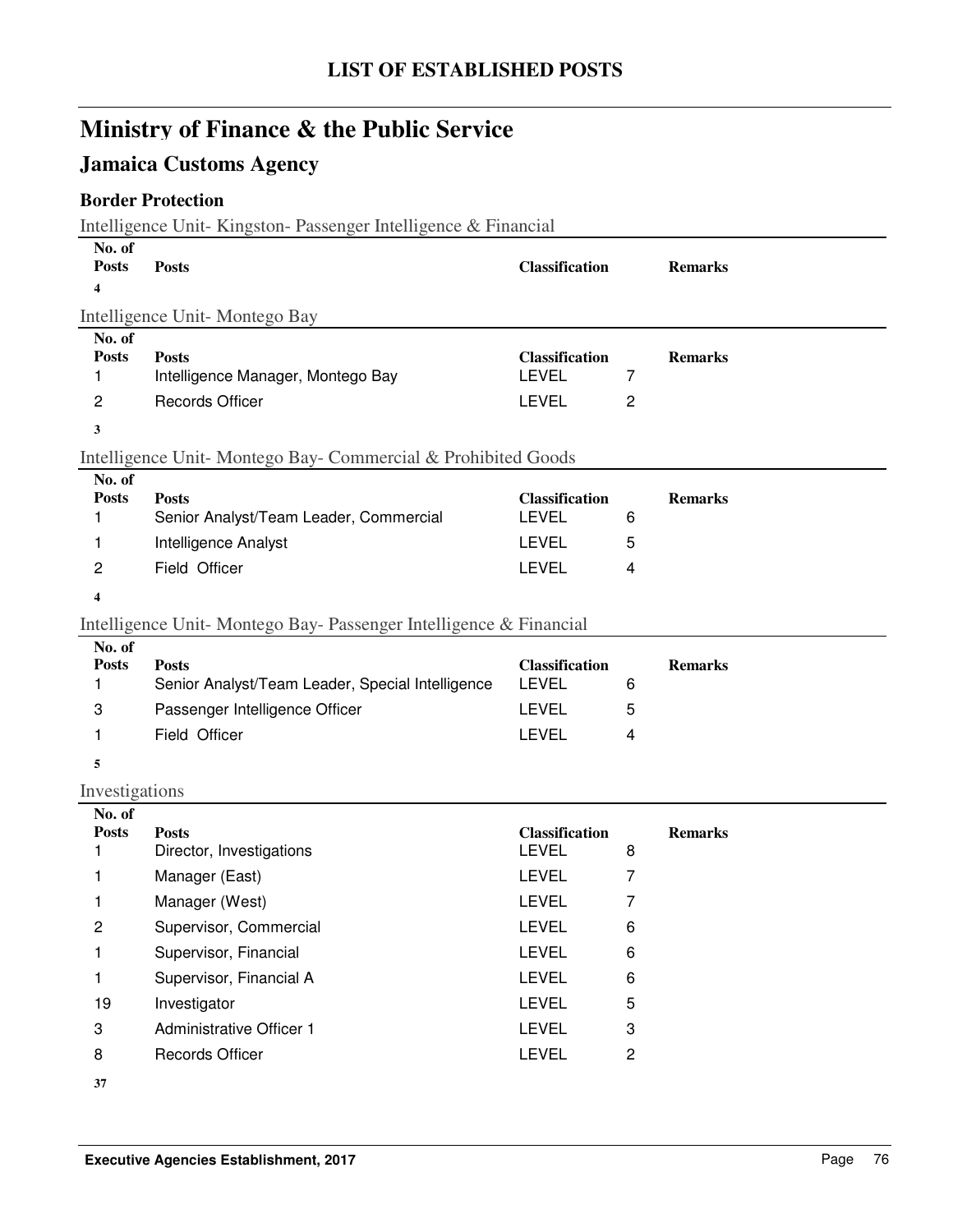# LIST OF ESTABLISHED POSTS

## Ministry of Finance & the Public Service

### Jamaica Customs Agency

#### Border Protection

Intelligence Unit- Kingston- Passenger Intelligence & Financial

| No. of Posts | Posts | Classification | | Remarks |
|---|---|---|---|---|
| **4** | | | | |

Intelligence Unit- Montego Bay

| No. of Posts | Posts | Classification | | Remarks |
|---|---|---|---|---|
| 1 | Intelligence Manager, Montego Bay | LEVEL | 7 | |
| 2 | Records Officer | LEVEL | 2 | |
| **3** | | | | |

Intelligence Unit- Montego Bay- Commercial & Prohibited Goods

| No. of Posts | Posts | Classification | | Remarks |
|---|---|---|---|---|
| 1 | Senior Analyst/Team Leader, Commercial | LEVEL | 6 | |
| 1 | Intelligence Analyst | LEVEL | 5 | |
| 2 | Field Officer | LEVEL | 4 | |
| **4** | | | | |

Intelligence Unit- Montego Bay- Passenger Intelligence & Financial

| No. of Posts | Posts | Classification | | Remarks |
|---|---|---|---|---|
| 1 | Senior Analyst/Team Leader, Special Intelligence | LEVEL | 6 | |
| 3 | Passenger Intelligence Officer | LEVEL | 5 | |
| 1 | Field Officer | LEVEL | 4 | |
| **5** | | | | |

Investigations

| No. of Posts | Posts | Classification | | Remarks |
|---|---|---|---|---|
| 1 | Director, Investigations | LEVEL | 8 | |
| 1 | Manager (East) | LEVEL | 7 | |
| 1 | Manager (West) | LEVEL | 7 | |
| 2 | Supervisor, Commercial | LEVEL | 6 | |
| 1 | Supervisor, Financial | LEVEL | 6 | |
| 1 | Supervisor, Financial A | LEVEL | 6 | |
| 19 | Investigator | LEVEL | 5 | |
| 3 | Administrative Officer 1 | LEVEL | 3 | |
| 8 | Records Officer | LEVEL | 2 | |
| **37** | | | | |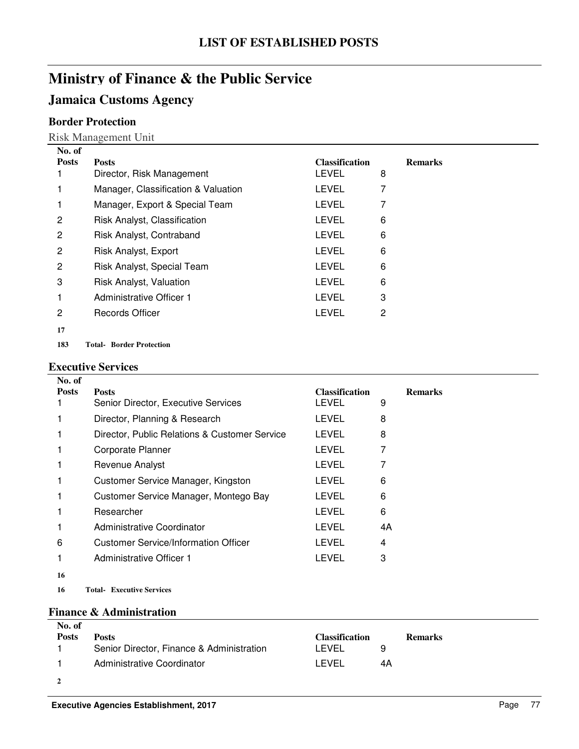# LIST OF ESTABLISHED POSTS

# Ministry of Finance & the Public Service

## Jamaica Customs Agency

### Border Protection

Risk Management Unit

| No. of Posts | Posts | Classification | | Remarks |
|---|---|---|---|---|
| 1 | Director, Risk Management | LEVEL | 8 | |
| 1 | Manager, Classification & Valuation | LEVEL | 7 | |
| 1 | Manager, Export & Special Team | LEVEL | 7 | |
| 2 | Risk Analyst, Classification | LEVEL | 6 | |
| 2 | Risk Analyst, Contraband | LEVEL | 6 | |
| 2 | Risk Analyst, Export | LEVEL | 6 | |
| 2 | Risk Analyst, Special Team | LEVEL | 6 | |
| 3 | Risk Analyst, Valuation | LEVEL | 6 | |
| 1 | Administrative Officer 1 | LEVEL | 3 | |
| 2 | Records Officer | LEVEL | 2 | |
| **17** | | | | |

**183 Total- Border Protection**

### Executive Services

| No. of Posts | Posts | Classification | | Remarks |
|---|---|---|---|---|
| 1 | Senior Director, Executive Services | LEVEL | 9 | |
| 1 | Director, Planning & Research | LEVEL | 8 | |
| 1 | Director, Public Relations & Customer Service | LEVEL | 8 | |
| 1 | Corporate Planner | LEVEL | 7 | |
| 1 | Revenue Analyst | LEVEL | 7 | |
| 1 | Customer Service Manager, Kingston | LEVEL | 6 | |
| 1 | Customer Service Manager, Montego Bay | LEVEL | 6 | |
| 1 | Researcher | LEVEL | 6 | |
| 1 | Administrative Coordinator | LEVEL | 4A | |
| 6 | Customer Service/Information Officer | LEVEL | 4 | |
| 1 | Administrative Officer 1 | LEVEL | 3 | |
| **16** | | | | |

**16 Total- Executive Services**

### Finance & Administration

| No. of Posts | Posts | Classification | | Remarks |
|---|---|---|---|---|
| 1 | Senior Director, Finance & Administration | LEVEL | 9 | |
| 1 | Administrative Coordinator | LEVEL | 4A | |
| **2** | | | | |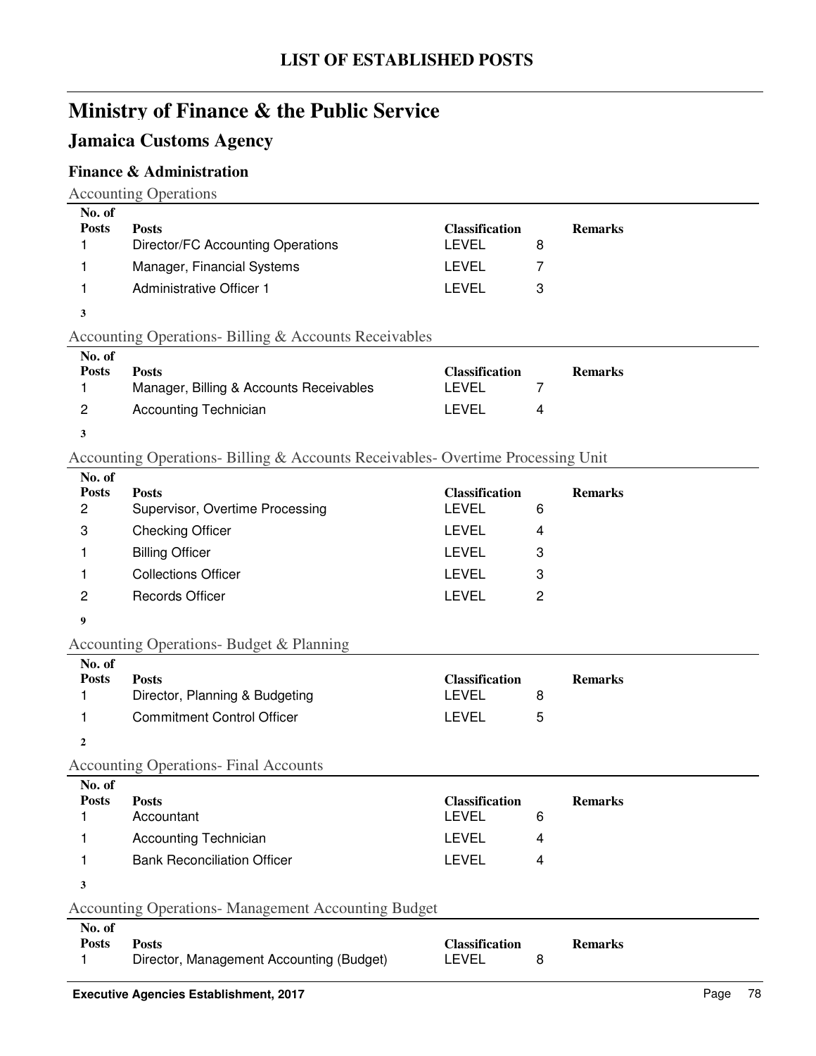# LIST OF ESTABLISHED POSTS

## Ministry of Finance & the Public Service

## Jamaica Customs Agency

### Finance & Administration

Accounting Operations

| No. of Posts | Posts | Classification | | Remarks |
|---|---|---|---|---|
| 1 | Director/FC Accounting Operations | LEVEL | 8 | |
| 1 | Manager, Financial Systems | LEVEL | 7 | |
| 1 | Administrative Officer 1 | LEVEL | 3 | |
| **3** | | | | |

Accounting Operations- Billing & Accounts Receivables

| No. of Posts | Posts | Classification | | Remarks |
|---|---|---|---|---|
| 1 | Manager, Billing & Accounts Receivables | LEVEL | 7 | |
| 2 | Accounting Technician | LEVEL | 4 | |
| **3** | | | | |

Accounting Operations- Billing & Accounts Receivables- Overtime Processing Unit

| No. of Posts | Posts | Classification | | Remarks |
|---|---|---|---|---|
| 2 | Supervisor, Overtime Processing | LEVEL | 6 | |
| 3 | Checking Officer | LEVEL | 4 | |
| 1 | Billing Officer | LEVEL | 3 | |
| 1 | Collections Officer | LEVEL | 3 | |
| 2 | Records Officer | LEVEL | 2 | |
| **9** | | | | |

Accounting Operations- Budget & Planning

| No. of Posts | Posts | Classification | | Remarks |
|---|---|---|---|---|
| 1 | Director, Planning & Budgeting | LEVEL | 8 | |
| 1 | Commitment Control Officer | LEVEL | 5 | |
| **2** | | | | |

Accounting Operations- Final Accounts

| No. of Posts | Posts | Classification | | Remarks |
|---|---|---|---|---|
| 1 | Accountant | LEVEL | 6 | |
| 1 | Accounting Technician | LEVEL | 4 | |
| 1 | Bank Reconciliation Officer | LEVEL | 4 | |
| **3** | | | | |

Accounting Operations- Management Accounting Budget

| No. of Posts | Posts | Classification | | Remarks |
|---|---|---|---|---|
| 1 | Director, Management Accounting (Budget) | LEVEL | 8 | |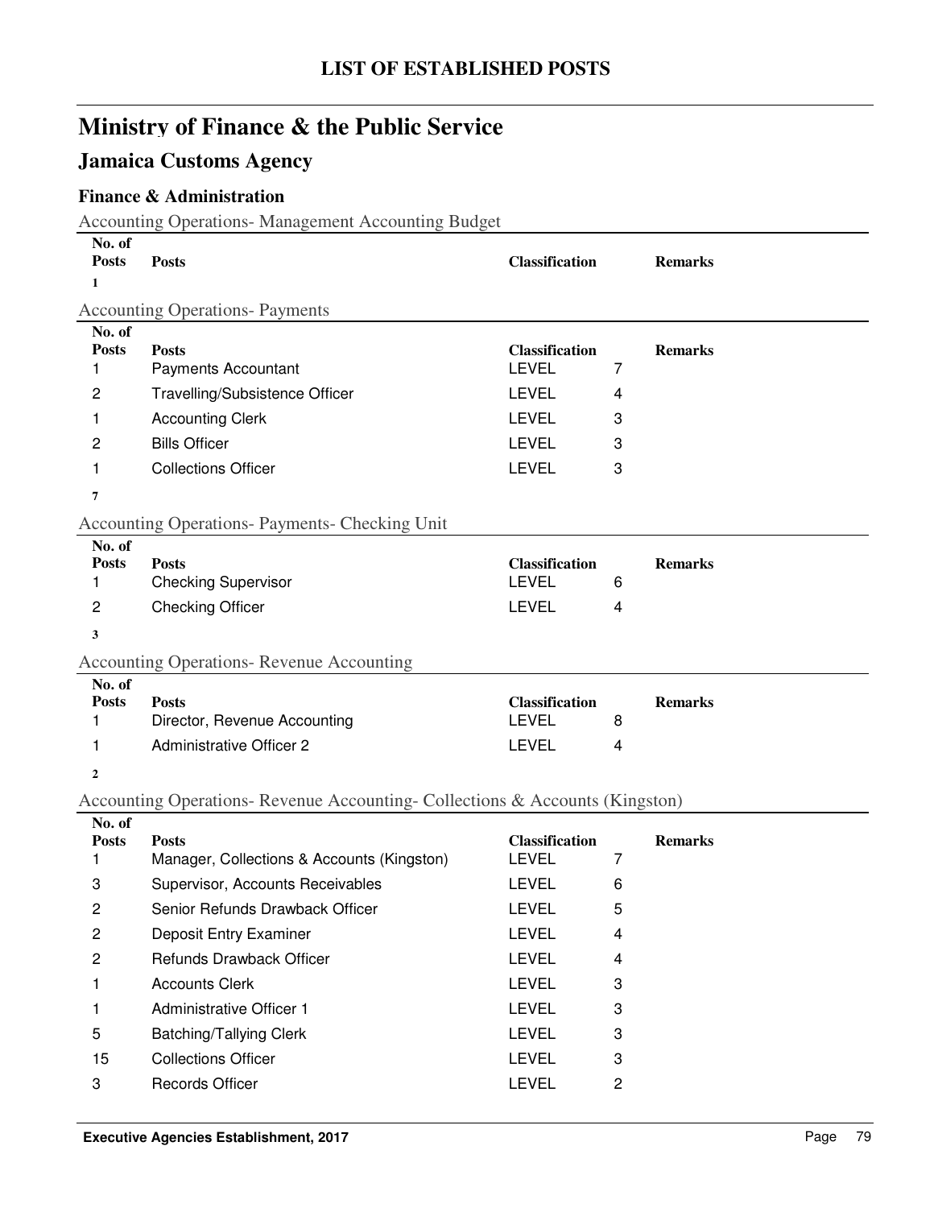# LIST OF ESTABLISHED POSTS

## Ministry of Finance & the Public Service

## Jamaica Customs Agency

### Finance & Administration

Accounting Operations- Management Accounting Budget

| No. of Posts | Posts | Classification | | Remarks |
|---|---|---|---|---|
| **1** | | | | |

Accounting Operations- Payments

| No. of Posts | Posts | Classification | | Remarks |
|---|---|---|---|---|
| 1 | Payments Accountant | LEVEL | 7 | |
| 2 | Travelling/Subsistence Officer | LEVEL | 4 | |
| 1 | Accounting Clerk | LEVEL | 3 | |
| 2 | Bills Officer | LEVEL | 3 | |
| 1 | Collections Officer | LEVEL | 3 | |
| **7** | | | | |

Accounting Operations- Payments- Checking Unit

| No. of Posts | Posts | Classification | | Remarks |
|---|---|---|---|---|
| 1 | Checking Supervisor | LEVEL | 6 | |
| 2 | Checking Officer | LEVEL | 4 | |
| **3** | | | | |

Accounting Operations- Revenue Accounting

| No. of Posts | Posts | Classification | | Remarks |
|---|---|---|---|---|
| 1 | Director, Revenue Accounting | LEVEL | 8 | |
| 1 | Administrative Officer 2 | LEVEL | 4 | |
| **2** | | | | |

Accounting Operations- Revenue Accounting- Collections & Accounts (Kingston)

| No. of Posts | Posts | Classification | | Remarks |
|---|---|---|---|---|
| 1 | Manager, Collections & Accounts (Kingston) | LEVEL | 7 | |
| 3 | Supervisor, Accounts Receivables | LEVEL | 6 | |
| 2 | Senior Refunds Drawback Officer | LEVEL | 5 | |
| 2 | Deposit Entry Examiner | LEVEL | 4 | |
| 2 | Refunds Drawback Officer | LEVEL | 4 | |
| 1 | Accounts Clerk | LEVEL | 3 | |
| 1 | Administrative Officer 1 | LEVEL | 3 | |
| 5 | Batching/Tallying Clerk | LEVEL | 3 | |
| 15 | Collections Officer | LEVEL | 3 | |
| 3 | Records Officer | LEVEL | 2 | |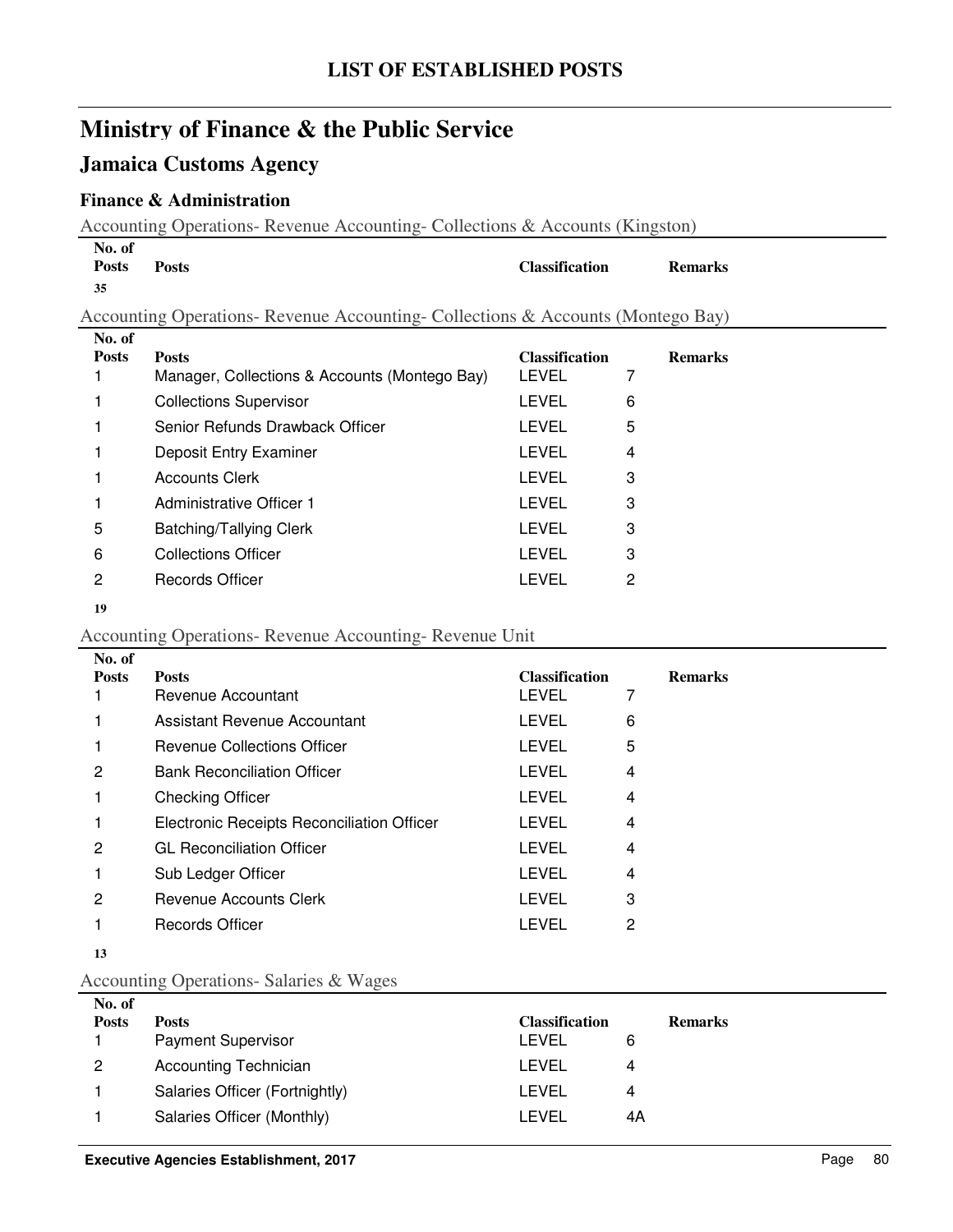# LIST OF ESTABLISHED POSTS

## Ministry of Finance & the Public Service

### Jamaica Customs Agency

#### Finance & Administration

Accounting Operations- Revenue Accounting- Collections & Accounts (Kingston)

| No. of Posts | Posts | Classification | | Remarks |
|---|---|---|---|---|
| **35** | | | | |

Accounting Operations- Revenue Accounting- Collections & Accounts (Montego Bay)

| No. of Posts | Posts | Classification | | Remarks |
|---|---|---|---|---|
| 1 | Manager, Collections & Accounts (Montego Bay) | LEVEL | 7 | |
| 1 | Collections Supervisor | LEVEL | 6 | |
| 1 | Senior Refunds Drawback Officer | LEVEL | 5 | |
| 1 | Deposit Entry Examiner | LEVEL | 4 | |
| 1 | Accounts Clerk | LEVEL | 3 | |
| 1 | Administrative Officer 1 | LEVEL | 3 | |
| 5 | Batching/Tallying Clerk | LEVEL | 3 | |
| 6 | Collections Officer | LEVEL | 3 | |
| 2 | Records Officer | LEVEL | 2 | |
| **19** | | | | |

Accounting Operations- Revenue Accounting- Revenue Unit

| No. of Posts | Posts | Classification | | Remarks |
|---|---|---|---|---|
| 1 | Revenue Accountant | LEVEL | 7 | |
| 1 | Assistant Revenue Accountant | LEVEL | 6 | |
| 1 | Revenue Collections Officer | LEVEL | 5 | |
| 2 | Bank Reconciliation Officer | LEVEL | 4 | |
| 1 | Checking Officer | LEVEL | 4 | |
| 1 | Electronic Receipts Reconciliation Officer | LEVEL | 4 | |
| 2 | GL Reconciliation Officer | LEVEL | 4 | |
| 1 | Sub Ledger Officer | LEVEL | 4 | |
| 2 | Revenue Accounts Clerk | LEVEL | 3 | |
| 1 | Records Officer | LEVEL | 2 | |
| **13** | | | | |

Accounting Operations- Salaries & Wages

| No. of Posts | Posts | Classification | | Remarks |
|---|---|---|---|---|
| 1 | Payment Supervisor | LEVEL | 6 | |
| 2 | Accounting Technician | LEVEL | 4 | |
| 1 | Salaries Officer (Fortnightly) | LEVEL | 4 | |
| 1 | Salaries Officer (Monthly) | LEVEL | 4A | |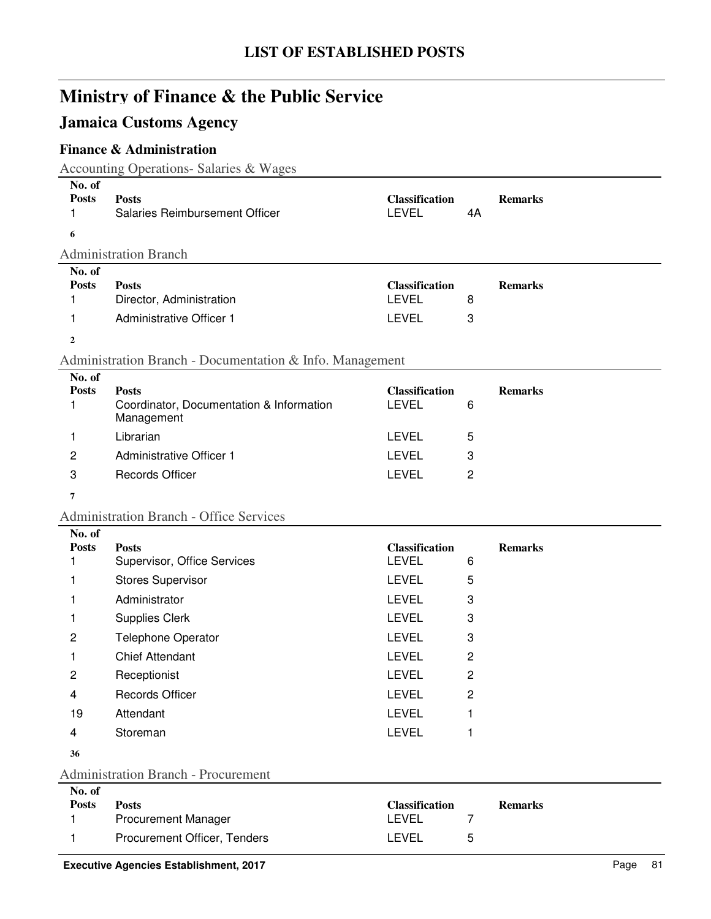# LIST OF ESTABLISHED POSTS

## Ministry of Finance & the Public Service

### Jamaica Customs Agency

#### Finance & Administration

Accounting Operations- Salaries & Wages

| No. of Posts | Posts | Classification | | Remarks |
|---|---|---|---|---|
| 1 | Salaries Reimbursement Officer | LEVEL | 4A | |

**6**

Administration Branch

| No. of Posts | Posts | Classification | | Remarks |
|---|---|---|---|---|
| 1 | Director, Administration | LEVEL | 8 | |
| 1 | Administrative Officer 1 | LEVEL | 3 | |

**2**

Administration Branch - Documentation & Info. Management

| No. of Posts | Posts | Classification | | Remarks |
|---|---|---|---|---|
| 1 | Coordinator, Documentation & Information Management | LEVEL | 6 | |
| 1 | Librarian | LEVEL | 5 | |
| 2 | Administrative Officer 1 | LEVEL | 3 | |
| 3 | Records Officer | LEVEL | 2 | |

**7**

Administration Branch - Office Services

| No. of Posts | Posts | Classification | | Remarks |
|---|---|---|---|---|
| 1 | Supervisor, Office Services | LEVEL | 6 | |
| 1 | Stores Supervisor | LEVEL | 5 | |
| 1 | Administrator | LEVEL | 3 | |
| 1 | Supplies Clerk | LEVEL | 3 | |
| 2 | Telephone Operator | LEVEL | 3 | |
| 1 | Chief Attendant | LEVEL | 2 | |
| 2 | Receptionist | LEVEL | 2 | |
| 4 | Records Officer | LEVEL | 2 | |
| 19 | Attendant | LEVEL | 1 | |
| 4 | Storeman | LEVEL | 1 | |

**36**

Administration Branch - Procurement

| No. of Posts | Posts | Classification | | Remarks |
|---|---|---|---|---|
| 1 | Procurement Manager | LEVEL | 7 | |
| 1 | Procurement Officer, Tenders | LEVEL | 5 | |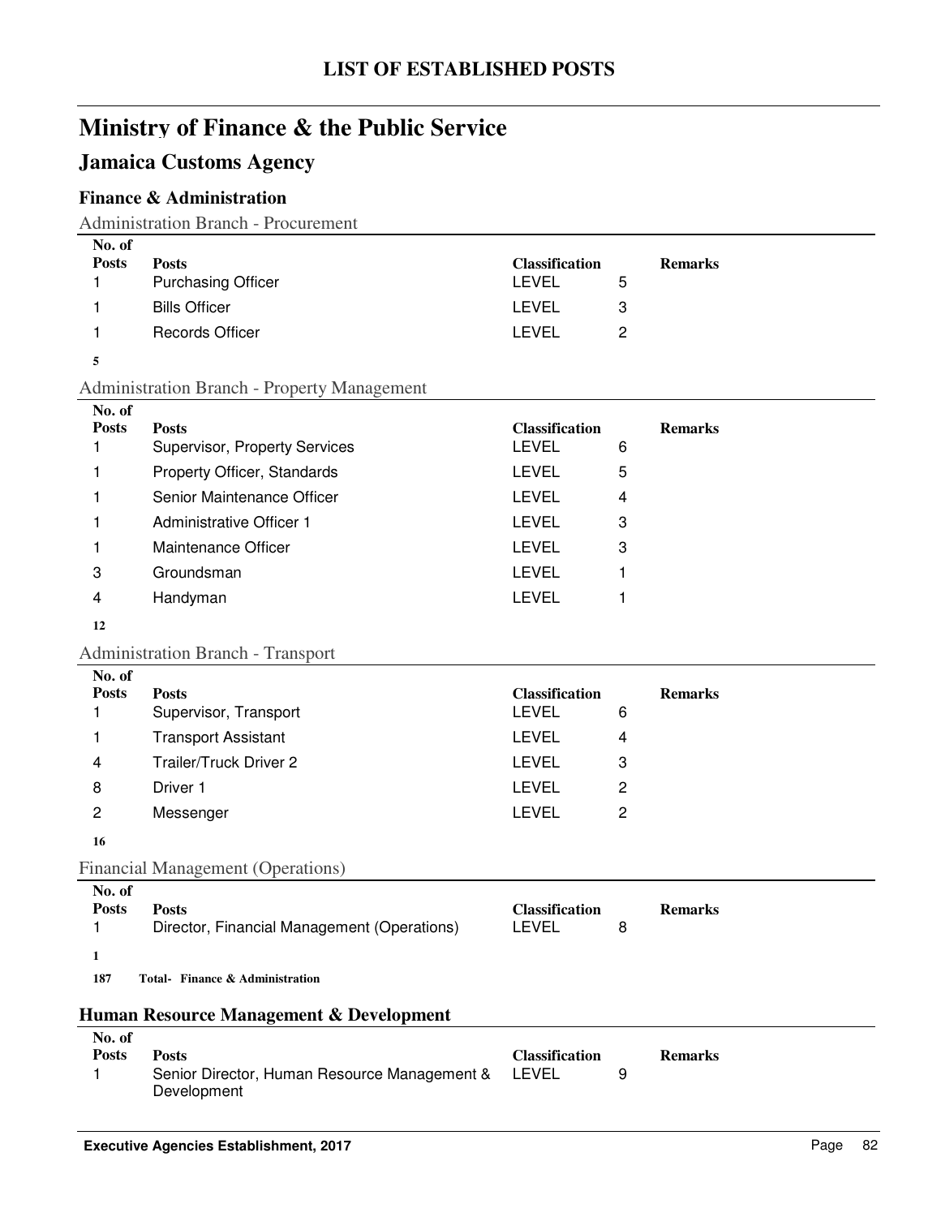# LIST OF ESTABLISHED POSTS

## Ministry of Finance & the Public Service

## Jamaica Customs Agency

### Finance & Administration

Administration Branch - Procurement

| No. of Posts | Posts | Classification | | Remarks |
|---|---|---|---|---|
| 1 | Purchasing Officer | LEVEL | 5 | |
| 1 | Bills Officer | LEVEL | 3 | |
| 1 | Records Officer | LEVEL | 2 | |
| **5** | | | | |

Administration Branch - Property Management

| No. of Posts | Posts | Classification | | Remarks |
|---|---|---|---|---|
| 1 | Supervisor, Property Services | LEVEL | 6 | |
| 1 | Property Officer, Standards | LEVEL | 5 | |
| 1 | Senior Maintenance Officer | LEVEL | 4 | |
| 1 | Administrative Officer 1 | LEVEL | 3 | |
| 1 | Maintenance Officer | LEVEL | 3 | |
| 3 | Groundsman | LEVEL | 1 | |
| 4 | Handyman | LEVEL | 1 | |
| **12** | | | | |

Administration Branch - Transport

| No. of Posts | Posts | Classification | | Remarks |
|---|---|---|---|---|
| 1 | Supervisor, Transport | LEVEL | 6 | |
| 1 | Transport Assistant | LEVEL | 4 | |
| 4 | Trailer/Truck Driver 2 | LEVEL | 3 | |
| 8 | Driver 1 | LEVEL | 2 | |
| 2 | Messenger | LEVEL | 2 | |
| **16** | | | | |

Financial Management (Operations)

| No. of Posts | Posts | Classification | | Remarks |
|---|---|---|---|---|
| 1 | Director, Financial Management (Operations) | LEVEL | 8 | |
| **1** | | | | |

**187 Total- Finance & Administration**

### Human Resource Management & Development

| No. of Posts | Posts | Classification | | Remarks |
|---|---|---|---|---|
| 1 | Senior Director, Human Resource Management & Development | LEVEL | 9 | |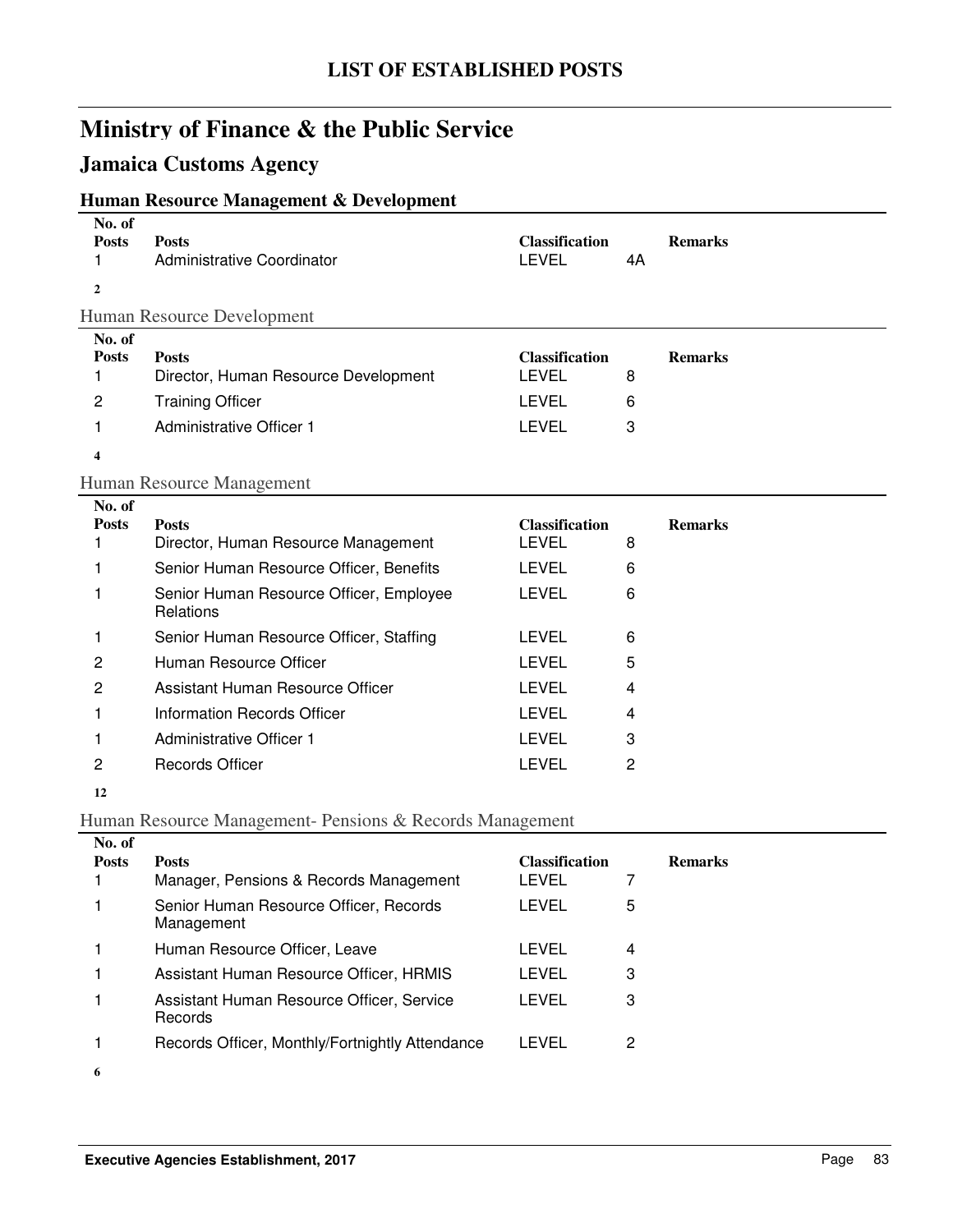# LIST OF ESTABLISHED POSTS

## Ministry of Finance & the Public Service

### Jamaica Customs Agency

#### Human Resource Management & Development

| No. of Posts | Posts | Classification | | Remarks |
|---|---|---|---|---|
| 1 | Administrative Coordinator | LEVEL | 4A | |

**2**

#### Human Resource Development

| No. of Posts | Posts | Classification | | Remarks |
|---|---|---|---|---|
| 1 | Director, Human Resource Development | LEVEL | 8 | |
| 2 | Training Officer | LEVEL | 6 | |
| 1 | Administrative Officer 1 | LEVEL | 3 | |

**4**

#### Human Resource Management

| No. of Posts | Posts | Classification | | Remarks |
|---|---|---|---|---|
| 1 | Director, Human Resource Management | LEVEL | 8 | |
| 1 | Senior Human Resource Officer, Benefits | LEVEL | 6 | |
| 1 | Senior Human Resource Officer, Employee Relations | LEVEL | 6 | |
| 1 | Senior Human Resource Officer, Staffing | LEVEL | 6 | |
| 2 | Human Resource Officer | LEVEL | 5 | |
| 2 | Assistant Human Resource Officer | LEVEL | 4 | |
| 1 | Information Records Officer | LEVEL | 4 | |
| 1 | Administrative Officer 1 | LEVEL | 3 | |
| 2 | Records Officer | LEVEL | 2 | |

**12**

#### Human Resource Management- Pensions & Records Management

| No. of Posts | Posts | Classification | | Remarks |
|---|---|---|---|---|
| 1 | Manager, Pensions & Records Management | LEVEL | 7 | |
| 1 | Senior Human Resource Officer, Records Management | LEVEL | 5 | |
| 1 | Human Resource Officer, Leave | LEVEL | 4 | |
| 1 | Assistant Human Resource Officer, HRMIS | LEVEL | 3 | |
| 1 | Assistant Human Resource Officer, Service Records | LEVEL | 3 | |
| 1 | Records Officer, Monthly/Fortnightly Attendance | LEVEL | 2 | |

**6**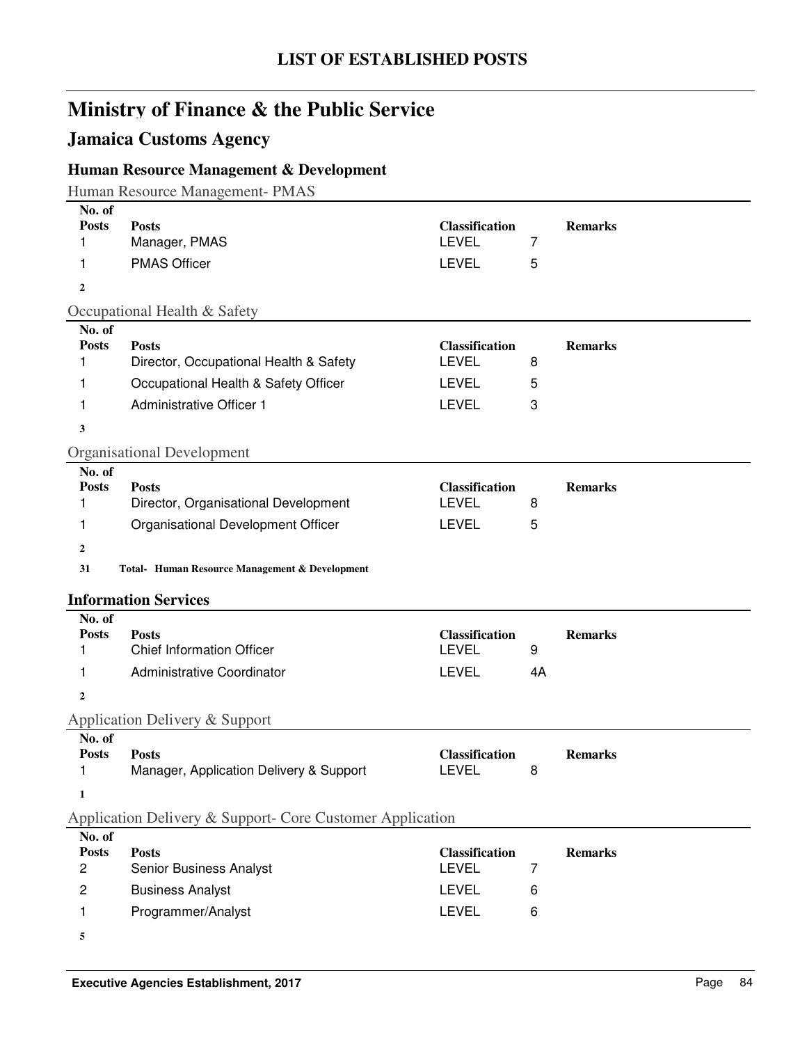# LIST OF ESTABLISHED POSTS

## Ministry of Finance & the Public Service

## Jamaica Customs Agency

### Human Resource Management & Development

#### Human Resource Management- PMAS

| No. of Posts | Posts | Classification | | Remarks |
|---|---|---|---|---|
| 1 | Manager, PMAS | LEVEL | 7 | |
| 1 | PMAS Officer | LEVEL | 5 | |
| **2** | | | | |

#### Occupational Health & Safety

| No. of Posts | Posts | Classification | | Remarks |
|---|---|---|---|---|
| 1 | Director, Occupational Health & Safety | LEVEL | 8 | |
| 1 | Occupational Health & Safety Officer | LEVEL | 5 | |
| 1 | Administrative Officer 1 | LEVEL | 3 | |
| **3** | | | | |

#### Organisational Development

| No. of Posts | Posts | Classification | | Remarks |
|---|---|---|---|---|
| 1 | Director, Organisational Development | LEVEL | 8 | |
| 1 | Organisational Development Officer | LEVEL | 5 | |
| **2** | | | | |

**31 Total- Human Resource Management & Development**

### Information Services

| No. of Posts | Posts | Classification | | Remarks |
|---|---|---|---|---|
| 1 | Chief Information Officer | LEVEL | 9 | |
| 1 | Administrative Coordinator | LEVEL | 4A | |
| **2** | | | | |

#### Application Delivery & Support

| No. of Posts | Posts | Classification | | Remarks |
|---|---|---|---|---|
| 1 | Manager, Application Delivery & Support | LEVEL | 8 | |
| **1** | | | | |

#### Application Delivery & Support- Core Customer Application

| No. of Posts | Posts | Classification | | Remarks |
|---|---|---|---|---|
| 2 | Senior Business Analyst | LEVEL | 7 | |
| 2 | Business Analyst | LEVEL | 6 | |
| 1 | Programmer/Analyst | LEVEL | 6 | |
| **5** | | | | |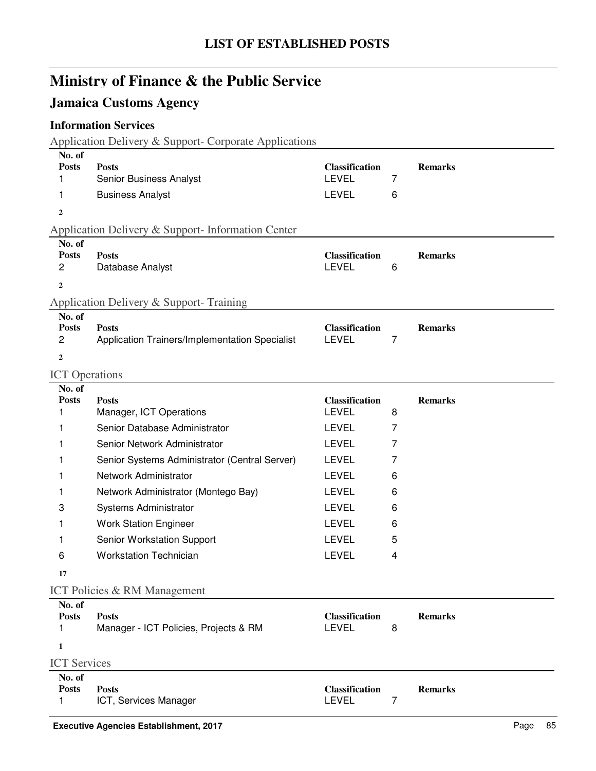# LIST OF ESTABLISHED POSTS

## Ministry of Finance & the Public Service

### Jamaica Customs Agency

#### Information Services

Application Delivery & Support- Corporate Applications

| No. of Posts | Posts | Classification | | Remarks |
|---|---|---|---|---|
| 1 | Senior Business Analyst | LEVEL | 7 | |
| 1 | Business Analyst | LEVEL | 6 | |
| **2** | | | | |

Application Delivery & Support- Information Center

| No. of Posts | Posts | Classification | | Remarks |
|---|---|---|---|---|
| 2 | Database Analyst | LEVEL | 6 | |
| **2** | | | | |

Application Delivery & Support- Training

| No. of Posts | Posts | Classification | | Remarks |
|---|---|---|---|---|
| 2 | Application Trainers/Implementation Specialist | LEVEL | 7 | |
| **2** | | | | |

ICT Operations

| No. of Posts | Posts | Classification | | Remarks |
|---|---|---|---|---|
| 1 | Manager, ICT Operations | LEVEL | 8 | |
| 1 | Senior Database Administrator | LEVEL | 7 | |
| 1 | Senior Network Administrator | LEVEL | 7 | |
| 1 | Senior Systems Administrator (Central Server) | LEVEL | 7 | |
| 1 | Network Administrator | LEVEL | 6 | |
| 1 | Network Administrator (Montego Bay) | LEVEL | 6 | |
| 3 | Systems Administrator | LEVEL | 6 | |
| 1 | Work Station Engineer | LEVEL | 6 | |
| 1 | Senior Workstation Support | LEVEL | 5 | |
| 6 | Workstation Technician | LEVEL | 4 | |
| **17** | | | | |

ICT Policies & RM Management

| No. of Posts | Posts | Classification | | Remarks |
|---|---|---|---|---|
| 1 | Manager - ICT Policies, Projects & RM | LEVEL | 8 | |
| **1** | | | | |

ICT Services

| No. of Posts | Posts | Classification | | Remarks |
|---|---|---|---|---|
| 1 | ICT, Services Manager | LEVEL | 7 | |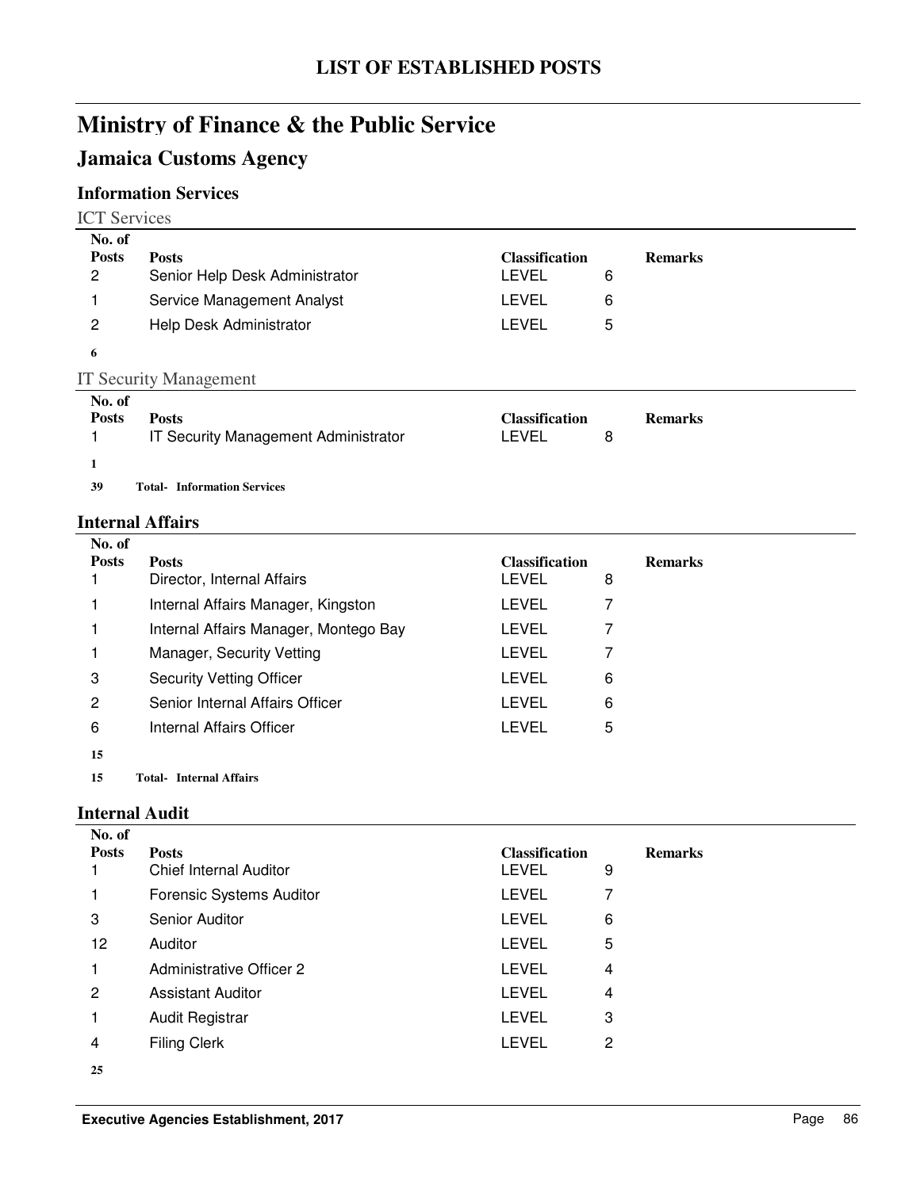# LIST OF ESTABLISHED POSTS

## Ministry of Finance & the Public Service

### Jamaica Customs Agency

#### Information Services

ICT Services

| No. of Posts | Posts | Classification | | Remarks |
|---|---|---|---|---|
| 2 | Senior Help Desk Administrator | LEVEL | 6 | |
| 1 | Service Management Analyst | LEVEL | 6 | |
| 2 | Help Desk Administrator | LEVEL | 5 | |
| **6** | | | | |

IT Security Management

| No. of Posts | Posts | Classification | | Remarks |
|---|---|---|---|---|
| 1 | IT Security Management Administrator | LEVEL | 8 | |
| **1** | | | | |

**39 Total- Information Services**

#### Internal Affairs

| No. of Posts | Posts | Classification | | Remarks |
|---|---|---|---|---|
| 1 | Director, Internal Affairs | LEVEL | 8 | |
| 1 | Internal Affairs Manager, Kingston | LEVEL | 7 | |
| 1 | Internal Affairs Manager, Montego Bay | LEVEL | 7 | |
| 1 | Manager, Security Vetting | LEVEL | 7 | |
| 3 | Security Vetting Officer | LEVEL | 6 | |
| 2 | Senior Internal Affairs Officer | LEVEL | 6 | |
| 6 | Internal Affairs Officer | LEVEL | 5 | |
| **15** | | | | |

**15 Total- Internal Affairs**

#### Internal Audit

| No. of Posts | Posts | Classification | | Remarks |
|---|---|---|---|---|
| 1 | Chief Internal Auditor | LEVEL | 9 | |
| 1 | Forensic Systems Auditor | LEVEL | 7 | |
| 3 | Senior Auditor | LEVEL | 6 | |
| 12 | Auditor | LEVEL | 5 | |
| 1 | Administrative Officer 2 | LEVEL | 4 | |
| 2 | Assistant Auditor | LEVEL | 4 | |
| 1 | Audit Registrar | LEVEL | 3 | |
| 4 | Filing Clerk | LEVEL | 2 | |
| **25** | | | | |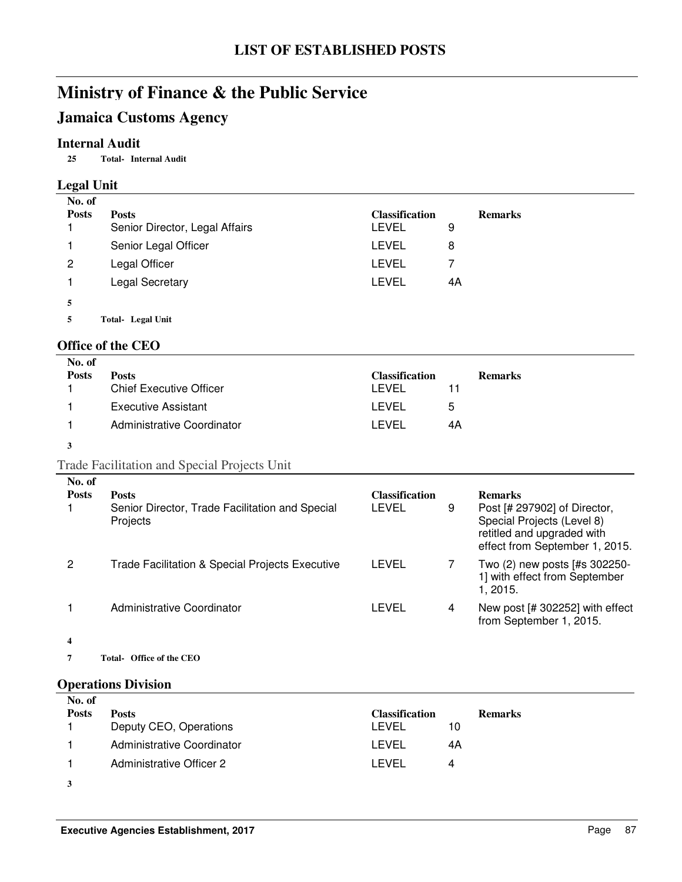# LIST OF ESTABLISHED POSTS

## Ministry of Finance & the Public Service

## Jamaica Customs Agency

### Internal Audit

**25 Total- Internal Audit**

### Legal Unit

| No. of Posts | Posts | Classification | | Remarks |
|---|---|---|---|---|
| 1 | Senior Director, Legal Affairs | LEVEL | 9 | |
| 1 | Senior Legal Officer | LEVEL | 8 | |
| 2 | Legal Officer | LEVEL | 7 | |
| 1 | Legal Secretary | LEVEL | 4A | |
| **5** | | | | |

**5 Total- Legal Unit**

### Office of the CEO

| No. of Posts | Posts | Classification | | Remarks |
|---|---|---|---|---|
| 1 | Chief Executive Officer | LEVEL | 11 | |
| 1 | Executive Assistant | LEVEL | 5 | |
| 1 | Administrative Coordinator | LEVEL | 4A | |
| **3** | | | | |

Trade Facilitation and Special Projects Unit

| No. of Posts | Posts | Classification | | Remarks |
|---|---|---|---|---|
| 1 | Senior Director, Trade Facilitation and Special Projects | LEVEL | 9 | Post [# 297902] of Director, Special Projects (Level 8) retitled and upgraded with effect from September 1, 2015. |
| 2 | Trade Facilitation & Special Projects Executive | LEVEL | 7 | Two (2) new posts [#s 302250-1] with effect from September 1, 2015. |
| 1 | Administrative Coordinator | LEVEL | 4 | New post [# 302252] with effect from September 1, 2015. |
| **4** | | | | |

**7 Total- Office of the CEO**

### Operations Division

| No. of Posts | Posts | Classification | | Remarks |
|---|---|---|---|---|
| 1 | Deputy CEO, Operations | LEVEL | 10 | |
| 1 | Administrative Coordinator | LEVEL | 4A | |
| 1 | Administrative Officer 2 | LEVEL | 4 | |
| **3** | | | | |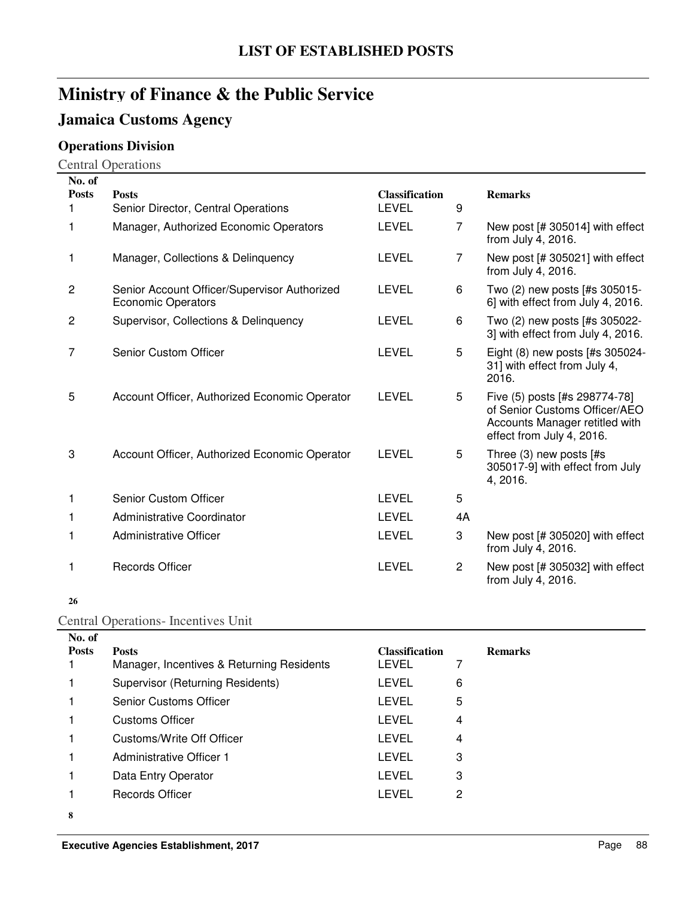# LIST OF ESTABLISHED POSTS

## Ministry of Finance & the Public Service

## Jamaica Customs Agency

### Operations Division

Central Operations

| No. of Posts | Posts | Classification | | Remarks |
|---|---|---|---|---|
| 1 | Senior Director, Central Operations | LEVEL | 9 | |
| 1 | Manager, Authorized Economic Operators | LEVEL | 7 | New post [# 305014] with effect from July 4, 2016. |
| 1 | Manager, Collections & Delinquency | LEVEL | 7 | New post [# 305021] with effect from July 4, 2016. |
| 2 | Senior Account Officer/Supervisor Authorized Economic Operators | LEVEL | 6 | Two (2) new posts [#s 305015-6] with effect from July 4, 2016. |
| 2 | Supervisor, Collections & Delinquency | LEVEL | 6 | Two (2) new posts [#s 305022-3] with effect from July 4, 2016. |
| 7 | Senior Custom Officer | LEVEL | 5 | Eight (8) new posts [#s 305024-31] with effect from July 4, 2016. |
| 5 | Account Officer, Authorized Economic Operator | LEVEL | 5 | Five (5) posts [#s 298774-78] of Senior Customs Officer/AEO Accounts Manager retitled with effect from July 4, 2016. |
| 3 | Account Officer, Authorized Economic Operator | LEVEL | 5 | Three (3) new posts [#s 305017-9] with effect from July 4, 2016. |
| 1 | Senior Custom Officer | LEVEL | 5 | |
| 1 | Administrative Coordinator | LEVEL | 4A | |
| 1 | Administrative Officer | LEVEL | 3 | New post [# 305020] with effect from July 4, 2016. |
| 1 | Records Officer | LEVEL | 2 | New post [# 305032] with effect from July 4, 2016. |
| **26** | | | | |

Central Operations- Incentives Unit

| No. of Posts | Posts | Classification | | Remarks |
|---|---|---|---|---|
| 1 | Manager, Incentives & Returning Residents | LEVEL | 7 | |
| 1 | Supervisor (Returning Residents) | LEVEL | 6 | |
| 1 | Senior Customs Officer | LEVEL | 5 | |
| 1 | Customs Officer | LEVEL | 4 | |
| 1 | Customs/Write Off Officer | LEVEL | 4 | |
| 1 | Administrative Officer 1 | LEVEL | 3 | |
| 1 | Data Entry Operator | LEVEL | 3 | |
| 1 | Records Officer | LEVEL | 2 | |
| **8** | | | | |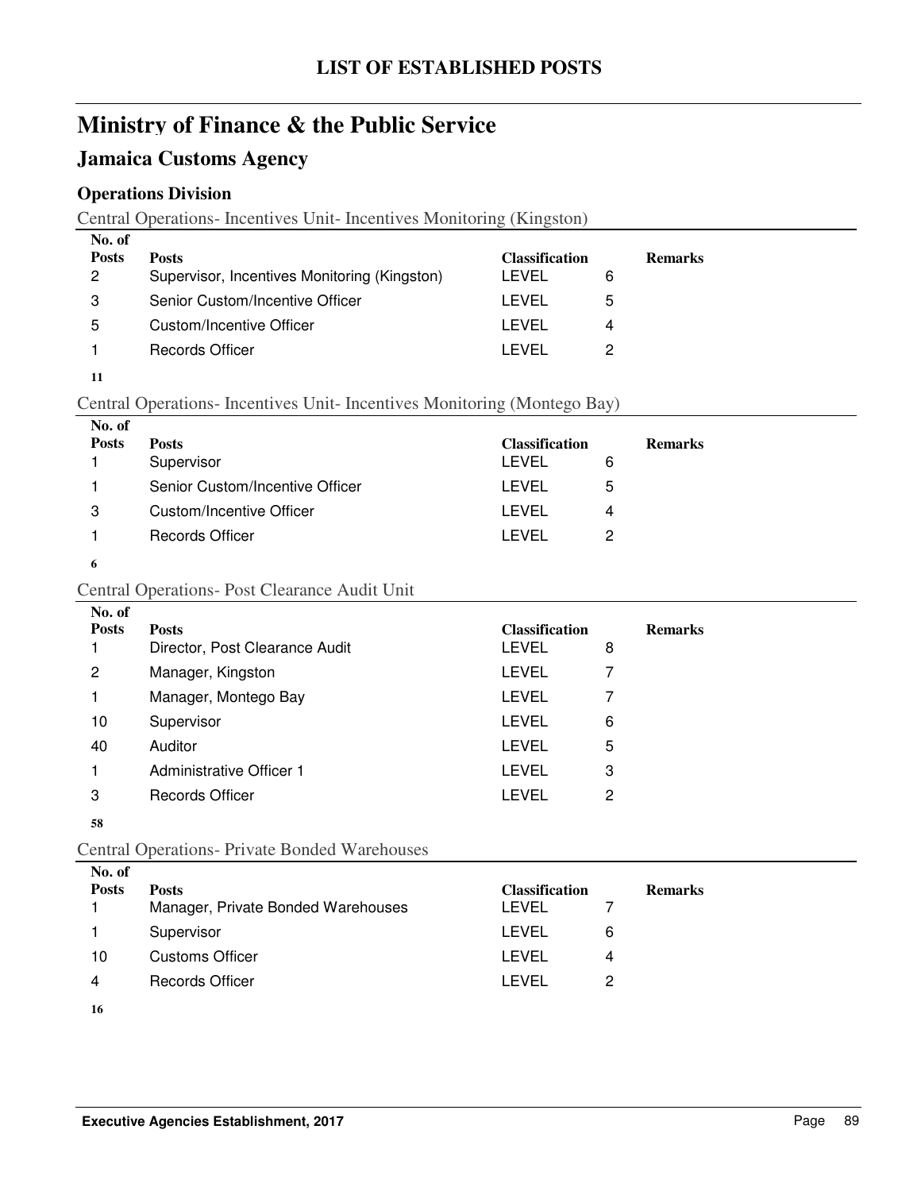## LIST OF ESTABLISHED POSTS

# Ministry of Finance & the Public Service

## Jamaica Customs Agency

### Operations Division

Central Operations- Incentives Unit- Incentives Monitoring (Kingston)

| No. of Posts | Posts | Classification | | Remarks |
|---|---|---|---|---|
| 2 | Supervisor, Incentives Monitoring (Kingston) | LEVEL | 6 | |
| 3 | Senior Custom/Incentive Officer | LEVEL | 5 | |
| 5 | Custom/Incentive Officer | LEVEL | 4 | |
| 1 | Records Officer | LEVEL | 2 | |
| **11** | | | | |

Central Operations- Incentives Unit- Incentives Monitoring (Montego Bay)

| No. of Posts | Posts | Classification | | Remarks |
|---|---|---|---|---|
| 1 | Supervisor | LEVEL | 6 | |
| 1 | Senior Custom/Incentive Officer | LEVEL | 5 | |
| 3 | Custom/Incentive Officer | LEVEL | 4 | |
| 1 | Records Officer | LEVEL | 2 | |
| **6** | | | | |

Central Operations- Post Clearance Audit Unit

| No. of Posts | Posts | Classification | | Remarks |
|---|---|---|---|---|
| 1 | Director, Post Clearance Audit | LEVEL | 8 | |
| 2 | Manager, Kingston | LEVEL | 7 | |
| 1 | Manager, Montego Bay | LEVEL | 7 | |
| 10 | Supervisor | LEVEL | 6 | |
| 40 | Auditor | LEVEL | 5 | |
| 1 | Administrative Officer 1 | LEVEL | 3 | |
| 3 | Records Officer | LEVEL | 2 | |
| **58** | | | | |

Central Operations- Private Bonded Warehouses

| No. of Posts | Posts | Classification | | Remarks |
|---|---|---|---|---|
| 1 | Manager, Private Bonded Warehouses | LEVEL | 7 | |
| 1 | Supervisor | LEVEL | 6 | |
| 10 | Customs Officer | LEVEL | 4 | |
| 4 | Records Officer | LEVEL | 2 | |
| **16** | | | | |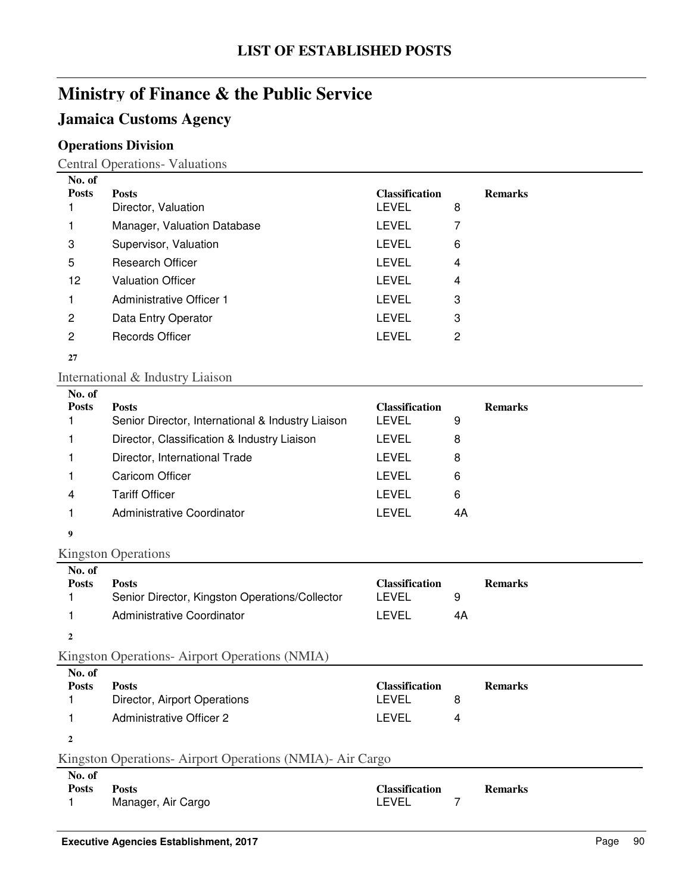# LIST OF ESTABLISHED POSTS

## Ministry of Finance & the Public Service

### Jamaica Customs Agency

#### Operations Division

Central Operations- Valuations

| No. of Posts | Posts | Classification | | Remarks |
|---|---|---|---|---|
| 1 | Director, Valuation | LEVEL | 8 | |
| 1 | Manager, Valuation Database | LEVEL | 7 | |
| 3 | Supervisor, Valuation | LEVEL | 6 | |
| 5 | Research Officer | LEVEL | 4 | |
| 12 | Valuation Officer | LEVEL | 4 | |
| 1 | Administrative Officer 1 | LEVEL | 3 | |
| 2 | Data Entry Operator | LEVEL | 3 | |
| 2 | Records Officer | LEVEL | 2 | |
| **27** | | | | |

International & Industry Liaison

| No. of Posts | Posts | Classification | | Remarks |
|---|---|---|---|---|
| 1 | Senior Director, International & Industry Liaison | LEVEL | 9 | |
| 1 | Director, Classification & Industry Liaison | LEVEL | 8 | |
| 1 | Director, International Trade | LEVEL | 8 | |
| 1 | Caricom Officer | LEVEL | 6 | |
| 4 | Tariff Officer | LEVEL | 6 | |
| 1 | Administrative Coordinator | LEVEL | 4A | |
| **9** | | | | |

Kingston Operations

| No. of Posts | Posts | Classification | | Remarks |
|---|---|---|---|---|
| 1 | Senior Director, Kingston Operations/Collector | LEVEL | 9 | |
| 1 | Administrative Coordinator | LEVEL | 4A | |
| **2** | | | | |

Kingston Operations- Airport Operations (NMIA)

| No. of Posts | Posts | Classification | | Remarks |
|---|---|---|---|---|
| 1 | Director, Airport Operations | LEVEL | 8 | |
| 1 | Administrative Officer 2 | LEVEL | 4 | |
| **2** | | | | |

Kingston Operations- Airport Operations (NMIA)- Air Cargo

| No. of Posts | Posts | Classification | | Remarks |
|---|---|---|---|---|
| 1 | Manager, Air Cargo | LEVEL | 7 | |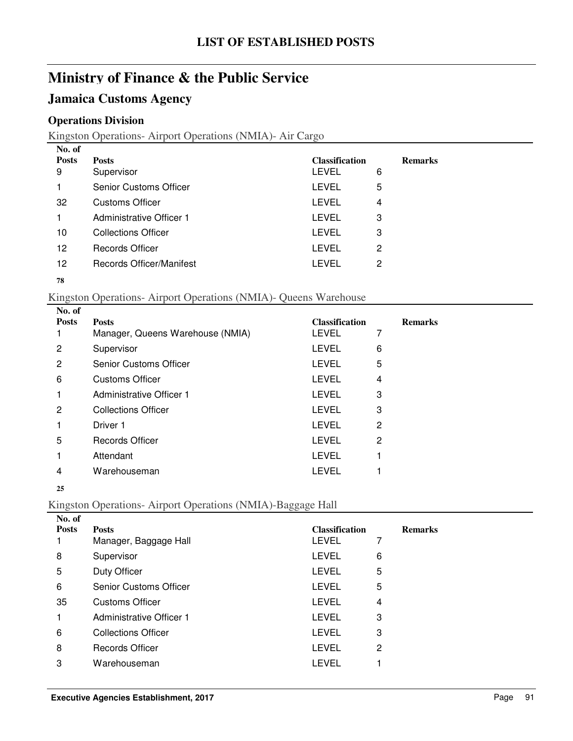# LIST OF ESTABLISHED POSTS

## Ministry of Finance & the Public Service

### Jamaica Customs Agency

#### Operations Division

Kingston Operations- Airport Operations (NMIA)- Air Cargo

| No. of Posts | Posts | Classification | | Remarks |
|---|---|---|---|---|
| 9 | Supervisor | LEVEL | 6 | |
| 1 | Senior Customs Officer | LEVEL | 5 | |
| 32 | Customs Officer | LEVEL | 4 | |
| 1 | Administrative Officer 1 | LEVEL | 3 | |
| 10 | Collections Officer | LEVEL | 3 | |
| 12 | Records Officer | LEVEL | 2 | |
| 12 | Records Officer/Manifest | LEVEL | 2 | |
| **78** | | | | |

Kingston Operations- Airport Operations (NMIA)- Queens Warehouse

| No. of Posts | Posts | Classification | | Remarks |
|---|---|---|---|---|
| 1 | Manager, Queens Warehouse (NMIA) | LEVEL | 7 | |
| 2 | Supervisor | LEVEL | 6 | |
| 2 | Senior Customs Officer | LEVEL | 5 | |
| 6 | Customs Officer | LEVEL | 4 | |
| 1 | Administrative Officer 1 | LEVEL | 3 | |
| 2 | Collections Officer | LEVEL | 3 | |
| 1 | Driver 1 | LEVEL | 2 | |
| 5 | Records Officer | LEVEL | 2 | |
| 1 | Attendant | LEVEL | 1 | |
| 4 | Warehouseman | LEVEL | 1 | |
| **25** | | | | |

Kingston Operations- Airport Operations (NMIA)-Baggage Hall

| No. of Posts | Posts | Classification | | Remarks |
|---|---|---|---|---|
| 1 | Manager, Baggage Hall | LEVEL | 7 | |
| 8 | Supervisor | LEVEL | 6 | |
| 5 | Duty Officer | LEVEL | 5 | |
| 6 | Senior Customs Officer | LEVEL | 5 | |
| 35 | Customs Officer | LEVEL | 4 | |
| 1 | Administrative Officer 1 | LEVEL | 3 | |
| 6 | Collections Officer | LEVEL | 3 | |
| 8 | Records Officer | LEVEL | 2 | |
| 3 | Warehouseman | LEVEL | 1 | |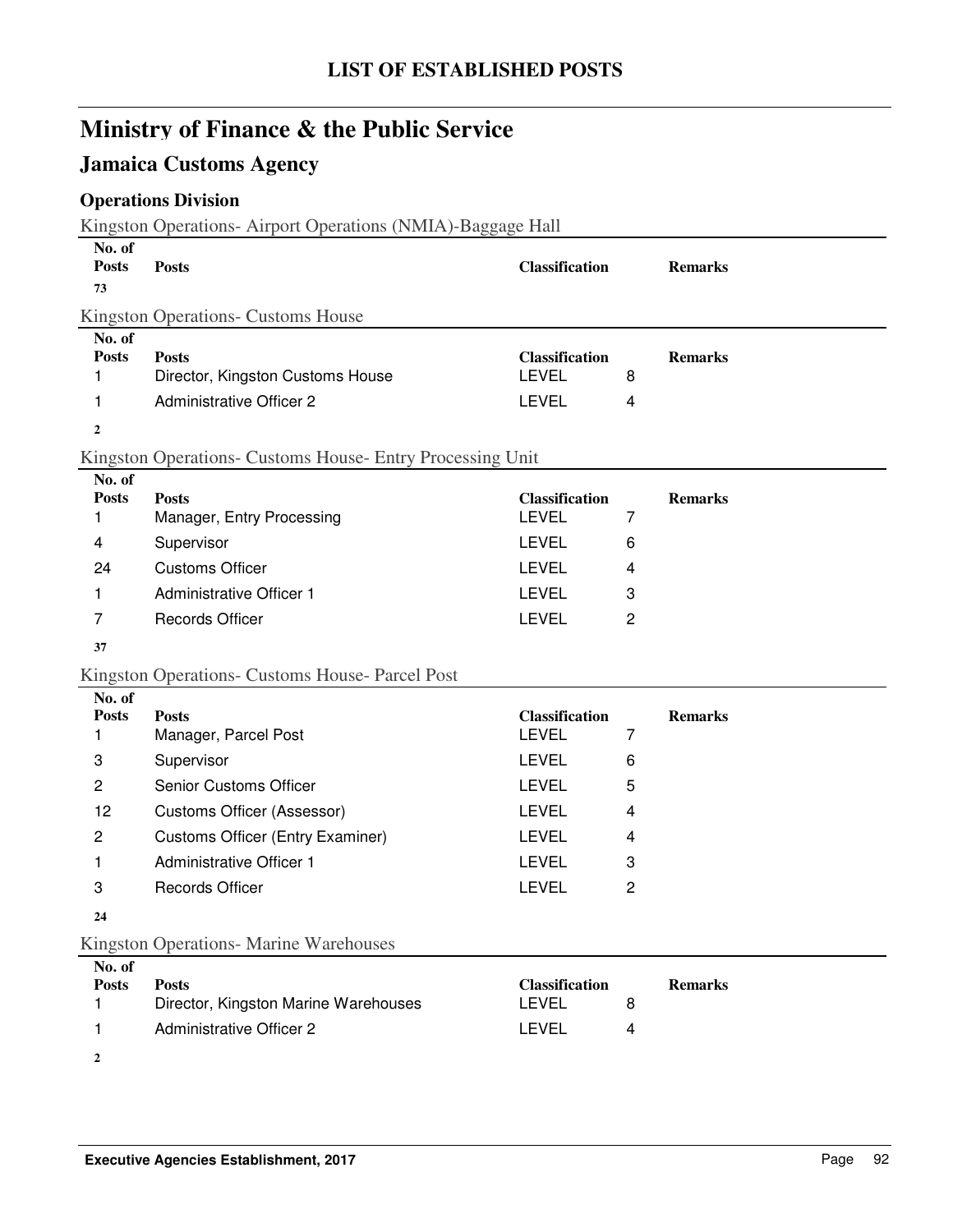## LIST OF ESTABLISHED POSTS

# Ministry of Finance & the Public Service

## Jamaica Customs Agency

### Operations Division

Kingston Operations- Airport Operations (NMIA)-Baggage Hall

| No. of Posts | Posts | Classification | | Remarks |
|---|---|---|---|---|
| **73** | | | | |

Kingston Operations- Customs House

| No. of Posts | Posts | Classification | | Remarks |
|---|---|---|---|---|
| 1 | Director, Kingston Customs House | LEVEL | 8 | |
| 1 | Administrative Officer 2 | LEVEL | 4 | |
| **2** | | | | |

Kingston Operations- Customs House- Entry Processing Unit

| No. of Posts | Posts | Classification | | Remarks |
|---|---|---|---|---|
| 1 | Manager, Entry Processing | LEVEL | 7 | |
| 4 | Supervisor | LEVEL | 6 | |
| 24 | Customs Officer | LEVEL | 4 | |
| 1 | Administrative Officer 1 | LEVEL | 3 | |
| 7 | Records Officer | LEVEL | 2 | |
| **37** | | | | |

Kingston Operations- Customs House- Parcel Post

| No. of Posts | Posts | Classification | | Remarks |
|---|---|---|---|---|
| 1 | Manager, Parcel Post | LEVEL | 7 | |
| 3 | Supervisor | LEVEL | 6 | |
| 2 | Senior Customs Officer | LEVEL | 5 | |
| 12 | Customs Officer (Assessor) | LEVEL | 4 | |
| 2 | Customs Officer (Entry Examiner) | LEVEL | 4 | |
| 1 | Administrative Officer 1 | LEVEL | 3 | |
| 3 | Records Officer | LEVEL | 2 | |
| **24** | | | | |

Kingston Operations- Marine Warehouses

| No. of Posts | Posts | Classification | | Remarks |
|---|---|---|---|---|
| 1 | Director, Kingston Marine Warehouses | LEVEL | 8 | |
| 1 | Administrative Officer 2 | LEVEL | 4 | |
| **2** | | | | |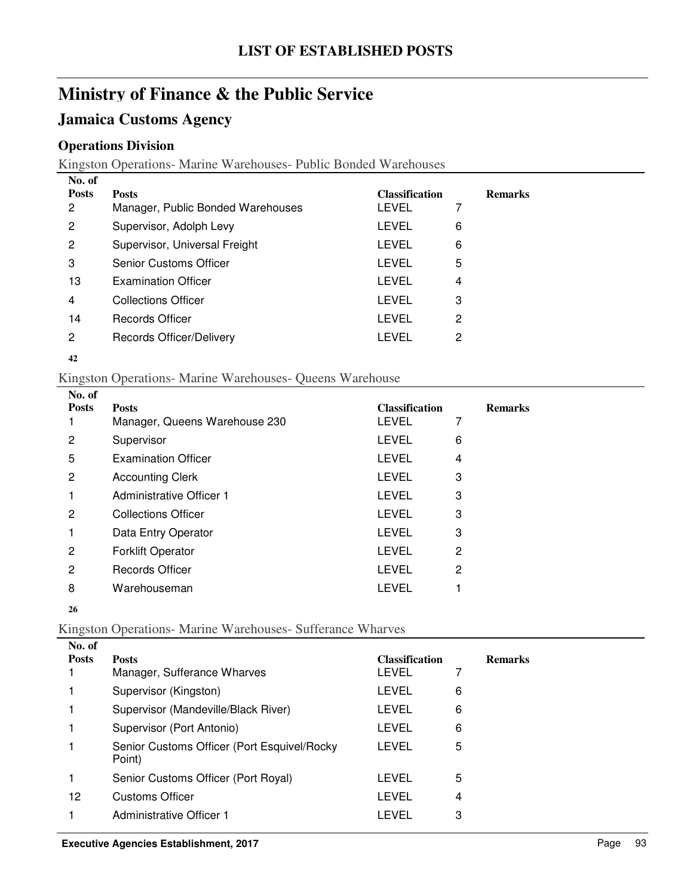# LIST OF ESTABLISHED POSTS

# Ministry of Finance & the Public Service

## Jamaica Customs Agency

### Operations Division

Kingston Operations- Marine Warehouses- Public Bonded Warehouses

| No. of Posts | Posts | Classification | | Remarks |
|---|---|---|---|---|
| 2 | Manager, Public Bonded Warehouses | LEVEL | 7 | |
| 2 | Supervisor, Adolph Levy | LEVEL | 6 | |
| 2 | Supervisor, Universal Freight | LEVEL | 6 | |
| 3 | Senior Customs Officer | LEVEL | 5 | |
| 13 | Examination Officer | LEVEL | 4 | |
| 4 | Collections Officer | LEVEL | 3 | |
| 14 | Records Officer | LEVEL | 2 | |
| 2 | Records Officer/Delivery | LEVEL | 2 | |
| **42** | | | | |

Kingston Operations- Marine Warehouses- Queens Warehouse

| No. of Posts | Posts | Classification | | Remarks |
|---|---|---|---|---|
| 1 | Manager, Queens Warehouse 230 | LEVEL | 7 | |
| 2 | Supervisor | LEVEL | 6 | |
| 5 | Examination Officer | LEVEL | 4 | |
| 2 | Accounting Clerk | LEVEL | 3 | |
| 1 | Administrative Officer 1 | LEVEL | 3 | |
| 2 | Collections Officer | LEVEL | 3 | |
| 1 | Data Entry Operator | LEVEL | 3 | |
| 2 | Forklift Operator | LEVEL | 2 | |
| 2 | Records Officer | LEVEL | 2 | |
| 8 | Warehouseman | LEVEL | 1 | |
| **26** | | | | |

Kingston Operations- Marine Warehouses- Sufferance Wharves

| No. of Posts | Posts | Classification | | Remarks |
|---|---|---|---|---|
| 1 | Manager, Sufferance Wharves | LEVEL | 7 | |
| 1 | Supervisor (Kingston) | LEVEL | 6 | |
| 1 | Supervisor (Mandeville/Black River) | LEVEL | 6 | |
| 1 | Supervisor (Port Antonio) | LEVEL | 6 | |
| 1 | Senior Customs Officer (Port Esquivel/Rocky Point) | LEVEL | 5 | |
| 1 | Senior Customs Officer (Port Royal) | LEVEL | 5 | |
| 12 | Customs Officer | LEVEL | 4 | |
| 1 | Administrative Officer 1 | LEVEL | 3 | |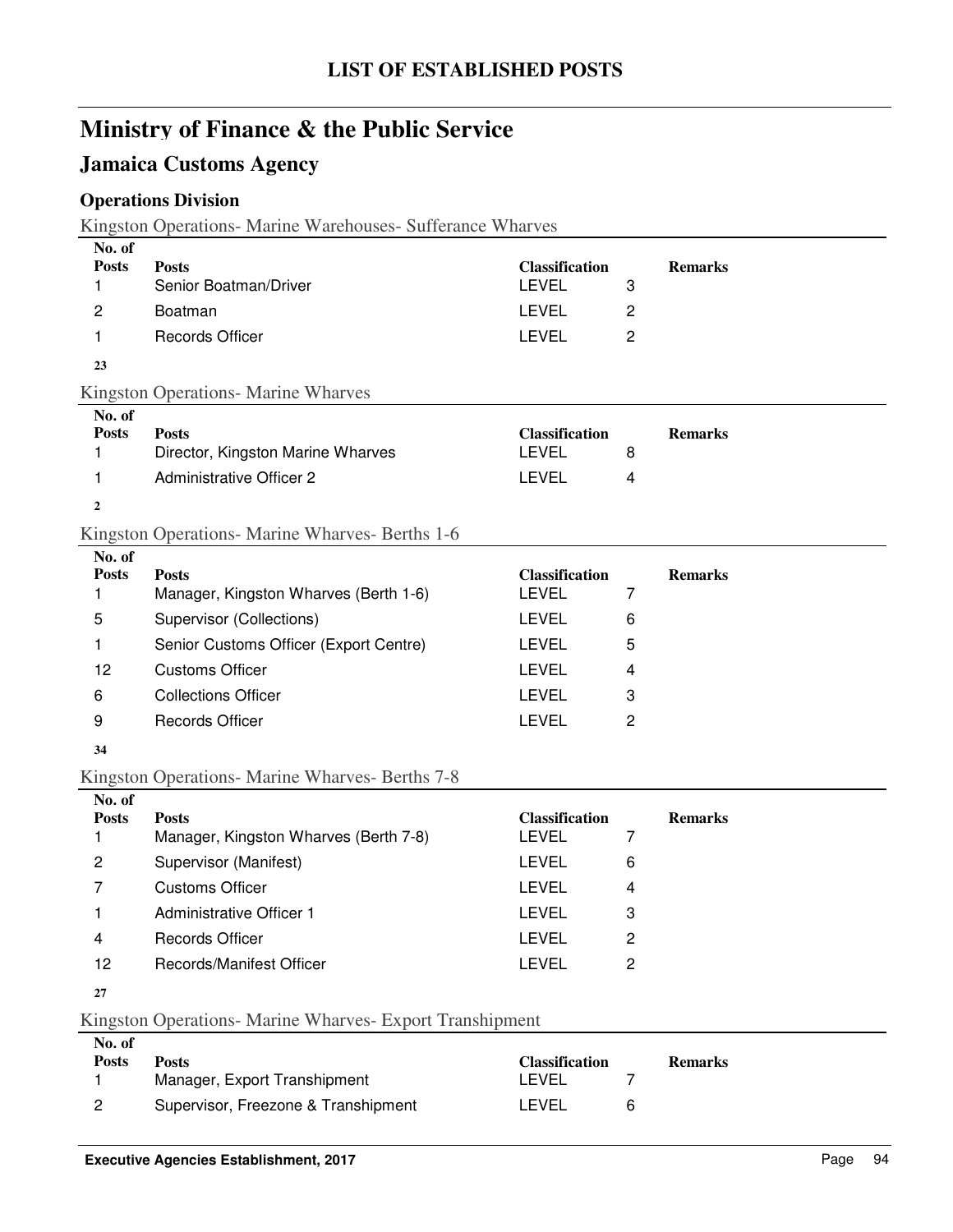# LIST OF ESTABLISHED POSTS

## Ministry of Finance & the Public Service

### Jamaica Customs Agency

#### Operations Division

Kingston Operations- Marine Warehouses- Sufferance Wharves

| No. of Posts | Posts | Classification | | Remarks |
|---|---|---|---|---|
| 1 | Senior Boatman/Driver | LEVEL | 3 | |
| 2 | Boatman | LEVEL | 2 | |
| 1 | Records Officer | LEVEL | 2 | |

**23**

Kingston Operations- Marine Wharves

| No. of Posts | Posts | Classification | | Remarks |
|---|---|---|---|---|
| 1 | Director, Kingston Marine Wharves | LEVEL | 8 | |
| 1 | Administrative Officer 2 | LEVEL | 4 | |

**2**

Kingston Operations- Marine Wharves- Berths 1-6

| No. of Posts | Posts | Classification | | Remarks |
|---|---|---|---|---|
| 1 | Manager, Kingston Wharves (Berth 1-6) | LEVEL | 7 | |
| 5 | Supervisor (Collections) | LEVEL | 6 | |
| 1 | Senior Customs Officer (Export Centre) | LEVEL | 5 | |
| 12 | Customs Officer | LEVEL | 4 | |
| 6 | Collections Officer | LEVEL | 3 | |
| 9 | Records Officer | LEVEL | 2 | |

**34**

Kingston Operations- Marine Wharves- Berths 7-8

| No. of Posts | Posts | Classification | | Remarks |
|---|---|---|---|---|
| 1 | Manager, Kingston Wharves (Berth 7-8) | LEVEL | 7 | |
| 2 | Supervisor (Manifest) | LEVEL | 6 | |
| 7 | Customs Officer | LEVEL | 4 | |
| 1 | Administrative Officer 1 | LEVEL | 3 | |
| 4 | Records Officer | LEVEL | 2 | |
| 12 | Records/Manifest Officer | LEVEL | 2 | |

**27**

Kingston Operations- Marine Wharves- Export Transhipment

| No. of Posts | Posts | Classification | | Remarks |
|---|---|---|---|---|
| 1 | Manager, Export Transhipment | LEVEL | 7 | |
| 2 | Supervisor, Freezone & Transhipment | LEVEL | 6 | |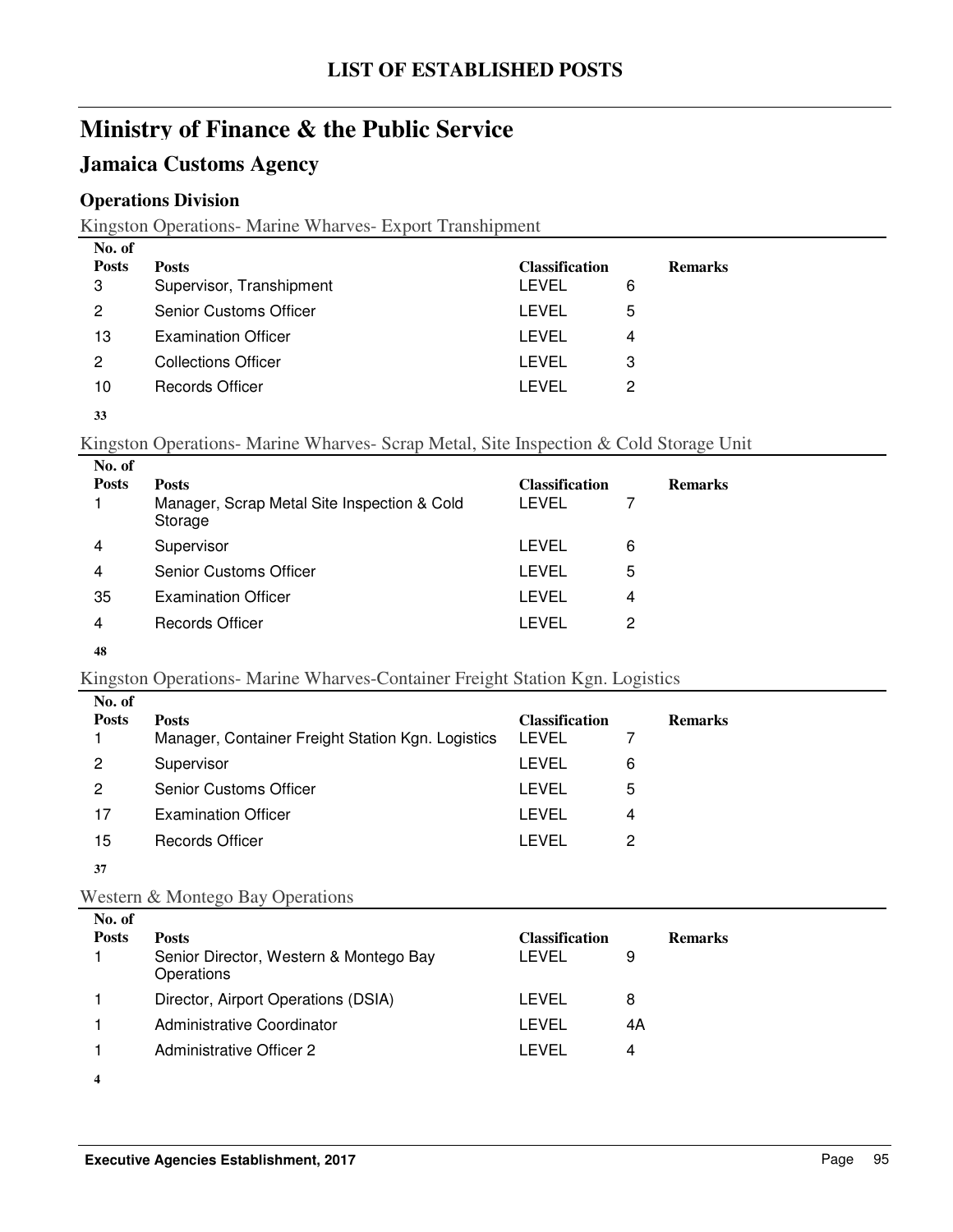# LIST OF ESTABLISHED POSTS

## Ministry of Finance & the Public Service

## Jamaica Customs Agency

### Operations Division

Kingston Operations- Marine Wharves- Export Transhipment

| No. of Posts | Posts | Classification | | Remarks |
|---|---|---|---|---|
| 3 | Supervisor, Transhipment | LEVEL | 6 | |
| 2 | Senior Customs Officer | LEVEL | 5 | |
| 13 | Examination Officer | LEVEL | 4 | |
| 2 | Collections Officer | LEVEL | 3 | |
| 10 | Records Officer | LEVEL | 2 | |
| **33** | | | | |

Kingston Operations- Marine Wharves- Scrap Metal, Site Inspection & Cold Storage Unit

| No. of Posts | Posts | Classification | | Remarks |
|---|---|---|---|---|
| 1 | Manager, Scrap Metal Site Inspection & Cold Storage | LEVEL | 7 | |
| 4 | Supervisor | LEVEL | 6 | |
| 4 | Senior Customs Officer | LEVEL | 5 | |
| 35 | Examination Officer | LEVEL | 4 | |
| 4 | Records Officer | LEVEL | 2 | |
| **48** | | | | |

Kingston Operations- Marine Wharves-Container Freight Station Kgn. Logistics

| No. of Posts | Posts | Classification | | Remarks |
|---|---|---|---|---|
| 1 | Manager, Container Freight Station Kgn. Logistics | LEVEL | 7 | |
| 2 | Supervisor | LEVEL | 6 | |
| 2 | Senior Customs Officer | LEVEL | 5 | |
| 17 | Examination Officer | LEVEL | 4 | |
| 15 | Records Officer | LEVEL | 2 | |
| **37** | | | | |

Western & Montego Bay Operations

| No. of Posts | Posts | Classification | | Remarks |
|---|---|---|---|---|
| 1 | Senior Director, Western & Montego Bay Operations | LEVEL | 9 | |
| 1 | Director, Airport Operations (DSIA) | LEVEL | 8 | |
| 1 | Administrative Coordinator | LEVEL | 4A | |
| 1 | Administrative Officer 2 | LEVEL | 4 | |
| **4** | | | | |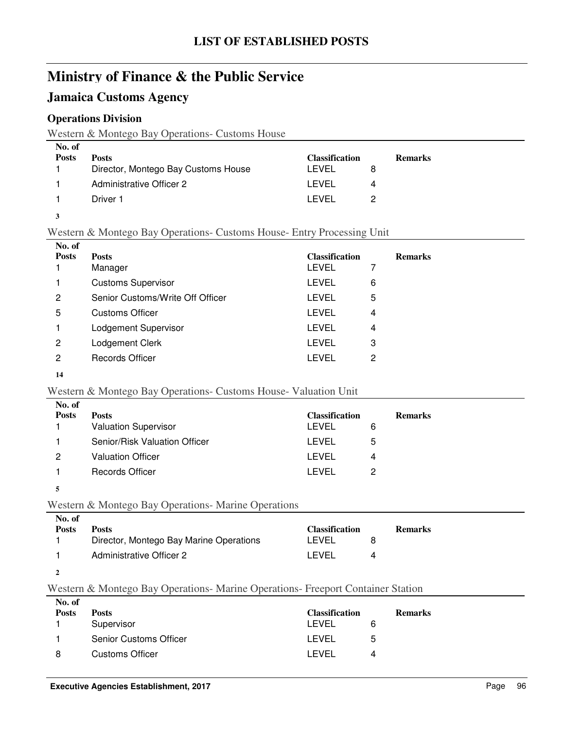# LIST OF ESTABLISHED POSTS

## Ministry of Finance & the Public Service

### Jamaica Customs Agency

#### Operations Division

Western & Montego Bay Operations- Customs House

| No. of Posts | Posts | Classification | | Remarks |
|---|---|---|---|---|
| 1 | Director, Montego Bay Customs House | LEVEL | 8 | |
| 1 | Administrative Officer 2 | LEVEL | 4 | |
| 1 | Driver 1 | LEVEL | 2 | |

**3**

Western & Montego Bay Operations- Customs House- Entry Processing Unit

| No. of Posts | Posts | Classification | | Remarks |
|---|---|---|---|---|
| 1 | Manager | LEVEL | 7 | |
| 1 | Customs Supervisor | LEVEL | 6 | |
| 2 | Senior Customs/Write Off Officer | LEVEL | 5 | |
| 5 | Customs Officer | LEVEL | 4 | |
| 1 | Lodgement Supervisor | LEVEL | 4 | |
| 2 | Lodgement Clerk | LEVEL | 3 | |
| 2 | Records Officer | LEVEL | 2 | |

**14**

Western & Montego Bay Operations- Customs House- Valuation Unit

| No. of Posts | Posts | Classification | | Remarks |
|---|---|---|---|---|
| 1 | Valuation Supervisor | LEVEL | 6 | |
| 1 | Senior/Risk Valuation Officer | LEVEL | 5 | |
| 2 | Valuation Officer | LEVEL | 4 | |
| 1 | Records Officer | LEVEL | 2 | |

**5**

Western & Montego Bay Operations- Marine Operations

| No. of Posts | Posts | Classification | | Remarks |
|---|---|---|---|---|
| 1 | Director, Montego Bay Marine Operations | LEVEL | 8 | |
| 1 | Administrative Officer 2 | LEVEL | 4 | |

**2**

Western & Montego Bay Operations- Marine Operations- Freeport Container Station

| No. of Posts | Posts | Classification | | Remarks |
|---|---|---|---|---|
| 1 | Supervisor | LEVEL | 6 | |
| 1 | Senior Customs Officer | LEVEL | 5 | |
| 8 | Customs Officer | LEVEL | 4 | |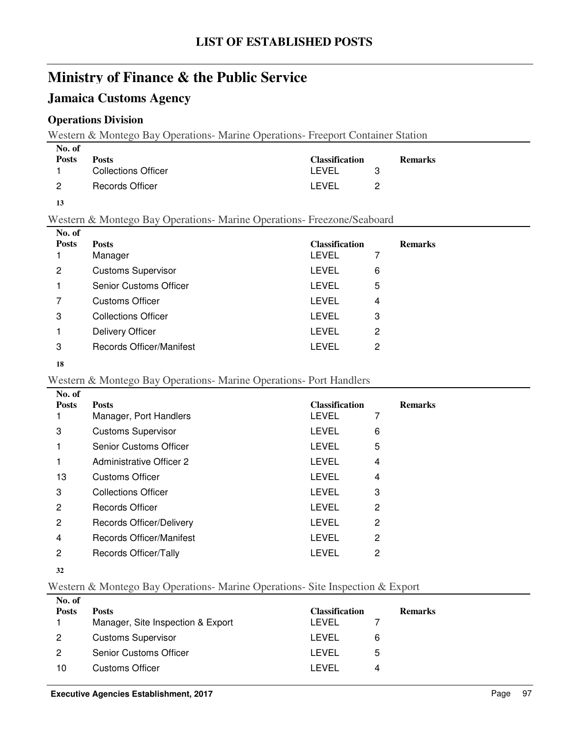# LIST OF ESTABLISHED POSTS

## Ministry of Finance & the Public Service

### Jamaica Customs Agency

#### Operations Division

Western & Montego Bay Operations- Marine Operations- Freeport Container Station

| No. of Posts | Posts | Classification | | Remarks |
|---|---|---|---|---|
| 1 | Collections Officer | LEVEL | 3 | |
| 2 | Records Officer | LEVEL | 2 | |

**13**

Western & Montego Bay Operations- Marine Operations- Freezone/Seaboard

| No. of Posts | Posts | Classification | | Remarks |
|---|---|---|---|---|
| 1 | Manager | LEVEL | 7 | |
| 2 | Customs Supervisor | LEVEL | 6 | |
| 1 | Senior Customs Officer | LEVEL | 5 | |
| 7 | Customs Officer | LEVEL | 4 | |
| 3 | Collections Officer | LEVEL | 3 | |
| 1 | Delivery Officer | LEVEL | 2 | |
| 3 | Records Officer/Manifest | LEVEL | 2 | |

**18**

Western & Montego Bay Operations- Marine Operations- Port Handlers

| No. of Posts | Posts | Classification | | Remarks |
|---|---|---|---|---|
| 1 | Manager, Port Handlers | LEVEL | 7 | |
| 3 | Customs Supervisor | LEVEL | 6 | |
| 1 | Senior Customs Officer | LEVEL | 5 | |
| 1 | Administrative Officer 2 | LEVEL | 4 | |
| 13 | Customs Officer | LEVEL | 4 | |
| 3 | Collections Officer | LEVEL | 3 | |
| 2 | Records Officer | LEVEL | 2 | |
| 2 | Records Officer/Delivery | LEVEL | 2 | |
| 4 | Records Officer/Manifest | LEVEL | 2 | |
| 2 | Records Officer/Tally | LEVEL | 2 | |

**32**

Western & Montego Bay Operations- Marine Operations- Site Inspection & Export

| No. of Posts | Posts | Classification | | Remarks |
|---|---|---|---|---|
| 1 | Manager, Site Inspection & Export | LEVEL | 7 | |
| 2 | Customs Supervisor | LEVEL | 6 | |
| 2 | Senior Customs Officer | LEVEL | 5 | |
| 10 | Customs Officer | LEVEL | 4 | |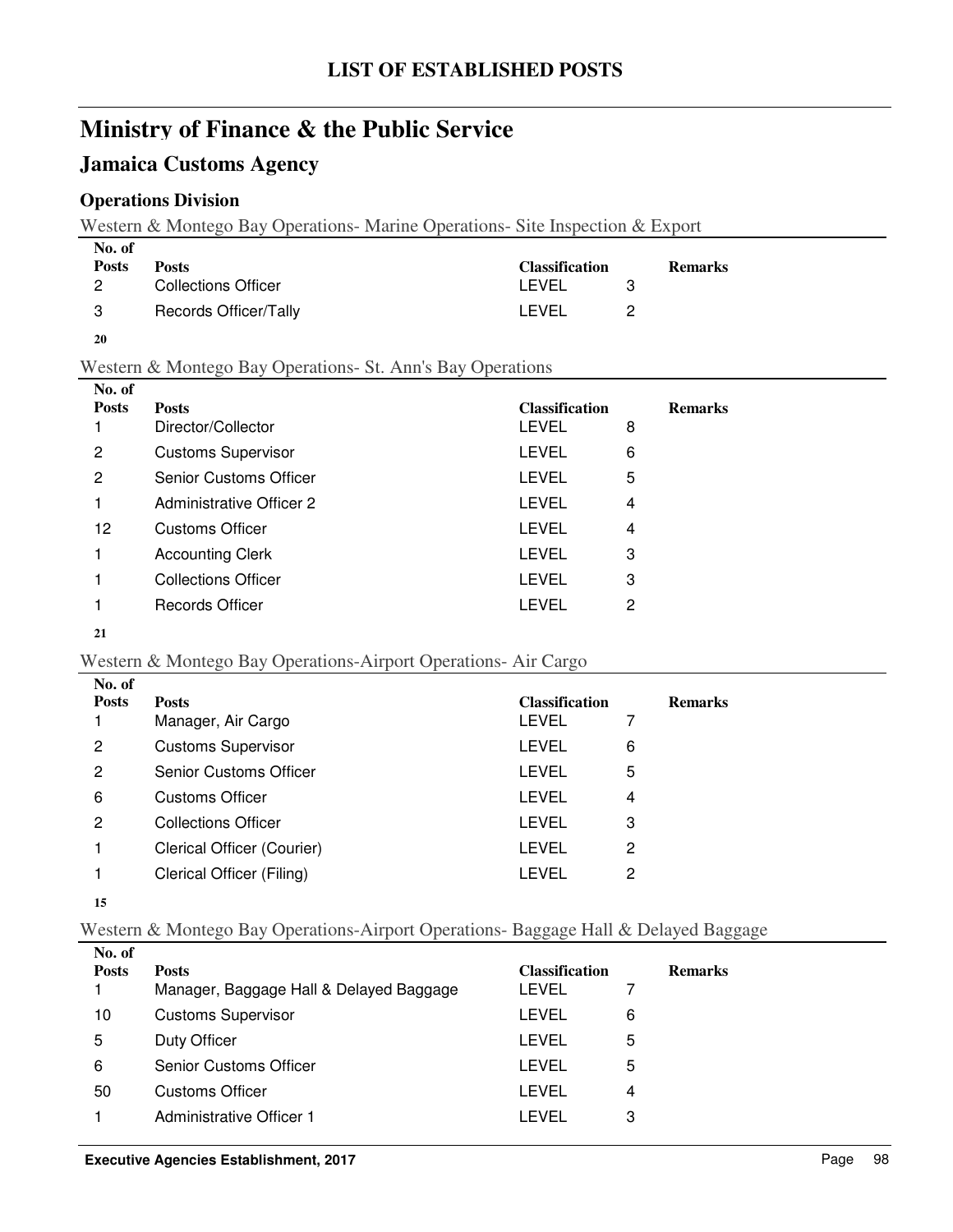# LIST OF ESTABLISHED POSTS

# Ministry of Finance & the Public Service

## Jamaica Customs Agency

### Operations Division

Western & Montego Bay Operations- Marine Operations- Site Inspection & Export

| No. of Posts | Posts | Classification | | Remarks |
|---|---|---|---|---|
| 2 | Collections Officer | LEVEL | 3 | |
| 3 | Records Officer/Tally | LEVEL | 2 | |

**20**

Western & Montego Bay Operations- St. Ann's Bay Operations

| No. of Posts | Posts | Classification | | Remarks |
|---|---|---|---|---|
| 1 | Director/Collector | LEVEL | 8 | |
| 2 | Customs Supervisor | LEVEL | 6 | |
| 2 | Senior Customs Officer | LEVEL | 5 | |
| 1 | Administrative Officer 2 | LEVEL | 4 | |
| 12 | Customs Officer | LEVEL | 4 | |
| 1 | Accounting Clerk | LEVEL | 3 | |
| 1 | Collections Officer | LEVEL | 3 | |
| 1 | Records Officer | LEVEL | 2 | |

**21**

Western & Montego Bay Operations-Airport Operations- Air Cargo

| No. of Posts | Posts | Classification | | Remarks |
|---|---|---|---|---|
| 1 | Manager, Air Cargo | LEVEL | 7 | |
| 2 | Customs Supervisor | LEVEL | 6 | |
| 2 | Senior Customs Officer | LEVEL | 5 | |
| 6 | Customs Officer | LEVEL | 4 | |
| 2 | Collections Officer | LEVEL | 3 | |
| 1 | Clerical Officer (Courier) | LEVEL | 2 | |
| 1 | Clerical Officer (Filing) | LEVEL | 2 | |

**15**

Western & Montego Bay Operations-Airport Operations- Baggage Hall & Delayed Baggage

| No. of Posts | Posts | Classification | | Remarks |
|---|---|---|---|---|
| 1 | Manager, Baggage Hall & Delayed Baggage | LEVEL | 7 | |
| 10 | Customs Supervisor | LEVEL | 6 | |
| 5 | Duty Officer | LEVEL | 5 | |
| 6 | Senior Customs Officer | LEVEL | 5 | |
| 50 | Customs Officer | LEVEL | 4 | |
| 1 | Administrative Officer 1 | LEVEL | 3 | |

**Executive Agencies Establishment, 2017**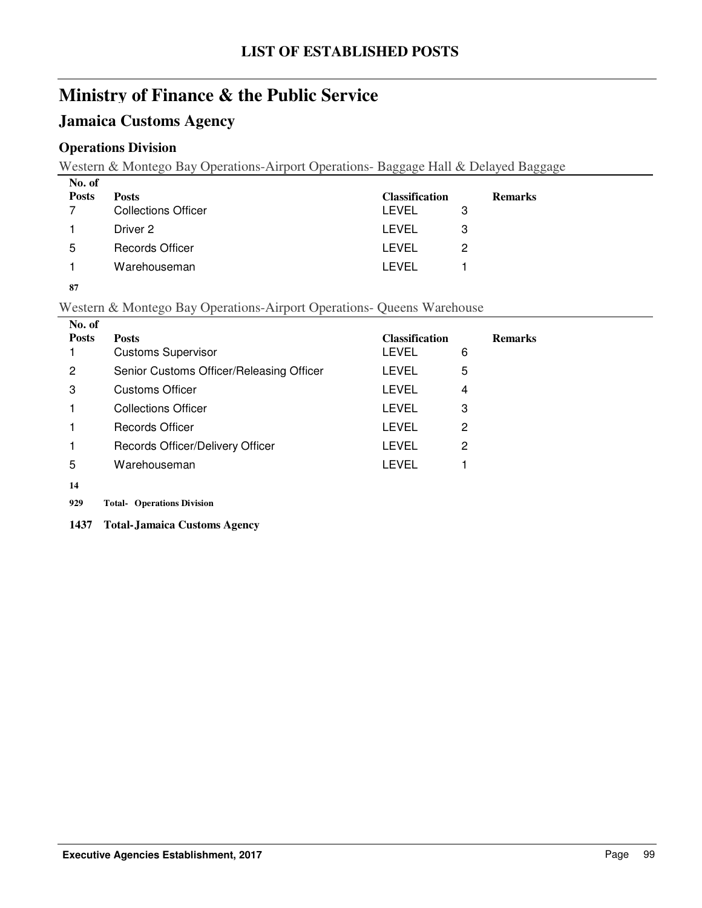# LIST OF ESTABLISHED POSTS

## Ministry of Finance & the Public Service

### Jamaica Customs Agency

#### Operations Division

Western & Montego Bay Operations-Airport Operations- Baggage Hall & Delayed Baggage

| No. of Posts | Posts | Classification | | Remarks |
|---|---|---|---|---|
| 7 | Collections Officer | LEVEL | 3 | |
| 1 | Driver 2 | LEVEL | 3 | |
| 5 | Records Officer | LEVEL | 2 | |
| 1 | Warehouseman | LEVEL | 1 | |

**87**

Western & Montego Bay Operations-Airport Operations- Queens Warehouse

| No. of Posts | Posts | Classification | | Remarks |
|---|---|---|---|---|
| 1 | Customs Supervisor | LEVEL | 6 | |
| 2 | Senior Customs Officer/Releasing Officer | LEVEL | 5 | |
| 3 | Customs Officer | LEVEL | 4 | |
| 1 | Collections Officer | LEVEL | 3 | |
| 1 | Records Officer | LEVEL | 2 | |
| 1 | Records Officer/Delivery Officer | LEVEL | 2 | |
| 5 | Warehouseman | LEVEL | 1 | |

**14**

**929 Total- Operations Division**

**1437 Total-Jamaica Customs Agency**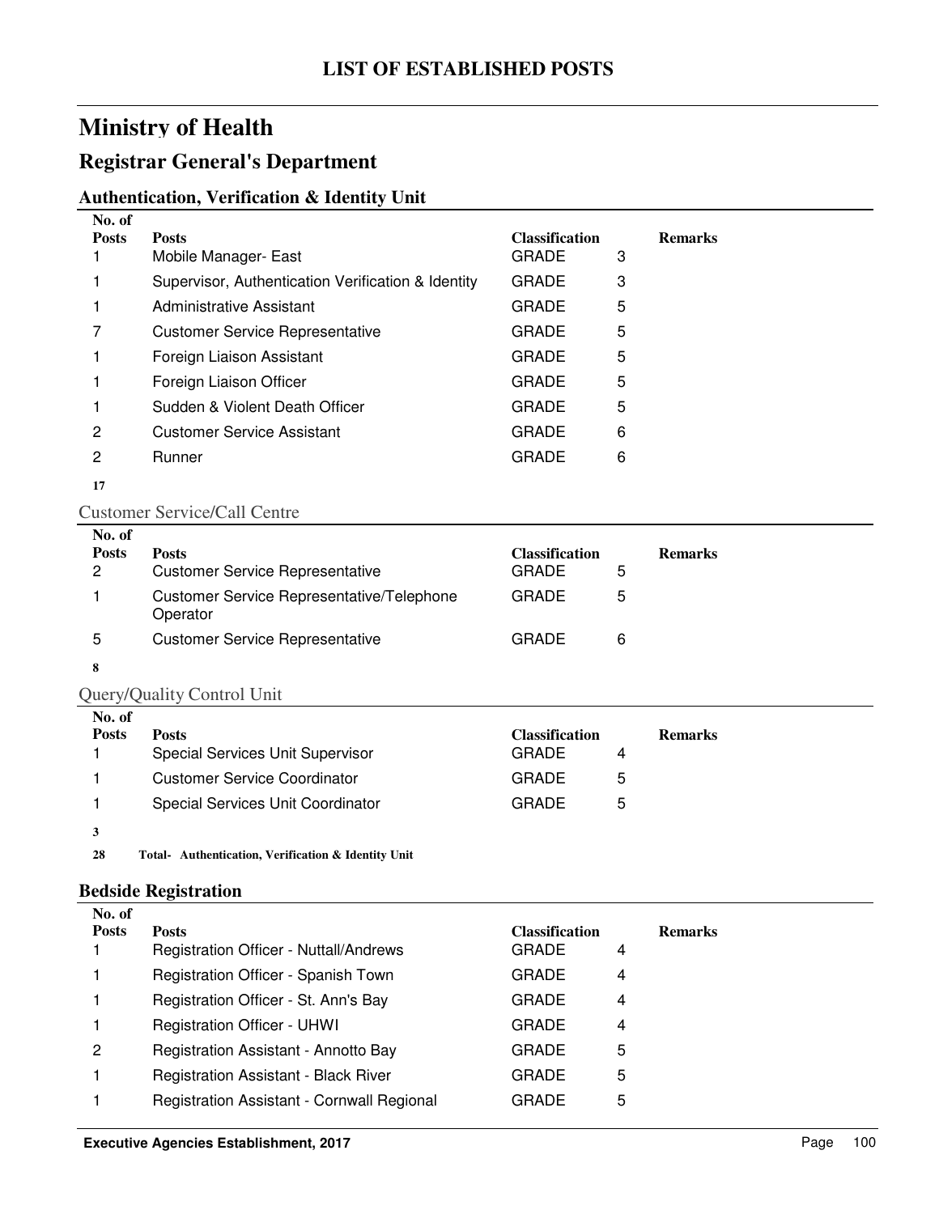# LIST OF ESTABLISHED POSTS

## Ministry of Health

## Registrar General's Department

### Authentication, Verification & Identity Unit

| No. of Posts | Posts | Classification | | Remarks |
|---|---|---|---|---|
| 1 | Mobile Manager- East | GRADE | 3 | |
| 1 | Supervisor, Authentication Verification & Identity | GRADE | 3 | |
| 1 | Administrative Assistant | GRADE | 5 | |
| 7 | Customer Service Representative | GRADE | 5 | |
| 1 | Foreign Liaison Assistant | GRADE | 5 | |
| 1 | Foreign Liaison Officer | GRADE | 5 | |
| 1 | Sudden & Violent Death Officer | GRADE | 5 | |
| 2 | Customer Service Assistant | GRADE | 6 | |
| 2 | Runner | GRADE | 6 | |
| **17** | | | | |

Customer Service/Call Centre

| No. of Posts | Posts | Classification | | Remarks |
|---|---|---|---|---|
| 2 | Customer Service Representative | GRADE | 5 | |
| 1 | Customer Service Representative/Telephone Operator | GRADE | 5 | |
| 5 | Customer Service Representative | GRADE | 6 | |
| **8** | | | | |

Query/Quality Control Unit

| No. of Posts | Posts | Classification | | Remarks |
|---|---|---|---|---|
| 1 | Special Services Unit Supervisor | GRADE | 4 | |
| 1 | Customer Service Coordinator | GRADE | 5 | |
| 1 | Special Services Unit Coordinator | GRADE | 5 | |
| **3** | | | | |

**28 Total- Authentication, Verification & Identity Unit**

### Bedside Registration

| No. of Posts | Posts | Classification | | Remarks |
|---|---|---|---|---|
| 1 | Registration Officer - Nuttall/Andrews | GRADE | 4 | |
| 1 | Registration Officer - Spanish Town | GRADE | 4 | |
| 1 | Registration Officer - St. Ann's Bay | GRADE | 4 | |
| 1 | Registration Officer - UHWI | GRADE | 4 | |
| 2 | Registration Assistant - Annotto Bay | GRADE | 5 | |
| 1 | Registration Assistant - Black River | GRADE | 5 | |
| 1 | Registration Assistant - Cornwall Regional | GRADE | 5 | |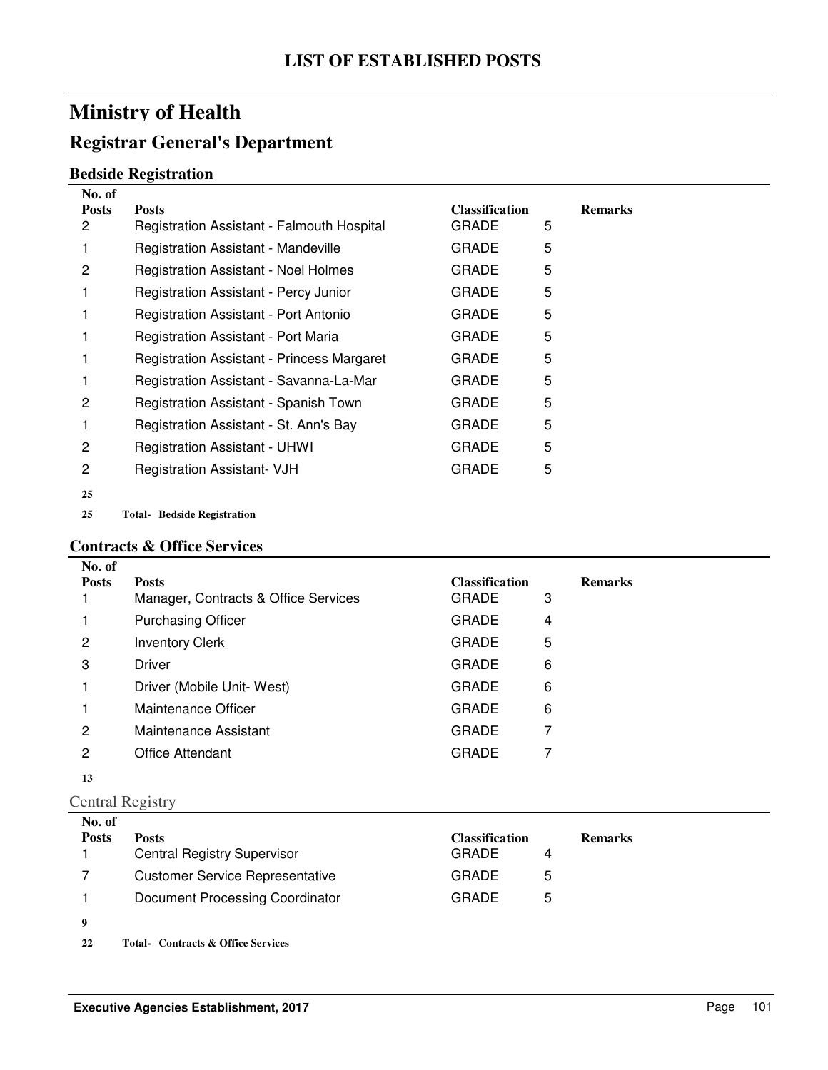# LIST OF ESTABLISHED POSTS

# Ministry of Health

## Registrar General's Department

### Bedside Registration

| No. of Posts | Posts | Classification | | Remarks |
|---|---|---|---|---|
| 2 | Registration Assistant - Falmouth Hospital | GRADE | 5 | |
| 1 | Registration Assistant - Mandeville | GRADE | 5 | |
| 2 | Registration Assistant - Noel Holmes | GRADE | 5 | |
| 1 | Registration Assistant - Percy Junior | GRADE | 5 | |
| 1 | Registration Assistant - Port Antonio | GRADE | 5 | |
| 1 | Registration Assistant - Port Maria | GRADE | 5 | |
| 1 | Registration Assistant - Princess Margaret | GRADE | 5 | |
| 1 | Registration Assistant - Savanna-La-Mar | GRADE | 5 | |
| 2 | Registration Assistant - Spanish Town | GRADE | 5 | |
| 1 | Registration Assistant - St. Ann's Bay | GRADE | 5 | |
| 2 | Registration Assistant - UHWI | GRADE | 5 | |
| 2 | Registration Assistant- VJH | GRADE | 5 | |
| **25** | | | | |
| **25** | **Total- Bedside Registration** | | | |

### Contracts & Office Services

| No. of Posts | Posts | Classification | | Remarks |
|---|---|---|---|---|
| 1 | Manager, Contracts & Office Services | GRADE | 3 | |
| 1 | Purchasing Officer | GRADE | 4 | |
| 2 | Inventory Clerk | GRADE | 5 | |
| 3 | Driver | GRADE | 6 | |
| 1 | Driver (Mobile Unit- West) | GRADE | 6 | |
| 1 | Maintenance Officer | GRADE | 6 | |
| 2 | Maintenance Assistant | GRADE | 7 | |
| 2 | Office Attendant | GRADE | 7 | |
| **13** | | | | |

Central Registry

| No. of Posts | Posts | Classification | | Remarks |
|---|---|---|---|---|
| 1 | Central Registry Supervisor | GRADE | 4 | |
| 7 | Customer Service Representative | GRADE | 5 | |
| 1 | Document Processing Coordinator | GRADE | 5 | |
| **9** | | | | |
| **22** | **Total- Contracts & Office Services** | | | |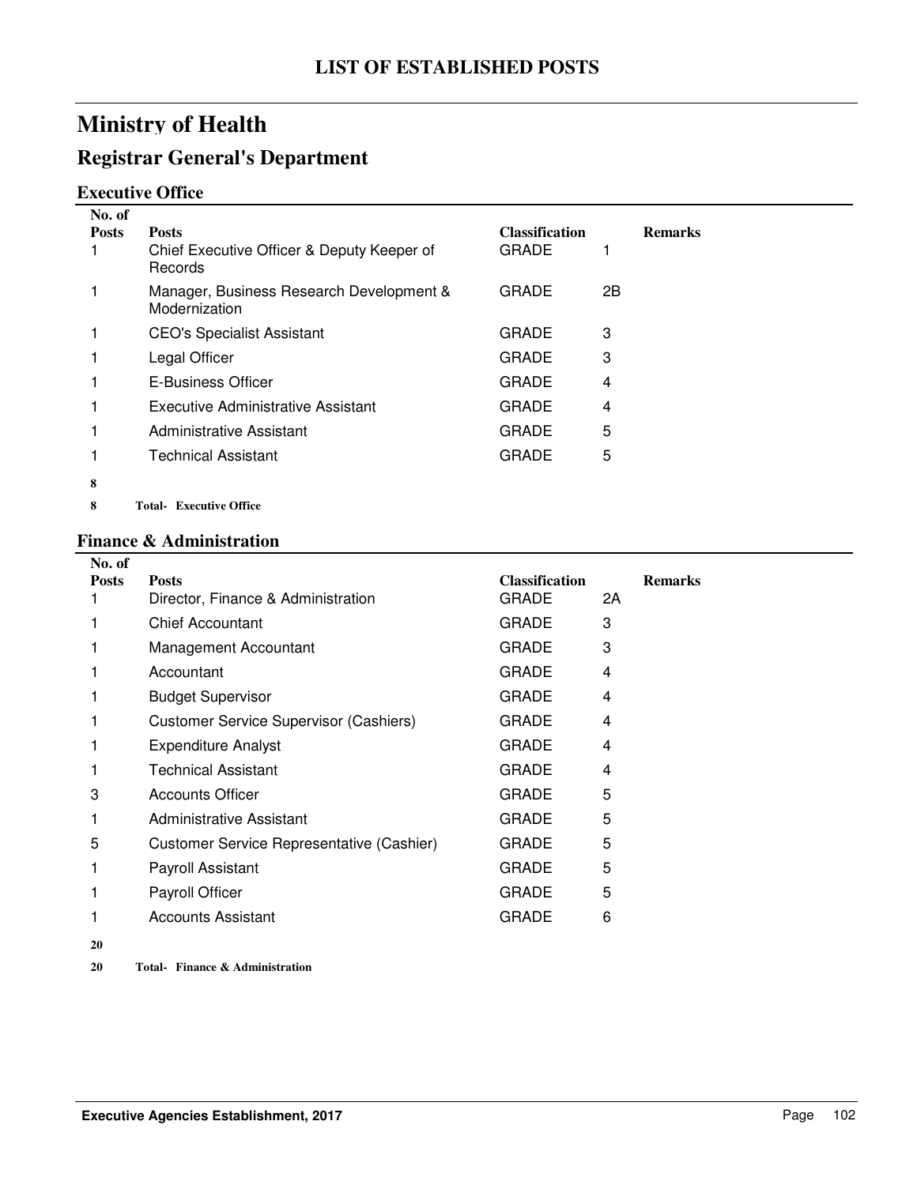# LIST OF ESTABLISHED POSTS

## Ministry of Health

## Registrar General's Department

### Executive Office

| No. of Posts | Posts | Classification | | Remarks |
|---|---|---|---|---|
| 1 | Chief Executive Officer & Deputy Keeper of Records | GRADE | 1 | |
| 1 | Manager, Business Research Development & Modernization | GRADE | 2B | |
| 1 | CEO's Specialist Assistant | GRADE | 3 | |
| 1 | Legal Officer | GRADE | 3 | |
| 1 | E-Business Officer | GRADE | 4 | |
| 1 | Executive Administrative Assistant | GRADE | 4 | |
| 1 | Administrative Assistant | GRADE | 5 | |
| 1 | Technical Assistant | GRADE | 5 | |
| **8** | | | | |
| **8** | **Total- Executive Office** | | | |

### Finance & Administration

| No. of Posts | Posts | Classification | | Remarks |
|---|---|---|---|---|
| 1 | Director, Finance & Administration | GRADE | 2A | |
| 1 | Chief Accountant | GRADE | 3 | |
| 1 | Management Accountant | GRADE | 3 | |
| 1 | Accountant | GRADE | 4 | |
| 1 | Budget Supervisor | GRADE | 4 | |
| 1 | Customer Service Supervisor (Cashiers) | GRADE | 4 | |
| 1 | Expenditure Analyst | GRADE | 4 | |
| 1 | Technical Assistant | GRADE | 4 | |
| 3 | Accounts Officer | GRADE | 5 | |
| 1 | Administrative Assistant | GRADE | 5 | |
| 5 | Customer Service Representative (Cashier) | GRADE | 5 | |
| 1 | Payroll Assistant | GRADE | 5 | |
| 1 | Payroll Officer | GRADE | 5 | |
| 1 | Accounts Assistant | GRADE | 6 | |
| **20** | | | | |
| **20** | **Total- Finance & Administration** | | | |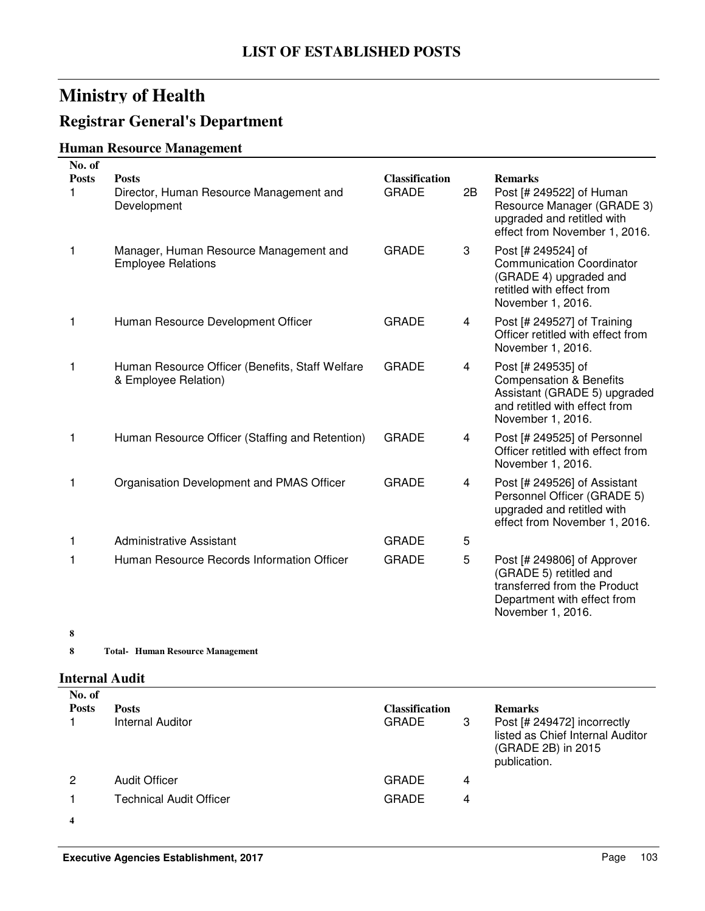# LIST OF ESTABLISHED POSTS

## Ministry of Health

## Registrar General's Department

### Human Resource Management

| No. of Posts | Posts | Classification | | Remarks |
|---|---|---|---|---|
| 1 | Director, Human Resource Management and Development | GRADE | 2B | Post [# 249522] of Human Resource Manager (GRADE 3) upgraded and retitled with effect from November 1, 2016. |
| 1 | Manager, Human Resource Management and Employee Relations | GRADE | 3 | Post [# 249524] of Communication Coordinator (GRADE 4) upgraded and retitled with effect from November 1, 2016. |
| 1 | Human Resource Development Officer | GRADE | 4 | Post [# 249527] of Training Officer retitled with effect from November 1, 2016. |
| 1 | Human Resource Officer (Benefits, Staff Welfare & Employee Relation) | GRADE | 4 | Post [# 249535] of Compensation & Benefits Assistant (GRADE 5) upgraded and retitled with effect from November 1, 2016. |
| 1 | Human Resource Officer (Staffing and Retention) | GRADE | 4 | Post [# 249525] of Personnel Officer retitled with effect from November 1, 2016. |
| 1 | Organisation Development and PMAS Officer | GRADE | 4 | Post [# 249526] of Assistant Personnel Officer (GRADE 5) upgraded and retitled with effect from November 1, 2016. |
| 1 | Administrative Assistant | GRADE | 5 | |
| 1 | Human Resource Records Information Officer | GRADE | 5 | Post [# 249806] of Approver (GRADE 5) retitled and transferred from the Product Department with effect from November 1, 2016. |
| **8** | | | | |
| **8** | **Total- Human Resource Management** | | | |

### Internal Audit

| No. of Posts | Posts | Classification | | Remarks |
|---|---|---|---|---|
| 1 | Internal Auditor | GRADE | 3 | Post [# 249472] incorrectly listed as Chief Internal Auditor (GRADE 2B) in 2015 publication. |
| 2 | Audit Officer | GRADE | 4 | |
| 1 | Technical Audit Officer | GRADE | 4 | |
| **4** | | | | |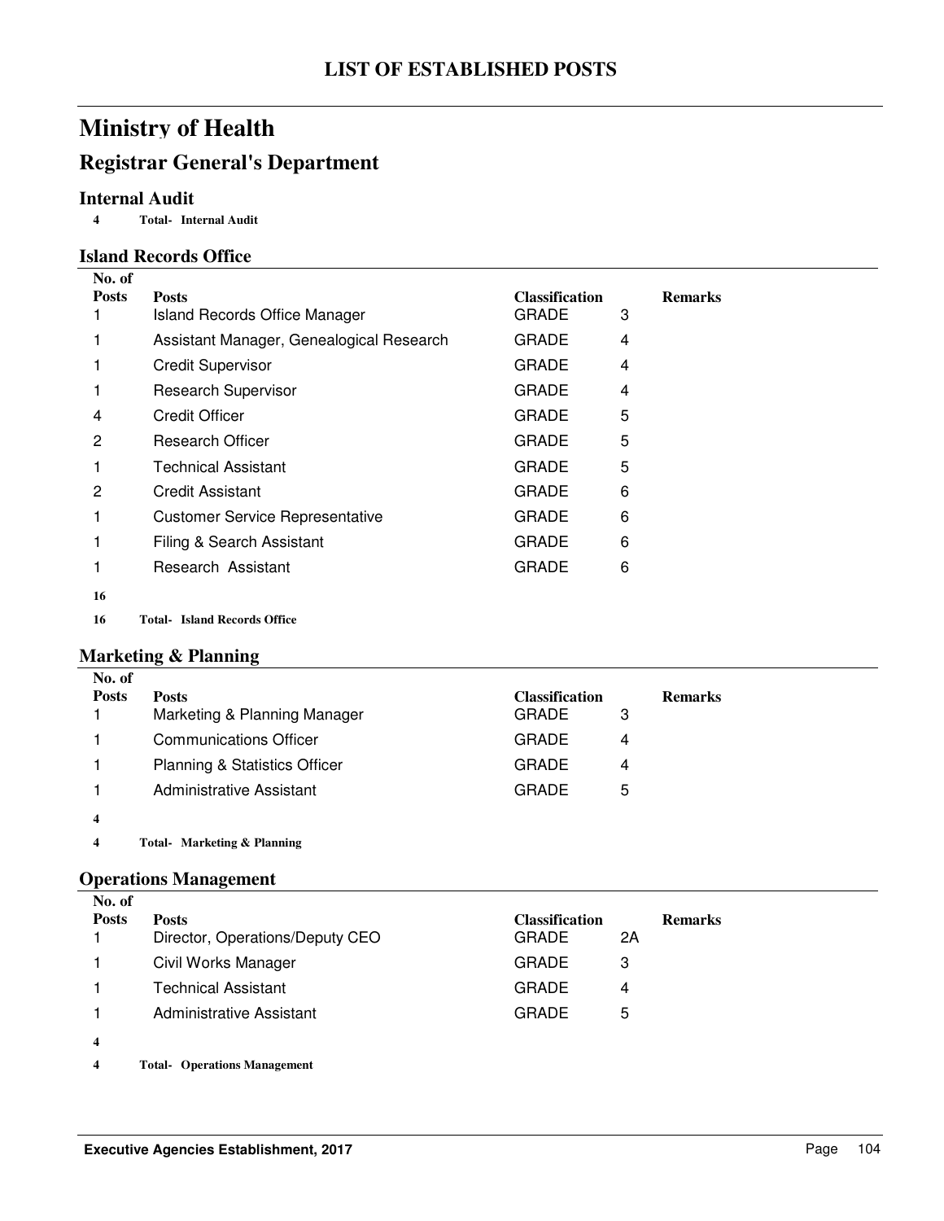# LIST OF ESTABLISHED POSTS

# Ministry of Health

## Registrar General's Department

### Internal Audit

**4 Total- Internal Audit**

### Island Records Office

| No. of Posts | Posts | Classification | | Remarks |
|---|---|---|---|---|
| 1 | Island Records Office Manager | GRADE | 3 | |
| 1 | Assistant Manager, Genealogical Research | GRADE | 4 | |
| 1 | Credit Supervisor | GRADE | 4 | |
| 1 | Research Supervisor | GRADE | 4 | |
| 4 | Credit Officer | GRADE | 5 | |
| 2 | Research Officer | GRADE | 5 | |
| 1 | Technical Assistant | GRADE | 5 | |
| 2 | Credit Assistant | GRADE | 6 | |
| 1 | Customer Service Representative | GRADE | 6 | |
| 1 | Filing & Search Assistant | GRADE | 6 | |
| 1 | Research Assistant | GRADE | 6 | |
| **16** | | | | |

**16 Total- Island Records Office**

### Marketing & Planning

| No. of Posts | Posts | Classification | | Remarks |
|---|---|---|---|---|
| 1 | Marketing & Planning Manager | GRADE | 3 | |
| 1 | Communications Officer | GRADE | 4 | |
| 1 | Planning & Statistics Officer | GRADE | 4 | |
| 1 | Administrative Assistant | GRADE | 5 | |
| **4** | | | | |

**4 Total- Marketing & Planning**

### Operations Management

| No. of Posts | Posts | Classification | | Remarks |
|---|---|---|---|---|
| 1 | Director, Operations/Deputy CEO | GRADE | 2A | |
| 1 | Civil Works Manager | GRADE | 3 | |
| 1 | Technical Assistant | GRADE | 4 | |
| 1 | Administrative Assistant | GRADE | 5 | |
| **4** | | | | |

**4 Total- Operations Management**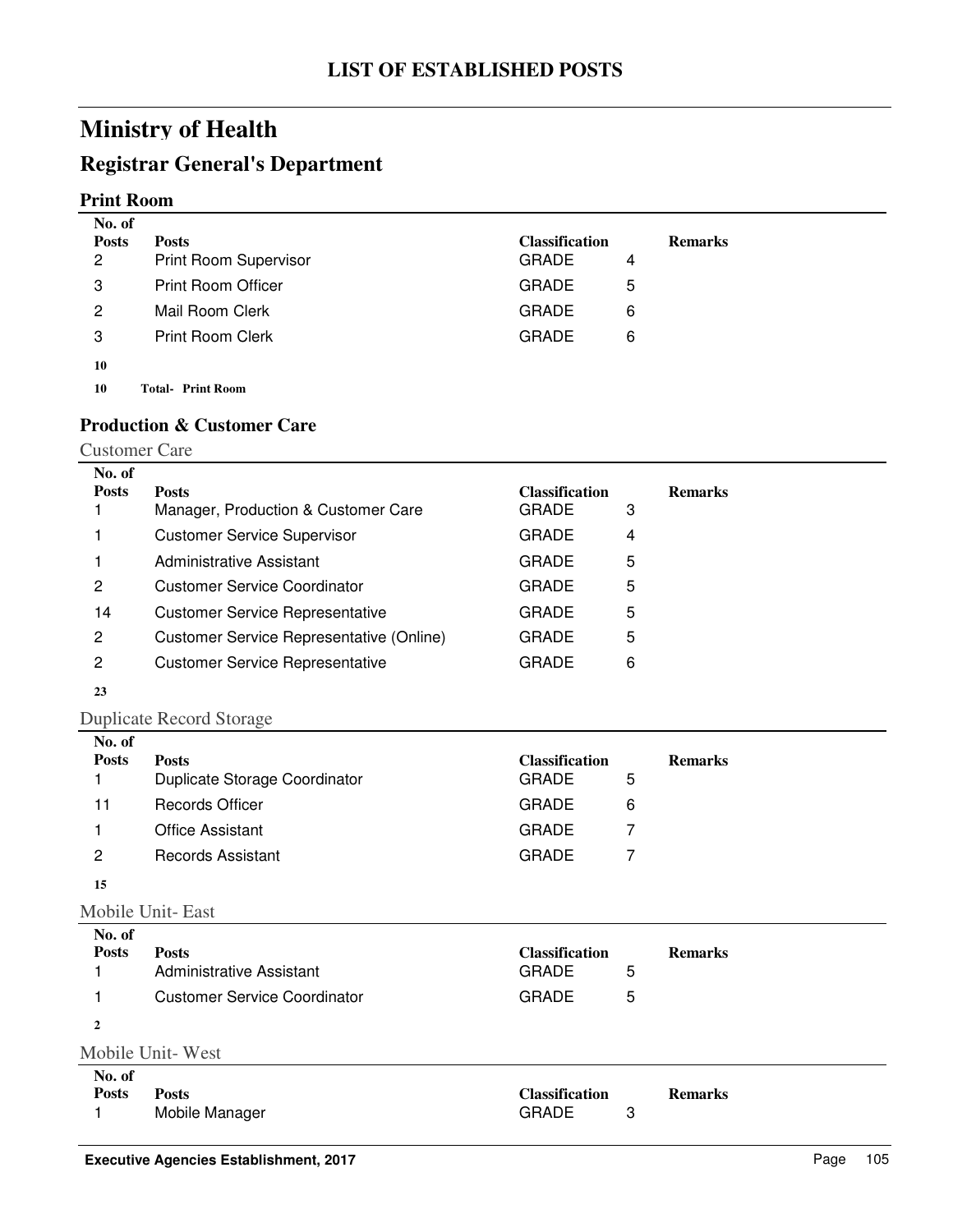# LIST OF ESTABLISHED POSTS

# Ministry of Health

## Registrar General's Department

### Print Room

| No. of Posts | Posts | Classification | | Remarks |
|---|---|---|---|---|
| 2 | Print Room Supervisor | GRADE | 4 | |
| 3 | Print Room Officer | GRADE | 5 | |
| 2 | Mail Room Clerk | GRADE | 6 | |
| 3 | Print Room Clerk | GRADE | 6 | |
| **10** | | | | |
| **10** | **Total- Print Room** | | | |

### Production & Customer Care

Customer Care

| No. of Posts | Posts | Classification | | Remarks |
|---|---|---|---|---|
| 1 | Manager, Production & Customer Care | GRADE | 3 | |
| 1 | Customer Service Supervisor | GRADE | 4 | |
| 1 | Administrative Assistant | GRADE | 5 | |
| 2 | Customer Service Coordinator | GRADE | 5 | |
| 14 | Customer Service Representative | GRADE | 5 | |
| 2 | Customer Service Representative (Online) | GRADE | 5 | |
| 2 | Customer Service Representative | GRADE | 6 | |
| **23** | | | | |

Duplicate Record Storage

| No. of Posts | Posts | Classification | | Remarks |
|---|---|---|---|---|
| 1 | Duplicate Storage Coordinator | GRADE | 5 | |
| 11 | Records Officer | GRADE | 6 | |
| 1 | Office Assistant | GRADE | 7 | |
| 2 | Records Assistant | GRADE | 7 | |
| **15** | | | | |

Mobile Unit- East

| No. of Posts | Posts | Classification | | Remarks |
|---|---|---|---|---|
| 1 | Administrative Assistant | GRADE | 5 | |
| 1 | Customer Service Coordinator | GRADE | 5 | |
| **2** | | | | |

Mobile Unit- West

| No. of Posts | Posts | Classification | | Remarks |
|---|---|---|---|---|
| 1 | Mobile Manager | GRADE | 3 | |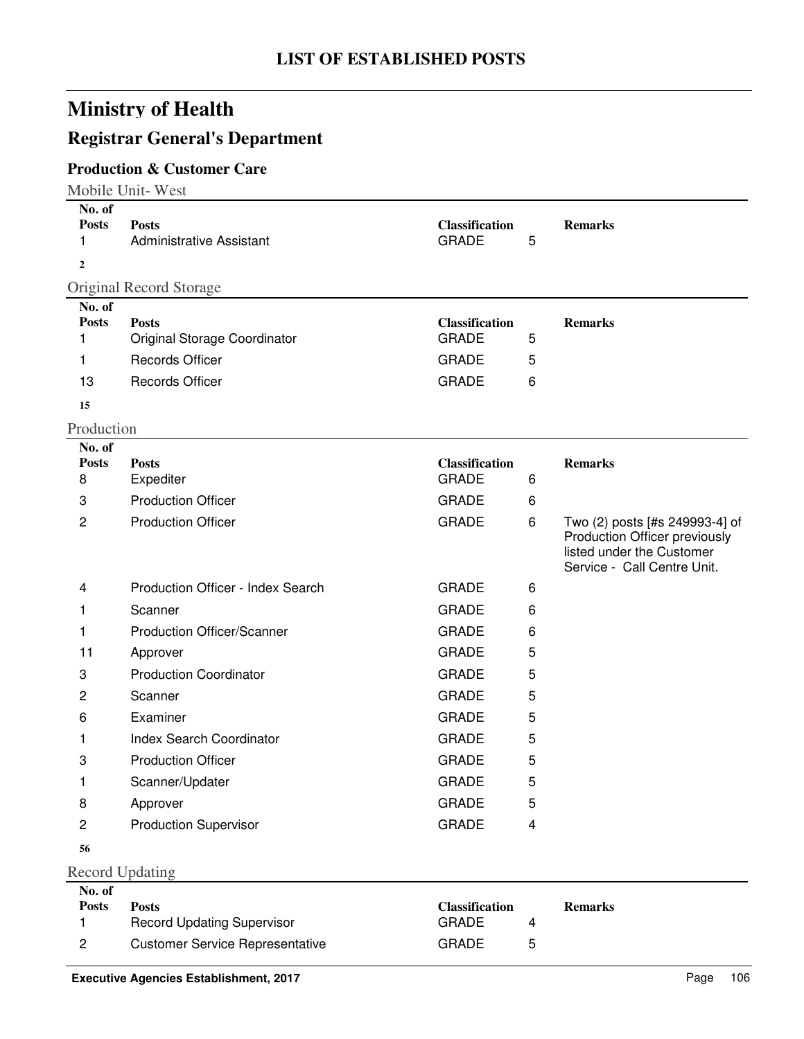# LIST OF ESTABLISHED POSTS

## Ministry of Health

## Registrar General's Department

### Production & Customer Care

Mobile Unit- West

| No. of Posts | Posts | Classification | | Remarks |
|---|---|---|---|---|
| 1 | Administrative Assistant | GRADE | 5 | |
| **2** | | | | |

Original Record Storage

| No. of Posts | Posts | Classification | | Remarks |
|---|---|---|---|---|
| 1 | Original Storage Coordinator | GRADE | 5 | |
| 1 | Records Officer | GRADE | 5 | |
| 13 | Records Officer | GRADE | 6 | |
| **15** | | | | |

Production

| No. of Posts | Posts | Classification | | Remarks |
|---|---|---|---|---|
| 8 | Expediter | GRADE | 6 | |
| 3 | Production Officer | GRADE | 6 | |
| 2 | Production Officer | GRADE | 6 | Two (2) posts [#s 249993-4] of Production Officer previously listed under the Customer Service - Call Centre Unit. |
| 4 | Production Officer - Index Search | GRADE | 6 | |
| 1 | Scanner | GRADE | 6 | |
| 1 | Production Officer/Scanner | GRADE | 6 | |
| 11 | Approver | GRADE | 5 | |
| 3 | Production Coordinator | GRADE | 5 | |
| 2 | Scanner | GRADE | 5 | |
| 6 | Examiner | GRADE | 5 | |
| 1 | Index Search Coordinator | GRADE | 5 | |
| 3 | Production Officer | GRADE | 5 | |
| 1 | Scanner/Updater | GRADE | 5 | |
| 8 | Approver | GRADE | 5 | |
| 2 | Production Supervisor | GRADE | 4 | |
| **56** | | | | |

Record Updating

| No. of Posts | Posts | Classification | | Remarks |
|---|---|---|---|---|
| 1 | Record Updating Supervisor | GRADE | 4 | |
| 2 | Customer Service Representative | GRADE | 5 | |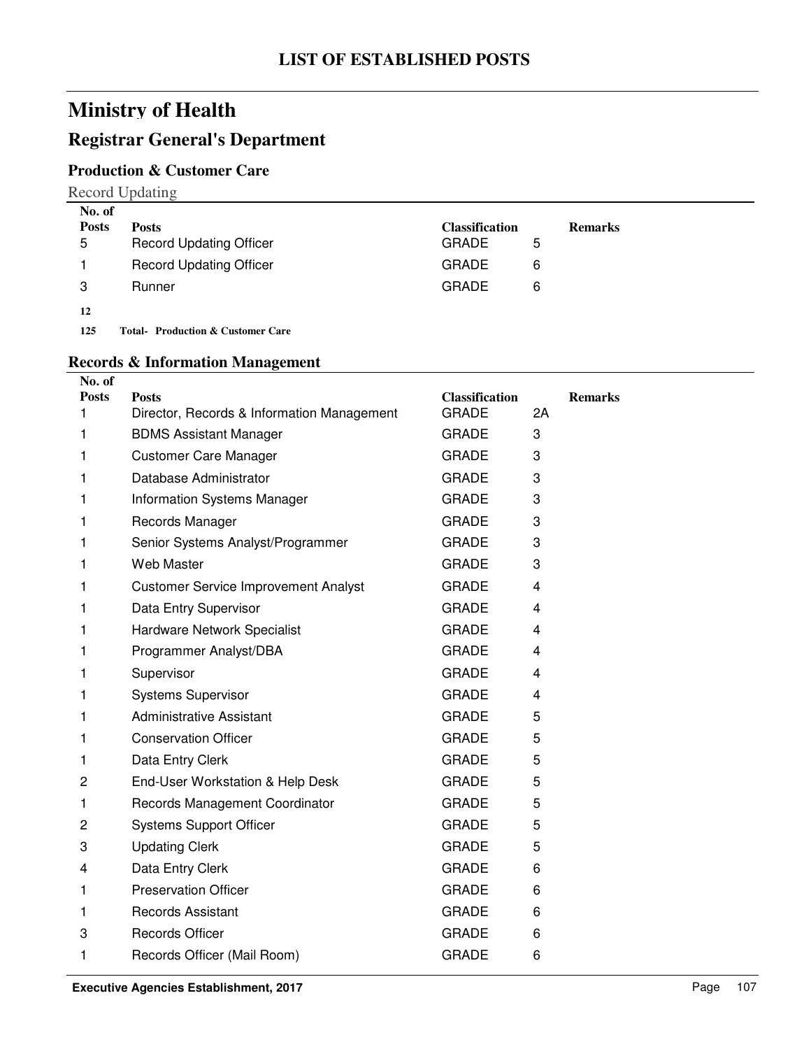# LIST OF ESTABLISHED POSTS

# Ministry of Health

## Registrar General's Department

### Production & Customer Care

Record Updating

| No. of Posts | Posts | Classification | | Remarks |
|---|---|---|---|---|
| 5 | Record Updating Officer | GRADE | 5 | |
| 1 | Record Updating Officer | GRADE | 6 | |
| 3 | Runner | GRADE | 6 | |
| **12** | | | | |
| **125** | **Total- Production & Customer Care** | | | |

### Records & Information Management

| No. of Posts | Posts | Classification | | Remarks |
|---|---|---|---|---|
| 1 | Director, Records & Information Management | GRADE | 2A | |
| 1 | BDMS Assistant Manager | GRADE | 3 | |
| 1 | Customer Care Manager | GRADE | 3 | |
| 1 | Database Administrator | GRADE | 3 | |
| 1 | Information Systems Manager | GRADE | 3 | |
| 1 | Records Manager | GRADE | 3 | |
| 1 | Senior Systems Analyst/Programmer | GRADE | 3 | |
| 1 | Web Master | GRADE | 3 | |
| 1 | Customer Service Improvement Analyst | GRADE | 4 | |
| 1 | Data Entry Supervisor | GRADE | 4 | |
| 1 | Hardware Network Specialist | GRADE | 4 | |
| 1 | Programmer Analyst/DBA | GRADE | 4 | |
| 1 | Supervisor | GRADE | 4 | |
| 1 | Systems Supervisor | GRADE | 4 | |
| 1 | Administrative Assistant | GRADE | 5 | |
| 1 | Conservation Officer | GRADE | 5 | |
| 1 | Data Entry Clerk | GRADE | 5 | |
| 2 | End-User Workstation & Help Desk | GRADE | 5 | |
| 1 | Records Management Coordinator | GRADE | 5 | |
| 2 | Systems Support Officer | GRADE | 5 | |
| 3 | Updating Clerk | GRADE | 5 | |
| 4 | Data Entry Clerk | GRADE | 6 | |
| 1 | Preservation Officer | GRADE | 6 | |
| 1 | Records Assistant | GRADE | 6 | |
| 3 | Records Officer | GRADE | 6 | |
| 1 | Records Officer (Mail Room) | GRADE | 6 | |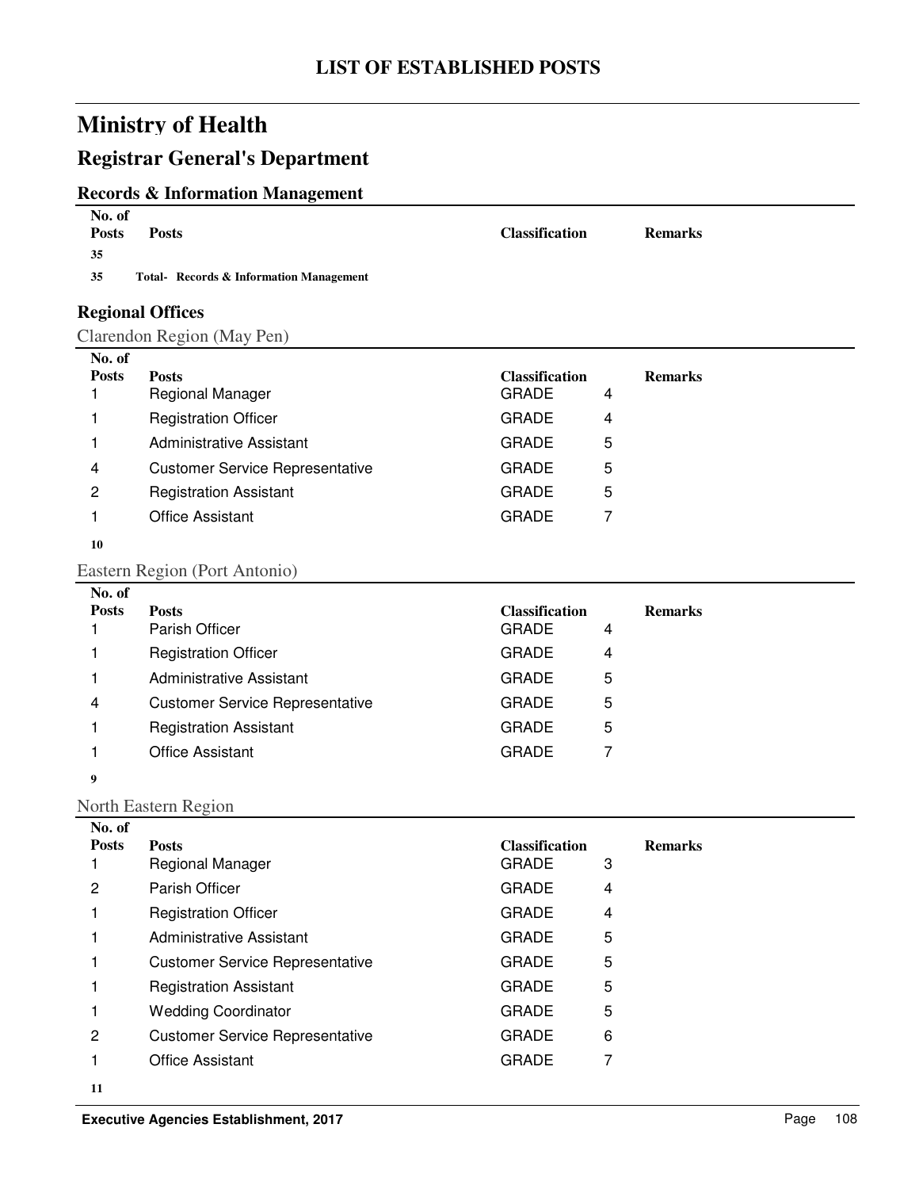# LIST OF ESTABLISHED POSTS

## Ministry of Health

## Registrar General's Department

### Records & Information Management

| No. of Posts | Posts | Classification | | Remarks |
|---|---|---|---|---|
| **35** | | | | |
| **35** | **Total- Records & Information Management** | | | |

### Regional Offices

Clarendon Region (May Pen)

| No. of Posts | Posts | Classification | | Remarks |
|---|---|---|---|---|
| 1 | Regional Manager | GRADE | 4 | |
| 1 | Registration Officer | GRADE | 4 | |
| 1 | Administrative Assistant | GRADE | 5 | |
| 4 | Customer Service Representative | GRADE | 5 | |
| 2 | Registration Assistant | GRADE | 5 | |
| 1 | Office Assistant | GRADE | 7 | |
| **10** | | | | |

Eastern Region (Port Antonio)

| No. of Posts | Posts | Classification | | Remarks |
|---|---|---|---|---|
| 1 | Parish Officer | GRADE | 4 | |
| 1 | Registration Officer | GRADE | 4 | |
| 1 | Administrative Assistant | GRADE | 5 | |
| 4 | Customer Service Representative | GRADE | 5 | |
| 1 | Registration Assistant | GRADE | 5 | |
| 1 | Office Assistant | GRADE | 7 | |
| **9** | | | | |

North Eastern Region

| No. of Posts | Posts | Classification | | Remarks |
|---|---|---|---|---|
| 1 | Regional Manager | GRADE | 3 | |
| 2 | Parish Officer | GRADE | 4 | |
| 1 | Registration Officer | GRADE | 4 | |
| 1 | Administrative Assistant | GRADE | 5 | |
| 1 | Customer Service Representative | GRADE | 5 | |
| 1 | Registration Assistant | GRADE | 5 | |
| 1 | Wedding Coordinator | GRADE | 5 | |
| 2 | Customer Service Representative | GRADE | 6 | |
| 1 | Office Assistant | GRADE | 7 | |
| **11** | | | | |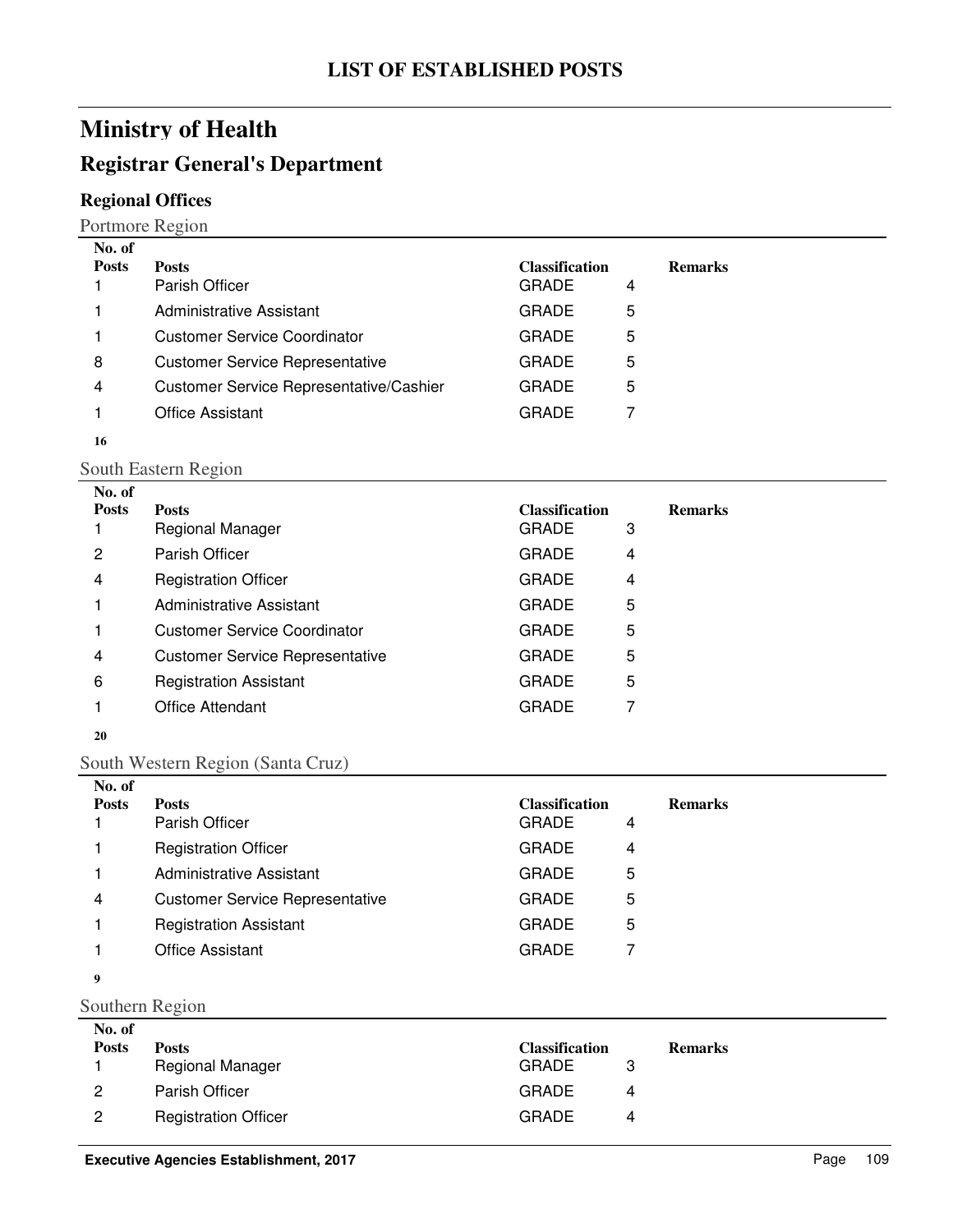# LIST OF ESTABLISHED POSTS

## Ministry of Health

## Registrar General's Department

### Regional Offices

Portmore Region

| No. of Posts | Posts | Classification | | Remarks |
|---|---|---|---|---|
| 1 | Parish Officer | GRADE | 4 | |
| 1 | Administrative Assistant | GRADE | 5 | |
| 1 | Customer Service Coordinator | GRADE | 5 | |
| 8 | Customer Service Representative | GRADE | 5 | |
| 4 | Customer Service Representative/Cashier | GRADE | 5 | |
| 1 | Office Assistant | GRADE | 7 | |
| **16** | | | | |

South Eastern Region

| No. of Posts | Posts | Classification | | Remarks |
|---|---|---|---|---|
| 1 | Regional Manager | GRADE | 3 | |
| 2 | Parish Officer | GRADE | 4 | |
| 4 | Registration Officer | GRADE | 4 | |
| 1 | Administrative Assistant | GRADE | 5 | |
| 1 | Customer Service Coordinator | GRADE | 5 | |
| 4 | Customer Service Representative | GRADE | 5 | |
| 6 | Registration Assistant | GRADE | 5 | |
| 1 | Office Attendant | GRADE | 7 | |
| **20** | | | | |

South Western Region (Santa Cruz)

| No. of Posts | Posts | Classification | | Remarks |
|---|---|---|---|---|
| 1 | Parish Officer | GRADE | 4 | |
| 1 | Registration Officer | GRADE | 4 | |
| 1 | Administrative Assistant | GRADE | 5 | |
| 4 | Customer Service Representative | GRADE | 5 | |
| 1 | Registration Assistant | GRADE | 5 | |
| 1 | Office Assistant | GRADE | 7 | |
| **9** | | | | |

Southern Region

| No. of Posts | Posts | Classification | | Remarks |
|---|---|---|---|---|
| 1 | Regional Manager | GRADE | 3 | |
| 2 | Parish Officer | GRADE | 4 | |
| 2 | Registration Officer | GRADE | 4 | |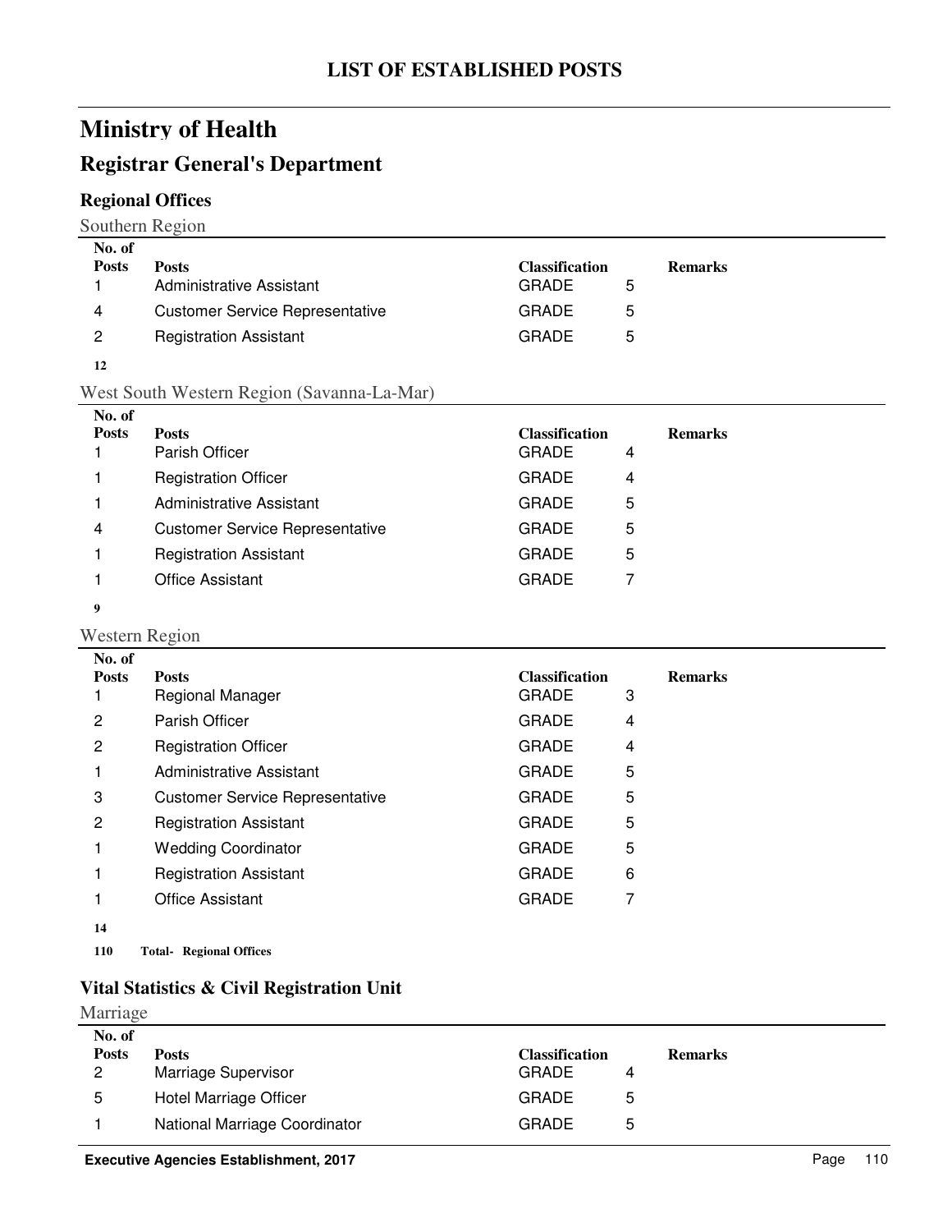# LIST OF ESTABLISHED POSTS

# Ministry of Health

## Registrar General's Department

### Regional Offices

Southern Region

| No. of Posts | Posts | Classification | | Remarks |
|---|---|---|---|---|
| 1 | Administrative Assistant | GRADE | 5 | |
| 4 | Customer Service Representative | GRADE | 5 | |
| 2 | Registration Assistant | GRADE | 5 | |

**12**

West South Western Region (Savanna-La-Mar)

| No. of Posts | Posts | Classification | | Remarks |
|---|---|---|---|---|
| 1 | Parish Officer | GRADE | 4 | |
| 1 | Registration Officer | GRADE | 4 | |
| 1 | Administrative Assistant | GRADE | 5 | |
| 4 | Customer Service Representative | GRADE | 5 | |
| 1 | Registration Assistant | GRADE | 5 | |
| 1 | Office Assistant | GRADE | 7 | |

**9**

Western Region

| No. of Posts | Posts | Classification | | Remarks |
|---|---|---|---|---|
| 1 | Regional Manager | GRADE | 3 | |
| 2 | Parish Officer | GRADE | 4 | |
| 2 | Registration Officer | GRADE | 4 | |
| 1 | Administrative Assistant | GRADE | 5 | |
| 3 | Customer Service Representative | GRADE | 5 | |
| 2 | Registration Assistant | GRADE | 5 | |
| 1 | Wedding Coordinator | GRADE | 5 | |
| 1 | Registration Assistant | GRADE | 6 | |
| 1 | Office Assistant | GRADE | 7 | |

**14**

**110 Total- Regional Offices**

### Vital Statistics & Civil Registration Unit

Marriage

| No. of Posts | Posts | Classification | | Remarks |
|---|---|---|---|---|
| 2 | Marriage Supervisor | GRADE | 4 | |
| 5 | Hotel Marriage Officer | GRADE | 5 | |
| 1 | National Marriage Coordinator | GRADE | 5 | |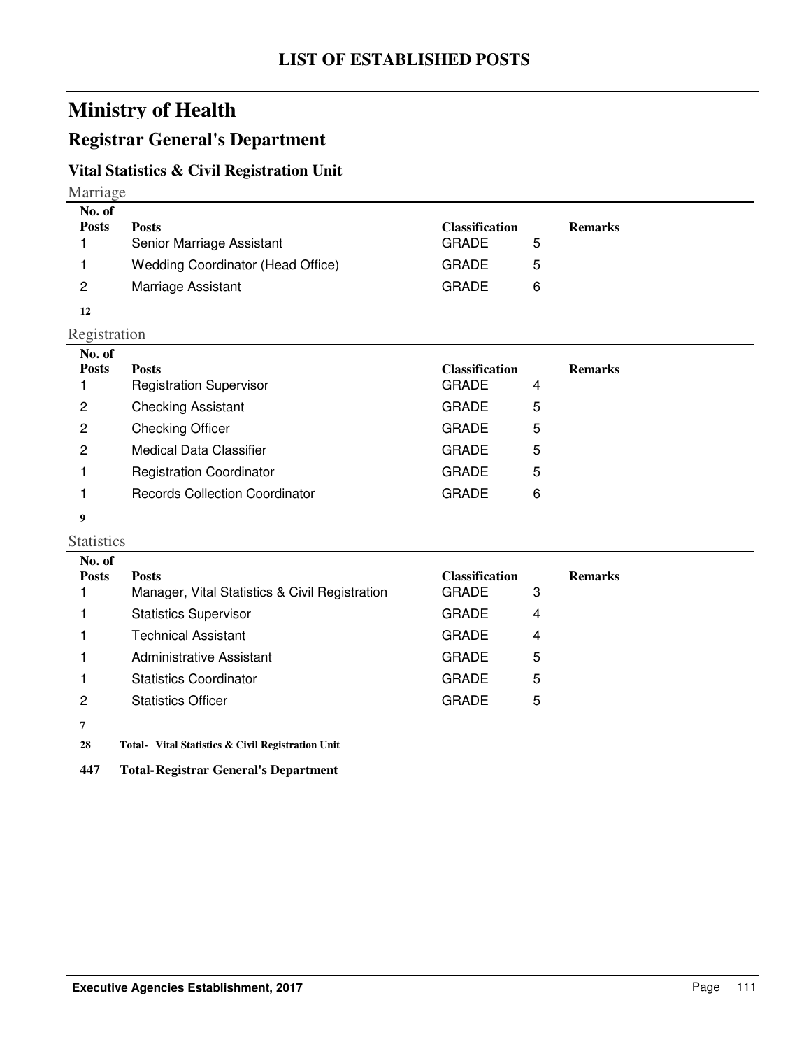# LIST OF ESTABLISHED POSTS

## Ministry of Health

## Registrar General's Department

### Vital Statistics & Civil Registration Unit

Marriage

| No. of Posts | Posts | Classification | | Remarks |
|---|---|---|---|---|
| 1 | Senior Marriage Assistant | GRADE | 5 | |
| 1 | Wedding Coordinator (Head Office) | GRADE | 5 | |
| 2 | Marriage Assistant | GRADE | 6 | |
| **12** | | | | |

Registration

| No. of Posts | Posts | Classification | | Remarks |
|---|---|---|---|---|
| 1 | Registration Supervisor | GRADE | 4 | |
| 2 | Checking Assistant | GRADE | 5 | |
| 2 | Checking Officer | GRADE | 5 | |
| 2 | Medical Data Classifier | GRADE | 5 | |
| 1 | Registration Coordinator | GRADE | 5 | |
| 1 | Records Collection Coordinator | GRADE | 6 | |
| **9** | | | | |

Statistics

| No. of Posts | Posts | Classification | | Remarks |
|---|---|---|---|---|
| 1 | Manager, Vital Statistics & Civil Registration | GRADE | 3 | |
| 1 | Statistics Supervisor | GRADE | 4 | |
| 1 | Technical Assistant | GRADE | 4 | |
| 1 | Administrative Assistant | GRADE | 5 | |
| 1 | Statistics Coordinator | GRADE | 5 | |
| 2 | Statistics Officer | GRADE | 5 | |
| **7** | | | | |

**28 Total- Vital Statistics & Civil Registration Unit**

**447 Total-Registrar General's Department**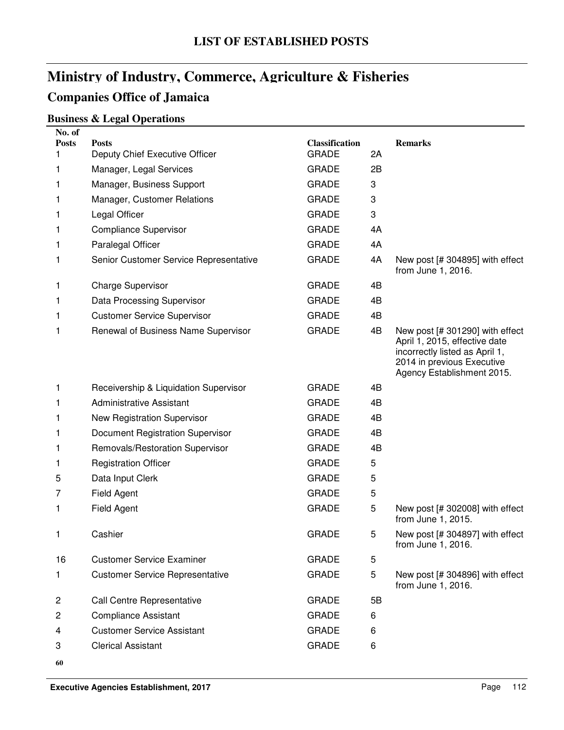# LIST OF ESTABLISHED POSTS

## Ministry of Industry, Commerce, Agriculture & Fisheries

### Companies Office of Jamaica

#### Business & Legal Operations

| No. of Posts | Posts | Classification | | Remarks |
|---|---|---|---|---|
| 1 | Deputy Chief Executive Officer | GRADE | 2A | |
| 1 | Manager, Legal Services | GRADE | 2B | |
| 1 | Manager, Business Support | GRADE | 3 | |
| 1 | Manager, Customer Relations | GRADE | 3 | |
| 1 | Legal Officer | GRADE | 3 | |
| 1 | Compliance Supervisor | GRADE | 4A | |
| 1 | Paralegal Officer | GRADE | 4A | |
| 1 | Senior Customer Service Representative | GRADE | 4A | New post [# 304895] with effect from June 1, 2016. |
| 1 | Charge Supervisor | GRADE | 4B | |
| 1 | Data Processing Supervisor | GRADE | 4B | |
| 1 | Customer Service Supervisor | GRADE | 4B | |
| 1 | Renewal of Business Name Supervisor | GRADE | 4B | New post [# 301290] with effect April 1, 2015, effective date incorrectly listed as April 1, 2014 in previous Executive Agency Establishment 2015. |
| 1 | Receivership & Liquidation Supervisor | GRADE | 4B | |
| 1 | Administrative Assistant | GRADE | 4B | |
| 1 | New Registration Supervisor | GRADE | 4B | |
| 1 | Document Registration Supervisor | GRADE | 4B | |
| 1 | Removals/Restoration Supervisor | GRADE | 4B | |
| 1 | Registration Officer | GRADE | 5 | |
| 5 | Data Input Clerk | GRADE | 5 | |
| 7 | Field Agent | GRADE | 5 | |
| 1 | Field Agent | GRADE | 5 | New post [# 302008] with effect from June 1, 2015. |
| 1 | Cashier | GRADE | 5 | New post [# 304897] with effect from June 1, 2016. |
| 16 | Customer Service Examiner | GRADE | 5 | |
| 1 | Customer Service Representative | GRADE | 5 | New post [# 304896] with effect from June 1, 2016. |
| 2 | Call Centre Representative | GRADE | 5B | |
| 2 | Compliance Assistant | GRADE | 6 | |
| 4 | Customer Service Assistant | GRADE | 6 | |
| 3 | Clerical Assistant | GRADE | 6 | |
| **60** | | | | |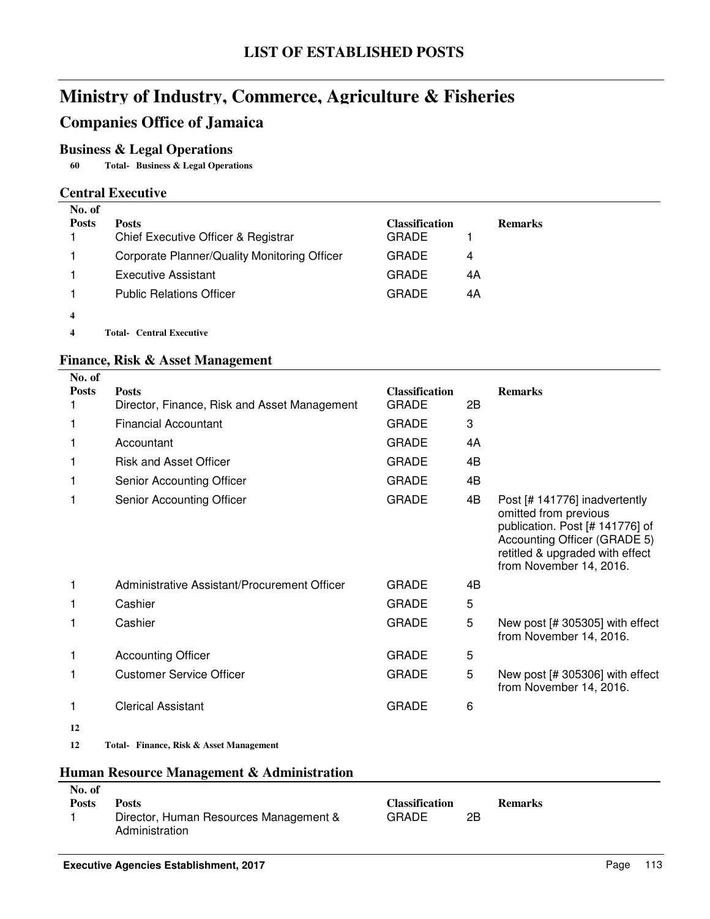# LIST OF ESTABLISHED POSTS

# Ministry of Industry, Commerce, Agriculture & Fisheries

## Companies Office of Jamaica

### Business & Legal Operations

**60 Total- Business & Legal Operations**

### Central Executive

| No. of Posts | Posts | Classification | | Remarks |
|---|---|---|---|---|
| 1 | Chief Executive Officer & Registrar | GRADE | 1 | |
| 1 | Corporate Planner/Quality Monitoring Officer | GRADE | 4 | |
| 1 | Executive Assistant | GRADE | 4A | |
| 1 | Public Relations Officer | GRADE | 4A | |
| **4** | | | | |

**4 Total- Central Executive**

### Finance, Risk & Asset Management

| No. of Posts | Posts | Classification | | Remarks |
|---|---|---|---|---|
| 1 | Director, Finance, Risk and Asset Management | GRADE | 2B | |
| 1 | Financial Accountant | GRADE | 3 | |
| 1 | Accountant | GRADE | 4A | |
| 1 | Risk and Asset Officer | GRADE | 4B | |
| 1 | Senior Accounting Officer | GRADE | 4B | |
| 1 | Senior Accounting Officer | GRADE | 4B | Post [# 141776] inadvertently omitted from previous publication. Post [# 141776] of Accounting Officer (GRADE 5) retitled & upgraded with effect from November 14, 2016. |
| 1 | Administrative Assistant/Procurement Officer | GRADE | 4B | |
| 1 | Cashier | GRADE | 5 | |
| 1 | Cashier | GRADE | 5 | New post [# 305305] with effect from November 14, 2016. |
| 1 | Accounting Officer | GRADE | 5 | |
| 1 | Customer Service Officer | GRADE | 5 | New post [# 305306] with effect from November 14, 2016. |
| 1 | Clerical Assistant | GRADE | 6 | |
| **12** | | | | |

**12 Total- Finance, Risk & Asset Management**

### Human Resource Management & Administration

| No. of Posts | Posts | Classification | | Remarks |
|---|---|---|---|---|
| 1 | Director, Human Resources Management & Administration | GRADE | 2B | |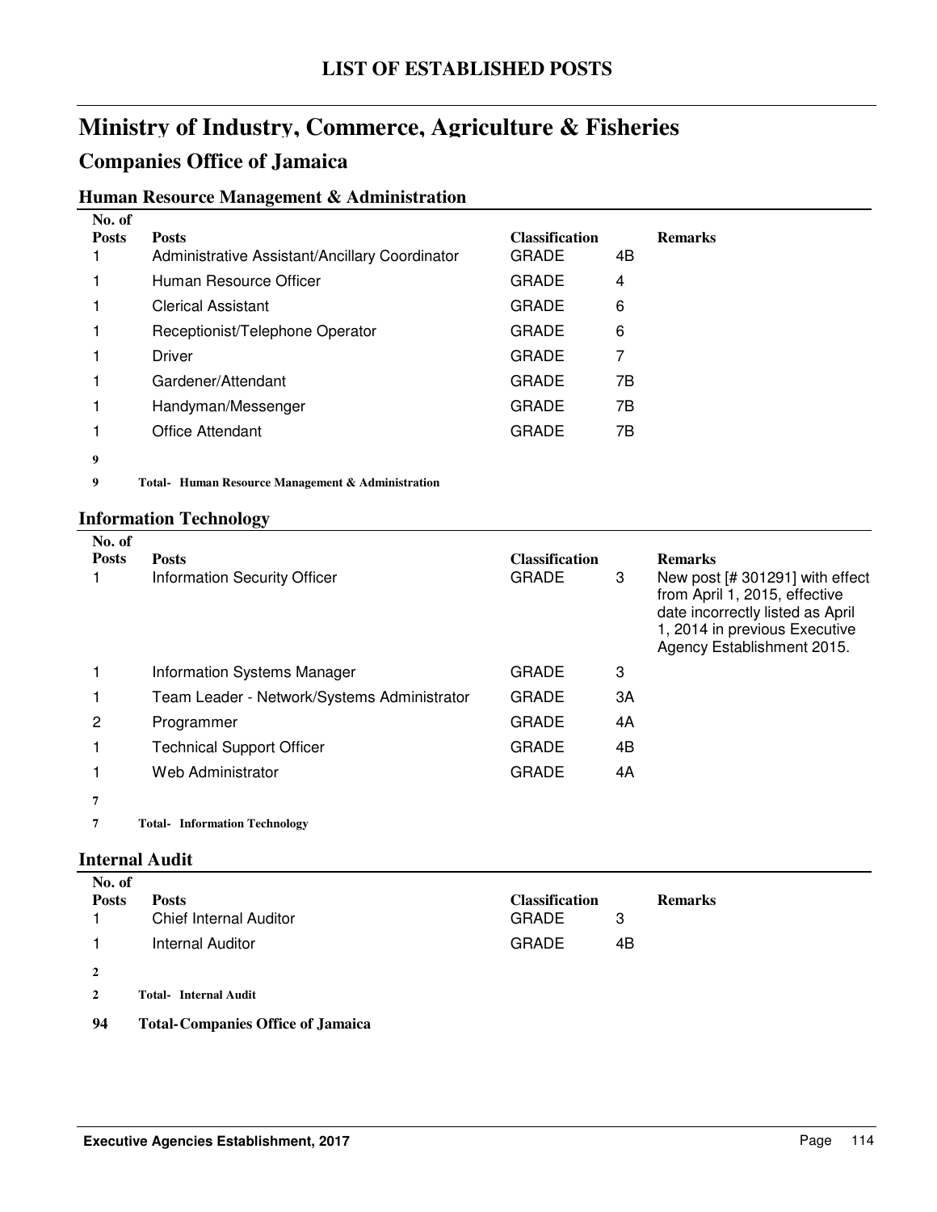# LIST OF ESTABLISHED POSTS

## Ministry of Industry, Commerce, Agriculture & Fisheries

## Companies Office of Jamaica

### Human Resource Management & Administration

| No. of Posts | Posts | Classification | | Remarks |
|---|---|---|---|---|
| 1 | Administrative Assistant/Ancillary Coordinator | GRADE | 4B | |
| 1 | Human Resource Officer | GRADE | 4 | |
| 1 | Clerical Assistant | GRADE | 6 | |
| 1 | Receptionist/Telephone Operator | GRADE | 6 | |
| 1 | Driver | GRADE | 7 | |
| 1 | Gardener/Attendant | GRADE | 7B | |
| 1 | Handyman/Messenger | GRADE | 7B | |
| 1 | Office Attendant | GRADE | 7B | |
| **9** | | | | |
| **9** | **Total- Human Resource Management & Administration** | | | |

### Information Technology

| No. of Posts | Posts | Classification | | Remarks |
|---|---|---|---|---|
| 1 | Information Security Officer | GRADE | 3 | New post [# 301291] with effect from April 1, 2015, effective date incorrectly listed as April 1, 2014 in previous Executive Agency Establishment 2015. |
| 1 | Information Systems Manager | GRADE | 3 | |
| 1 | Team Leader - Network/Systems Administrator | GRADE | 3A | |
| 2 | Programmer | GRADE | 4A | |
| 1 | Technical Support Officer | GRADE | 4B | |
| 1 | Web Administrator | GRADE | 4A | |
| **7** | | | | |
| **7** | **Total- Information Technology** | | | |

### Internal Audit

| No. of Posts | Posts | Classification | | Remarks |
|---|---|---|---|---|
| 1 | Chief Internal Auditor | GRADE | 3 | |
| 1 | Internal Auditor | GRADE | 4B | |
| **2** | | | | |
| **2** | **Total- Internal Audit** | | | |

**94 Total-Companies Office of Jamaica**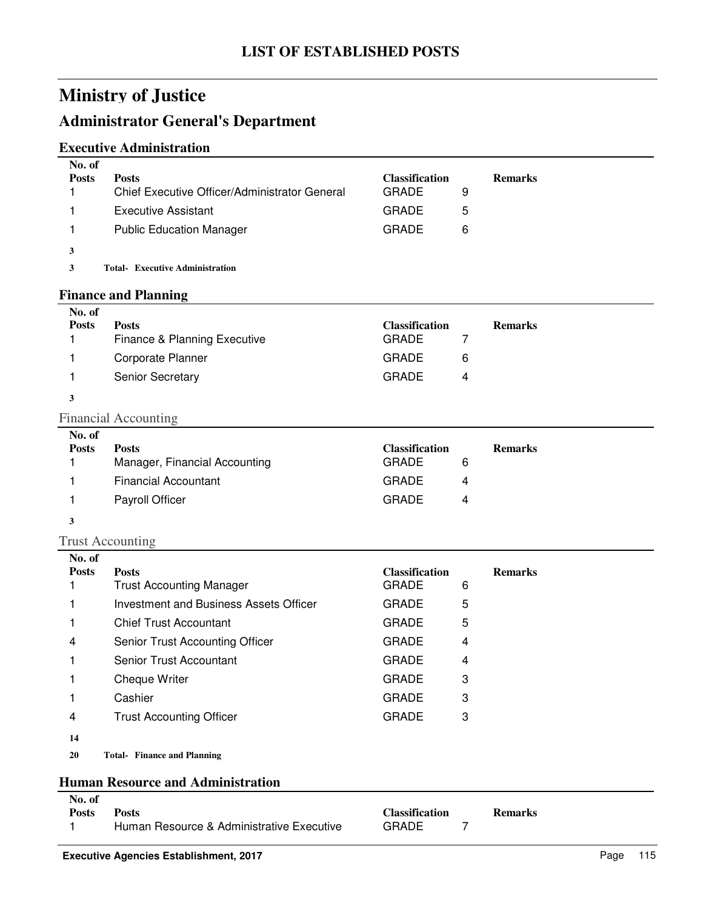# LIST OF ESTABLISHED POSTS

# Ministry of Justice

## Administrator General's Department

### Executive Administration

| No. of Posts | Posts | Classification | | Remarks |
|---|---|---|---|---|
| 1 | Chief Executive Officer/Administrator General | GRADE | 9 | |
| 1 | Executive Assistant | GRADE | 5 | |
| 1 | Public Education Manager | GRADE | 6 | |
| **3** | | | | |
| **3** | **Total- Executive Administration** | | | |

### Finance and Planning

| No. of Posts | Posts | Classification | | Remarks |
|---|---|---|---|---|
| 1 | Finance & Planning Executive | GRADE | 7 | |
| 1 | Corporate Planner | GRADE | 6 | |
| 1 | Senior Secretary | GRADE | 4 | |
| **3** | | | | |

#### Financial Accounting

| No. of Posts | Posts | Classification | | Remarks |
|---|---|---|---|---|
| 1 | Manager, Financial Accounting | GRADE | 6 | |
| 1 | Financial Accountant | GRADE | 4 | |
| 1 | Payroll Officer | GRADE | 4 | |
| **3** | | | | |

#### Trust Accounting

| No. of Posts | Posts | Classification | | Remarks |
|---|---|---|---|---|
| 1 | Trust Accounting Manager | GRADE | 6 | |
| 1 | Investment and Business Assets Officer | GRADE | 5 | |
| 1 | Chief Trust Accountant | GRADE | 5 | |
| 4 | Senior Trust Accounting Officer | GRADE | 4 | |
| 1 | Senior Trust Accountant | GRADE | 4 | |
| 1 | Cheque Writer | GRADE | 3 | |
| 1 | Cashier | GRADE | 3 | |
| 4 | Trust Accounting Officer | GRADE | 3 | |
| **14** | | | | |
| **20** | **Total- Finance and Planning** | | | |

### Human Resource and Administration

| No. of Posts | Posts | Classification | | Remarks |
|---|---|---|---|---|
| 1 | Human Resource & Administrative Executive | GRADE | 7 | |

**Executive Agencies Establishment, 2017**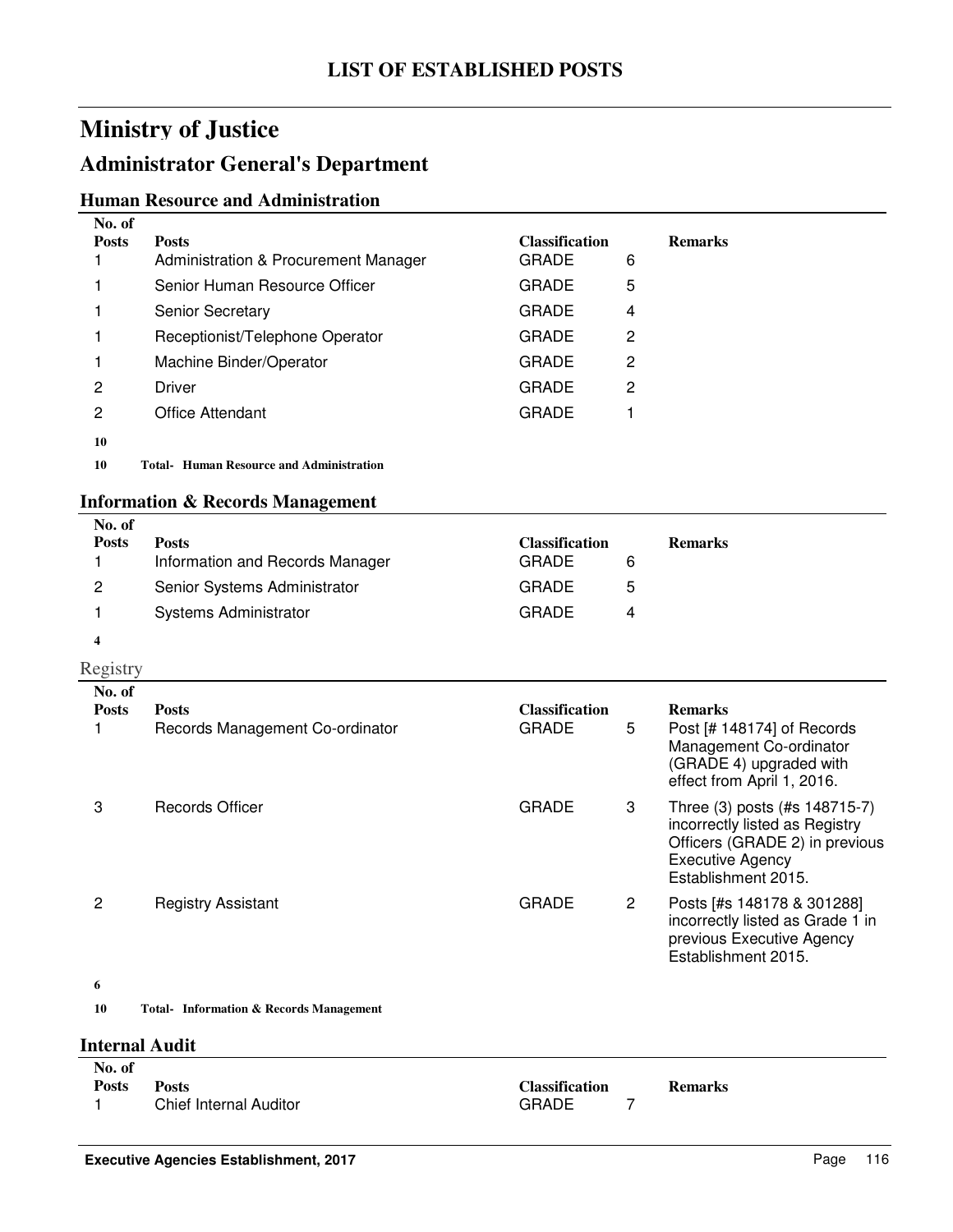# LIST OF ESTABLISHED POSTS

## Ministry of Justice

## Administrator General's Department

### Human Resource and Administration

| No. of Posts | Posts | Classification | | Remarks |
|---|---|---|---|---|
| 1 | Administration & Procurement Manager | GRADE | 6 | |
| 1 | Senior Human Resource Officer | GRADE | 5 | |
| 1 | Senior Secretary | GRADE | 4 | |
| 1 | Receptionist/Telephone Operator | GRADE | 2 | |
| 1 | Machine Binder/Operator | GRADE | 2 | |
| 2 | Driver | GRADE | 2 | |
| 2 | Office Attendant | GRADE | 1 | |
| **10** | | | | |

**10 Total- Human Resource and Administration**

### Information & Records Management

| No. of Posts | Posts | Classification | | Remarks |
|---|---|---|---|---|
| 1 | Information and Records Manager | GRADE | 6 | |
| 2 | Senior Systems Administrator | GRADE | 5 | |
| 1 | Systems Administrator | GRADE | 4 | |
| **4** | | | | |

#### Registry

| No. of Posts | Posts | Classification | | Remarks |
|---|---|---|---|---|
| 1 | Records Management Co-ordinator | GRADE | 5 | Post [# 148174] of Records Management Co-ordinator (GRADE 4) upgraded with effect from April 1, 2016. |
| 3 | Records Officer | GRADE | 3 | Three (3) posts (#s 148715-7) incorrectly listed as Registry Officers (GRADE 2) in previous Executive Agency Establishment 2015. |
| 2 | Registry Assistant | GRADE | 2 | Posts [#s 148178 & 301288] incorrectly listed as Grade 1 in previous Executive Agency Establishment 2015. |
| **6** | | | | |

**10 Total- Information & Records Management**

### Internal Audit

| No. of Posts | Posts | Classification | | Remarks |
|---|---|---|---|---|
| 1 | Chief Internal Auditor | GRADE | 7 | |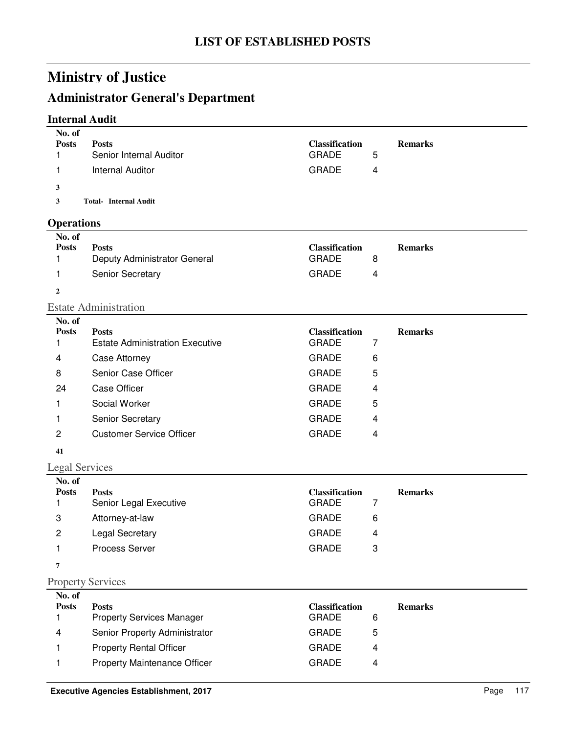# LIST OF ESTABLISHED POSTS

# Ministry of Justice

## Administrator General's Department

### Internal Audit

| No. of Posts | Posts | Classification | | Remarks |
|---|---|---|---|---|
| 1 | Senior Internal Auditor | GRADE | 5 | |
| 1 | Internal Auditor | GRADE | 4 | |
| **3** | | | | |
| **3** | **Total- Internal Audit** | | | |

### Operations

| No. of Posts | Posts | Classification | | Remarks |
|---|---|---|---|---|
| 1 | Deputy Administrator General | GRADE | 8 | |
| 1 | Senior Secretary | GRADE | 4 | |
| **2** | | | | |

#### Estate Administration

| No. of Posts | Posts | Classification | | Remarks |
|---|---|---|---|---|
| 1 | Estate Administration Executive | GRADE | 7 | |
| 4 | Case Attorney | GRADE | 6 | |
| 8 | Senior Case Officer | GRADE | 5 | |
| 24 | Case Officer | GRADE | 4 | |
| 1 | Social Worker | GRADE | 5 | |
| 1 | Senior Secretary | GRADE | 4 | |
| 2 | Customer Service Officer | GRADE | 4 | |
| **41** | | | | |

#### Legal Services

| No. of Posts | Posts | Classification | | Remarks |
|---|---|---|---|---|
| 1 | Senior Legal Executive | GRADE | 7 | |
| 3 | Attorney-at-law | GRADE | 6 | |
| 2 | Legal Secretary | GRADE | 4 | |
| 1 | Process Server | GRADE | 3 | |
| **7** | | | | |

#### Property Services

| No. of Posts | Posts | Classification | | Remarks |
|---|---|---|---|---|
| 1 | Property Services Manager | GRADE | 6 | |
| 4 | Senior Property Administrator | GRADE | 5 | |
| 1 | Property Rental Officer | GRADE | 4 | |
| 1 | Property Maintenance Officer | GRADE | 4 | |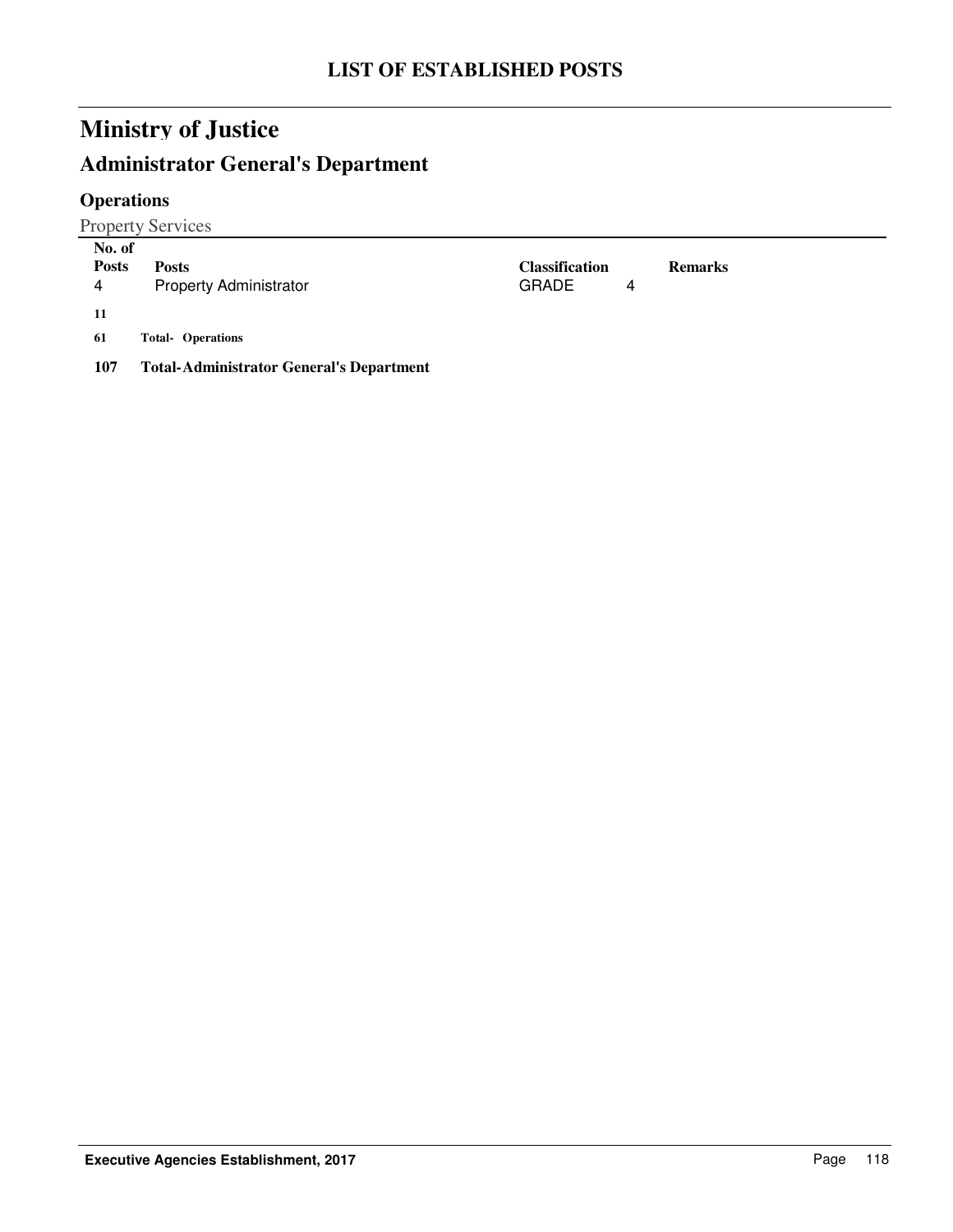# LIST OF ESTABLISHED POSTS

## Ministry of Justice

## Administrator General's Department

### Operations

Property Services

| No. of Posts | Posts | Classification | | Remarks |
|---|---|---|---|---|
| 4 | Property Administrator | GRADE | 4 | |
| **11** | | | | |
| **61** | **Total- Operations** | | | |
| **107** | **Total-Administrator General's Department** | | | |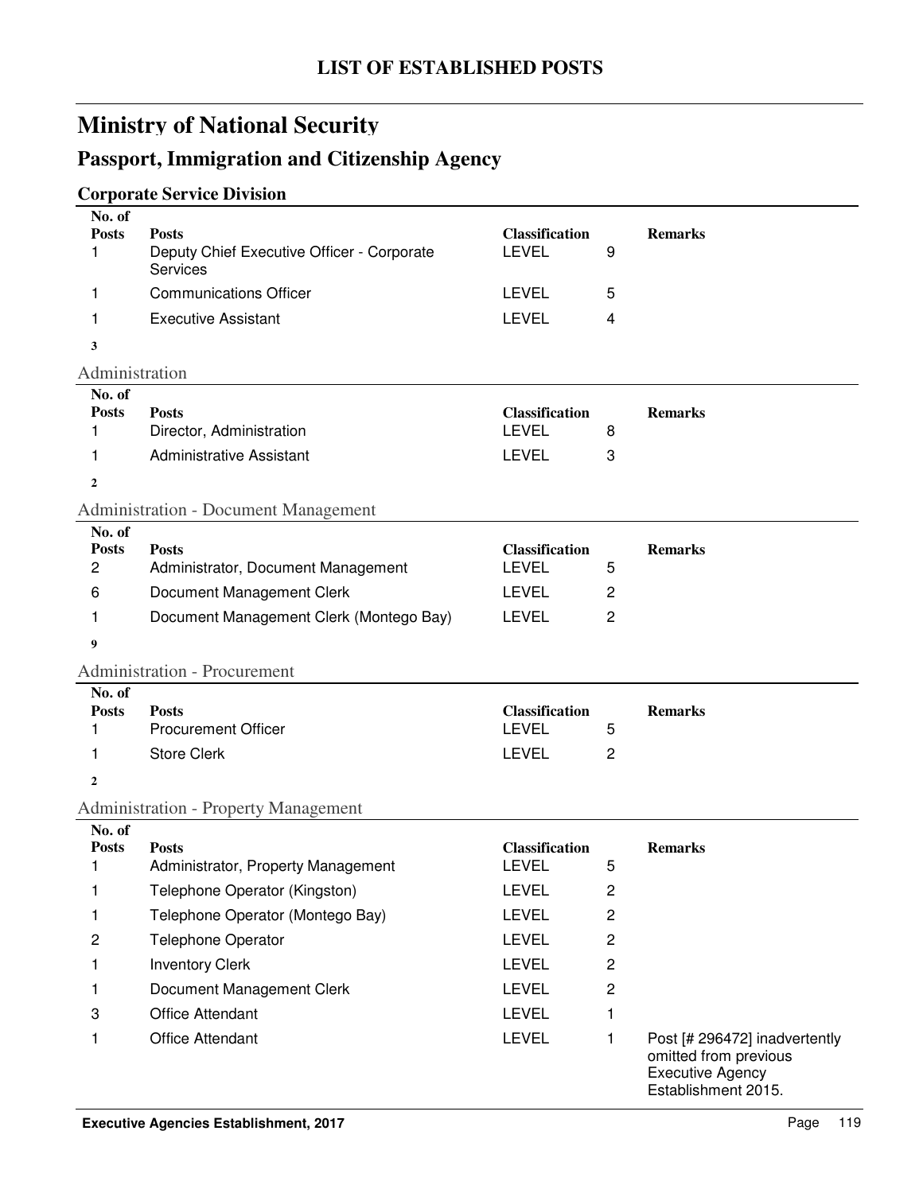# LIST OF ESTABLISHED POSTS

## Ministry of National Security

## Passport, Immigration and Citizenship Agency

### Corporate Service Division

| No. of Posts | Posts | Classification | | Remarks |
|---|---|---|---|---|
| 1 | Deputy Chief Executive Officer - Corporate Services | LEVEL | 9 | |
| 1 | Communications Officer | LEVEL | 5 | |
| 1 | Executive Assistant | LEVEL | 4 | |
| **3** | | | | |

Administration

| No. of Posts | Posts | Classification | | Remarks |
|---|---|---|---|---|
| 1 | Director, Administration | LEVEL | 8 | |
| 1 | Administrative Assistant | LEVEL | 3 | |
| **2** | | | | |

Administration - Document Management

| No. of Posts | Posts | Classification | | Remarks |
|---|---|---|---|---|
| 2 | Administrator, Document Management | LEVEL | 5 | |
| 6 | Document Management Clerk | LEVEL | 2 | |
| 1 | Document Management Clerk (Montego Bay) | LEVEL | 2 | |
| **9** | | | | |

Administration - Procurement

| No. of Posts | Posts | Classification | | Remarks |
|---|---|---|---|---|
| 1 | Procurement Officer | LEVEL | 5 | |
| 1 | Store Clerk | LEVEL | 2 | |
| **2** | | | | |

Administration - Property Management

| No. of Posts | Posts | Classification | | Remarks |
|---|---|---|---|---|
| 1 | Administrator, Property Management | LEVEL | 5 | |
| 1 | Telephone Operator (Kingston) | LEVEL | 2 | |
| 1 | Telephone Operator (Montego Bay) | LEVEL | 2 | |
| 2 | Telephone Operator | LEVEL | 2 | |
| 1 | Inventory Clerk | LEVEL | 2 | |
| 1 | Document Management Clerk | LEVEL | 2 | |
| 3 | Office Attendant | LEVEL | 1 | |
| 1 | Office Attendant | LEVEL | 1 | Post [# 296472] inadvertently omitted from previous Executive Agency Establishment 2015. |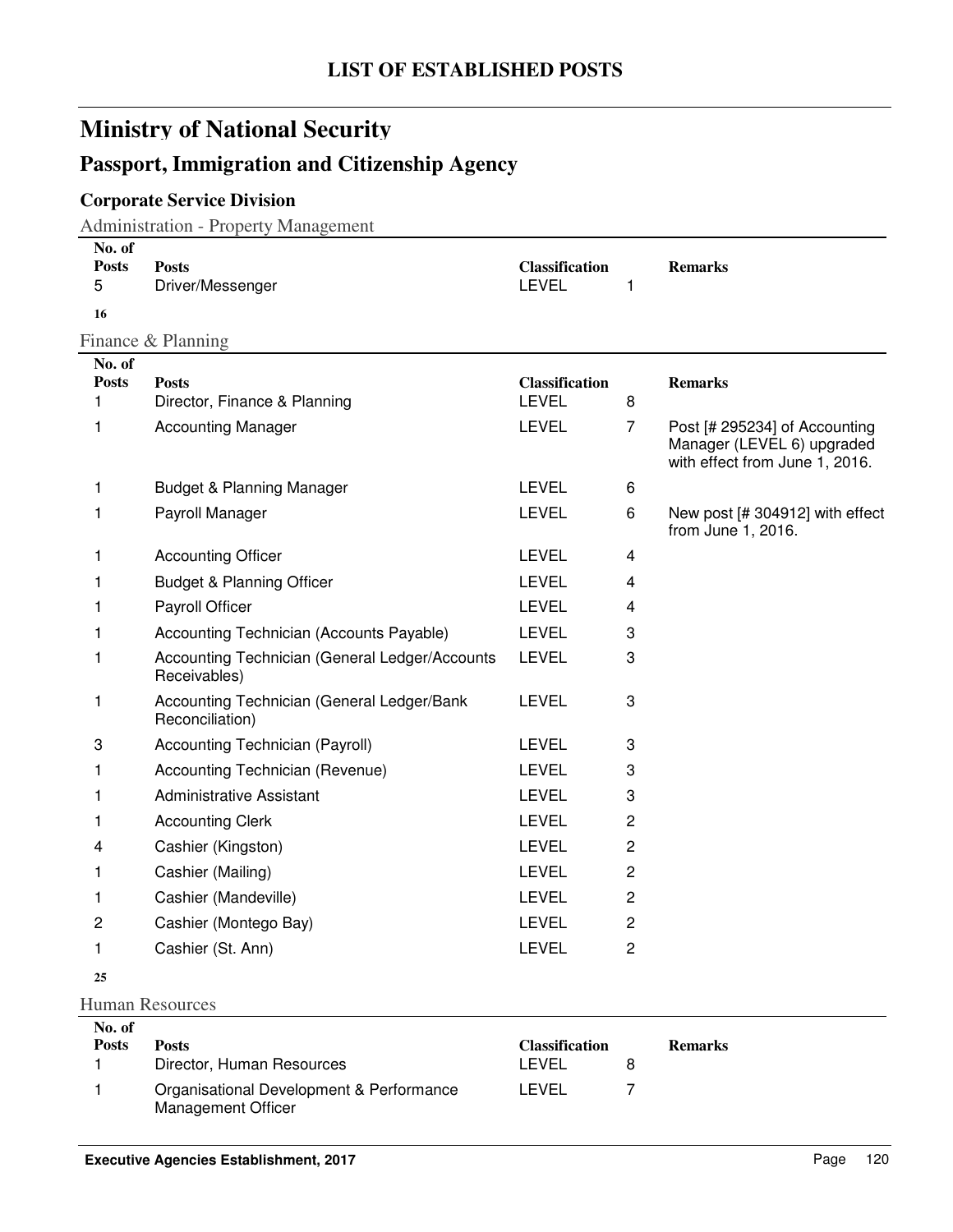# LIST OF ESTABLISHED POSTS

# Ministry of National Security

## Passport, Immigration and Citizenship Agency

### Corporate Service Division

Administration - Property Management

| No. of Posts | Posts | Classification | | Remarks |
|---|---|---|---|---|
| 5 | Driver/Messenger | LEVEL | 1 | |

**16**

Finance & Planning

| No. of Posts | Posts | Classification | | Remarks |
|---|---|---|---|---|
| 1 | Director, Finance & Planning | LEVEL | 8 | |
| 1 | Accounting Manager | LEVEL | 7 | Post [# 295234] of Accounting Manager (LEVEL 6) upgraded with effect from June 1, 2016. |
| 1 | Budget & Planning Manager | LEVEL | 6 | |
| 1 | Payroll Manager | LEVEL | 6 | New post [# 304912] with effect from June 1, 2016. |
| 1 | Accounting Officer | LEVEL | 4 | |
| 1 | Budget & Planning Officer | LEVEL | 4 | |
| 1 | Payroll Officer | LEVEL | 4 | |
| 1 | Accounting Technician (Accounts Payable) | LEVEL | 3 | |
| 1 | Accounting Technician (General Ledger/Accounts Receivables) | LEVEL | 3 | |
| 1 | Accounting Technician (General Ledger/Bank Reconciliation) | LEVEL | 3 | |
| 3 | Accounting Technician (Payroll) | LEVEL | 3 | |
| 1 | Accounting Technician (Revenue) | LEVEL | 3 | |
| 1 | Administrative Assistant | LEVEL | 3 | |
| 1 | Accounting Clerk | LEVEL | 2 | |
| 4 | Cashier (Kingston) | LEVEL | 2 | |
| 1 | Cashier (Mailing) | LEVEL | 2 | |
| 1 | Cashier (Mandeville) | LEVEL | 2 | |
| 2 | Cashier (Montego Bay) | LEVEL | 2 | |
| 1 | Cashier (St. Ann) | LEVEL | 2 | |

**25**

Human Resources

| No. of Posts | Posts | Classification | | Remarks |
|---|---|---|---|---|
| 1 | Director, Human Resources | LEVEL | 8 | |
| 1 | Organisational Development & Performance Management Officer | LEVEL | 7 | |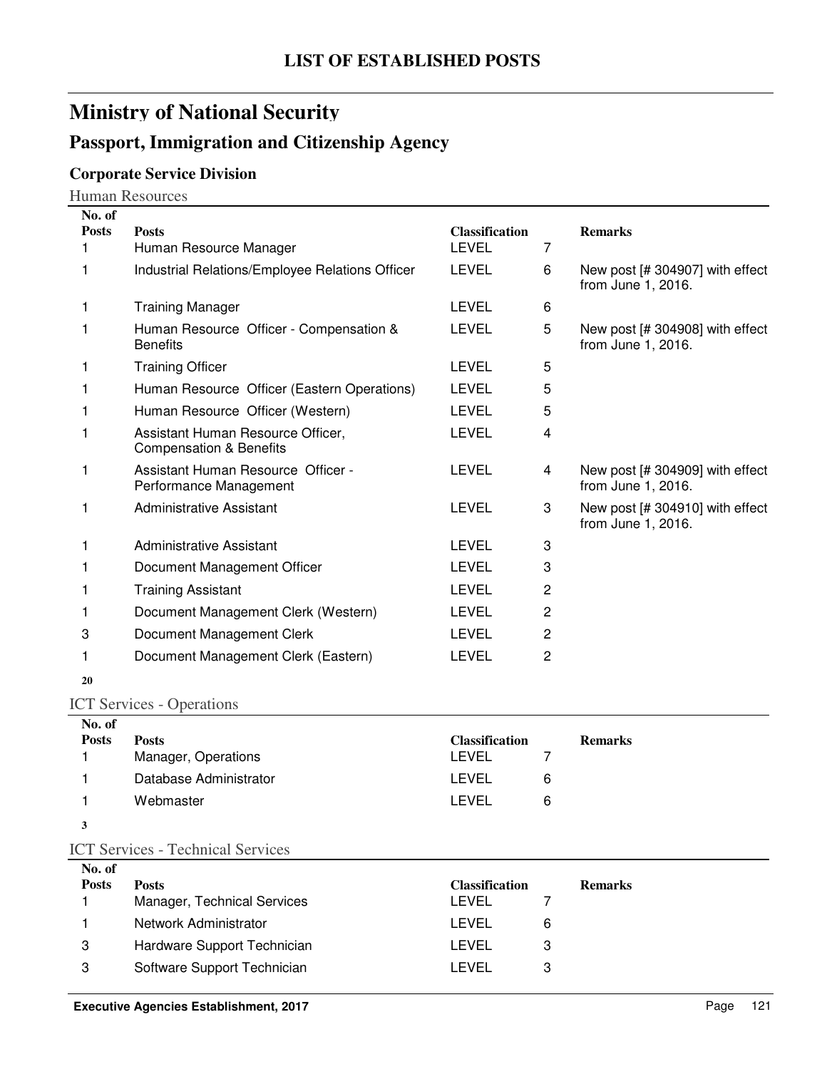# LIST OF ESTABLISHED POSTS

## Ministry of National Security

## Passport, Immigration and Citizenship Agency

### Corporate Service Division

Human Resources

| No. of Posts | Posts | Classification | | Remarks |
|---|---|---|---|---|
| 1 | Human Resource Manager | LEVEL | 7 | |
| 1 | Industrial Relations/Employee Relations Officer | LEVEL | 6 | New post [# 304907] with effect from June 1, 2016. |
| 1 | Training Manager | LEVEL | 6 | |
| 1 | Human Resource Officer - Compensation & Benefits | LEVEL | 5 | New post [# 304908] with effect from June 1, 2016. |
| 1 | Training Officer | LEVEL | 5 | |
| 1 | Human Resource Officer (Eastern Operations) | LEVEL | 5 | |
| 1 | Human Resource Officer (Western) | LEVEL | 5 | |
| 1 | Assistant Human Resource Officer, Compensation & Benefits | LEVEL | 4 | |
| 1 | Assistant Human Resource Officer - Performance Management | LEVEL | 4 | New post [# 304909] with effect from June 1, 2016. |
| 1 | Administrative Assistant | LEVEL | 3 | New post [# 304910] with effect from June 1, 2016. |
| 1 | Administrative Assistant | LEVEL | 3 | |
| 1 | Document Management Officer | LEVEL | 3 | |
| 1 | Training Assistant | LEVEL | 2 | |
| 1 | Document Management Clerk (Western) | LEVEL | 2 | |
| 3 | Document Management Clerk | LEVEL | 2 | |
| 1 | Document Management Clerk (Eastern) | LEVEL | 2 | |
| **20** | | | | |

ICT Services - Operations

| No. of Posts | Posts | Classification | | Remarks |
|---|---|---|---|---|
| 1 | Manager, Operations | LEVEL | 7 | |
| 1 | Database Administrator | LEVEL | 6 | |
| 1 | Webmaster | LEVEL | 6 | |
| **3** | | | | |

ICT Services - Technical Services

| No. of Posts | Posts | Classification | | Remarks |
|---|---|---|---|---|
| 1 | Manager, Technical Services | LEVEL | 7 | |
| 1 | Network Administrator | LEVEL | 6 | |
| 3 | Hardware Support Technician | LEVEL | 3 | |
| 3 | Software Support Technician | LEVEL | 3 | |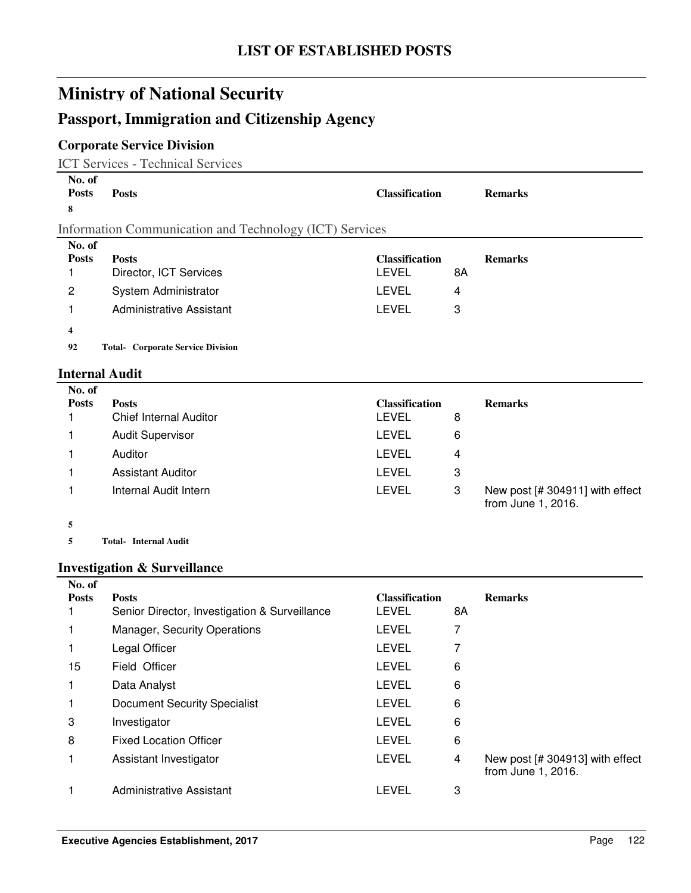# LIST OF ESTABLISHED POSTS

## Ministry of National Security

## Passport, Immigration and Citizenship Agency

### Corporate Service Division

ICT Services - Technical Services

| No. of Posts | Posts | Classification | | Remarks |
|---|---|---|---|---|
| 8 | | | | |

Information Communication and Technology (ICT) Services

| No. of Posts | Posts | Classification | | Remarks |
|---|---|---|---|---|
| 1 | Director, ICT Services | LEVEL | 8A | |
| 2 | System Administrator | LEVEL | 4 | |
| 1 | Administrative Assistant | LEVEL | 3 | |
| **4** | | | | |
| **92** | **Total- Corporate Service Division** | | | |

### Internal Audit

| No. of Posts | Posts | Classification | | Remarks |
|---|---|---|---|---|
| 1 | Chief Internal Auditor | LEVEL | 8 | |
| 1 | Audit Supervisor | LEVEL | 6 | |
| 1 | Auditor | LEVEL | 4 | |
| 1 | Assistant Auditor | LEVEL | 3 | |
| 1 | Internal Audit Intern | LEVEL | 3 | New post [# 304911] with effect from June 1, 2016. |
| **5** | | | | |
| **5** | **Total- Internal Audit** | | | |

### Investigation & Surveillance

| No. of Posts | Posts | Classification | | Remarks |
|---|---|---|---|---|
| 1 | Senior Director, Investigation & Surveillance | LEVEL | 8A | |
| 1 | Manager, Security Operations | LEVEL | 7 | |
| 1 | Legal Officer | LEVEL | 7 | |
| 15 | Field Officer | LEVEL | 6 | |
| 1 | Data Analyst | LEVEL | 6 | |
| 1 | Document Security Specialist | LEVEL | 6 | |
| 3 | Investigator | LEVEL | 6 | |
| 8 | Fixed Location Officer | LEVEL | 6 | |
| 1 | Assistant Investigator | LEVEL | 4 | New post [# 304913] with effect from June 1, 2016. |
| 1 | Administrative Assistant | LEVEL | 3 | |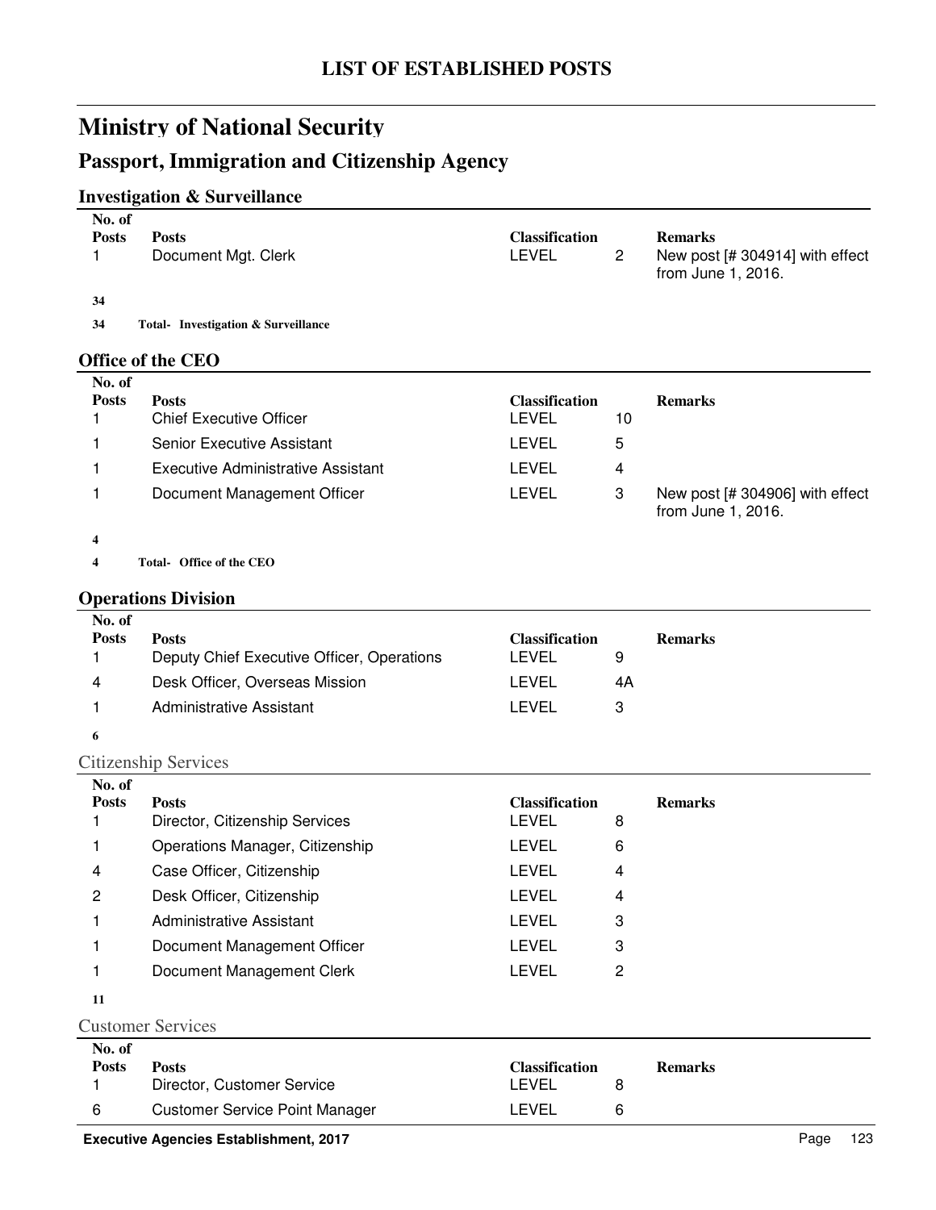# LIST OF ESTABLISHED POSTS

## Ministry of National Security

## Passport, Immigration and Citizenship Agency

### Investigation & Surveillance

| No. of Posts | Posts | Classification | | Remarks |
|---|---|---|---|---|
| 1 | Document Mgt. Clerk | LEVEL | 2 | New post [# 304914] with effect from June 1, 2016. |
| **34** | | | | |
| **34** | **Total- Investigation & Surveillance** | | | |

### Office of the CEO

| No. of Posts | Posts | Classification | | Remarks |
|---|---|---|---|---|
| 1 | Chief Executive Officer | LEVEL | 10 | |
| 1 | Senior Executive Assistant | LEVEL | 5 | |
| 1 | Executive Administrative Assistant | LEVEL | 4 | |
| 1 | Document Management Officer | LEVEL | 3 | New post [# 304906] with effect from June 1, 2016. |
| **4** | | | | |
| **4** | **Total- Office of the CEO** | | | |

### Operations Division

| No. of Posts | Posts | Classification | | Remarks |
|---|---|---|---|---|
| 1 | Deputy Chief Executive Officer, Operations | LEVEL | 9 | |
| 4 | Desk Officer, Overseas Mission | LEVEL | 4A | |
| 1 | Administrative Assistant | LEVEL | 3 | |
| **6** | | | | |

#### Citizenship Services

| No. of Posts | Posts | Classification | | Remarks |
|---|---|---|---|---|
| 1 | Director, Citizenship Services | LEVEL | 8 | |
| 1 | Operations Manager, Citizenship | LEVEL | 6 | |
| 4 | Case Officer, Citizenship | LEVEL | 4 | |
| 2 | Desk Officer, Citizenship | LEVEL | 4 | |
| 1 | Administrative Assistant | LEVEL | 3 | |
| 1 | Document Management Officer | LEVEL | 3 | |
| 1 | Document Management Clerk | LEVEL | 2 | |
| **11** | | | | |

#### Customer Services

| No. of Posts | Posts | Classification | | Remarks |
|---|---|---|---|---|
| 1 | Director, Customer Service | LEVEL | 8 | |
| 6 | Customer Service Point Manager | LEVEL | 6 | |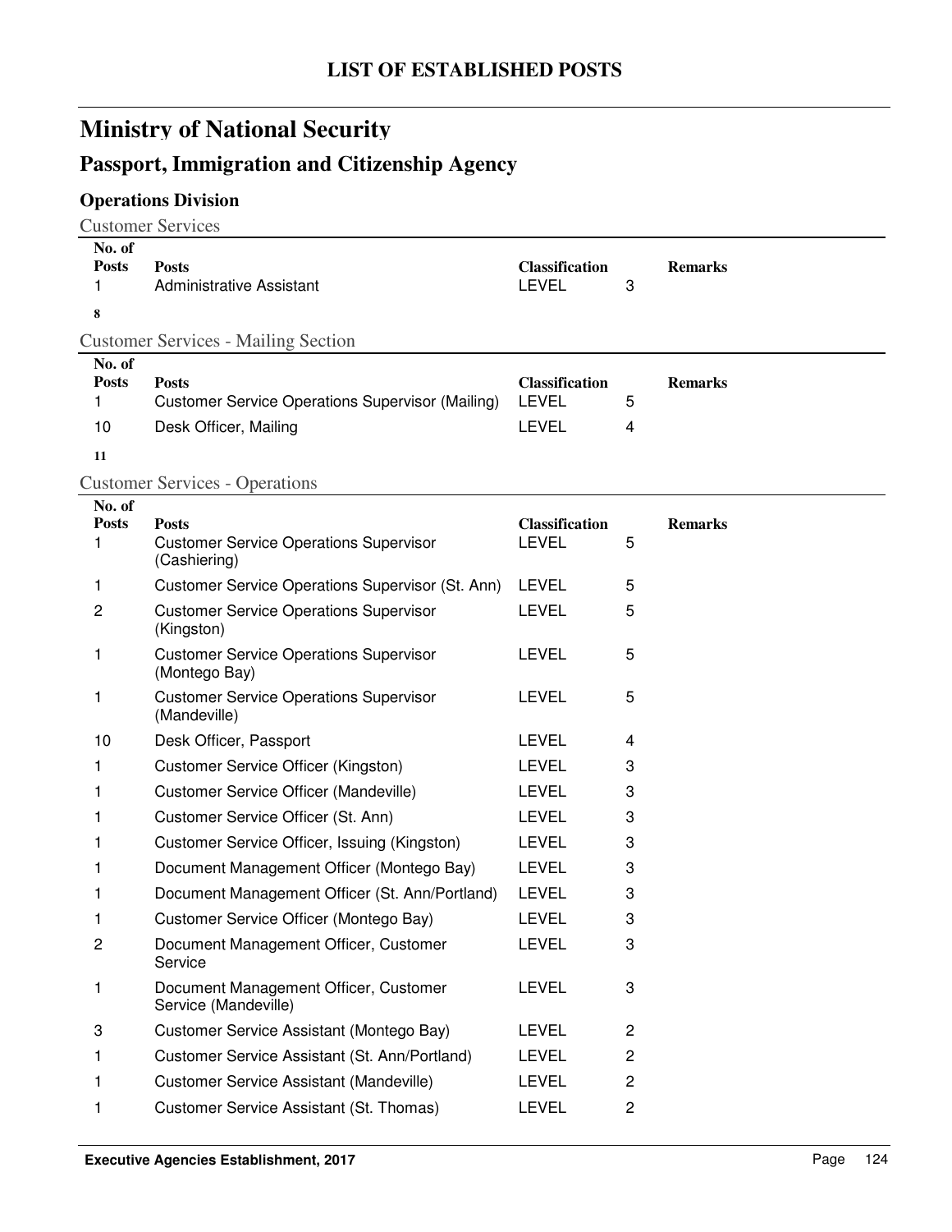# LIST OF ESTABLISHED POSTS

## Ministry of National Security

## Passport, Immigration and Citizenship Agency

### Operations Division

Customer Services

| No. of Posts | Posts | Classification | | Remarks |
|---|---|---|---|---|
| 1 | Administrative Assistant | LEVEL | 3 | |
| **8** | | | | |

Customer Services - Mailing Section

| No. of Posts | Posts | Classification | | Remarks |
|---|---|---|---|---|
| 1 | Customer Service Operations Supervisor (Mailing) | LEVEL | 5 | |
| 10 | Desk Officer, Mailing | LEVEL | 4 | |
| **11** | | | | |

Customer Services - Operations

| No. of Posts | Posts | Classification | | Remarks |
|---|---|---|---|---|
| 1 | Customer Service Operations Supervisor (Cashiering) | LEVEL | 5 | |
| 1 | Customer Service Operations Supervisor (St. Ann) | LEVEL | 5 | |
| 2 | Customer Service Operations Supervisor (Kingston) | LEVEL | 5 | |
| 1 | Customer Service Operations Supervisor (Montego Bay) | LEVEL | 5 | |
| 1 | Customer Service Operations Supervisor (Mandeville) | LEVEL | 5 | |
| 10 | Desk Officer, Passport | LEVEL | 4 | |
| 1 | Customer Service Officer (Kingston) | LEVEL | 3 | |
| 1 | Customer Service Officer (Mandeville) | LEVEL | 3 | |
| 1 | Customer Service Officer (St. Ann) | LEVEL | 3 | |
| 1 | Customer Service Officer, Issuing (Kingston) | LEVEL | 3 | |
| 1 | Document Management Officer (Montego Bay) | LEVEL | 3 | |
| 1 | Document Management Officer (St. Ann/Portland) | LEVEL | 3 | |
| 1 | Customer Service Officer (Montego Bay) | LEVEL | 3 | |
| 2 | Document Management Officer, Customer Service | LEVEL | 3 | |
| 1 | Document Management Officer, Customer Service (Mandeville) | LEVEL | 3 | |
| 3 | Customer Service Assistant (Montego Bay) | LEVEL | 2 | |
| 1 | Customer Service Assistant (St. Ann/Portland) | LEVEL | 2 | |
| 1 | Customer Service Assistant (Mandeville) | LEVEL | 2 | |
| 1 | Customer Service Assistant (St. Thomas) | LEVEL | 2 | |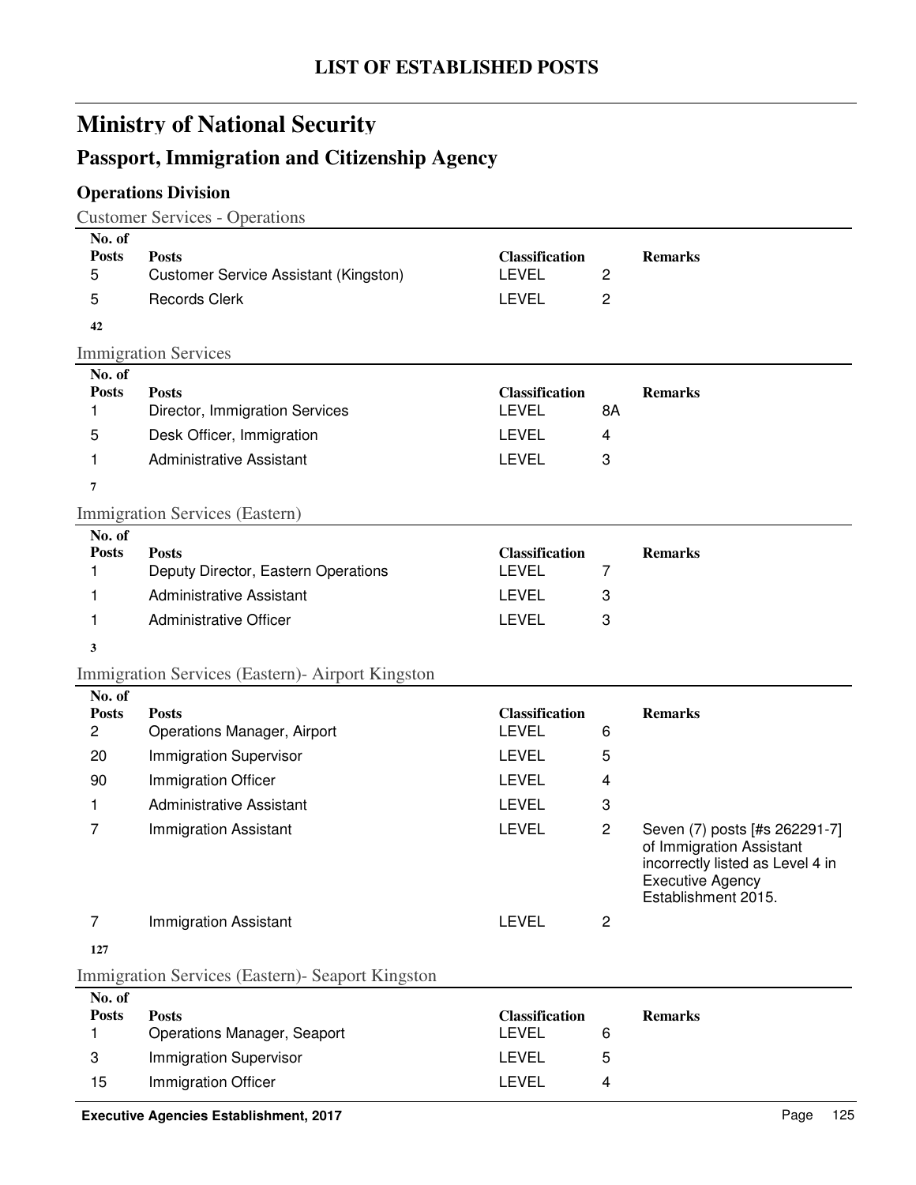# LIST OF ESTABLISHED POSTS

## Ministry of National Security

## Passport, Immigration and Citizenship Agency

### Operations Division

Customer Services - Operations

| No. of Posts | Posts | Classification | | Remarks |
|---|---|---|---|---|
| 5 | Customer Service Assistant (Kingston) | LEVEL | 2 | |
| 5 | Records Clerk | LEVEL | 2 | |
| **42** | | | | |

Immigration Services

| No. of Posts | Posts | Classification | | Remarks |
|---|---|---|---|---|
| 1 | Director, Immigration Services | LEVEL | 8A | |
| 5 | Desk Officer, Immigration | LEVEL | 4 | |
| 1 | Administrative Assistant | LEVEL | 3 | |
| **7** | | | | |

Immigration Services (Eastern)

| No. of Posts | Posts | Classification | | Remarks |
|---|---|---|---|---|
| 1 | Deputy Director, Eastern Operations | LEVEL | 7 | |
| 1 | Administrative Assistant | LEVEL | 3 | |
| 1 | Administrative Officer | LEVEL | 3 | |
| **3** | | | | |

Immigration Services (Eastern)- Airport Kingston

| No. of Posts | Posts | Classification | | Remarks |
|---|---|---|---|---|
| 2 | Operations Manager, Airport | LEVEL | 6 | |
| 20 | Immigration Supervisor | LEVEL | 5 | |
| 90 | Immigration Officer | LEVEL | 4 | |
| 1 | Administrative Assistant | LEVEL | 3 | |
| 7 | Immigration Assistant | LEVEL | 2 | Seven (7) posts [#s 262291-7] of Immigration Assistant incorrectly listed as Level 4 in Executive Agency Establishment 2015. |
| 7 | Immigration Assistant | LEVEL | 2 | |
| **127** | | | | |

Immigration Services (Eastern)- Seaport Kingston

| No. of Posts | Posts | Classification | | Remarks |
|---|---|---|---|---|
| 1 | Operations Manager, Seaport | LEVEL | 6 | |
| 3 | Immigration Supervisor | LEVEL | 5 | |
| 15 | Immigration Officer | LEVEL | 4 | |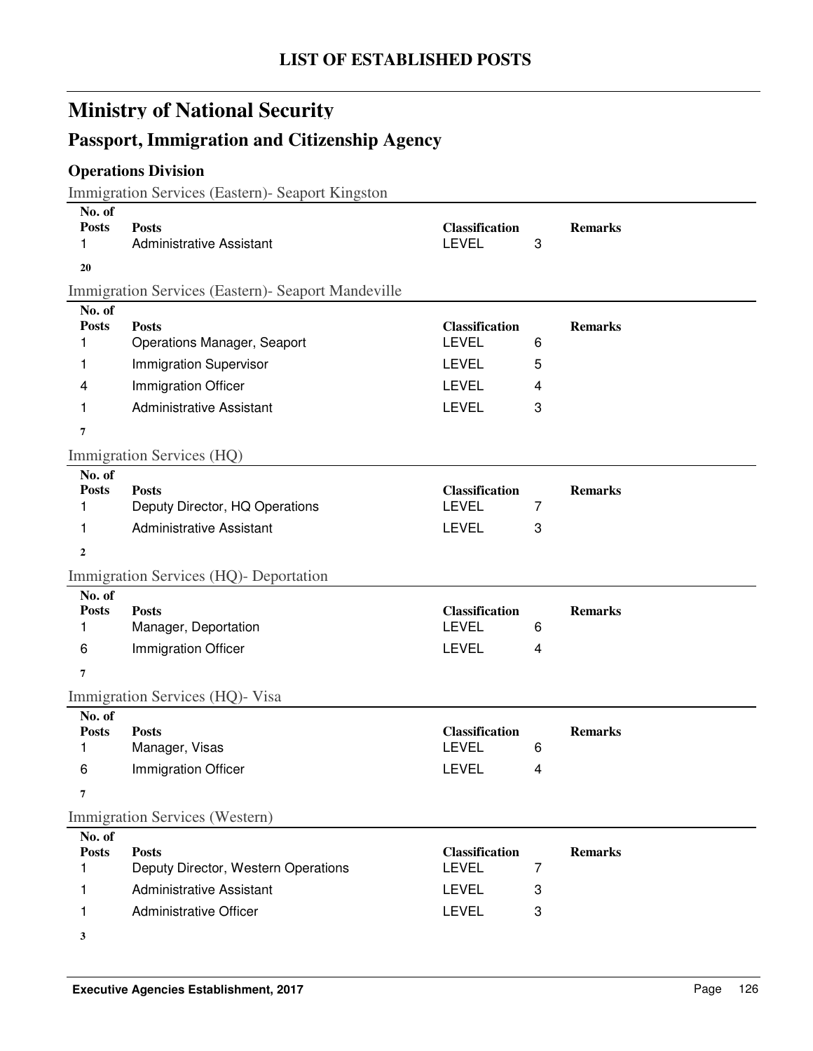# LIST OF ESTABLISHED POSTS

## Ministry of National Security

## Passport, Immigration and Citizenship Agency

### Operations Division

Immigration Services (Eastern)- Seaport Kingston

| No. of Posts | Posts | Classification | | Remarks |
|---|---|---|---|---|
| 1 | Administrative Assistant | LEVEL | 3 | |
| **20** | | | | |

Immigration Services (Eastern)- Seaport Mandeville

| No. of Posts | Posts | Classification | | Remarks |
|---|---|---|---|---|
| 1 | Operations Manager, Seaport | LEVEL | 6 | |
| 1 | Immigration Supervisor | LEVEL | 5 | |
| 4 | Immigration Officer | LEVEL | 4 | |
| 1 | Administrative Assistant | LEVEL | 3 | |
| **7** | | | | |

Immigration Services (HQ)

| No. of Posts | Posts | Classification | | Remarks |
|---|---|---|---|---|
| 1 | Deputy Director, HQ Operations | LEVEL | 7 | |
| 1 | Administrative Assistant | LEVEL | 3 | |
| **2** | | | | |

Immigration Services (HQ)- Deportation

| No. of Posts | Posts | Classification | | Remarks |
|---|---|---|---|---|
| 1 | Manager, Deportation | LEVEL | 6 | |
| 6 | Immigration Officer | LEVEL | 4 | |
| **7** | | | | |

Immigration Services (HQ)- Visa

| No. of Posts | Posts | Classification | | Remarks |
|---|---|---|---|---|
| 1 | Manager, Visas | LEVEL | 6 | |
| 6 | Immigration Officer | LEVEL | 4 | |
| **7** | | | | |

Immigration Services (Western)

| No. of Posts | Posts | Classification | | Remarks |
|---|---|---|---|---|
| 1 | Deputy Director, Western Operations | LEVEL | 7 | |
| 1 | Administrative Assistant | LEVEL | 3 | |
| 1 | Administrative Officer | LEVEL | 3 | |
| **3** | | | | |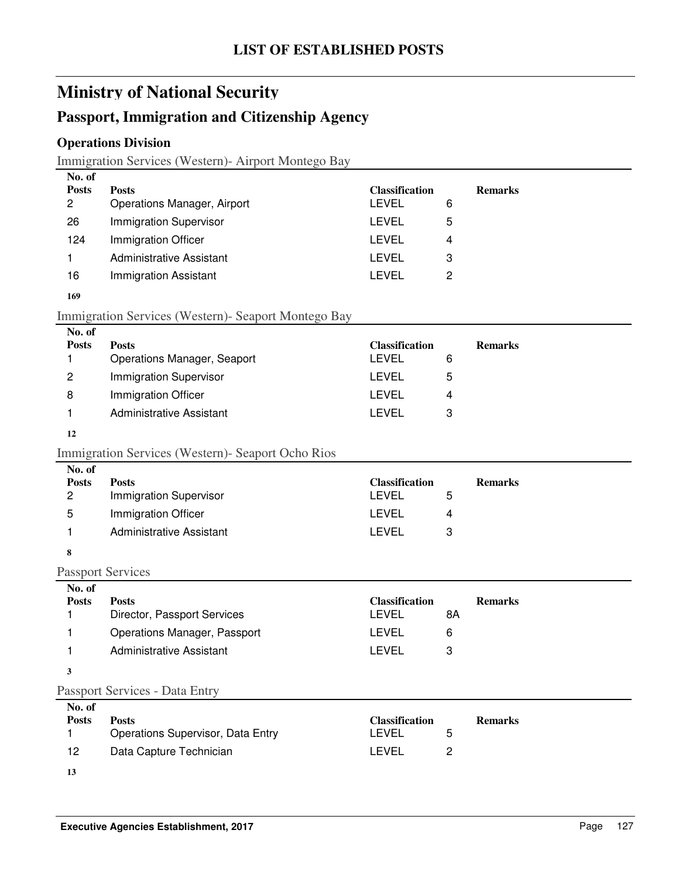# LIST OF ESTABLISHED POSTS

## Ministry of National Security

## Passport, Immigration and Citizenship Agency

### Operations Division

Immigration Services (Western)- Airport Montego Bay

| No. of Posts | Posts | Classification | | Remarks |
|---|---|---|---|---|
| 2 | Operations Manager, Airport | LEVEL | 6 | |
| 26 | Immigration Supervisor | LEVEL | 5 | |
| 124 | Immigration Officer | LEVEL | 4 | |
| 1 | Administrative Assistant | LEVEL | 3 | |
| 16 | Immigration Assistant | LEVEL | 2 | |
| **169** | | | | |

Immigration Services (Western)- Seaport Montego Bay

| No. of Posts | Posts | Classification | | Remarks |
|---|---|---|---|---|
| 1 | Operations Manager, Seaport | LEVEL | 6 | |
| 2 | Immigration Supervisor | LEVEL | 5 | |
| 8 | Immigration Officer | LEVEL | 4 | |
| 1 | Administrative Assistant | LEVEL | 3 | |
| **12** | | | | |

Immigration Services (Western)- Seaport Ocho Rios

| No. of Posts | Posts | Classification | | Remarks |
|---|---|---|---|---|
| 2 | Immigration Supervisor | LEVEL | 5 | |
| 5 | Immigration Officer | LEVEL | 4 | |
| 1 | Administrative Assistant | LEVEL | 3 | |
| **8** | | | | |

Passport Services

| No. of Posts | Posts | Classification | | Remarks |
|---|---|---|---|---|
| 1 | Director, Passport Services | LEVEL | 8A | |
| 1 | Operations Manager, Passport | LEVEL | 6 | |
| 1 | Administrative Assistant | LEVEL | 3 | |
| **3** | | | | |

Passport Services - Data Entry

| No. of Posts | Posts | Classification | | Remarks |
|---|---|---|---|---|
| 1 | Operations Supervisor, Data Entry | LEVEL | 5 | |
| 12 | Data Capture Technician | LEVEL | 2 | |
| **13** | | | | |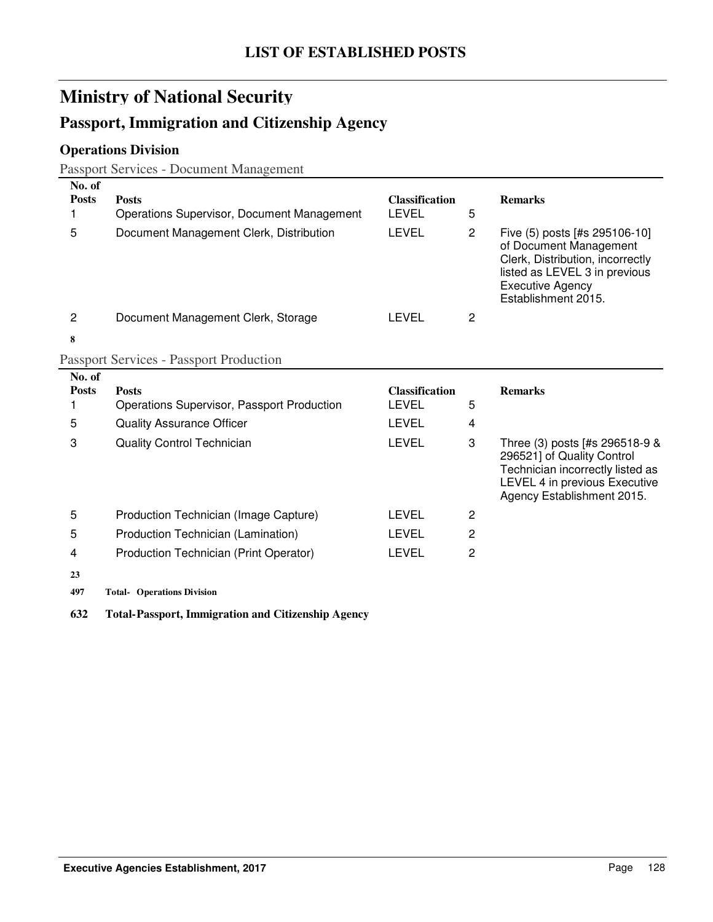# LIST OF ESTABLISHED POSTS

## Ministry of National Security

### Passport, Immigration and Citizenship Agency

#### Operations Division

Passport Services - Document Management

| No. of Posts | Posts | Classification | | Remarks |
|---|---|---|---|---|
| 1 | Operations Supervisor, Document Management | LEVEL | 5 | |
| 5 | Document Management Clerk, Distribution | LEVEL | 2 | Five (5) posts [#s 295106-10] of Document Management Clerk, Distribution, incorrectly listed as LEVEL 3 in previous Executive Agency Establishment 2015. |
| 2 | Document Management Clerk, Storage | LEVEL | 2 | |
| **8** | | | | |

Passport Services - Passport Production

| No. of Posts | Posts | Classification | | Remarks |
|---|---|---|---|---|
| 1 | Operations Supervisor, Passport Production | LEVEL | 5 | |
| 5 | Quality Assurance Officer | LEVEL | 4 | |
| 3 | Quality Control Technician | LEVEL | 3 | Three (3) posts [#s 296518-9 & 296521] of Quality Control Technician incorrectly listed as LEVEL 4 in previous Executive Agency Establishment 2015. |
| 5 | Production Technician (Image Capture) | LEVEL | 2 | |
| 5 | Production Technician (Lamination) | LEVEL | 2 | |
| 4 | Production Technician (Print Operator) | LEVEL | 2 | |
| **23** | | | | |

**497 Total- Operations Division**

**632 Total-Passport, Immigration and Citizenship Agency**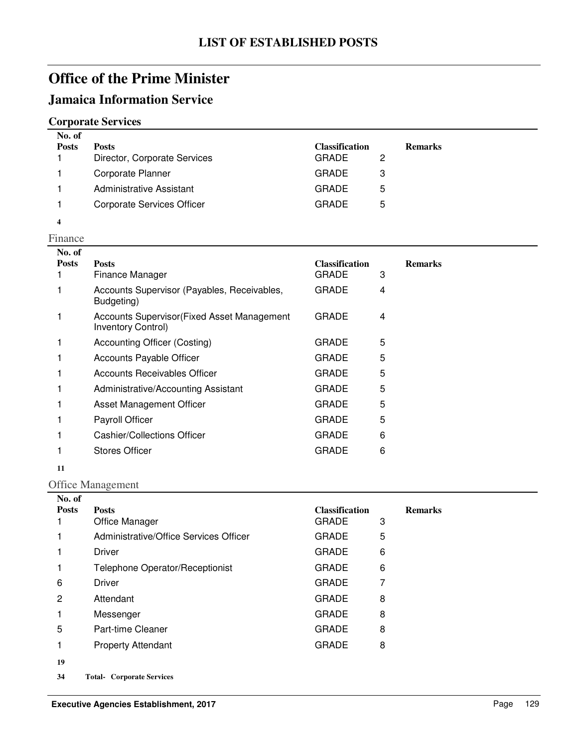# LIST OF ESTABLISHED POSTS

## Office of the Prime Minister

## Jamaica Information Service

### Corporate Services

| No. of Posts | Posts | Classification | | Remarks |
|---|---|---|---|---|
| 1 | Director, Corporate Services | GRADE | 2 | |
| 1 | Corporate Planner | GRADE | 3 | |
| 1 | Administrative Assistant | GRADE | 5 | |
| 1 | Corporate Services Officer | GRADE | 5 | |
| **4** | | | | |

Finance

| No. of Posts | Posts | Classification | | Remarks |
|---|---|---|---|---|
| 1 | Finance Manager | GRADE | 3 | |
| 1 | Accounts Supervisor (Payables, Receivables, Budgeting) | GRADE | 4 | |
| 1 | Accounts Supervisor(Fixed Asset Management Inventory Control) | GRADE | 4 | |
| 1 | Accounting Officer (Costing) | GRADE | 5 | |
| 1 | Accounts Payable Officer | GRADE | 5 | |
| 1 | Accounts Receivables Officer | GRADE | 5 | |
| 1 | Administrative/Accounting Assistant | GRADE | 5 | |
| 1 | Asset Management Officer | GRADE | 5 | |
| 1 | Payroll Officer | GRADE | 5 | |
| 1 | Cashier/Collections Officer | GRADE | 6 | |
| 1 | Stores Officer | GRADE | 6 | |
| **11** | | | | |

Office Management

| No. of Posts | Posts | Classification | | Remarks |
|---|---|---|---|---|
| 1 | Office Manager | GRADE | 3 | |
| 1 | Administrative/Office Services Officer | GRADE | 5 | |
| 1 | Driver | GRADE | 6 | |
| 1 | Telephone Operator/Receptionist | GRADE | 6 | |
| 6 | Driver | GRADE | 7 | |
| 2 | Attendant | GRADE | 8 | |
| 1 | Messenger | GRADE | 8 | |
| 5 | Part-time Cleaner | GRADE | 8 | |
| 1 | Property Attendant | GRADE | 8 | |
| **19** | | | | |

**34 Total- Corporate Services**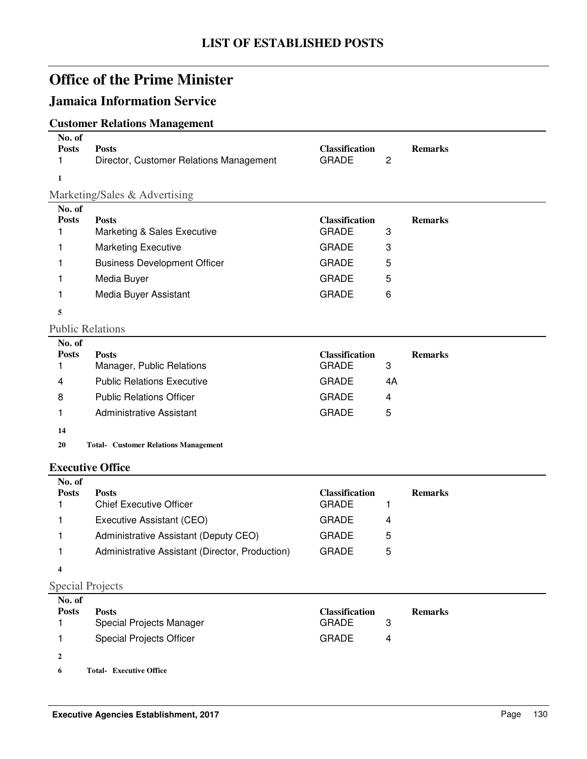# LIST OF ESTABLISHED POSTS

## Office of the Prime Minister

### Jamaica Information Service

#### Customer Relations Management

| No. of Posts | Posts | Classification | | Remarks |
|---|---|---|---|---|
| 1 | Director, Customer Relations Management | GRADE | 2 | |
| **1** | | | | |

Marketing/Sales & Advertising

| No. of Posts | Posts | Classification | | Remarks |
|---|---|---|---|---|
| 1 | Marketing & Sales Executive | GRADE | 3 | |
| 1 | Marketing Executive | GRADE | 3 | |
| 1 | Business Development Officer | GRADE | 5 | |
| 1 | Media Buyer | GRADE | 5 | |
| 1 | Media Buyer Assistant | GRADE | 6 | |
| **5** | | | | |

Public Relations

| No. of Posts | Posts | Classification | | Remarks |
|---|---|---|---|---|
| 1 | Manager, Public Relations | GRADE | 3 | |
| 4 | Public Relations Executive | GRADE | 4A | |
| 8 | Public Relations Officer | GRADE | 4 | |
| 1 | Administrative Assistant | GRADE | 5 | |
| **14** | | | | |
| **20** | **Total- Customer Relations Management** | | | |

#### Executive Office

| No. of Posts | Posts | Classification | | Remarks |
|---|---|---|---|---|
| 1 | Chief Executive Officer | GRADE | 1 | |
| 1 | Executive Assistant (CEO) | GRADE | 4 | |
| 1 | Administrative Assistant (Deputy CEO) | GRADE | 5 | |
| 1 | Administrative Assistant (Director, Production) | GRADE | 5 | |
| **4** | | | | |

Special Projects

| No. of Posts | Posts | Classification | | Remarks |
|---|---|---|---|---|
| 1 | Special Projects Manager | GRADE | 3 | |
| 1 | Special Projects Officer | GRADE | 4 | |
| **2** | | | | |
| **6** | **Total- Executive Office** | | | |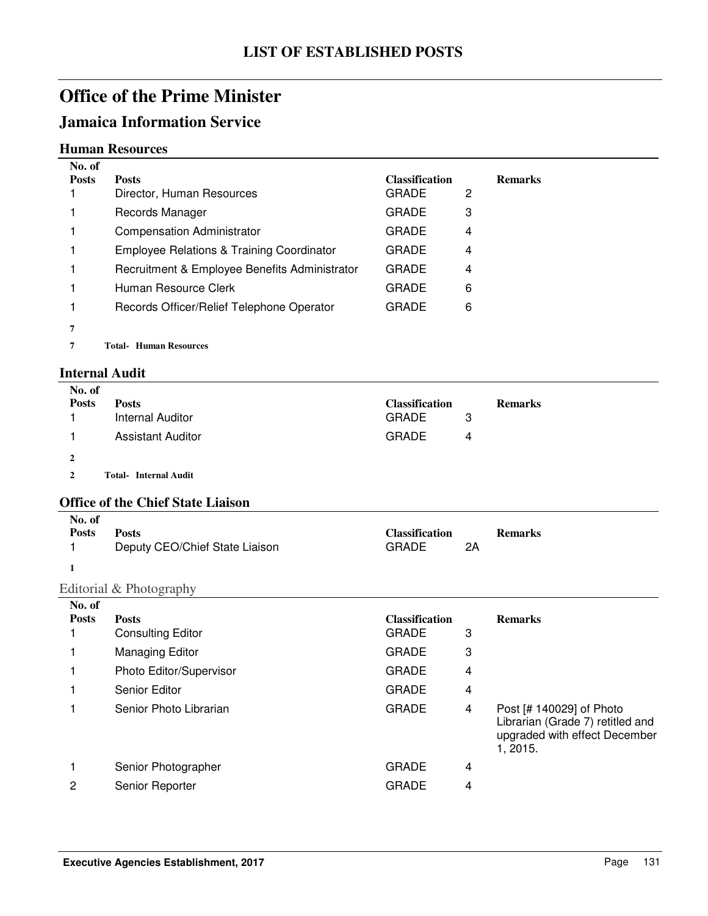# LIST OF ESTABLISHED POSTS

## Office of the Prime Minister

## Jamaica Information Service

### Human Resources

| No. of Posts | Posts | Classification | | Remarks |
|---|---|---|---|---|
| 1 | Director, Human Resources | GRADE | 2 | |
| 1 | Records Manager | GRADE | 3 | |
| 1 | Compensation Administrator | GRADE | 4 | |
| 1 | Employee Relations & Training Coordinator | GRADE | 4 | |
| 1 | Recruitment & Employee Benefits Administrator | GRADE | 4 | |
| 1 | Human Resource Clerk | GRADE | 6 | |
| 1 | Records Officer/Relief Telephone Operator | GRADE | 6 | |
| **7** | | | | |
| **7** | **Total- Human Resources** | | | |

### Internal Audit

| No. of Posts | Posts | Classification | | Remarks |
|---|---|---|---|---|
| 1 | Internal Auditor | GRADE | 3 | |
| 1 | Assistant Auditor | GRADE | 4 | |
| **2** | | | | |
| **2** | **Total- Internal Audit** | | | |

### Office of the Chief State Liaison

| No. of Posts | Posts | Classification | | Remarks |
|---|---|---|---|---|
| 1 | Deputy CEO/Chief State Liaison | GRADE | 2A | |
| **1** | | | | |

Editorial & Photography

| No. of Posts | Posts | Classification | | Remarks |
|---|---|---|---|---|
| 1 | Consulting Editor | GRADE | 3 | |
| 1 | Managing Editor | GRADE | 3 | |
| 1 | Photo Editor/Supervisor | GRADE | 4 | |
| 1 | Senior Editor | GRADE | 4 | |
| 1 | Senior Photo Librarian | GRADE | 4 | Post [# 140029] of Photo Librarian (Grade 7) retitled and upgraded with effect December 1, 2015. |
| 1 | Senior Photographer | GRADE | 4 | |
| 2 | Senior Reporter | GRADE | 4 | |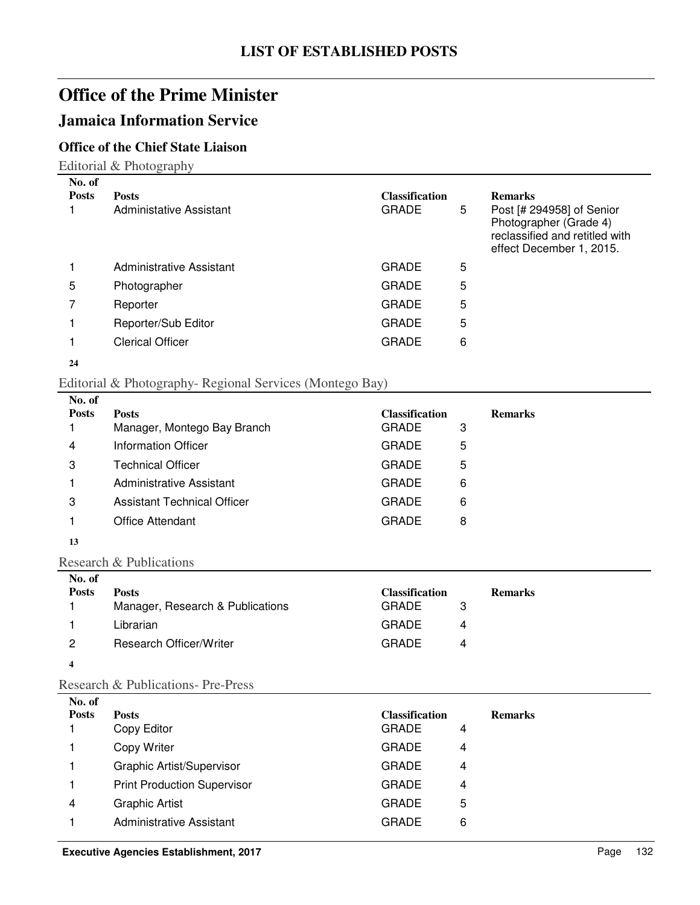# LIST OF ESTABLISHED POSTS

## Office of the Prime Minister

## Jamaica Information Service

### Office of the Chief State Liaison

Editorial & Photography

| No. of Posts | Posts | Classification | | Remarks |
|---|---|---|---|---|
| 1 | Administative Assistant | GRADE | 5 | Post [# 294958] of Senior Photographer (Grade 4) reclassified and retitled with effect December 1, 2015. |
| 1 | Administrative Assistant | GRADE | 5 | |
| 5 | Photographer | GRADE | 5 | |
| 7 | Reporter | GRADE | 5 | |
| 1 | Reporter/Sub Editor | GRADE | 5 | |
| 1 | Clerical Officer | GRADE | 6 | |
| **24** | | | | |

Editorial & Photography- Regional Services (Montego Bay)

| No. of Posts | Posts | Classification | | Remarks |
|---|---|---|---|---|
| 1 | Manager, Montego Bay Branch | GRADE | 3 | |
| 4 | Information Officer | GRADE | 5 | |
| 3 | Technical Officer | GRADE | 5 | |
| 1 | Administrative Assistant | GRADE | 6 | |
| 3 | Assistant Technical Officer | GRADE | 6 | |
| 1 | Office Attendant | GRADE | 8 | |
| **13** | | | | |

Research & Publications

| No. of Posts | Posts | Classification | | Remarks |
|---|---|---|---|---|
| 1 | Manager, Research & Publications | GRADE | 3 | |
| 1 | Librarian | GRADE | 4 | |
| 2 | Research Officer/Writer | GRADE | 4 | |
| **4** | | | | |

Research & Publications- Pre-Press

| No. of Posts | Posts | Classification | | Remarks |
|---|---|---|---|---|
| 1 | Copy Editor | GRADE | 4 | |
| 1 | Copy Writer | GRADE | 4 | |
| 1 | Graphic Artist/Supervisor | GRADE | 4 | |
| 1 | Print Production Supervisor | GRADE | 4 | |
| 4 | Graphic Artist | GRADE | 5 | |
| 1 | Administrative Assistant | GRADE | 6 | |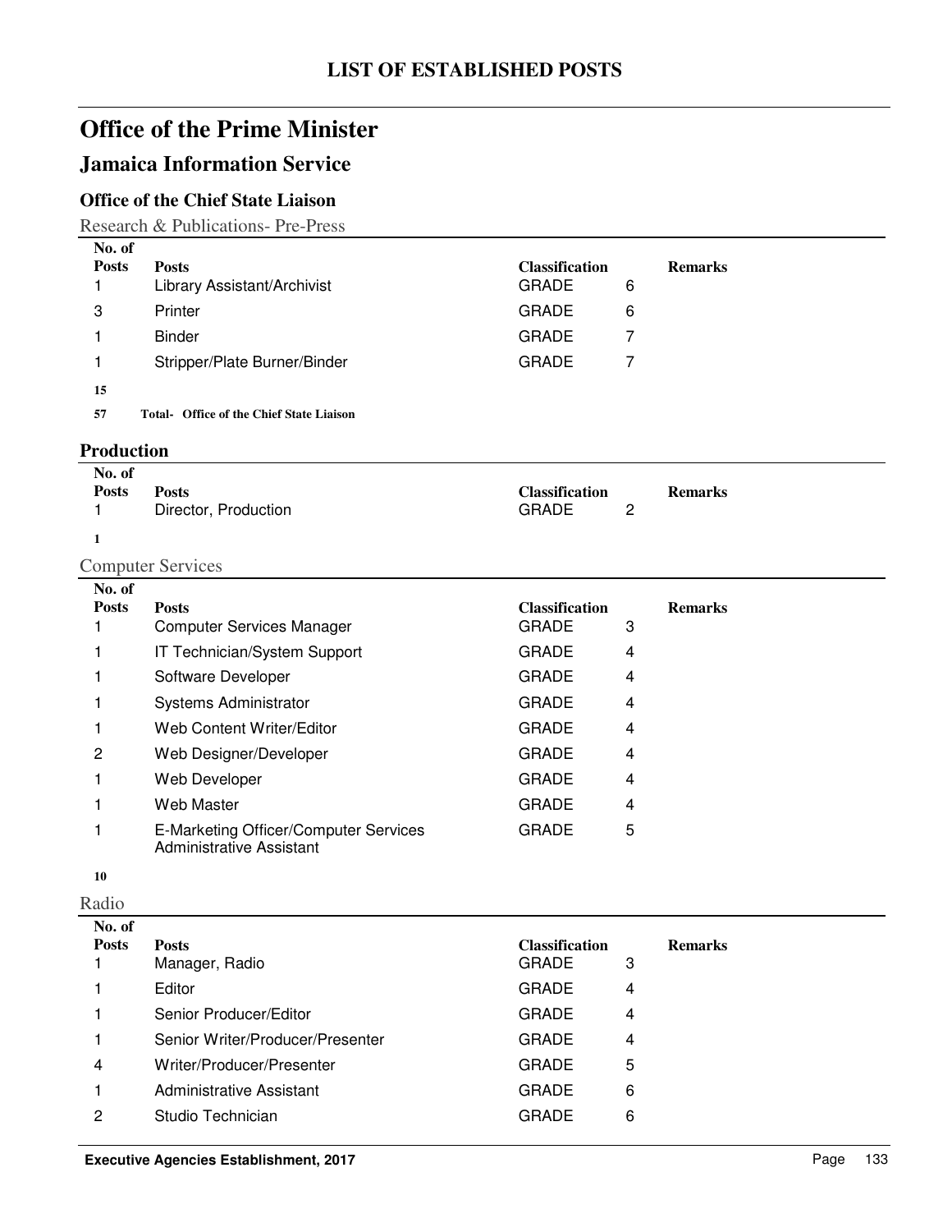# LIST OF ESTABLISHED POSTS

## Office of the Prime Minister

## Jamaica Information Service

### Office of the Chief State Liaison

Research & Publications- Pre-Press

| No. of Posts | Posts | Classification | | Remarks |
|---|---|---|---|---|
| 1 | Library Assistant/Archivist | GRADE | 6 | |
| 3 | Printer | GRADE | 6 | |
| 1 | Binder | GRADE | 7 | |
| 1 | Stripper/Plate Burner/Binder | GRADE | 7 | |
| **15** | | | | |
| **57** | **Total- Office of the Chief State Liaison** | | | |

### Production

| No. of Posts | Posts | Classification | | Remarks |
|---|---|---|---|---|
| 1 | Director, Production | GRADE | 2 | |
| **1** | | | | |

Computer Services

| No. of Posts | Posts | Classification | | Remarks |
|---|---|---|---|---|
| 1 | Computer Services Manager | GRADE | 3 | |
| 1 | IT Technician/System Support | GRADE | 4 | |
| 1 | Software Developer | GRADE | 4 | |
| 1 | Systems Administrator | GRADE | 4 | |
| 1 | Web Content Writer/Editor | GRADE | 4 | |
| 2 | Web Designer/Developer | GRADE | 4 | |
| 1 | Web Developer | GRADE | 4 | |
| 1 | Web Master | GRADE | 4 | |
| 1 | E-Marketing Officer/Computer Services Administrative Assistant | GRADE | 5 | |
| **10** | | | | |

Radio

| No. of Posts | Posts | Classification | | Remarks |
|---|---|---|---|---|
| 1 | Manager, Radio | GRADE | 3 | |
| 1 | Editor | GRADE | 4 | |
| 1 | Senior Producer/Editor | GRADE | 4 | |
| 1 | Senior Writer/Producer/Presenter | GRADE | 4 | |
| 4 | Writer/Producer/Presenter | GRADE | 5 | |
| 1 | Administrative Assistant | GRADE | 6 | |
| 2 | Studio Technician | GRADE | 6 | |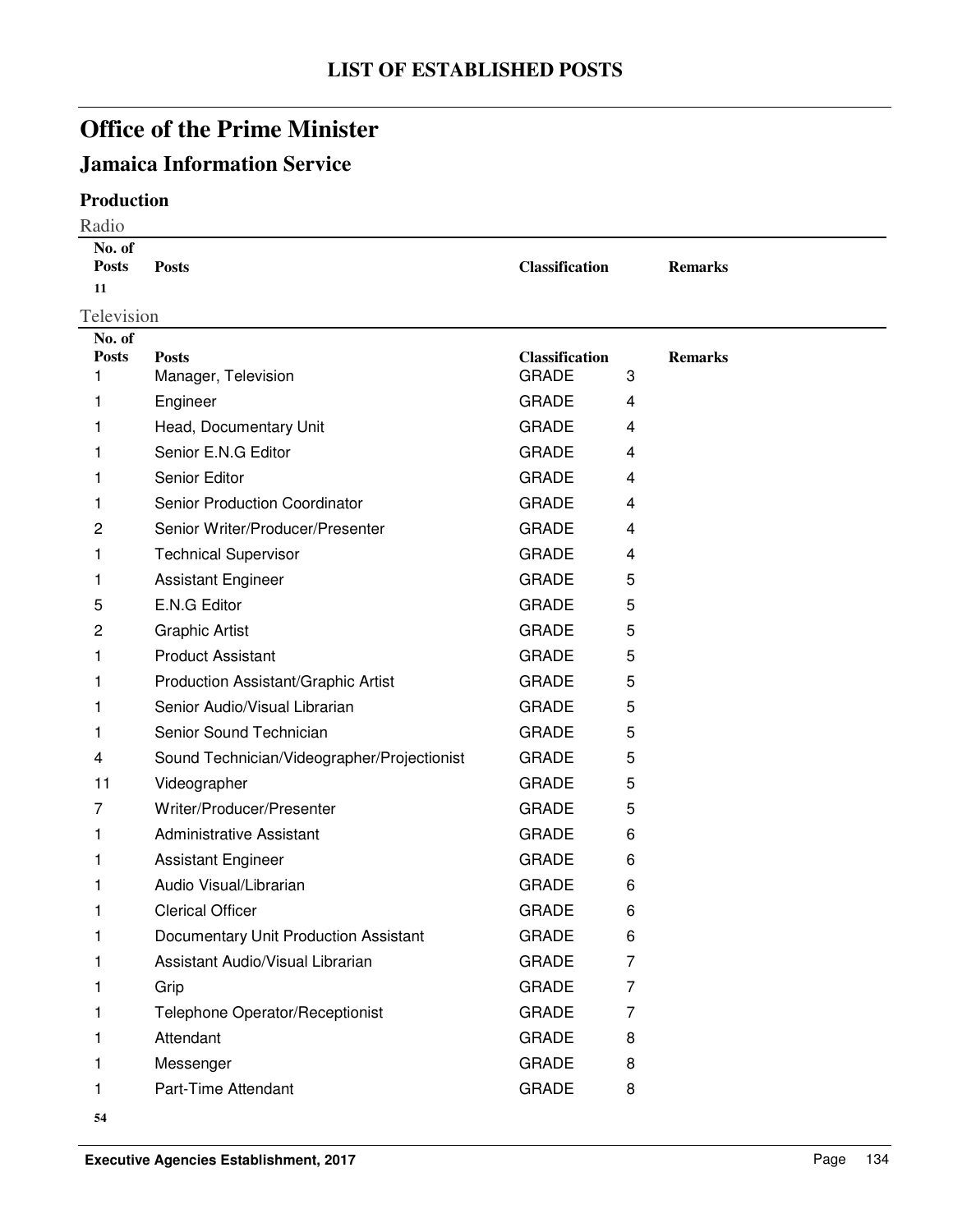# LIST OF ESTABLISHED POSTS

## Office of the Prime Minister

### Jamaica Information Service

#### Production

Radio

| No. of Posts | Posts | Classification | | Remarks |
|---|---|---|---|---|
| 11 | | | | |

Television

| No. of Posts | Posts | Classification | | Remarks |
|---|---|---|---|---|
| 1 | Manager, Television | GRADE | 3 | |
| 1 | Engineer | GRADE | 4 | |
| 1 | Head, Documentary Unit | GRADE | 4 | |
| 1 | Senior E.N.G Editor | GRADE | 4 | |
| 1 | Senior Editor | GRADE | 4 | |
| 1 | Senior Production Coordinator | GRADE | 4 | |
| 2 | Senior Writer/Producer/Presenter | GRADE | 4 | |
| 1 | Technical Supervisor | GRADE | 4 | |
| 1 | Assistant Engineer | GRADE | 5 | |
| 5 | E.N.G Editor | GRADE | 5 | |
| 2 | Graphic Artist | GRADE | 5 | |
| 1 | Product Assistant | GRADE | 5 | |
| 1 | Production Assistant/Graphic Artist | GRADE | 5 | |
| 1 | Senior Audio/Visual Librarian | GRADE | 5 | |
| 1 | Senior Sound Technician | GRADE | 5 | |
| 4 | Sound Technician/Videographer/Projectionist | GRADE | 5 | |
| 11 | Videographer | GRADE | 5 | |
| 7 | Writer/Producer/Presenter | GRADE | 5 | |
| 1 | Administrative Assistant | GRADE | 6 | |
| 1 | Assistant Engineer | GRADE | 6 | |
| 1 | Audio Visual/Librarian | GRADE | 6 | |
| 1 | Clerical Officer | GRADE | 6 | |
| 1 | Documentary Unit Production Assistant | GRADE | 6 | |
| 1 | Assistant Audio/Visual Librarian | GRADE | 7 | |
| 1 | Grip | GRADE | 7 | |
| 1 | Telephone Operator/Receptionist | GRADE | 7 | |
| 1 | Attendant | GRADE | 8 | |
| 1 | Messenger | GRADE | 8 | |
| 1 | Part-Time Attendant | GRADE | 8 | |
| 54 | | | | |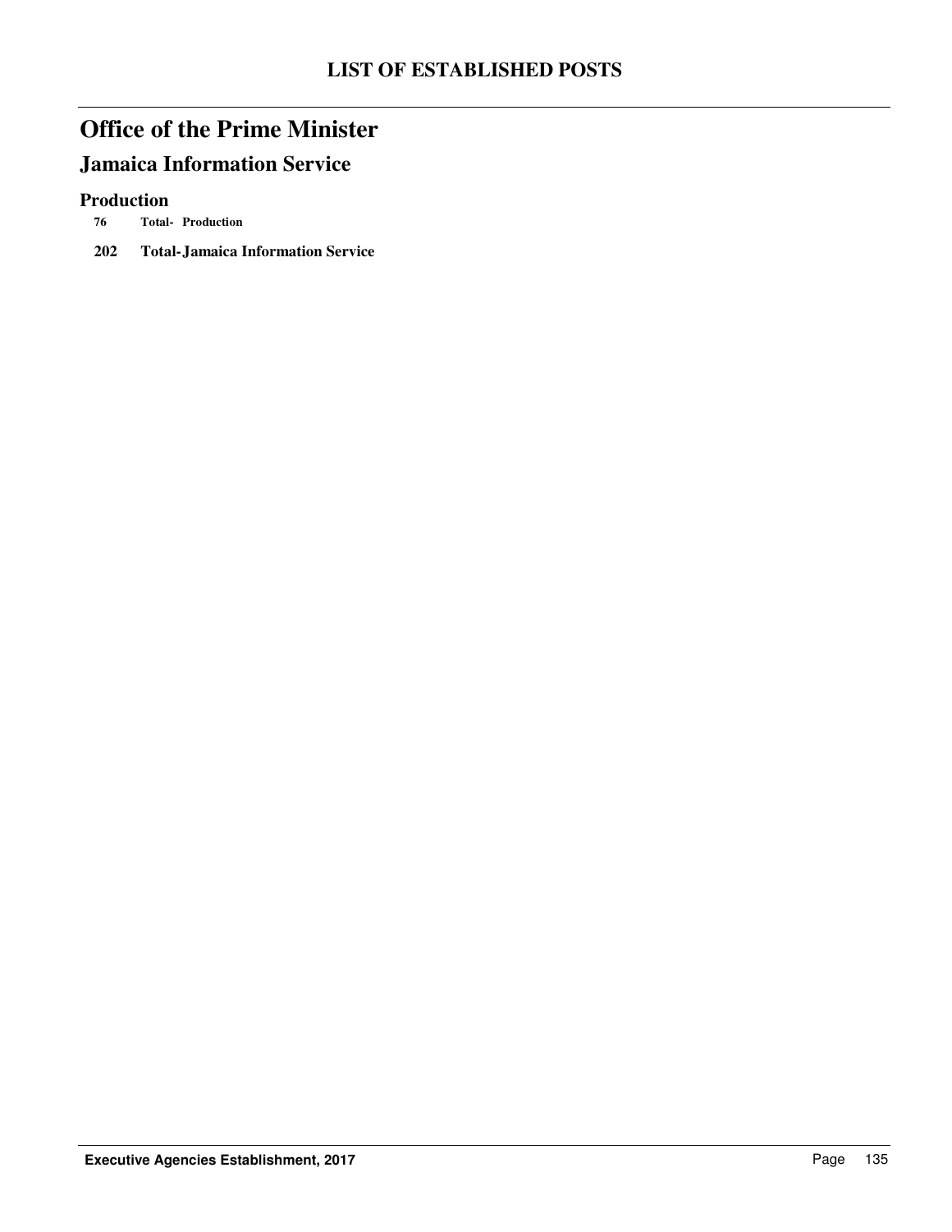# Office of the Prime Minister

## Jamaica Information Service

### Production

**76 Total- Production**

**202 Total-Jamaica Information Service**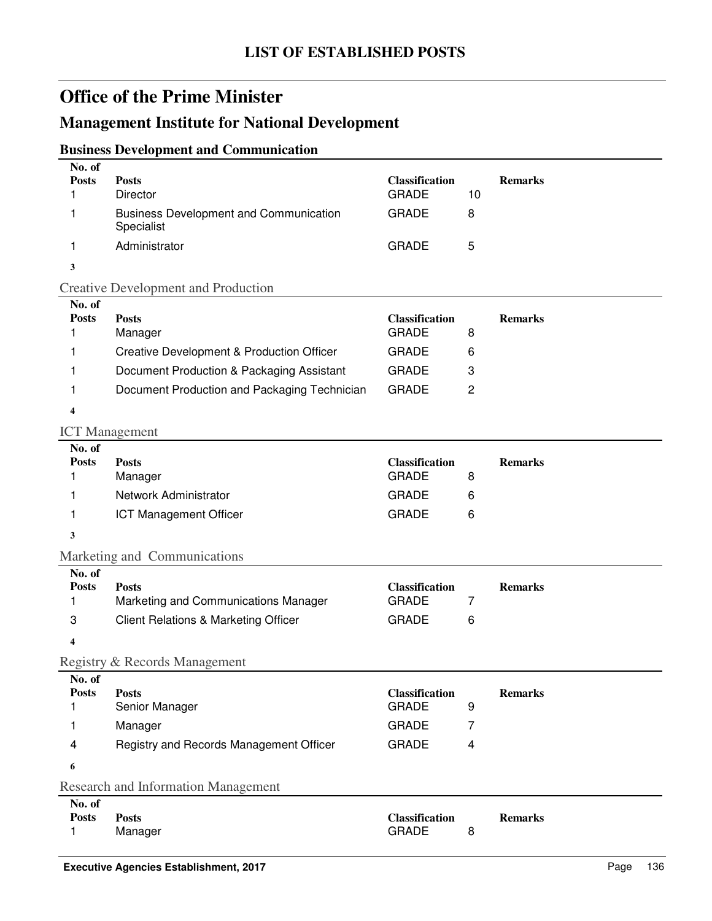# LIST OF ESTABLISHED POSTS

## Office of the Prime Minister

## Management Institute for National Development

### Business Development and Communication

| No. of Posts | Posts | Classification | | Remarks |
|---|---|---|---|---|
| 1 | Director | GRADE | 10 | |
| 1 | Business Development and Communication Specialist | GRADE | 8 | |
| 1 | Administrator | GRADE | 5 | |
| **3** | | | | |

### Creative Development and Production

| No. of Posts | Posts | Classification | | Remarks |
|---|---|---|---|---|
| 1 | Manager | GRADE | 8 | |
| 1 | Creative Development & Production Officer | GRADE | 6 | |
| 1 | Document Production & Packaging Assistant | GRADE | 3 | |
| 1 | Document Production and Packaging Technician | GRADE | 2 | |
| **4** | | | | |

### ICT Management

| No. of Posts | Posts | Classification | | Remarks |
|---|---|---|---|---|
| 1 | Manager | GRADE | 8 | |
| 1 | Network Administrator | GRADE | 6 | |
| 1 | ICT Management Officer | GRADE | 6 | |
| **3** | | | | |

### Marketing and Communications

| No. of Posts | Posts | Classification | | Remarks |
|---|---|---|---|---|
| 1 | Marketing and Communications Manager | GRADE | 7 | |
| 3 | Client Relations & Marketing Officer | GRADE | 6 | |
| **4** | | | | |

### Registry & Records Management

| No. of Posts | Posts | Classification | | Remarks |
|---|---|---|---|---|
| 1 | Senior Manager | GRADE | 9 | |
| 1 | Manager | GRADE | 7 | |
| 4 | Registry and Records Management Officer | GRADE | 4 | |
| **6** | | | | |

### Research and Information Management

| No. of Posts | Posts | Classification | | Remarks |
|---|---|---|---|---|
| 1 | Manager | GRADE | 8 | |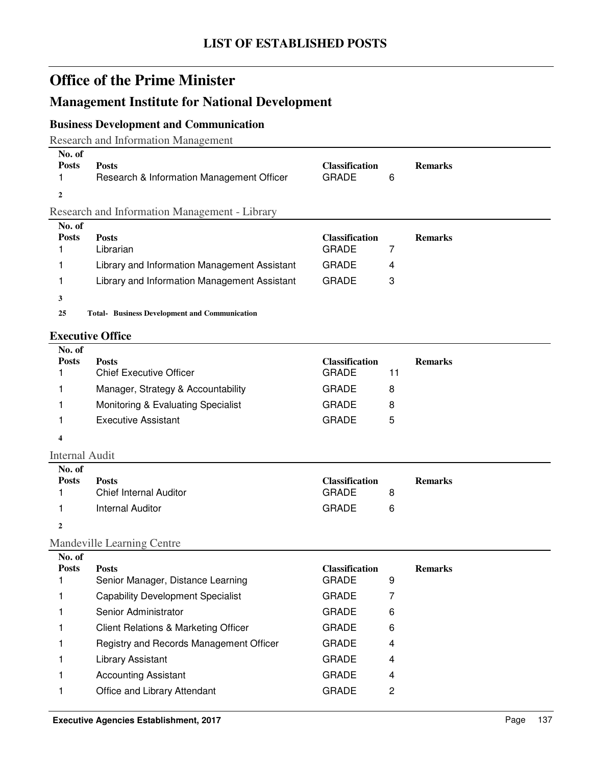# LIST OF ESTABLISHED POSTS

## Office of the Prime Minister

## Management Institute for National Development

### Business Development and Communication

Research and Information Management

| No. of Posts | Posts | Classification | | Remarks |
|---|---|---|---|---|
| 1 | Research & Information Management Officer | GRADE | 6 | |
| **2** | | | | |

Research and Information Management - Library

| No. of Posts | Posts | Classification | | Remarks |
|---|---|---|---|---|
| 1 | Librarian | GRADE | 7 | |
| 1 | Library and Information Management Assistant | GRADE | 4 | |
| 1 | Library and Information Management Assistant | GRADE | 3 | |
| **3** | | | | |

**25 Total- Business Development and Communication**

### Executive Office

| No. of Posts | Posts | Classification | | Remarks |
|---|---|---|---|---|
| 1 | Chief Executive Officer | GRADE | 11 | |
| 1 | Manager, Strategy & Accountability | GRADE | 8 | |
| 1 | Monitoring & Evaluating Specialist | GRADE | 8 | |
| 1 | Executive Assistant | GRADE | 5 | |
| **4** | | | | |

Internal Audit

| No. of Posts | Posts | Classification | | Remarks |
|---|---|---|---|---|
| 1 | Chief Internal Auditor | GRADE | 8 | |
| 1 | Internal Auditor | GRADE | 6 | |
| **2** | | | | |

Mandeville Learning Centre

| No. of Posts | Posts | Classification | | Remarks |
|---|---|---|---|---|
| 1 | Senior Manager, Distance Learning | GRADE | 9 | |
| 1 | Capability Development Specialist | GRADE | 7 | |
| 1 | Senior Administrator | GRADE | 6 | |
| 1 | Client Relations & Marketing Officer | GRADE | 6 | |
| 1 | Registry and Records Management Officer | GRADE | 4 | |
| 1 | Library Assistant | GRADE | 4 | |
| 1 | Accounting Assistant | GRADE | 4 | |
| 1 | Office and Library Attendant | GRADE | 2 | |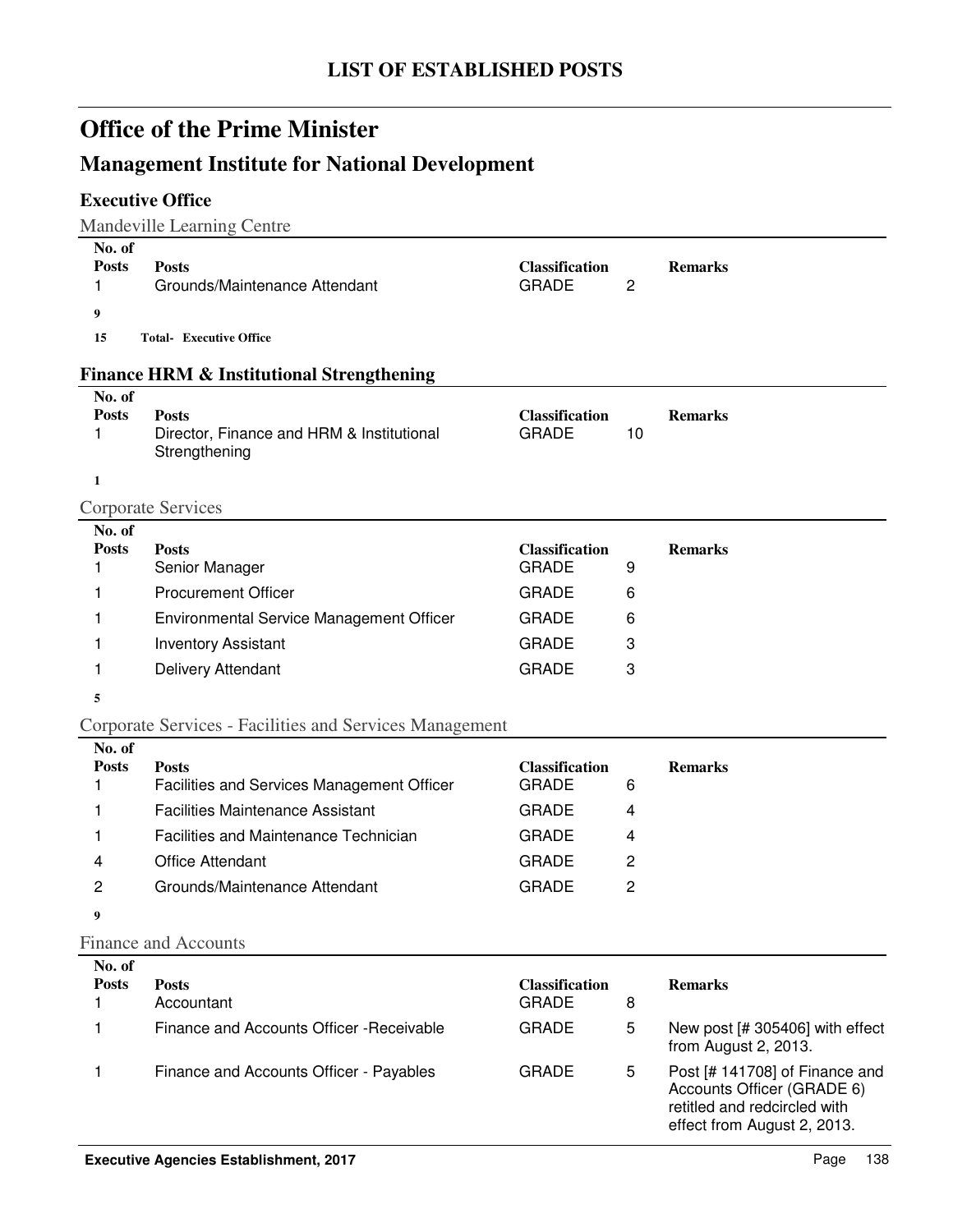# LIST OF ESTABLISHED POSTS

## Office of the Prime Minister

## Management Institute for National Development

### Executive Office

Mandeville Learning Centre

| No. of Posts | Posts | Classification | | Remarks |
|---|---|---|---|---|
| 1 | Grounds/Maintenance Attendant | GRADE | 2 | |

**9**

**15 Total- Executive Office**

### Finance HRM & Institutional Strengthening

| No. of Posts | Posts | Classification | | Remarks |
|---|---|---|---|---|
| 1 | Director, Finance and HRM & Institutional Strengthening | GRADE | 10 | |

**1**

Corporate Services

| No. of Posts | Posts | Classification | | Remarks |
|---|---|---|---|---|
| 1 | Senior Manager | GRADE | 9 | |
| 1 | Procurement Officer | GRADE | 6 | |
| 1 | Environmental Service Management Officer | GRADE | 6 | |
| 1 | Inventory Assistant | GRADE | 3 | |
| 1 | Delivery Attendant | GRADE | 3 | |

**5**

Corporate Services - Facilities and Services Management

| No. of Posts | Posts | Classification | | Remarks |
|---|---|---|---|---|
| 1 | Facilities and Services Management Officer | GRADE | 6 | |
| 1 | Facilities Maintenance Assistant | GRADE | 4 | |
| 1 | Facilities and Maintenance Technician | GRADE | 4 | |
| 4 | Office Attendant | GRADE | 2 | |
| 2 | Grounds/Maintenance Attendant | GRADE | 2 | |

**9**

Finance and Accounts

| No. of Posts | Posts | Classification | | Remarks |
|---|---|---|---|---|
| 1 | Accountant | GRADE | 8 | |
| 1 | Finance and Accounts Officer -Receivable | GRADE | 5 | New post [# 305406] with effect from August 2, 2013. |
| 1 | Finance and Accounts Officer - Payables | GRADE | 5 | Post [# 141708] of Finance and Accounts Officer (GRADE 6) retitled and redcircled with effect from August 2, 2013. |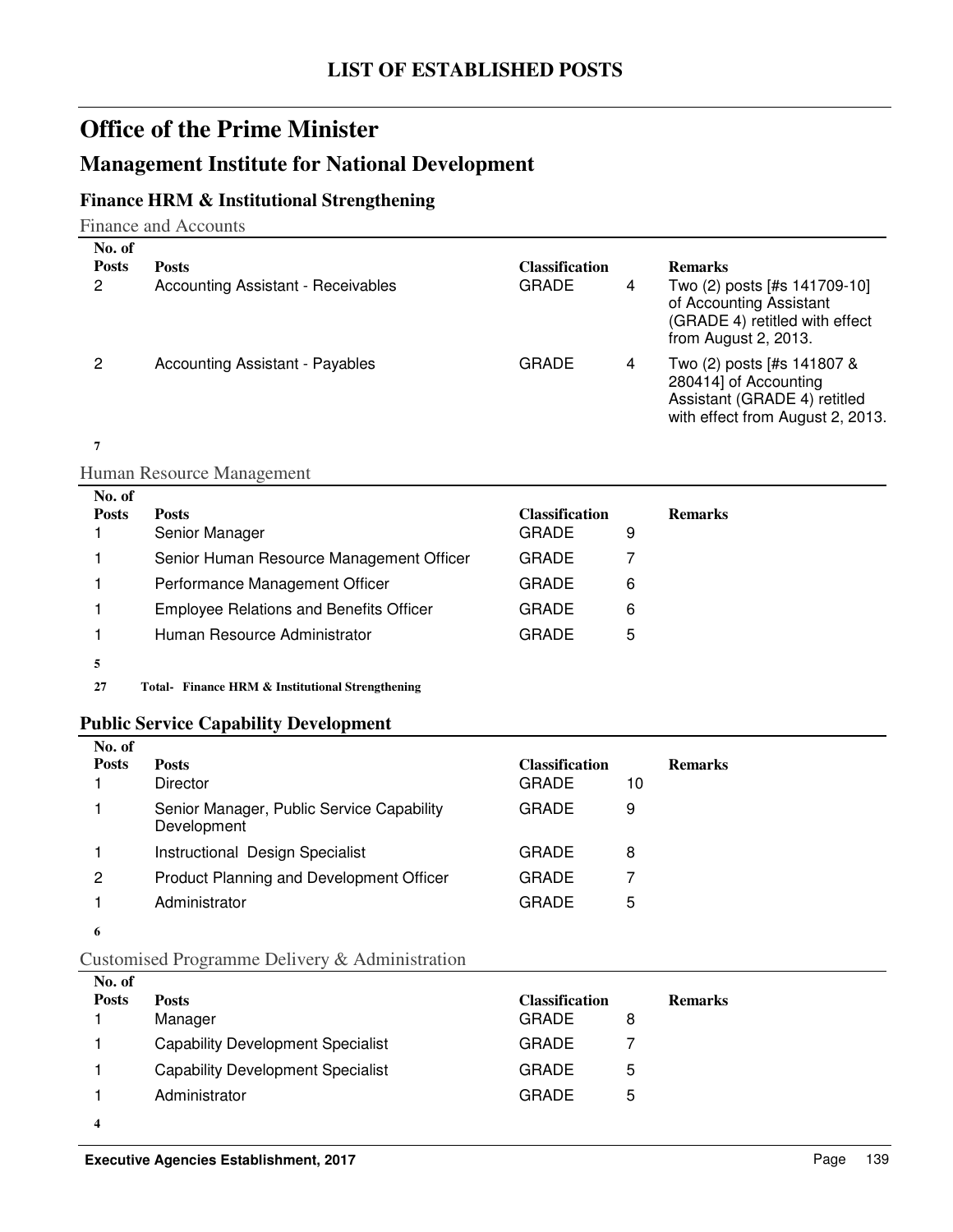# LIST OF ESTABLISHED POSTS

## Office of the Prime Minister

## Management Institute for National Development

### Finance HRM & Institutional Strengthening

Finance and Accounts

| No. of Posts | Posts | Classification | | Remarks |
|---|---|---|---|---|
| 2 | Accounting Assistant - Receivables | GRADE | 4 | Two (2) posts [#s 141709-10] of Accounting Assistant (GRADE 4) retitled with effect from August 2, 2013. |
| 2 | Accounting Assistant - Payables | GRADE | 4 | Two (2) posts [#s 141807 & 280414] of Accounting Assistant (GRADE 4) retitled with effect from August 2, 2013. |

**7**

Human Resource Management

| No. of Posts | Posts | Classification | | Remarks |
|---|---|---|---|---|
| 1 | Senior Manager | GRADE | 9 | |
| 1 | Senior Human Resource Management Officer | GRADE | 7 | |
| 1 | Performance Management Officer | GRADE | 6 | |
| 1 | Employee Relations and Benefits Officer | GRADE | 6 | |
| 1 | Human Resource Administrator | GRADE | 5 | |

**5**

**27 Total- Finance HRM & Institutional Strengthening**

### Public Service Capability Development

| No. of Posts | Posts | Classification | | Remarks |
|---|---|---|---|---|
| 1 | Director | GRADE | 10 | |
| 1 | Senior Manager, Public Service Capability Development | GRADE | 9 | |
| 1 | Instructional Design Specialist | GRADE | 8 | |
| 2 | Product Planning and Development Officer | GRADE | 7 | |
| 1 | Administrator | GRADE | 5 | |

**6**

Customised Programme Delivery & Administration

| No. of Posts | Posts | Classification | | Remarks |
|---|---|---|---|---|
| 1 | Manager | GRADE | 8 | |
| 1 | Capability Development Specialist | GRADE | 7 | |
| 1 | Capability Development Specialist | GRADE | 5 | |
| 1 | Administrator | GRADE | 5 | |

**4**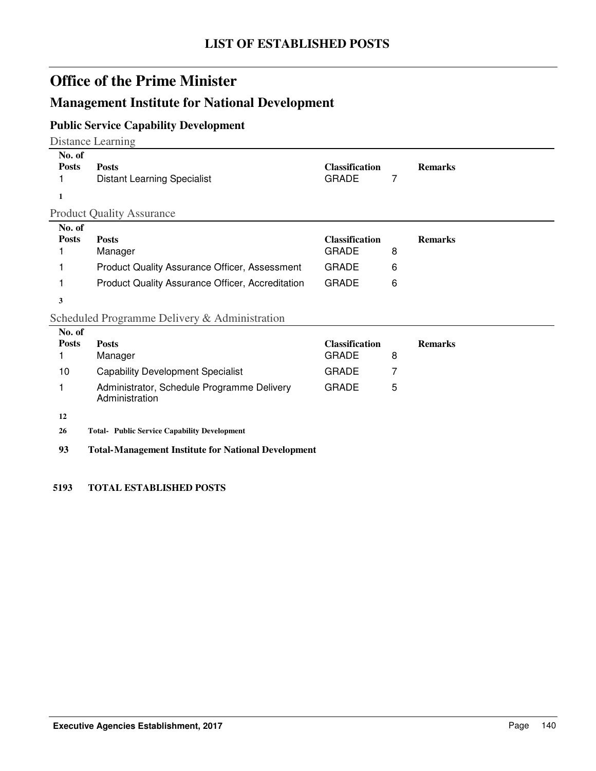# LIST OF ESTABLISHED POSTS

# Office of the Prime Minister

## Management Institute for National Development

### Public Service Capability Development

#### Distance Learning

| No. of Posts | Posts | Classification | | Remarks |
|---|---|---|---|---|
| 1 | Distant Learning Specialist | GRADE | 7 | |
| **1** | | | | |

#### Product Quality Assurance

| No. of Posts | Posts | Classification | | Remarks |
|---|---|---|---|---|
| 1 | Manager | GRADE | 8 | |
| 1 | Product Quality Assurance Officer, Assessment | GRADE | 6 | |
| 1 | Product Quality Assurance Officer, Accreditation | GRADE | 6 | |
| **3** | | | | |

#### Scheduled Programme Delivery & Administration

| No. of Posts | Posts | Classification | | Remarks |
|---|---|---|---|---|
| 1 | Manager | GRADE | 8 | |
| 10 | Capability Development Specialist | GRADE | 7 | |
| 1 | Administrator, Schedule Programme Delivery Administration | GRADE | 5 | |
| **12** | | | | |

**26** **Total- Public Service Capability Development**

**93** **Total-Management Institute for National Development**

**5193** **TOTAL ESTABLISHED POSTS**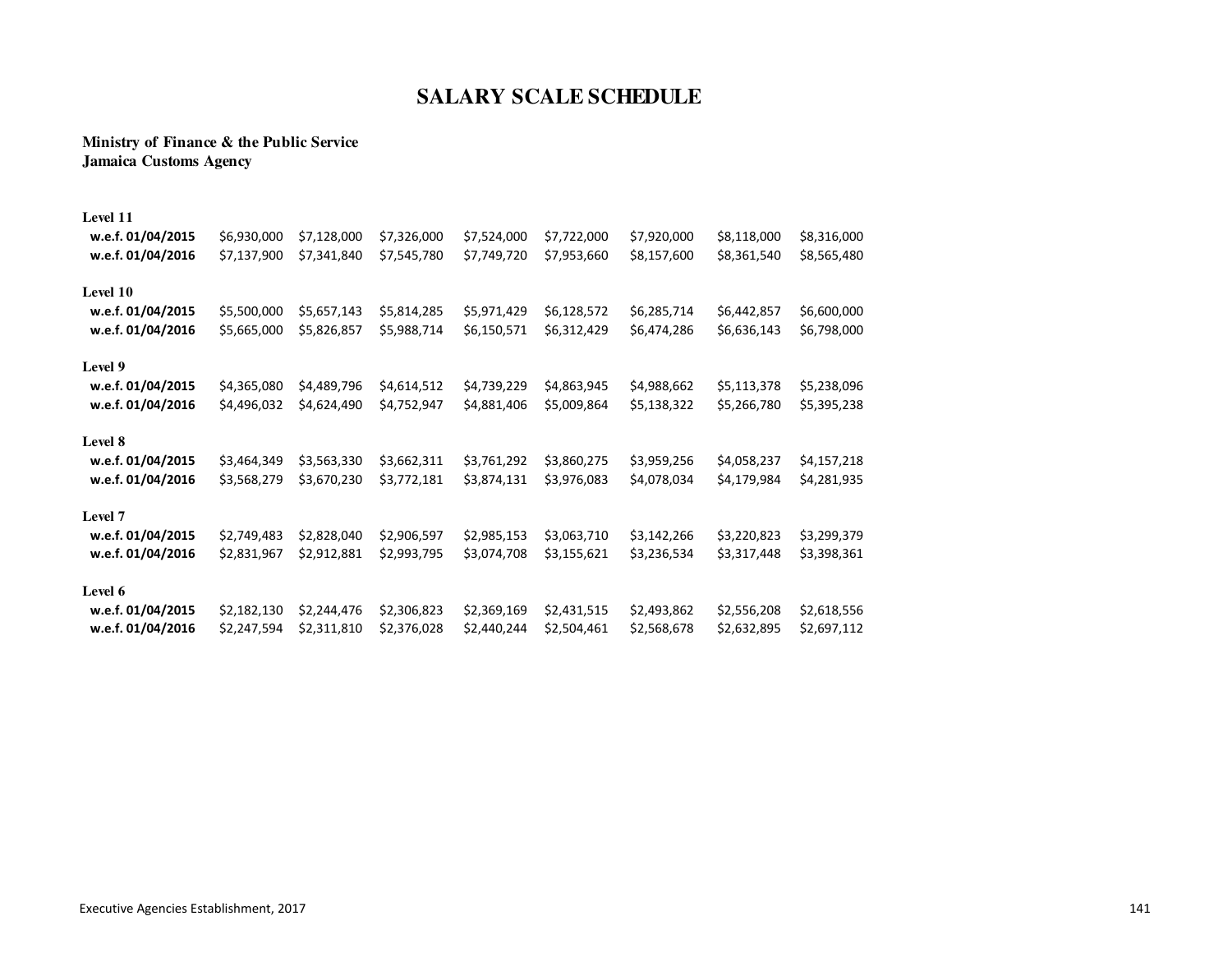# SALARY SCALE SCHEDULE

**Ministry of Finance & the Public Service**
**Jamaica Customs Agency**

| | | | | | | | | |
|---|---|---|---|---|---|---|---|---|
| **Level 11** | | | | | | | | |
| **w.e.f. 01/04/2015** | $6,930,000 | $7,128,000 | $7,326,000 | $7,524,000 | $7,722,000 | $7,920,000 | $8,118,000 | $8,316,000 |
| **w.e.f. 01/04/2016** | $7,137,900 | $7,341,840 | $7,545,780 | $7,749,720 | $7,953,660 | $8,157,600 | $8,361,540 | $8,565,480 |
| **Level 10** | | | | | | | | |
| **w.e.f. 01/04/2015** | $5,500,000 | $5,657,143 | $5,814,285 | $5,971,429 | $6,128,572 | $6,285,714 | $6,442,857 | $6,600,000 |
| **w.e.f. 01/04/2016** | $5,665,000 | $5,826,857 | $5,988,714 | $6,150,571 | $6,312,429 | $6,474,286 | $6,636,143 | $6,798,000 |
| **Level 9** | | | | | | | | |
| **w.e.f. 01/04/2015** | $4,365,080 | $4,489,796 | $4,614,512 | $4,739,229 | $4,863,945 | $4,988,662 | $5,113,378 | $5,238,096 |
| **w.e.f. 01/04/2016** | $4,496,032 | $4,624,490 | $4,752,947 | $4,881,406 | $5,009,864 | $5,138,322 | $5,266,780 | $5,395,238 |
| **Level 8** | | | | | | | | |
| **w.e.f. 01/04/2015** | $3,464,349 | $3,563,330 | $3,662,311 | $3,761,292 | $3,860,275 | $3,959,256 | $4,058,237 | $4,157,218 |
| **w.e.f. 01/04/2016** | $3,568,279 | $3,670,230 | $3,772,181 | $3,874,131 | $3,976,083 | $4,078,034 | $4,179,984 | $4,281,935 |
| **Level 7** | | | | | | | | |
| **w.e.f. 01/04/2015** | $2,749,483 | $2,828,040 | $2,906,597 | $2,985,153 | $3,063,710 | $3,142,266 | $3,220,823 | $3,299,379 |
| **w.e.f. 01/04/2016** | $2,831,967 | $2,912,881 | $2,993,795 | $3,074,708 | $3,155,621 | $3,236,534 | $3,317,448 | $3,398,361 |
| **Level 6** | | | | | | | | |
| **w.e.f. 01/04/2015** | $2,182,130 | $2,244,476 | $2,306,823 | $2,369,169 | $2,431,515 | $2,493,862 | $2,556,208 | $2,618,556 |
| **w.e.f. 01/04/2016** | $2,247,594 | $2,311,810 | $2,376,028 | $2,440,244 | $2,504,461 | $2,568,678 | $2,632,895 | $2,697,112 |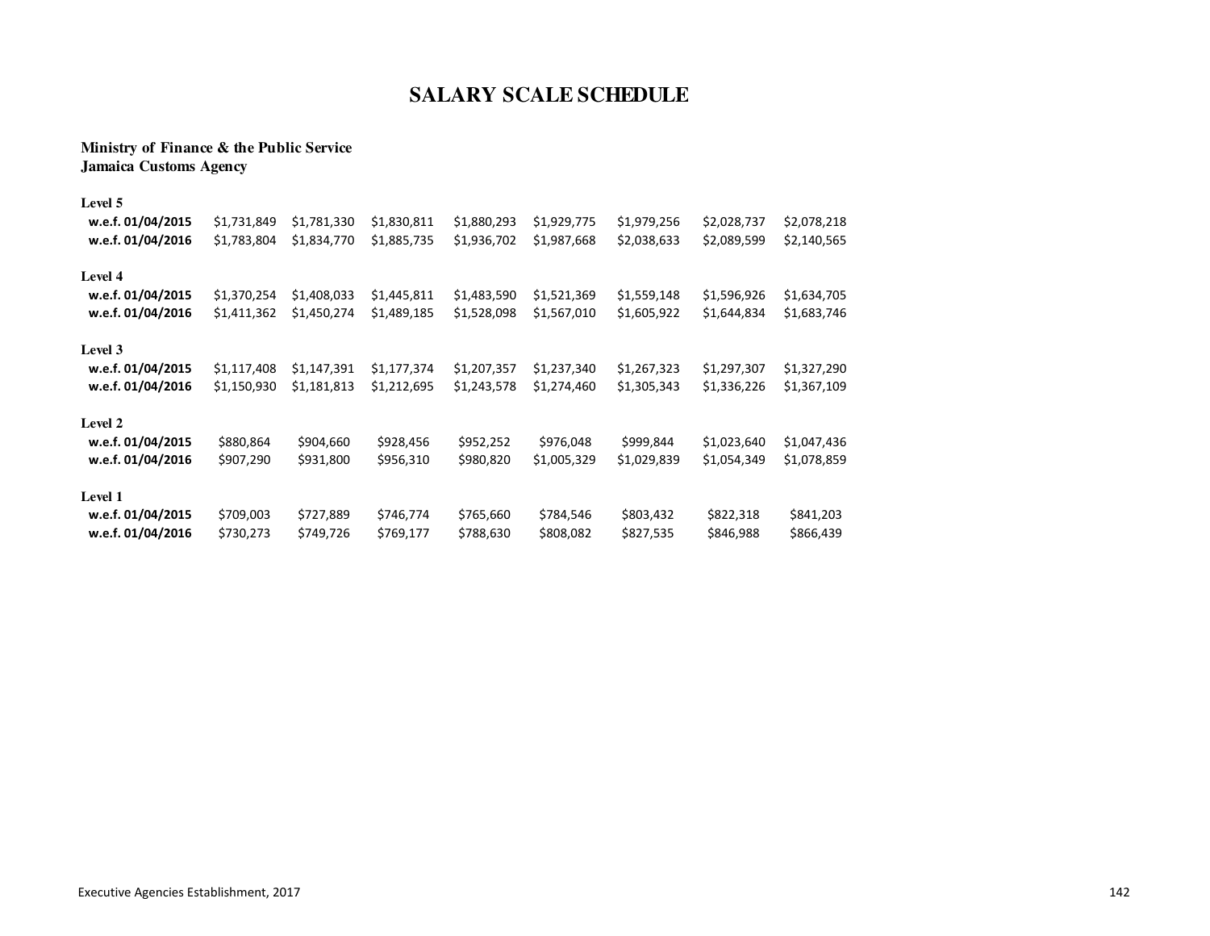# SALARY SCALE SCHEDULE

**Ministry of Finance & the Public Service**
**Jamaica Customs Agency**

| | | | | | | | | |
|---|---|---|---|---|---|---|---|---|
| **Level 5** | | | | | | | | |
| **w.e.f. 01/04/2015** | $1,731,849 | $1,781,330 | $1,830,811 | $1,880,293 | $1,929,775 | $1,979,256 | $2,028,737 | $2,078,218 |
| **w.e.f. 01/04/2016** | $1,783,804 | $1,834,770 | $1,885,735 | $1,936,702 | $1,987,668 | $2,038,633 | $2,089,599 | $2,140,565 |
| **Level 4** | | | | | | | | |
| **w.e.f. 01/04/2015** | $1,370,254 | $1,408,033 | $1,445,811 | $1,483,590 | $1,521,369 | $1,559,148 | $1,596,926 | $1,634,705 |
| **w.e.f. 01/04/2016** | $1,411,362 | $1,450,274 | $1,489,185 | $1,528,098 | $1,567,010 | $1,605,922 | $1,644,834 | $1,683,746 |
| **Level 3** | | | | | | | | |
| **w.e.f. 01/04/2015** | $1,117,408 | $1,147,391 | $1,177,374 | $1,207,357 | $1,237,340 | $1,267,323 | $1,297,307 | $1,327,290 |
| **w.e.f. 01/04/2016** | $1,150,930 | $1,181,813 | $1,212,695 | $1,243,578 | $1,274,460 | $1,305,343 | $1,336,226 | $1,367,109 |
| **Level 2** | | | | | | | | |
| **w.e.f. 01/04/2015** | $880,864 | $904,660 | $928,456 | $952,252 | $976,048 | $999,844 | $1,023,640 | $1,047,436 |
| **w.e.f. 01/04/2016** | $907,290 | $931,800 | $956,310 | $980,820 | $1,005,329 | $1,029,839 | $1,054,349 | $1,078,859 |
| **Level 1** | | | | | | | | |
| **w.e.f. 01/04/2015** | $709,003 | $727,889 | $746,774 | $765,660 | $784,546 | $803,432 | $822,318 | $841,203 |
| **w.e.f. 01/04/2016** | $730,273 | $749,726 | $769,177 | $788,630 | $808,082 | $827,535 | $846,988 | $866,439 |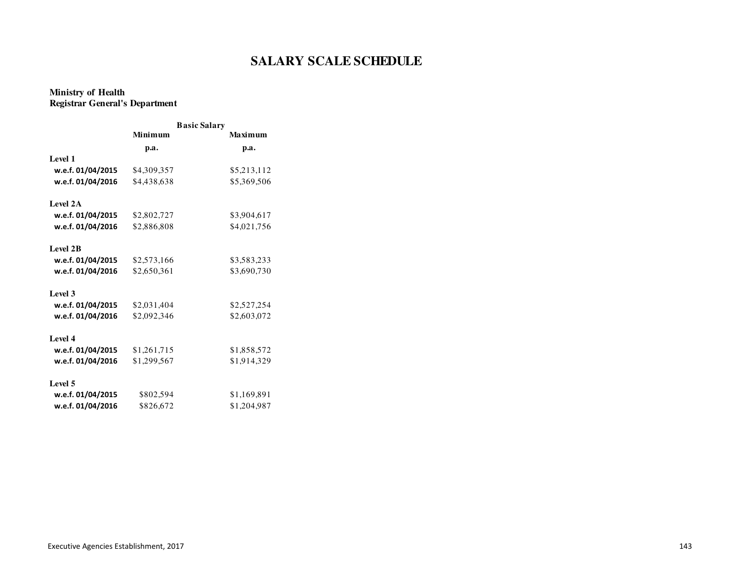# SALARY SCALE SCHEDULE

**Ministry of Health**
**Registrar General's Department**

| | Basic Salary | |
|---|---|---|
| | **Minimum p.a.** | **Maximum p.a.** |
| **Level 1** | | |
| **w.e.f. 01/04/2015** | $4,309,357 | $5,213,112 |
| **w.e.f. 01/04/2016** | $4,438,638 | $5,369,506 |
| **Level 2A** | | |
| **w.e.f. 01/04/2015** | $2,802,727 | $3,904,617 |
| **w.e.f. 01/04/2016** | $2,886,808 | $4,021,756 |
| **Level 2B** | | |
| **w.e.f. 01/04/2015** | $2,573,166 | $3,583,233 |
| **w.e.f. 01/04/2016** | $2,650,361 | $3,690,730 |
| **Level 3** | | |
| **w.e.f. 01/04/2015** | $2,031,404 | $2,527,254 |
| **w.e.f. 01/04/2016** | $2,092,346 | $2,603,072 |
| **Level 4** | | |
| **w.e.f. 01/04/2015** | $1,261,715 | $1,858,572 |
| **w.e.f. 01/04/2016** | $1,299,567 | $1,914,329 |
| **Level 5** | | |
| **w.e.f. 01/04/2015** | $802,594 | $1,169,891 |
| **w.e.f. 01/04/2016** | $826,672 | $1,204,987 |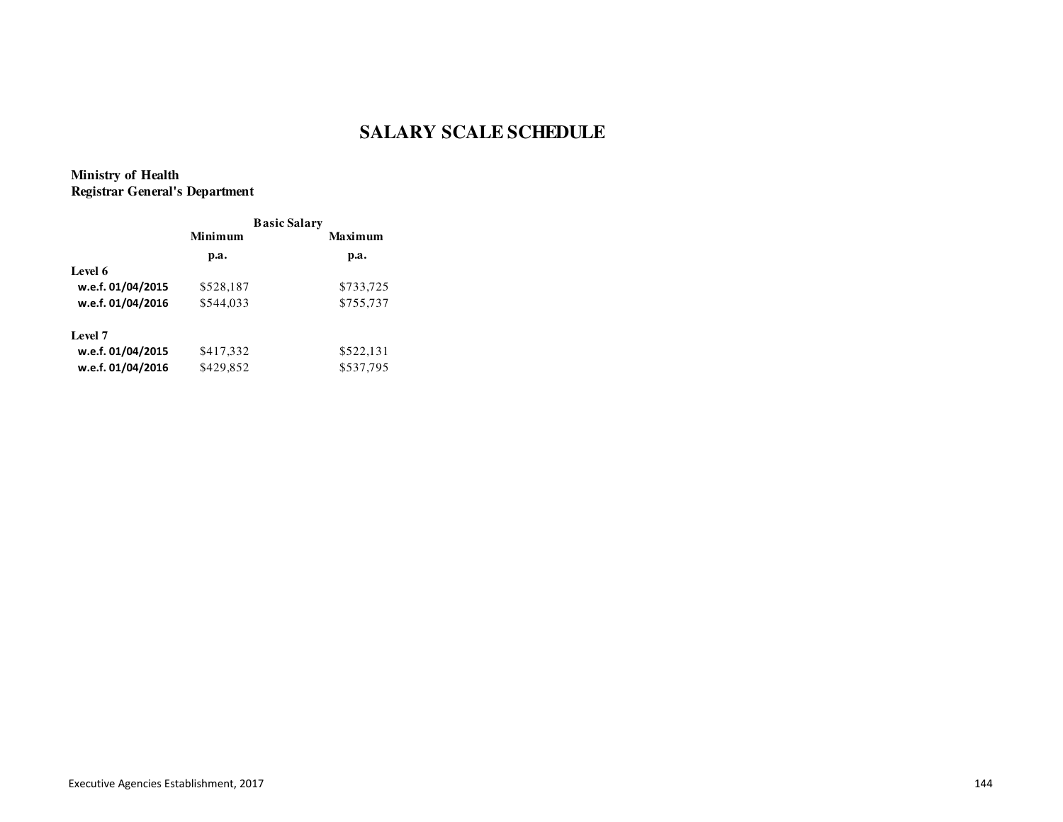# SALARY SCALE SCHEDULE

**Ministry of Health**
**Registrar General's Department**

| | Basic Salary | |
|---|---|---|
| | **Minimum** | **Maximum** |
| | **p.a.** | **p.a.** |
| **Level 6** | | |
| **w.e.f. 01/04/2015** | $528,187 | $733,725 |
| **w.e.f. 01/04/2016** | $544,033 | $755,737 |
| | | |
| **Level 7** | | |
| **w.e.f. 01/04/2015** | $417,332 | $522,131 |
| **w.e.f. 01/04/2016** | $429,852 | $537,795 |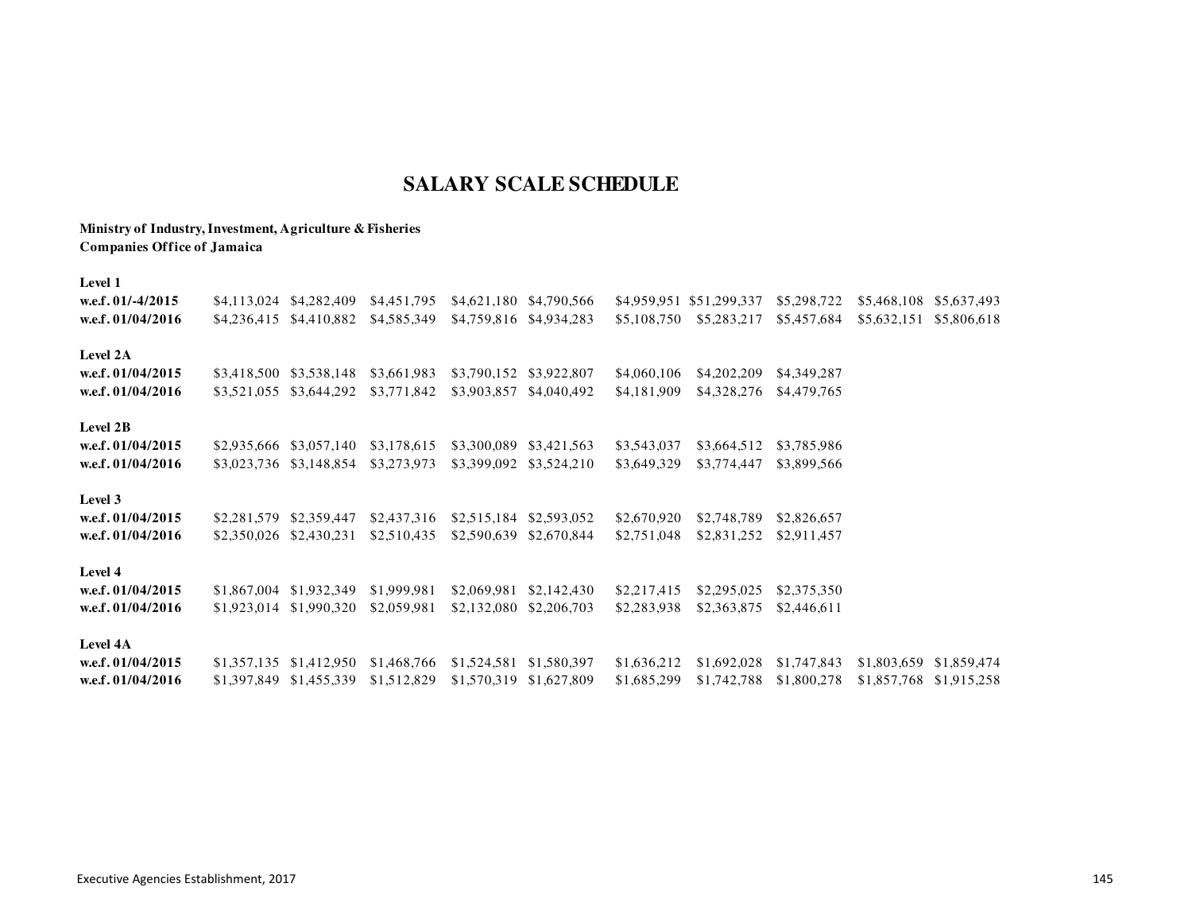# SALARY SCALE SCHEDULE

**Ministry of Industry, Investment, Agriculture & Fisheries**
**Companies Office of Jamaica**

| | | | | | | | | | | |
|---|---|---|---|---|---|---|---|---|---|---|
| **Level 1** | | | | | | | | | | |
| **w.e.f. 01/-4/2015** | $4,113,024 | $4,282,409 | $4,451,795 | $4,621,180 | $4,790,566 | $4,959,951 | $51,299,337 | $5,298,722 | $5,468,108 | $5,637,493 |
| **w.e.f. 01/04/2016** | $4,236,415 | $4,410,882 | $4,585,349 | $4,759,816 | $4,934,283 | $5,108,750 | $5,283,217 | $5,457,684 | $5,632,151 | $5,806,618 |
| **Level 2A** | | | | | | | | | | |
| **w.e.f. 01/04/2015** | $3,418,500 | $3,538,148 | $3,661,983 | $3,790,152 | $3,922,807 | $4,060,106 | $4,202,209 | $4,349,287 | | |
| **w.e.f. 01/04/2016** | $3,521,055 | $3,644,292 | $3,771,842 | $3,903,857 | $4,040,492 | $4,181,909 | $4,328,276 | $4,479,765 | | |
| **Level 2B** | | | | | | | | | | |
| **w.e.f. 01/04/2015** | $2,935,666 | $3,057,140 | $3,178,615 | $3,300,089 | $3,421,563 | $3,543,037 | $3,664,512 | $3,785,986 | | |
| **w.e.f. 01/04/2016** | $3,023,736 | $3,148,854 | $3,273,973 | $3,399,092 | $3,524,210 | $3,649,329 | $3,774,447 | $3,899,566 | | |
| **Level 3** | | | | | | | | | | |
| **w.e.f. 01/04/2015** | $2,281,579 | $2,359,447 | $2,437,316 | $2,515,184 | $2,593,052 | $2,670,920 | $2,748,789 | $2,826,657 | | |
| **w.e.f. 01/04/2016** | $2,350,026 | $2,430,231 | $2,510,435 | $2,590,639 | $2,670,844 | $2,751,048 | $2,831,252 | $2,911,457 | | |
| **Level 4** | | | | | | | | | | |
| **w.e.f. 01/04/2015** | $1,867,004 | $1,932,349 | $1,999,981 | $2,069,981 | $2,142,430 | $2,217,415 | $2,295,025 | $2,375,350 | | |
| **w.e.f. 01/04/2016** | $1,923,014 | $1,990,320 | $2,059,981 | $2,132,080 | $2,206,703 | $2,283,938 | $2,363,875 | $2,446,611 | | |
| **Level 4A** | | | | | | | | | | |
| **w.e.f. 01/04/2015** | $1,357,135 | $1,412,950 | $1,468,766 | $1,524,581 | $1,580,397 | $1,636,212 | $1,692,028 | $1,747,843 | $1,803,659 | $1,859,474 |
| **w.e.f. 01/04/2016** | $1,397,849 | $1,455,339 | $1,512,829 | $1,570,319 | $1,627,809 | $1,685,299 | $1,742,788 | $1,800,278 | $1,857,768 | $1,915,258 |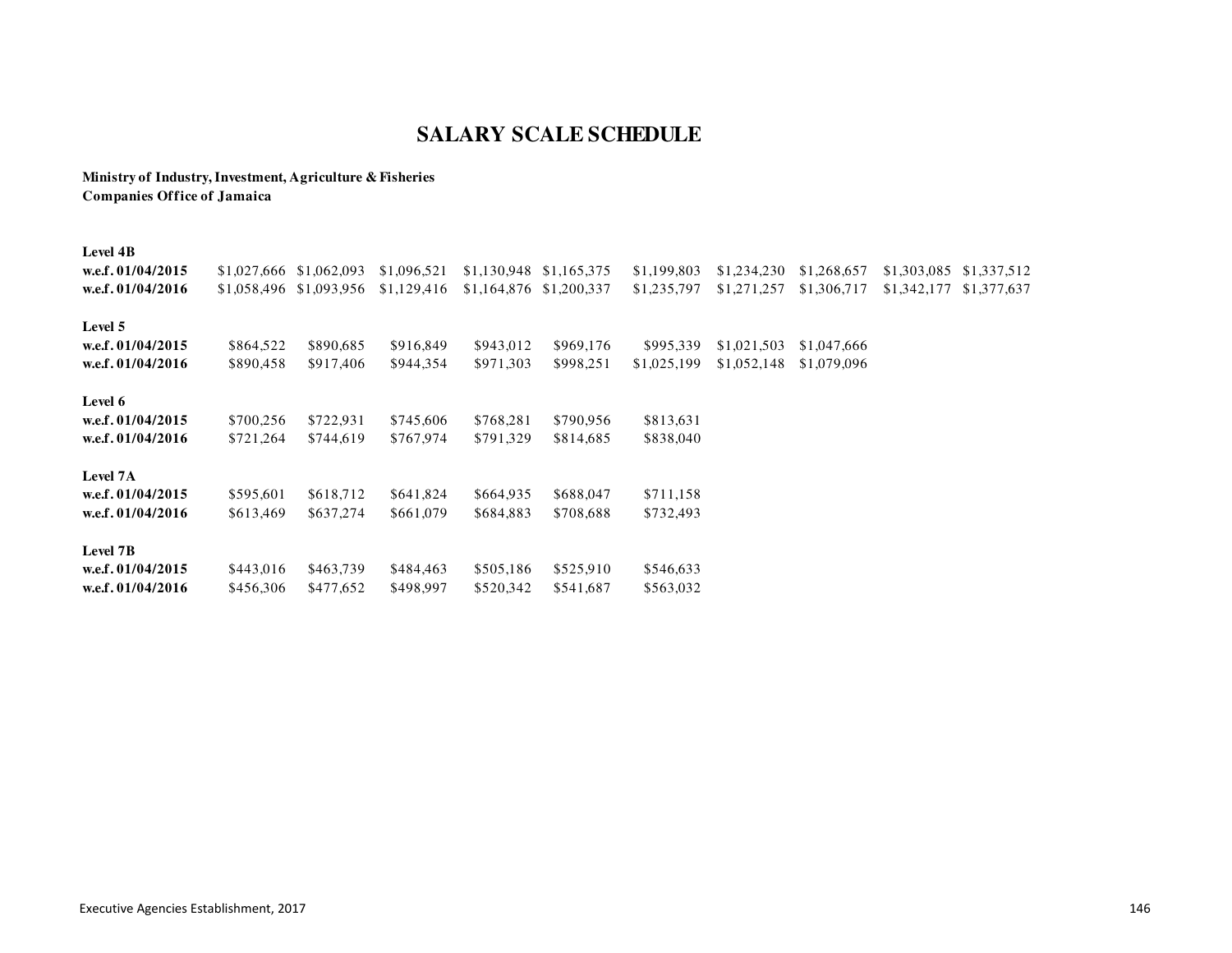# SALARY SCALE SCHEDULE

**Ministry of Industry, Investment, Agriculture & Fisheries**
**Companies Office of Jamaica**

| | | | | | | | | | | |
|---|---|---|---|---|---|---|---|---|---|---|
| **Level 4B** | | | | | | | | | | |
| **w.e.f. 01/04/2015** | $1,027,666 | $1,062,093 | $1,096,521 | $1,130,948 | $1,165,375 | $1,199,803 | $1,234,230 | $1,268,657 | $1,303,085 | $1,337,512 |
| **w.e.f. 01/04/2016** | $1,058,496 | $1,093,956 | $1,129,416 | $1,164,876 | $1,200,337 | $1,235,797 | $1,271,257 | $1,306,717 | $1,342,177 | $1,377,637 |
| **Level 5** | | | | | | | | | | |
| **w.e.f. 01/04/2015** | $864,522 | $890,685 | $916,849 | $943,012 | $969,176 | $995,339 | $1,021,503 | $1,047,666 | | |
| **w.e.f. 01/04/2016** | $890,458 | $917,406 | $944,354 | $971,303 | $998,251 | $1,025,199 | $1,052,148 | $1,079,096 | | |
| **Level 6** | | | | | | | | | | |
| **w.e.f. 01/04/2015** | $700,256 | $722,931 | $745,606 | $768,281 | $790,956 | $813,631 | | | | |
| **w.e.f. 01/04/2016** | $721,264 | $744,619 | $767,974 | $791,329 | $814,685 | $838,040 | | | | |
| **Level 7A** | | | | | | | | | | |
| **w.e.f. 01/04/2015** | $595,601 | $618,712 | $641,824 | $664,935 | $688,047 | $711,158 | | | | |
| **w.e.f. 01/04/2016** | $613,469 | $637,274 | $661,079 | $684,883 | $708,688 | $732,493 | | | | |
| **Level 7B** | | | | | | | | | | |
| **w.e.f. 01/04/2015** | $443,016 | $463,739 | $484,463 | $505,186 | $525,910 | $546,633 | | | | |
| **w.e.f. 01/04/2016** | $456,306 | $477,652 | $498,997 | $520,342 | $541,687 | $563,032 | | | | |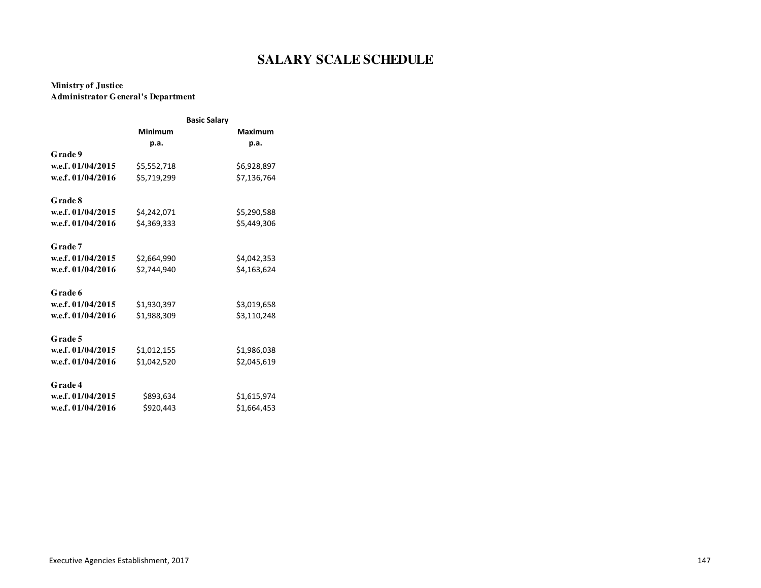# SALARY SCALE SCHEDULE

**Ministry of Justice**
**Administrator General's Department**

| | Basic Salary | |
|---|---|---|
| | Minimum p.a. | Maximum p.a. |
| **Grade 9** | | |
| **w.e.f. 01/04/2015** | $5,552,718 | $6,928,897 |
| **w.e.f. 01/04/2016** | $5,719,299 | $7,136,764 |
| **Grade 8** | | |
| **w.e.f. 01/04/2015** | $4,242,071 | $5,290,588 |
| **w.e.f. 01/04/2016** | $4,369,333 | $5,449,306 |
| **Grade 7** | | |
| **w.e.f. 01/04/2015** | $2,664,990 | $4,042,353 |
| **w.e.f. 01/04/2016** | $2,744,940 | $4,163,624 |
| **Grade 6** | | |
| **w.e.f. 01/04/2015** | $1,930,397 | $3,019,658 |
| **w.e.f. 01/04/2016** | $1,988,309 | $3,110,248 |
| **Grade 5** | | |
| **w.e.f. 01/04/2015** | $1,012,155 | $1,986,038 |
| **w.e.f. 01/04/2016** | $1,042,520 | $2,045,619 |
| **Grade 4** | | |
| **w.e.f. 01/04/2015** | $893,634 | $1,615,974 |
| **w.e.f. 01/04/2016** | $920,443 | $1,664,453 |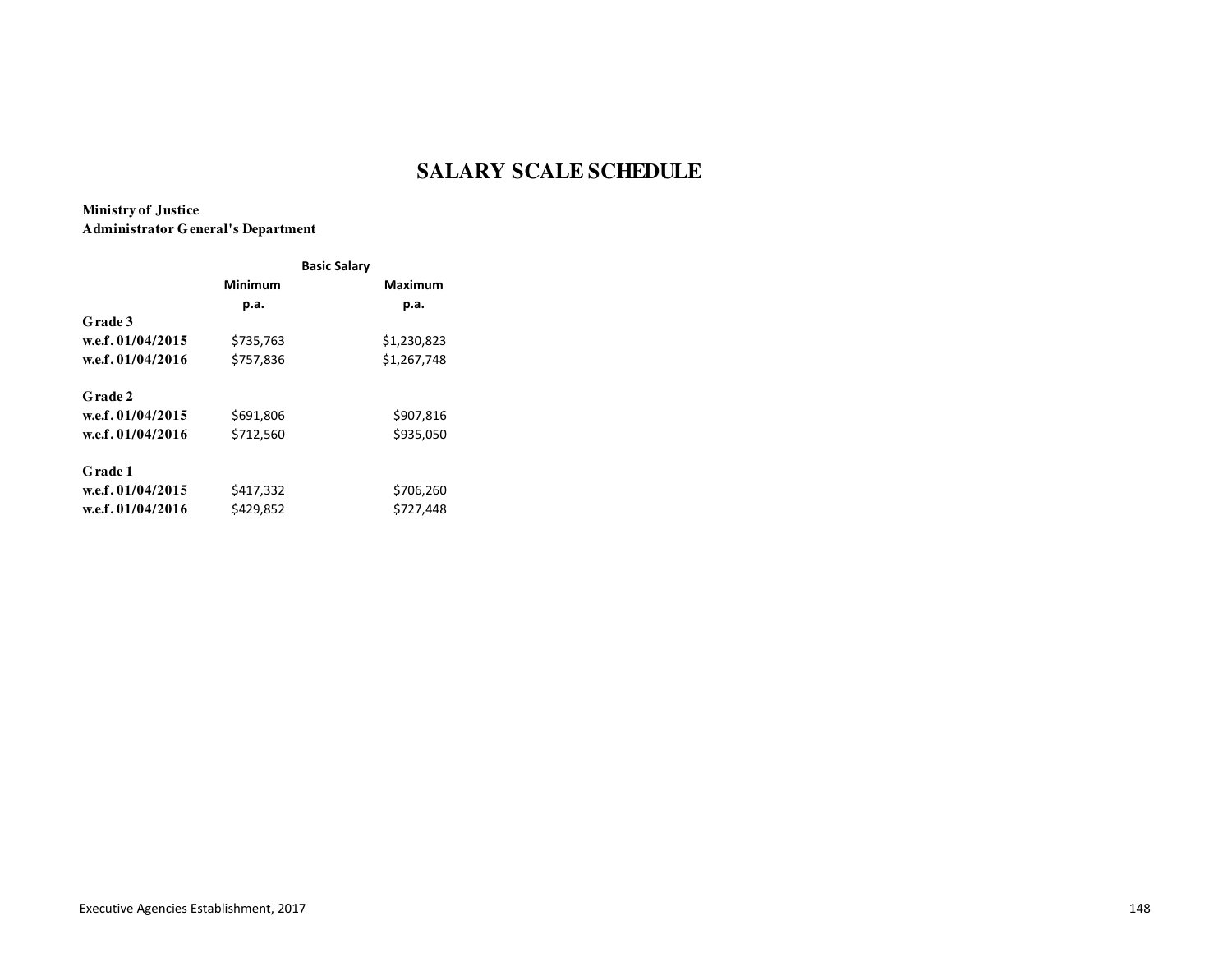# SALARY SCALE SCHEDULE

**Ministry of Justice**
**Administrator General's Department**

| | Basic Salary | |
|---|---|---|
| | **Minimum p.a.** | **Maximum p.a.** |
| **Grade 3** | | |
| **w.e.f. 01/04/2015** | $735,763 | $1,230,823 |
| **w.e.f. 01/04/2016** | $757,836 | $1,267,748 |
| **Grade 2** | | |
| **w.e.f. 01/04/2015** | $691,806 | $907,816 |
| **w.e.f. 01/04/2016** | $712,560 | $935,050 |
| **Grade 1** | | |
| **w.e.f. 01/04/2015** | $417,332 | $706,260 |
| **w.e.f. 01/04/2016** | $429,852 | $727,448 |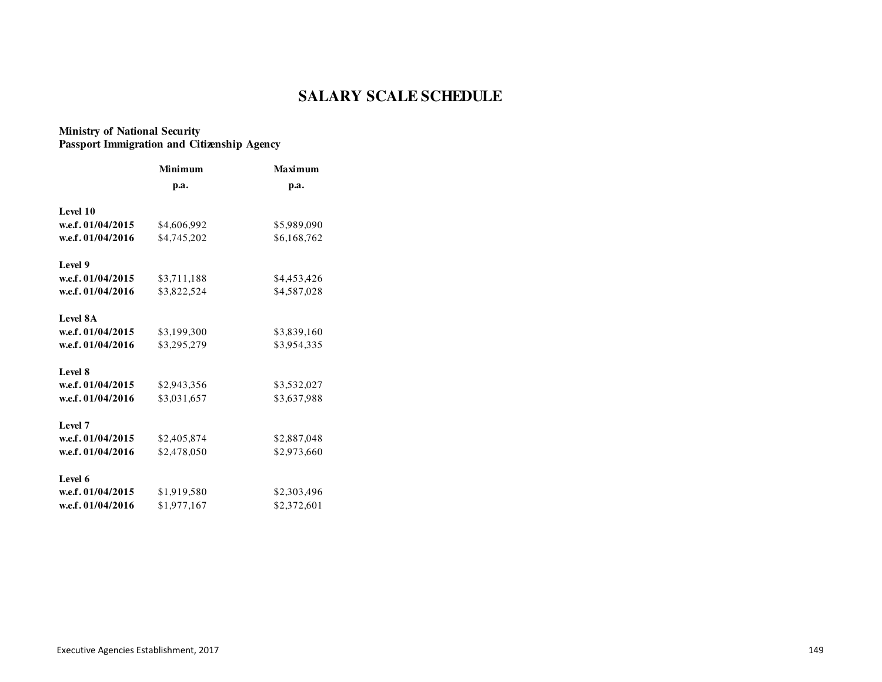# SALARY SCALE SCHEDULE

**Ministry of National Security**
**Passport Immigration and Citizenship Agency**

| | Minimum p.a. | Maximum p.a. |
|---|---|---|
| **Level 10** | | |
| **w.e.f. 01/04/2015** | $4,606,992 | $5,989,090 |
| **w.e.f. 01/04/2016** | $4,745,202 | $6,168,762 |
| **Level 9** | | |
| **w.e.f. 01/04/2015** | $3,711,188 | $4,453,426 |
| **w.e.f. 01/04/2016** | $3,822,524 | $4,587,028 |
| **Level 8A** | | |
| **w.e.f. 01/04/2015** | $3,199,300 | $3,839,160 |
| **w.e.f. 01/04/2016** | $3,295,279 | $3,954,335 |
| **Level 8** | | |
| **w.e.f. 01/04/2015** | $2,943,356 | $3,532,027 |
| **w.e.f. 01/04/2016** | $3,031,657 | $3,637,988 |
| **Level 7** | | |
| **w.e.f. 01/04/2015** | $2,405,874 | $2,887,048 |
| **w.e.f. 01/04/2016** | $2,478,050 | $2,973,660 |
| **Level 6** | | |
| **w.e.f. 01/04/2015** | $1,919,580 | $2,303,496 |
| **w.e.f. 01/04/2016** | $1,977,167 | $2,372,601 |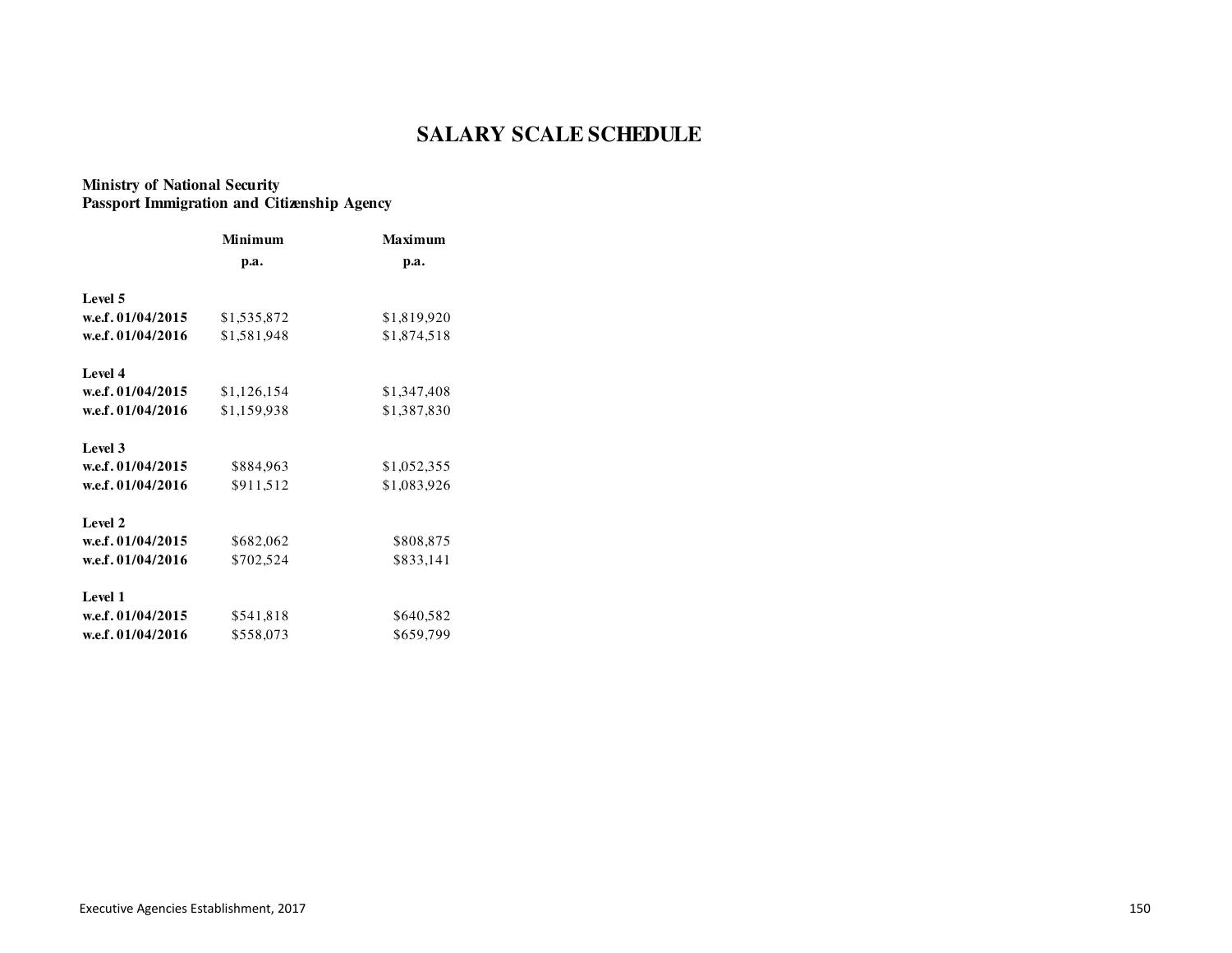# SALARY SCALE SCHEDULE

**Ministry of National Security**
**Passport Immigration and Citizenship Agency**

| | Minimum p.a. | Maximum p.a. |
|---|---|---|
| **Level 5** | | |
| **w.e.f. 01/04/2015** | $1,535,872 | $1,819,920 |
| **w.e.f. 01/04/2016** | $1,581,948 | $1,874,518 |
| **Level 4** | | |
| **w.e.f. 01/04/2015** | $1,126,154 | $1,347,408 |
| **w.e.f. 01/04/2016** | $1,159,938 | $1,387,830 |
| **Level 3** | | |
| **w.e.f. 01/04/2015** | $884,963 | $1,052,355 |
| **w.e.f. 01/04/2016** | $911,512 | $1,083,926 |
| **Level 2** | | |
| **w.e.f. 01/04/2015** | $682,062 | $808,875 |
| **w.e.f. 01/04/2016** | $702,524 | $833,141 |
| **Level 1** | | |
| **w.e.f. 01/04/2015** | $541,818 | $640,582 |
| **w.e.f. 01/04/2016** | $558,073 | $659,799 |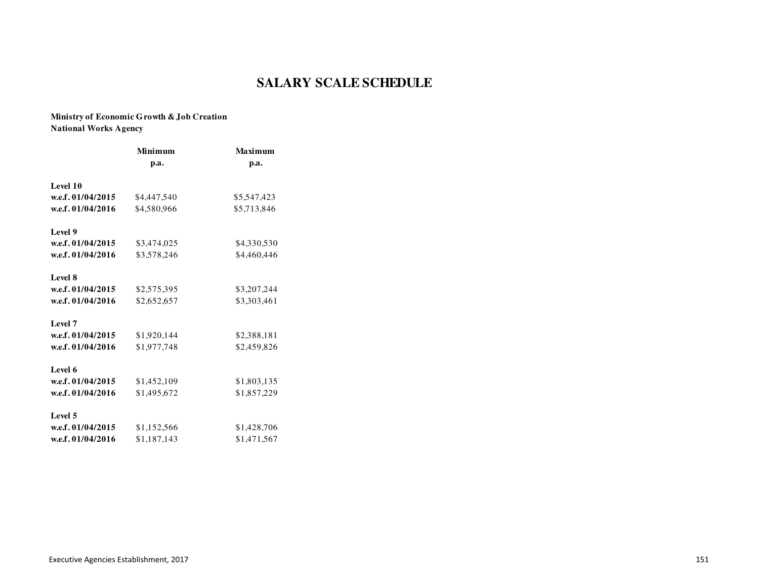# SALARY SCALE SCHEDULE

**Ministry of Economic Growth & Job Creation**
**National Works Agency**

| | Minimum p.a. | Maximum p.a. |
|---|---|---|
| **Level 10** | | |
| **w.e.f. 01/04/2015** | $4,447,540 | $5,547,423 |
| **w.e.f. 01/04/2016** | $4,580,966 | $5,713,846 |
| **Level 9** | | |
| **w.e.f. 01/04/2015** | $3,474,025 | $4,330,530 |
| **w.e.f. 01/04/2016** | $3,578,246 | $4,460,446 |
| **Level 8** | | |
| **w.e.f. 01/04/2015** | $2,575,395 | $3,207,244 |
| **w.e.f. 01/04/2016** | $2,652,657 | $3,303,461 |
| **Level 7** | | |
| **w.e.f. 01/04/2015** | $1,920,144 | $2,388,181 |
| **w.e.f. 01/04/2016** | $1,977,748 | $2,459,826 |
| **Level 6** | | |
| **w.e.f. 01/04/2015** | $1,452,109 | $1,803,135 |
| **w.e.f. 01/04/2016** | $1,495,672 | $1,857,229 |
| **Level 5** | | |
| **w.e.f. 01/04/2015** | $1,152,566 | $1,428,706 |
| **w.e.f. 01/04/2016** | $1,187,143 | $1,471,567 |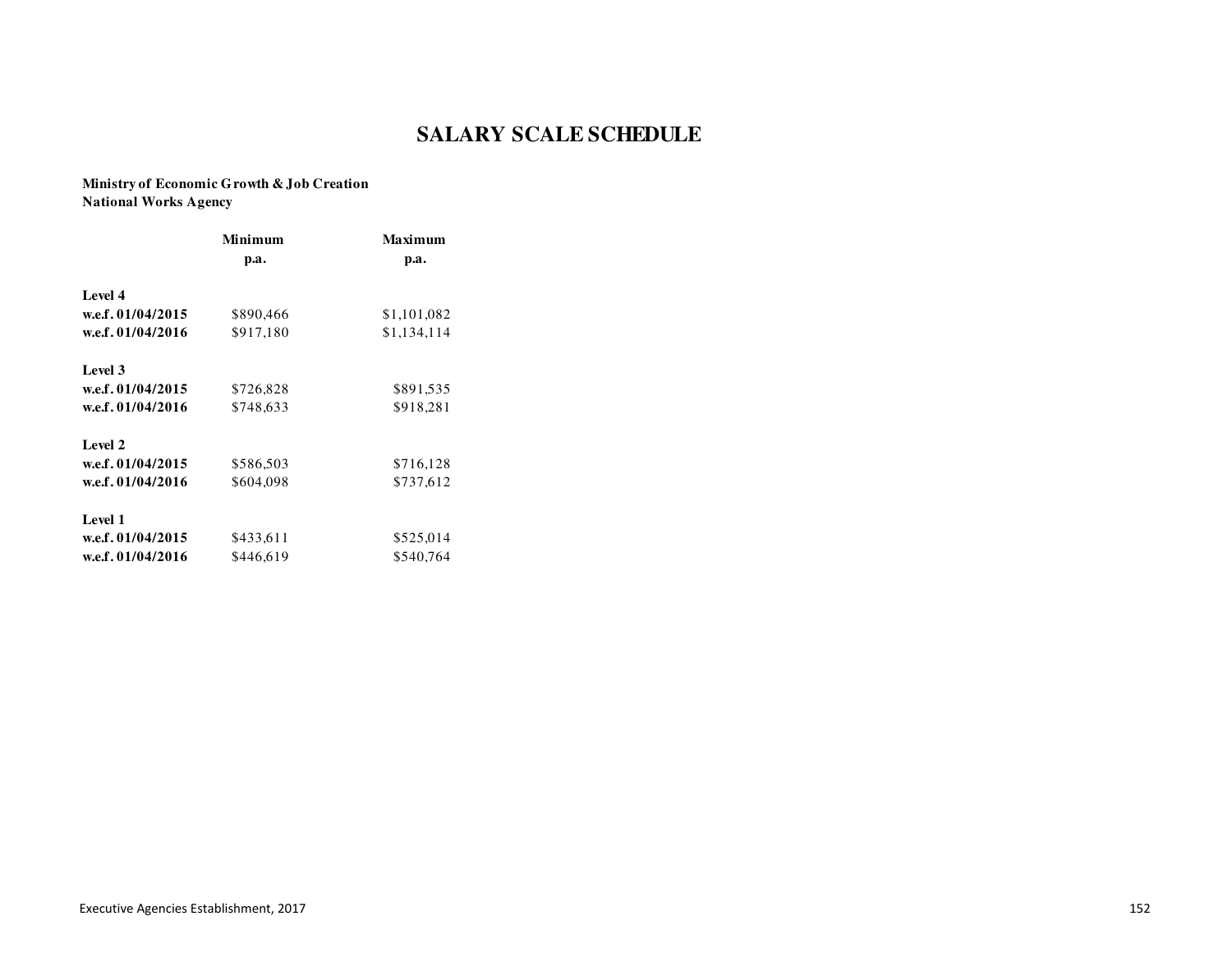# SALARY SCALE SCHEDULE

**Ministry of Economic Growth & Job Creation**
**National Works Agency**

| | Minimum p.a. | Maximum p.a. |
|---|---|---|
| **Level 4** | | |
| **w.e.f. 01/04/2015** | $890,466 | $1,101,082 |
| **w.e.f. 01/04/2016** | $917,180 | $1,134,114 |
| **Level 3** | | |
| **w.e.f. 01/04/2015** | $726,828 | $891,535 |
| **w.e.f. 01/04/2016** | $748,633 | $918,281 |
| **Level 2** | | |
| **w.e.f. 01/04/2015** | $586,503 | $716,128 |
| **w.e.f. 01/04/2016** | $604,098 | $737,612 |
| **Level 1** | | |
| **w.e.f. 01/04/2015** | $433,611 | $525,014 |
| **w.e.f. 01/04/2016** | $446,619 | $540,764 |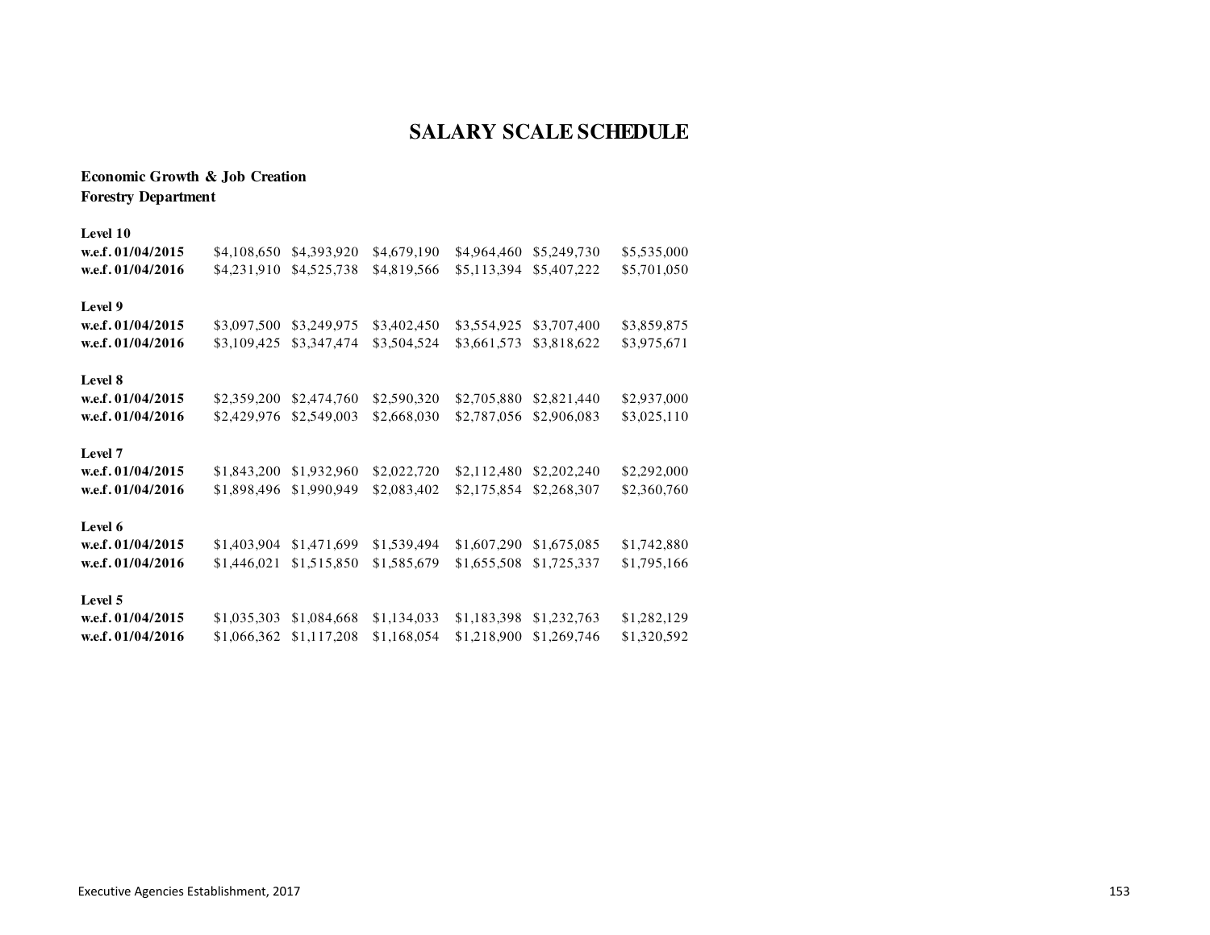# SALARY SCALE SCHEDULE

**Economic Growth & Job Creation**
**Forestry Department**

| | | | | | | |
|---|---|---|---|---|---|---|
| **Level 10** | | | | | | |
| **w.e.f. 01/04/2015** | $4,108,650 | $4,393,920 | $4,679,190 | $4,964,460 | $5,249,730 | $5,535,000 |
| **w.e.f. 01/04/2016** | $4,231,910 | $4,525,738 | $4,819,566 | $5,113,394 | $5,407,222 | $5,701,050 |
| **Level 9** | | | | | | |
| **w.e.f. 01/04/2015** | $3,097,500 | $3,249,975 | $3,402,450 | $3,554,925 | $3,707,400 | $3,859,875 |
| **w.e.f. 01/04/2016** | $3,109,425 | $3,347,474 | $3,504,524 | $3,661,573 | $3,818,622 | $3,975,671 |
| **Level 8** | | | | | | |
| **w.e.f. 01/04/2015** | $2,359,200 | $2,474,760 | $2,590,320 | $2,705,880 | $2,821,440 | $2,937,000 |
| **w.e.f. 01/04/2016** | $2,429,976 | $2,549,003 | $2,668,030 | $2,787,056 | $2,906,083 | $3,025,110 |
| **Level 7** | | | | | | |
| **w.e.f. 01/04/2015** | $1,843,200 | $1,932,960 | $2,022,720 | $2,112,480 | $2,202,240 | $2,292,000 |
| **w.e.f. 01/04/2016** | $1,898,496 | $1,990,949 | $2,083,402 | $2,175,854 | $2,268,307 | $2,360,760 |
| **Level 6** | | | | | | |
| **w.e.f. 01/04/2015** | $1,403,904 | $1,471,699 | $1,539,494 | $1,607,290 | $1,675,085 | $1,742,880 |
| **w.e.f. 01/04/2016** | $1,446,021 | $1,515,850 | $1,585,679 | $1,655,508 | $1,725,337 | $1,795,166 |
| **Level 5** | | | | | | |
| **w.e.f. 01/04/2015** | $1,035,303 | $1,084,668 | $1,134,033 | $1,183,398 | $1,232,763 | $1,282,129 |
| **w.e.f. 01/04/2016** | $1,066,362 | $1,117,208 | $1,168,054 | $1,218,900 | $1,269,746 | $1,320,592 |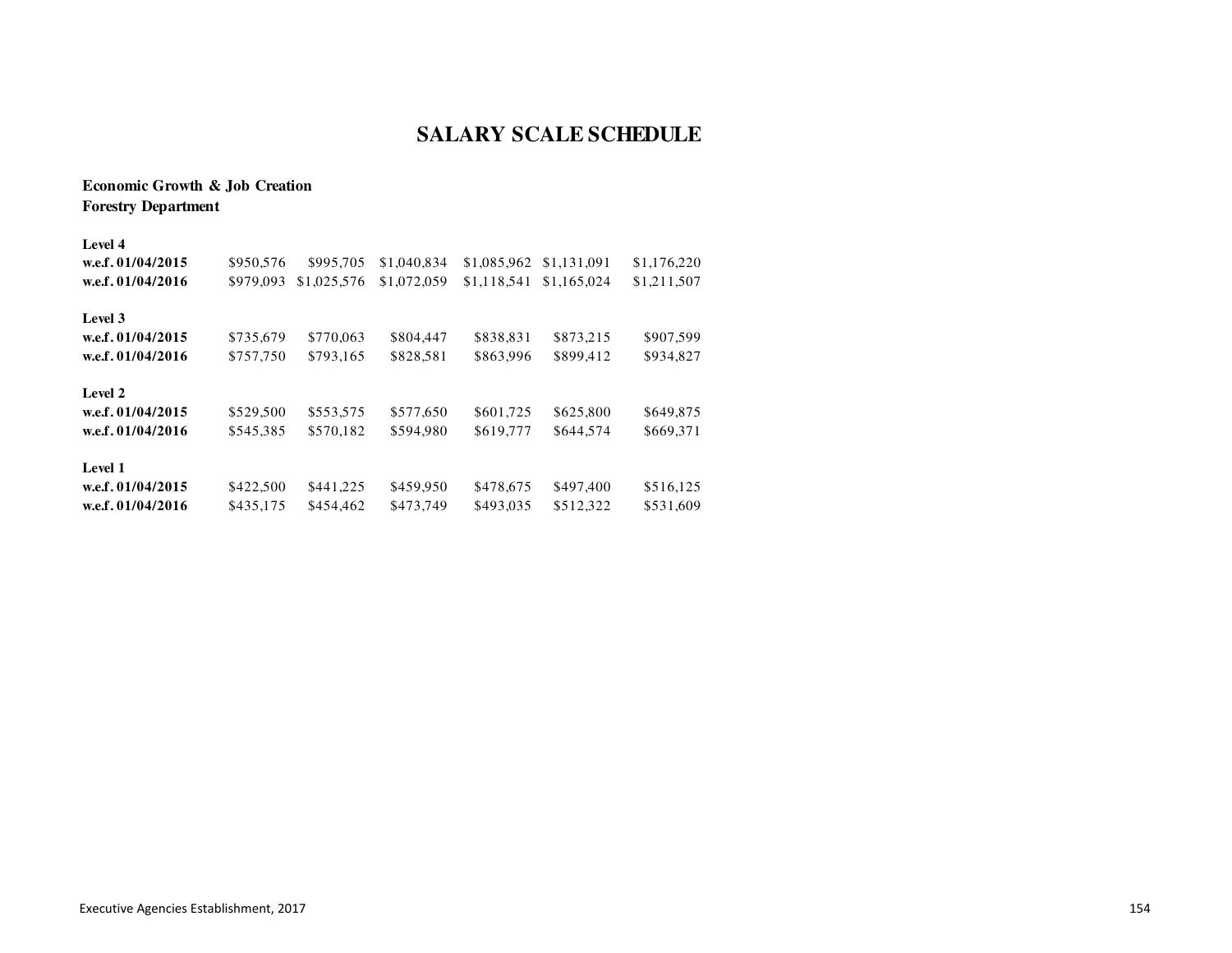# SALARY SCALE SCHEDULE

**Economic Growth & Job Creation**
**Forestry Department**

| | | | | | | |
|---|---|---|---|---|---|---|
| **Level 4** | | | | | | |
| **w.e.f. 01/04/2015** | $950,576 | $995,705 | $1,040,834 | $1,085,962 | $1,131,091 | $1,176,220 |
| **w.e.f. 01/04/2016** | $979,093 | $1,025,576 | $1,072,059 | $1,118,541 | $1,165,024 | $1,211,507 |
| **Level 3** | | | | | | |
| **w.e.f. 01/04/2015** | $735,679 | $770,063 | $804,447 | $838,831 | $873,215 | $907,599 |
| **w.e.f. 01/04/2016** | $757,750 | $793,165 | $828,581 | $863,996 | $899,412 | $934,827 |
| **Level 2** | | | | | | |
| **w.e.f. 01/04/2015** | $529,500 | $553,575 | $577,650 | $601,725 | $625,800 | $649,875 |
| **w.e.f. 01/04/2016** | $545,385 | $570,182 | $594,980 | $619,777 | $644,574 | $669,371 |
| **Level 1** | | | | | | |
| **w.e.f. 01/04/2015** | $422,500 | $441,225 | $459,950 | $478,675 | $497,400 | $516,125 |
| **w.e.f. 01/04/2016** | $435,175 | $454,462 | $473,749 | $493,035 | $512,322 | $531,609 |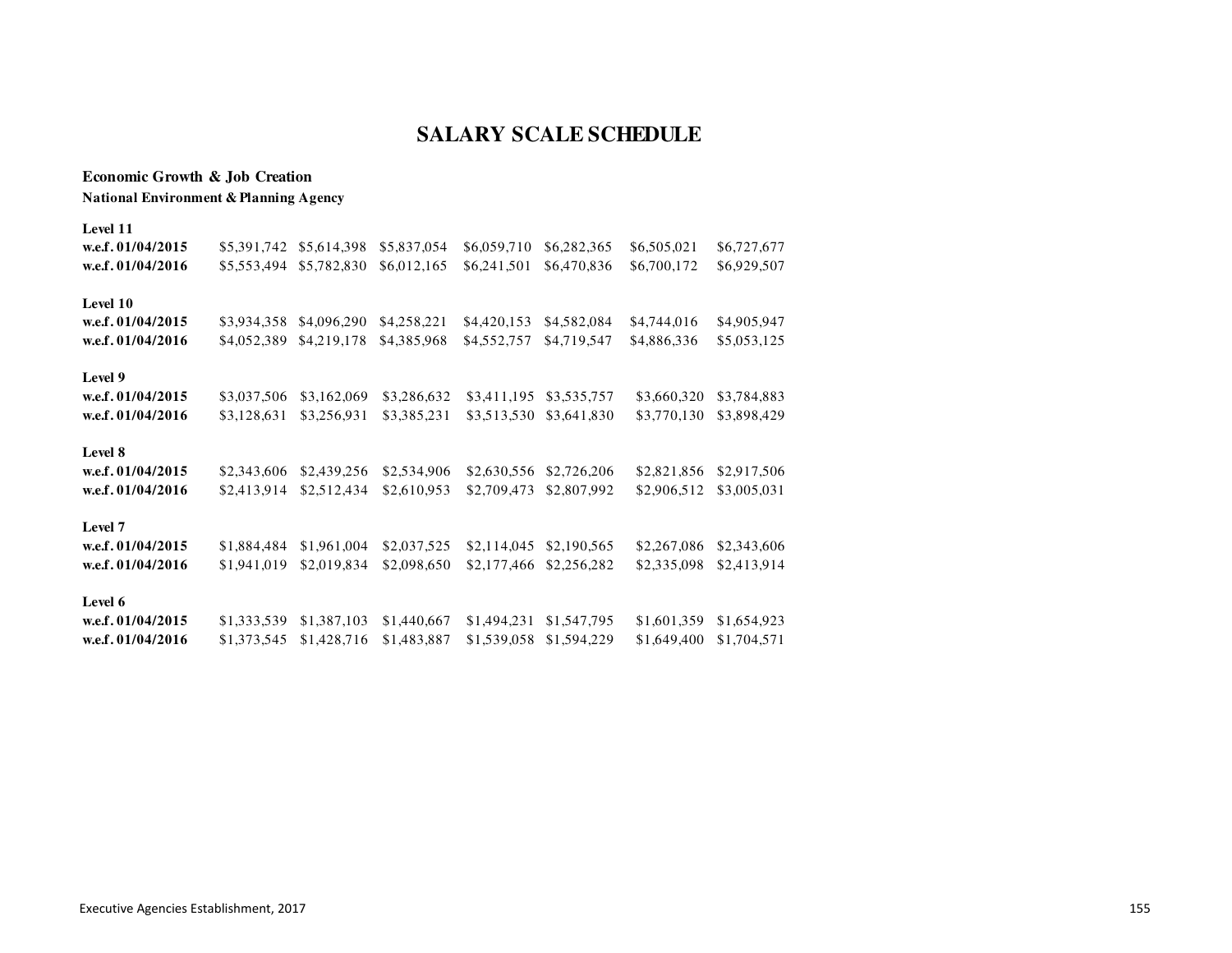# SALARY SCALE SCHEDULE

**Economic Growth & Job Creation**

**National Environment & Planning Agency**

| | | | | | | | |
|---|---|---|---|---|---|---|---|
| **Level 11** | | | | | | | |
| **w.e.f. 01/04/2015** | $5,391,742 | $5,614,398 | $5,837,054 | $6,059,710 | $6,282,365 | $6,505,021 | $6,727,677 |
| **w.e.f. 01/04/2016** | $5,553,494 | $5,782,830 | $6,012,165 | $6,241,501 | $6,470,836 | $6,700,172 | $6,929,507 |
| **Level 10** | | | | | | | |
| **w.e.f. 01/04/2015** | $3,934,358 | $4,096,290 | $4,258,221 | $4,420,153 | $4,582,084 | $4,744,016 | $4,905,947 |
| **w.e.f. 01/04/2016** | $4,052,389 | $4,219,178 | $4,385,968 | $4,552,757 | $4,719,547 | $4,886,336 | $5,053,125 |
| **Level 9** | | | | | | | |
| **w.e.f. 01/04/2015** | $3,037,506 | $3,162,069 | $3,286,632 | $3,411,195 | $3,535,757 | $3,660,320 | $3,784,883 |
| **w.e.f. 01/04/2016** | $3,128,631 | $3,256,931 | $3,385,231 | $3,513,530 | $3,641,830 | $3,770,130 | $3,898,429 |
| **Level 8** | | | | | | | |
| **w.e.f. 01/04/2015** | $2,343,606 | $2,439,256 | $2,534,906 | $2,630,556 | $2,726,206 | $2,821,856 | $2,917,506 |
| **w.e.f. 01/04/2016** | $2,413,914 | $2,512,434 | $2,610,953 | $2,709,473 | $2,807,992 | $2,906,512 | $3,005,031 |
| **Level 7** | | | | | | | |
| **w.e.f. 01/04/2015** | $1,884,484 | $1,961,004 | $2,037,525 | $2,114,045 | $2,190,565 | $2,267,086 | $2,343,606 |
| **w.e.f. 01/04/2016** | $1,941,019 | $2,019,834 | $2,098,650 | $2,177,466 | $2,256,282 | $2,335,098 | $2,413,914 |
| **Level 6** | | | | | | | |
| **w.e.f. 01/04/2015** | $1,333,539 | $1,387,103 | $1,440,667 | $1,494,231 | $1,547,795 | $1,601,359 | $1,654,923 |
| **w.e.f. 01/04/2016** | $1,373,545 | $1,428,716 | $1,483,887 | $1,539,058 | $1,594,229 | $1,649,400 | $1,704,571 |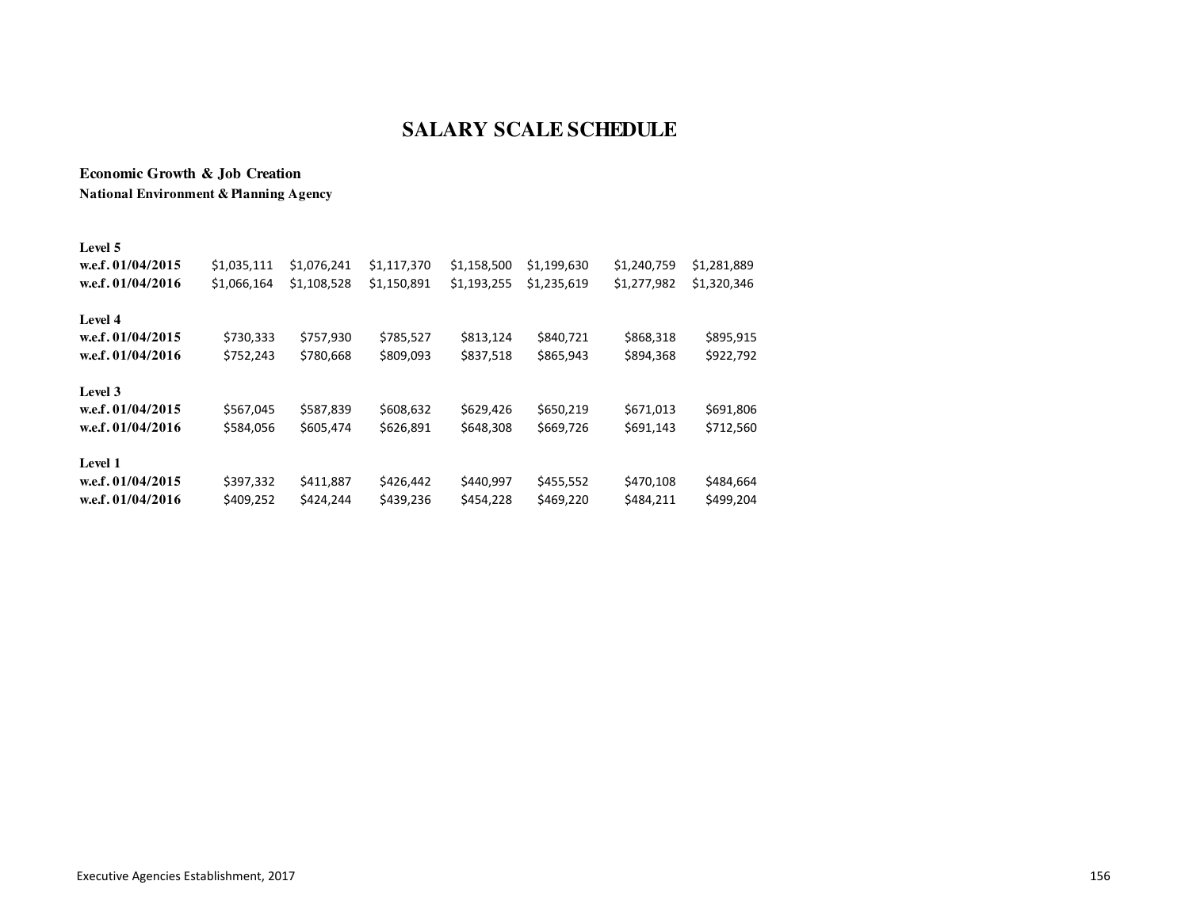# SALARY SCALE SCHEDULE

**Economic Growth & Job Creation**

**National Environment & Planning Agency**

| | | | | | | | |
|---|---|---|---|---|---|---|---|
| **Level 5** | | | | | | | |
| **w.e.f. 01/04/2015** | $1,035,111 | $1,076,241 | $1,117,370 | $1,158,500 | $1,199,630 | $1,240,759 | $1,281,889 |
| **w.e.f. 01/04/2016** | $1,066,164 | $1,108,528 | $1,150,891 | $1,193,255 | $1,235,619 | $1,277,982 | $1,320,346 |
| | | | | | | | |
| **Level 4** | | | | | | | |
| **w.e.f. 01/04/2015** | $730,333 | $757,930 | $785,527 | $813,124 | $840,721 | $868,318 | $895,915 |
| **w.e.f. 01/04/2016** | $752,243 | $780,668 | $809,093 | $837,518 | $865,943 | $894,368 | $922,792 |
| | | | | | | | |
| **Level 3** | | | | | | | |
| **w.e.f. 01/04/2015** | $567,045 | $587,839 | $608,632 | $629,426 | $650,219 | $671,013 | $691,806 |
| **w.e.f. 01/04/2016** | $584,056 | $605,474 | $626,891 | $648,308 | $669,726 | $691,143 | $712,560 |
| | | | | | | | |
| **Level 1** | | | | | | | |
| **w.e.f. 01/04/2015** | $397,332 | $411,887 | $426,442 | $440,997 | $455,552 | $470,108 | $484,664 |
| **w.e.f. 01/04/2016** | $409,252 | $424,244 | $439,236 | $454,228 | $469,220 | $484,211 | $499,204 |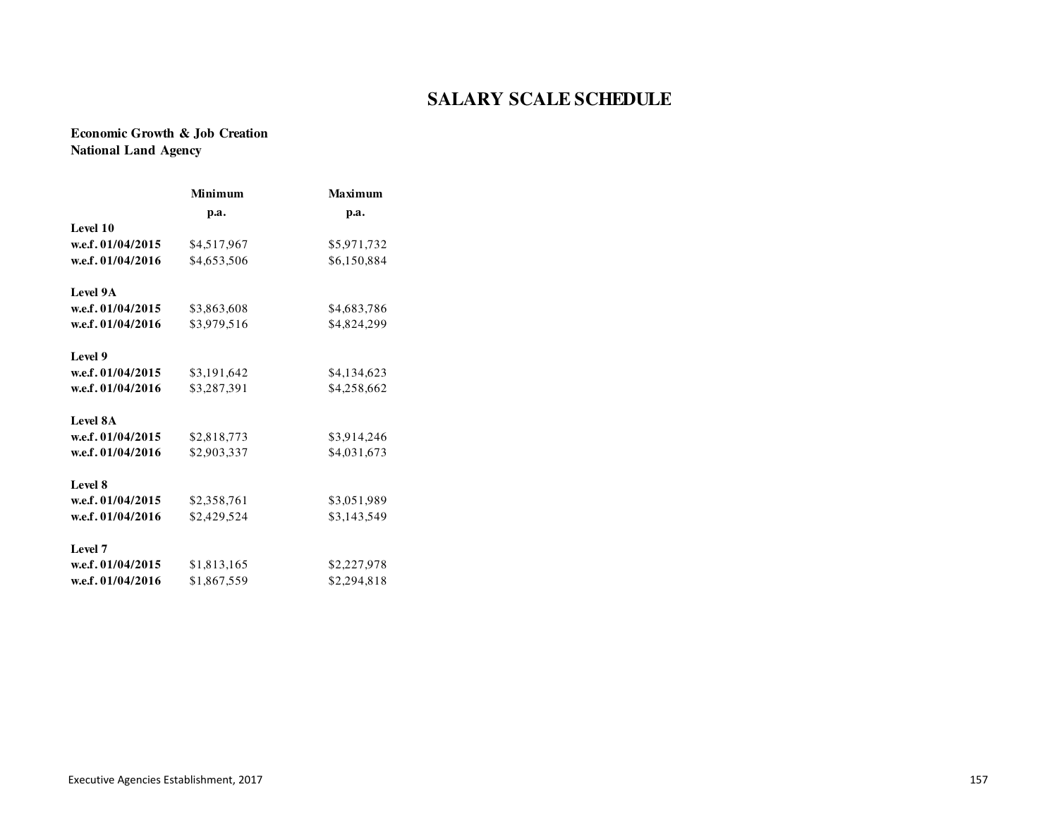# SALARY SCALE SCHEDULE

**Economic Growth & Job Creation**
**National Land Agency**

| | Minimum p.a. | Maximum p.a. |
|---|---|---|
| **Level 10** | | |
| **w.e.f. 01/04/2015** | $4,517,967 | $5,971,732 |
| **w.e.f. 01/04/2016** | $4,653,506 | $6,150,884 |
| **Level 9A** | | |
| **w.e.f. 01/04/2015** | $3,863,608 | $4,683,786 |
| **w.e.f. 01/04/2016** | $3,979,516 | $4,824,299 |
| **Level 9** | | |
| **w.e.f. 01/04/2015** | $3,191,642 | $4,134,623 |
| **w.e.f. 01/04/2016** | $3,287,391 | $4,258,662 |
| **Level 8A** | | |
| **w.e.f. 01/04/2015** | $2,818,773 | $3,914,246 |
| **w.e.f. 01/04/2016** | $2,903,337 | $4,031,673 |
| **Level 8** | | |
| **w.e.f. 01/04/2015** | $2,358,761 | $3,051,989 |
| **w.e.f. 01/04/2016** | $2,429,524 | $3,143,549 |
| **Level 7** | | |
| **w.e.f. 01/04/2015** | $1,813,165 | $2,227,978 |
| **w.e.f. 01/04/2016** | $1,867,559 | $2,294,818 |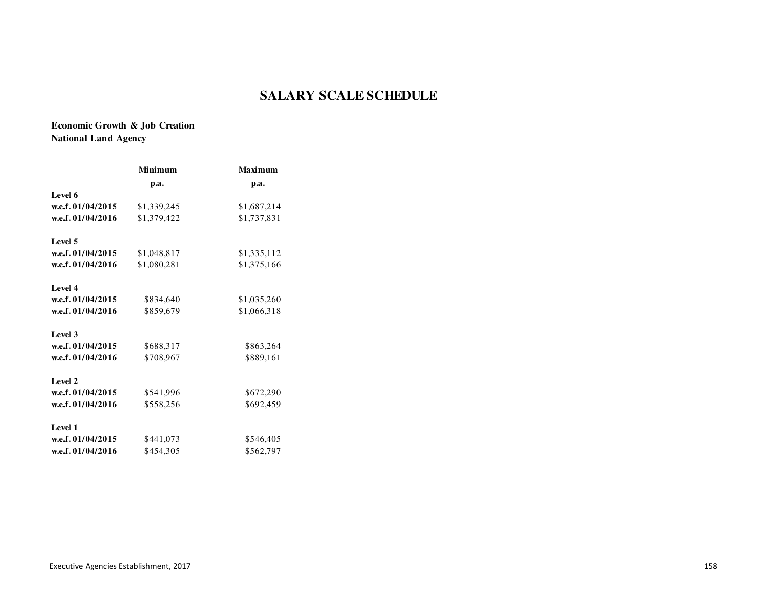# SALARY SCALE SCHEDULE

**Economic Growth & Job Creation**
**National Land Agency**

| | Minimum p.a. | Maximum p.a. |
|---|---|---|
| **Level 6** | | |
| **w.e.f. 01/04/2015** | $1,339,245 | $1,687,214 |
| **w.e.f. 01/04/2016** | $1,379,422 | $1,737,831 |
| **Level 5** | | |
| **w.e.f. 01/04/2015** | $1,048,817 | $1,335,112 |
| **w.e.f. 01/04/2016** | $1,080,281 | $1,375,166 |
| **Level 4** | | |
| **w.e.f. 01/04/2015** | $834,640 | $1,035,260 |
| **w.e.f. 01/04/2016** | $859,679 | $1,066,318 |
| **Level 3** | | |
| **w.e.f. 01/04/2015** | $688,317 | $863,264 |
| **w.e.f. 01/04/2016** | $708,967 | $889,161 |
| **Level 2** | | |
| **w.e.f. 01/04/2015** | $541,996 | $672,290 |
| **w.e.f. 01/04/2016** | $558,256 | $692,459 |
| **Level 1** | | |
| **w.e.f. 01/04/2015** | $441,073 | $546,405 |
| **w.e.f. 01/04/2016** | $454,305 | $562,797 |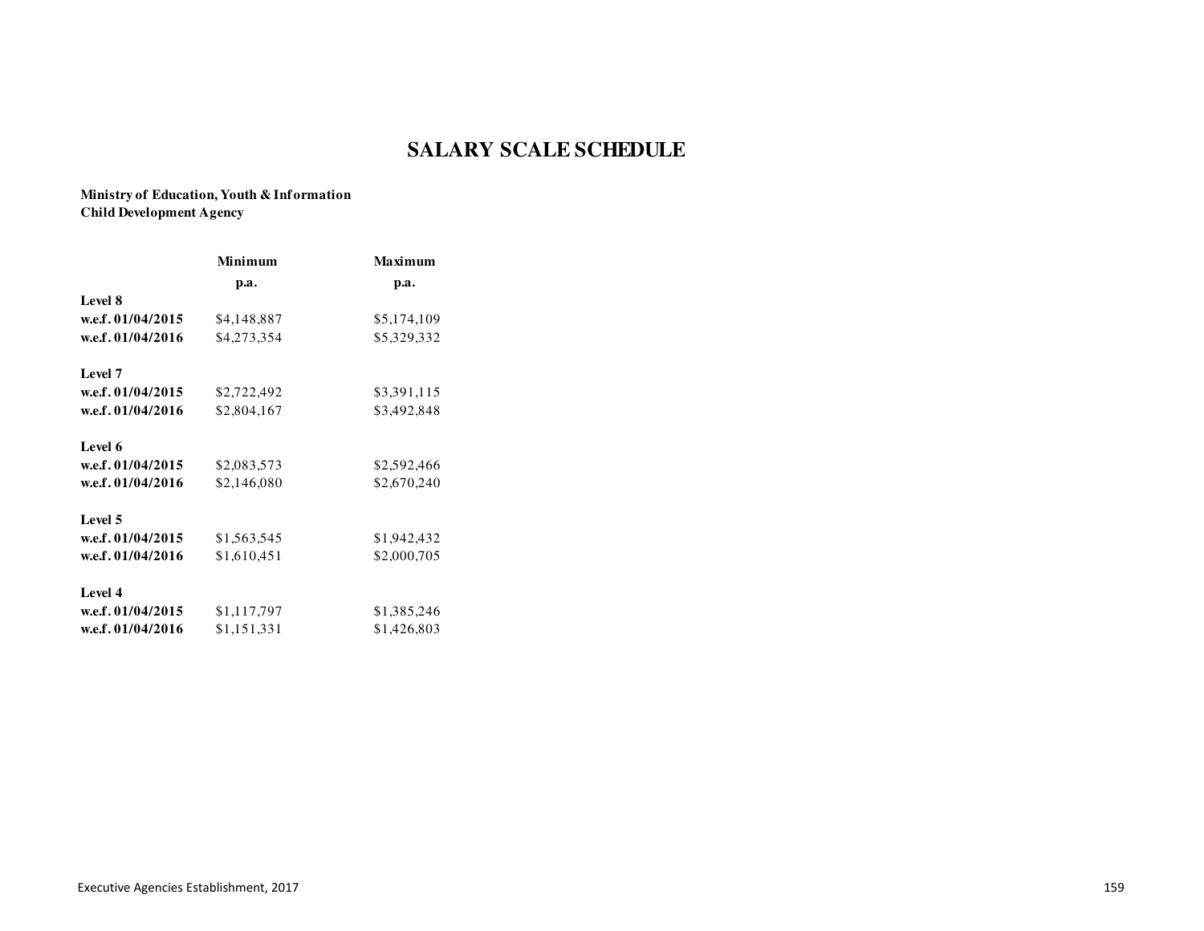# SALARY SCALE SCHEDULE

**Ministry of Education, Youth & Information**
**Child Development Agency**

| | Minimum p.a. | Maximum p.a. |
|---|---|---|
| **Level 8** | | |
| **w.e.f. 01/04/2015** | $4,148,887 | $5,174,109 |
| **w.e.f. 01/04/2016** | $4,273,354 | $5,329,332 |
| **Level 7** | | |
| **w.e.f. 01/04/2015** | $2,722,492 | $3,391,115 |
| **w.e.f. 01/04/2016** | $2,804,167 | $3,492,848 |
| **Level 6** | | |
| **w.e.f. 01/04/2015** | $2,083,573 | $2,592,466 |
| **w.e.f. 01/04/2016** | $2,146,080 | $2,670,240 |
| **Level 5** | | |
| **w.e.f. 01/04/2015** | $1,563,545 | $1,942,432 |
| **w.e.f. 01/04/2016** | $1,610,451 | $2,000,705 |
| **Level 4** | | |
| **w.e.f. 01/04/2015** | $1,117,797 | $1,385,246 |
| **w.e.f. 01/04/2016** | $1,151,331 | $1,426,803 |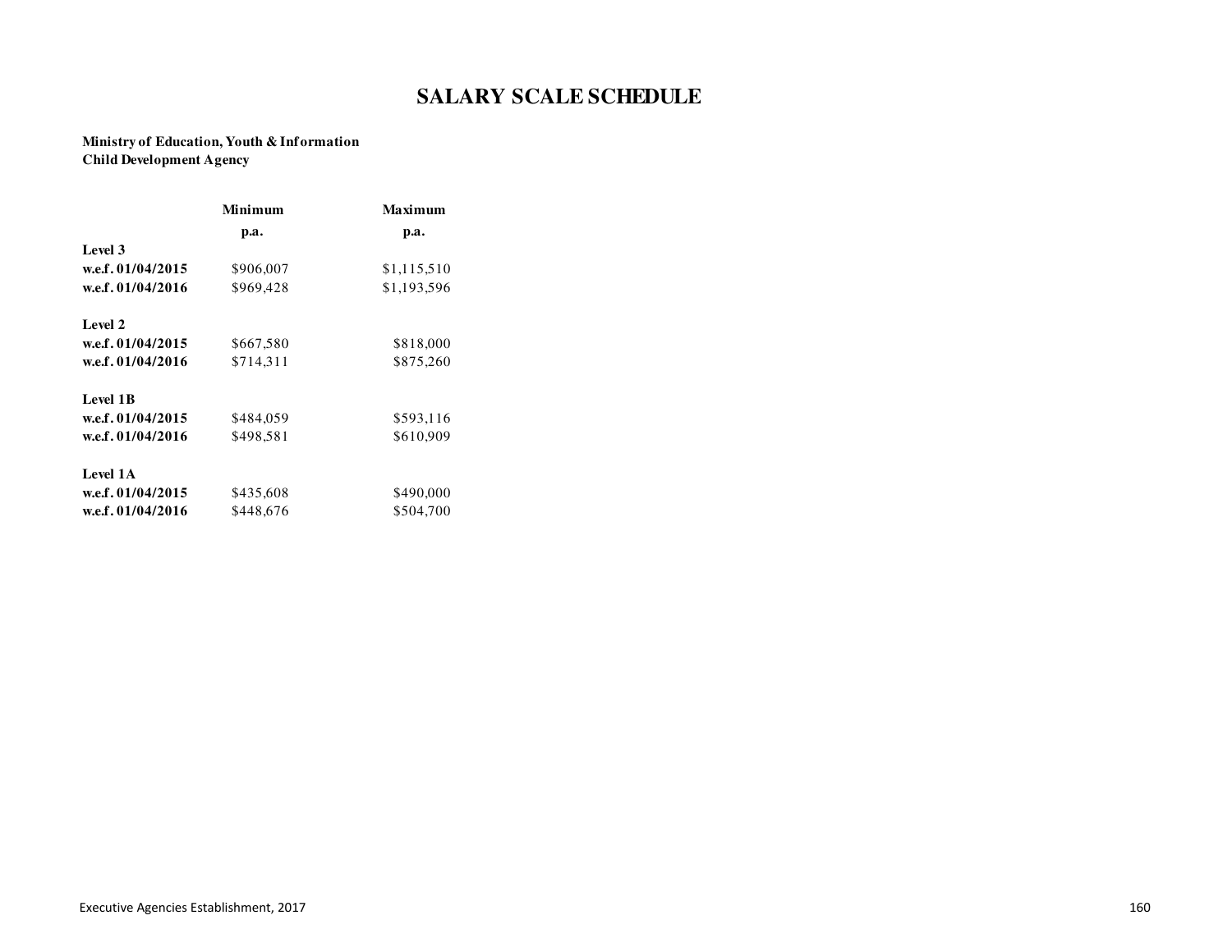# SALARY SCALE SCHEDULE

**Ministry of Education, Youth & Information**
**Child Development Agency**

| | Minimum p.a. | Maximum p.a. |
|---|---|---|
| **Level 3** | | |
| **w.e.f. 01/04/2015** | $906,007 | $1,115,510 |
| **w.e.f. 01/04/2016** | $969,428 | $1,193,596 |
| **Level 2** | | |
| **w.e.f. 01/04/2015** | $667,580 | $818,000 |
| **w.e.f. 01/04/2016** | $714,311 | $875,260 |
| **Level 1B** | | |
| **w.e.f. 01/04/2015** | $484,059 | $593,116 |
| **w.e.f. 01/04/2016** | $498,581 | $610,909 |
| **Level 1A** | | |
| **w.e.f. 01/04/2015** | $435,608 | $490,000 |
| **w.e.f. 01/04/2016** | $448,676 | $504,700 |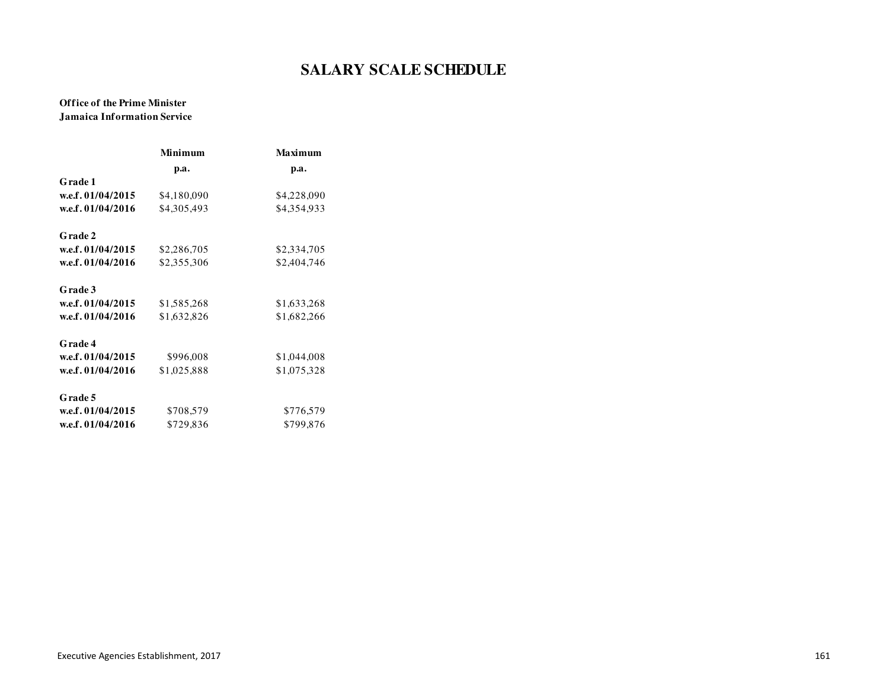# SALARY SCALE SCHEDULE

**Office of the Prime Minister**
**Jamaica Information Service**

| | Minimum p.a. | Maximum p.a. |
|---|---|---|
| **Grade 1** | | |
| **w.e.f. 01/04/2015** | $4,180,090 | $4,228,090 |
| **w.e.f. 01/04/2016** | $4,305,493 | $4,354,933 |
| **Grade 2** | | |
| **w.e.f. 01/04/2015** | $2,286,705 | $2,334,705 |
| **w.e.f. 01/04/2016** | $2,355,306 | $2,404,746 |
| **Grade 3** | | |
| **w.e.f. 01/04/2015** | $1,585,268 | $1,633,268 |
| **w.e.f. 01/04/2016** | $1,632,826 | $1,682,266 |
| **Grade 4** | | |
| **w.e.f. 01/04/2015** | $996,008 | $1,044,008 |
| **w.e.f. 01/04/2016** | $1,025,888 | $1,075,328 |
| **Grade 5** | | |
| **w.e.f. 01/04/2015** | $708,579 | $776,579 |
| **w.e.f. 01/04/2016** | $729,836 | $799,876 |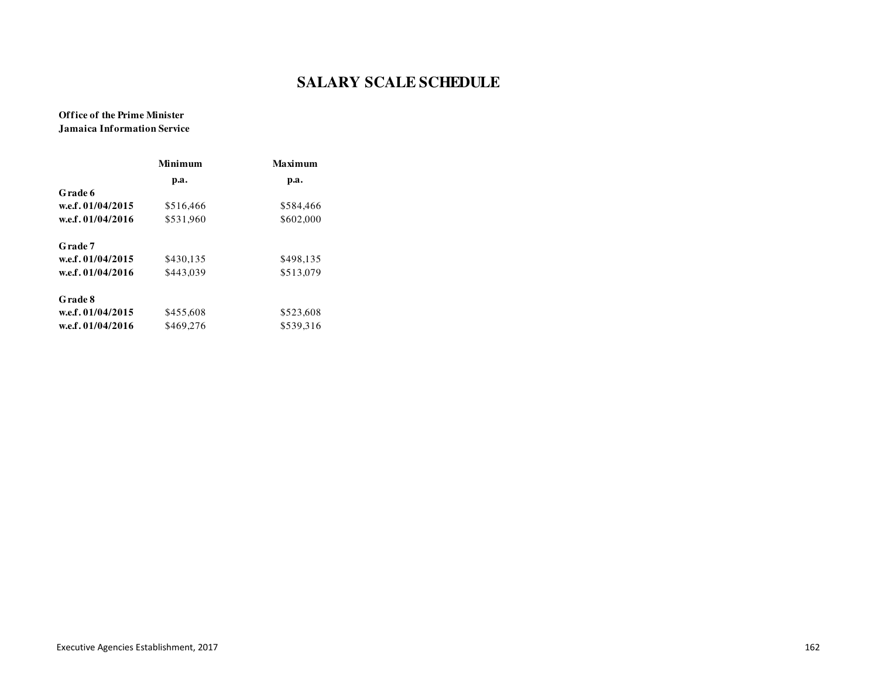# SALARY SCALE SCHEDULE

**Office of the Prime Minister**
**Jamaica Information Service**

| | Minimum p.a. | Maximum p.a. |
|---|---|---|
| **Grade 6** | | |
| **w.e.f. 01/04/2015** | $516,466 | $584,466 |
| **w.e.f. 01/04/2016** | $531,960 | $602,000 |
| **Grade 7** | | |
| **w.e.f. 01/04/2015** | $430,135 | $498,135 |
| **w.e.f. 01/04/2016** | $443,039 | $513,079 |
| **Grade 8** | | |
| **w.e.f. 01/04/2015** | $455,608 | $523,608 |
| **w.e.f. 01/04/2016** | $469,276 | $539,316 |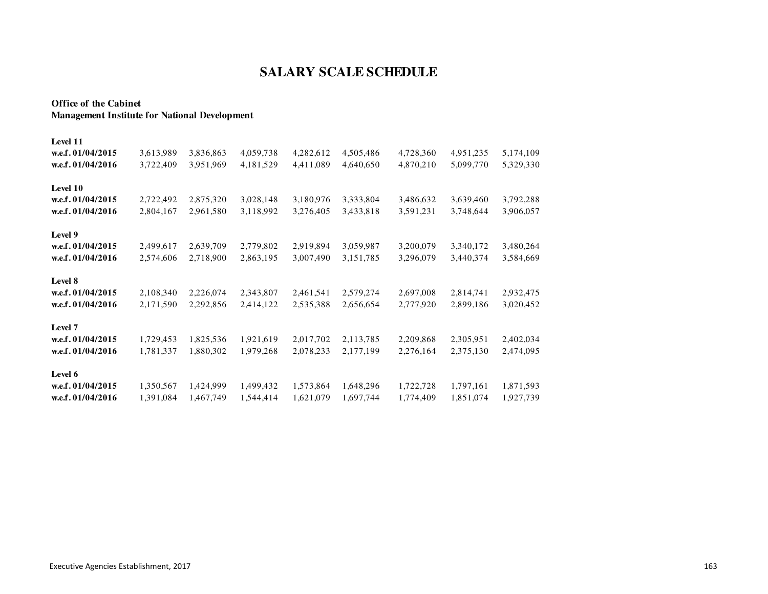# SALARY SCALE SCHEDULE

**Office of the Cabinet**
**Management Institute for National Development**

| | | | | | | | | |
|---|---|---|---|---|---|---|---|---|
| **Level 11** | | | | | | | | |
| **w.e.f. 01/04/2015** | 3,613,989 | 3,836,863 | 4,059,738 | 4,282,612 | 4,505,486 | 4,728,360 | 4,951,235 | 5,174,109 |
| **w.e.f. 01/04/2016** | 3,722,409 | 3,951,969 | 4,181,529 | 4,411,089 | 4,640,650 | 4,870,210 | 5,099,770 | 5,329,330 |
| **Level 10** | | | | | | | | |
| **w.e.f. 01/04/2015** | 2,722,492 | 2,875,320 | 3,028,148 | 3,180,976 | 3,333,804 | 3,486,632 | 3,639,460 | 3,792,288 |
| **w.e.f. 01/04/2016** | 2,804,167 | 2,961,580 | 3,118,992 | 3,276,405 | 3,433,818 | 3,591,231 | 3,748,644 | 3,906,057 |
| **Level 9** | | | | | | | | |
| **w.e.f. 01/04/2015** | 2,499,617 | 2,639,709 | 2,779,802 | 2,919,894 | 3,059,987 | 3,200,079 | 3,340,172 | 3,480,264 |
| **w.e.f. 01/04/2016** | 2,574,606 | 2,718,900 | 2,863,195 | 3,007,490 | 3,151,785 | 3,296,079 | 3,440,374 | 3,584,669 |
| **Level 8** | | | | | | | | |
| **w.e.f. 01/04/2015** | 2,108,340 | 2,226,074 | 2,343,807 | 2,461,541 | 2,579,274 | 2,697,008 | 2,814,741 | 2,932,475 |
| **w.e.f. 01/04/2016** | 2,171,590 | 2,292,856 | 2,414,122 | 2,535,388 | 2,656,654 | 2,777,920 | 2,899,186 | 3,020,452 |
| **Level 7** | | | | | | | | |
| **w.e.f. 01/04/2015** | 1,729,453 | 1,825,536 | 1,921,619 | 2,017,702 | 2,113,785 | 2,209,868 | 2,305,951 | 2,402,034 |
| **w.e.f. 01/04/2016** | 1,781,337 | 1,880,302 | 1,979,268 | 2,078,233 | 2,177,199 | 2,276,164 | 2,375,130 | 2,474,095 |
| **Level 6** | | | | | | | | |
| **w.e.f. 01/04/2015** | 1,350,567 | 1,424,999 | 1,499,432 | 1,573,864 | 1,648,296 | 1,722,728 | 1,797,161 | 1,871,593 |
| **w.e.f. 01/04/2016** | 1,391,084 | 1,467,749 | 1,544,414 | 1,621,079 | 1,697,744 | 1,774,409 | 1,851,074 | 1,927,739 |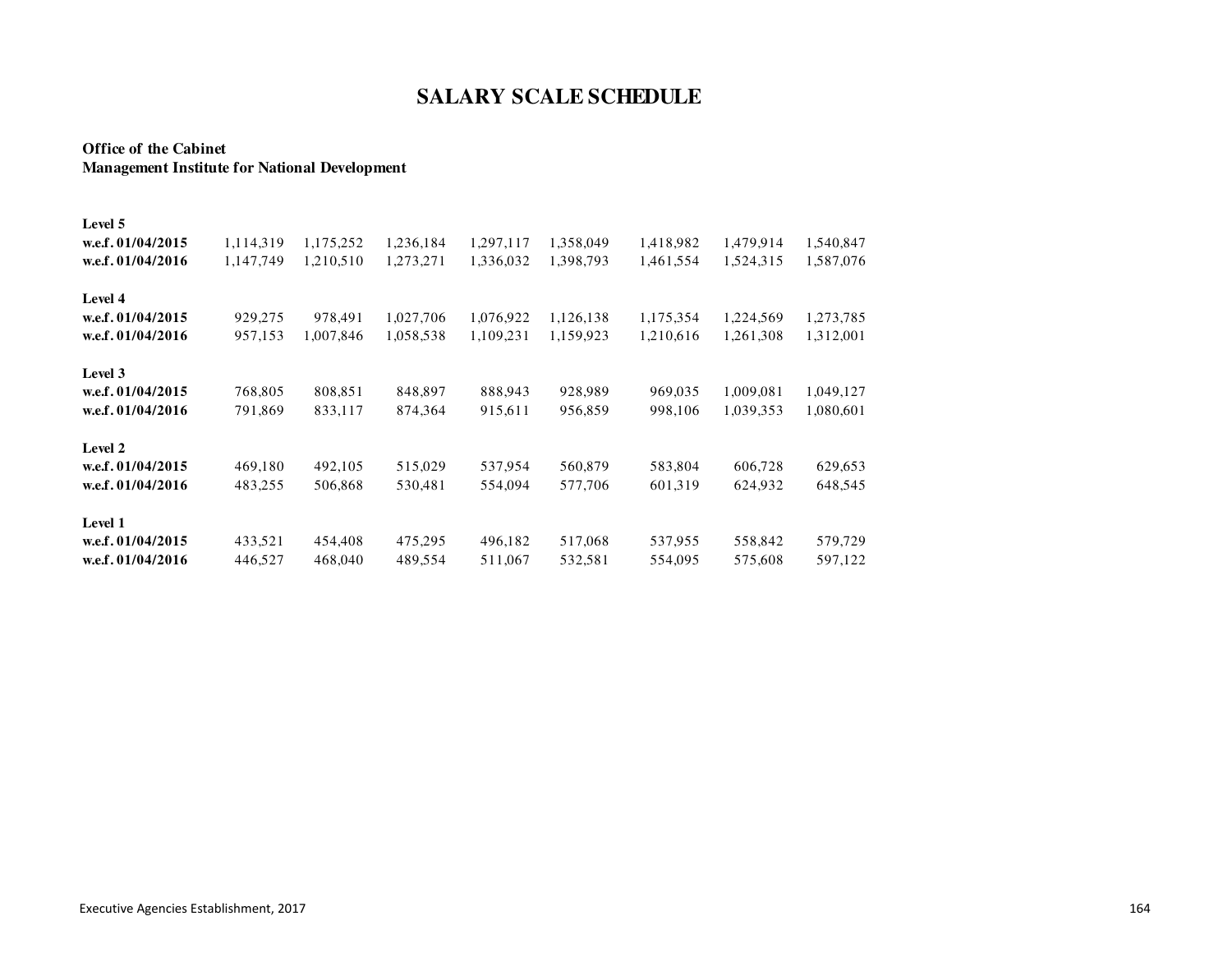# SALARY SCALE SCHEDULE

**Office of the Cabinet**
**Management Institute for National Development**

| | | | | | | | | |
|---|---|---|---|---|---|---|---|---|
| **Level 5** | | | | | | | | |
| **w.e.f. 01/04/2015** | 1,114,319 | 1,175,252 | 1,236,184 | 1,297,117 | 1,358,049 | 1,418,982 | 1,479,914 | 1,540,847 |
| **w.e.f. 01/04/2016** | 1,147,749 | 1,210,510 | 1,273,271 | 1,336,032 | 1,398,793 | 1,461,554 | 1,524,315 | 1,587,076 |
| **Level 4** | | | | | | | | |
| **w.e.f. 01/04/2015** | 929,275 | 978,491 | 1,027,706 | 1,076,922 | 1,126,138 | 1,175,354 | 1,224,569 | 1,273,785 |
| **w.e.f. 01/04/2016** | 957,153 | 1,007,846 | 1,058,538 | 1,109,231 | 1,159,923 | 1,210,616 | 1,261,308 | 1,312,001 |
| **Level 3** | | | | | | | | |
| **w.e.f. 01/04/2015** | 768,805 | 808,851 | 848,897 | 888,943 | 928,989 | 969,035 | 1,009,081 | 1,049,127 |
| **w.e.f. 01/04/2016** | 791,869 | 833,117 | 874,364 | 915,611 | 956,859 | 998,106 | 1,039,353 | 1,080,601 |
| **Level 2** | | | | | | | | |
| **w.e.f. 01/04/2015** | 469,180 | 492,105 | 515,029 | 537,954 | 560,879 | 583,804 | 606,728 | 629,653 |
| **w.e.f. 01/04/2016** | 483,255 | 506,868 | 530,481 | 554,094 | 577,706 | 601,319 | 624,932 | 648,545 |
| **Level 1** | | | | | | | | |
| **w.e.f. 01/04/2015** | 433,521 | 454,408 | 475,295 | 496,182 | 517,068 | 537,955 | 558,842 | 579,729 |
| **w.e.f. 01/04/2016** | 446,527 | 468,040 | 489,554 | 511,067 | 532,581 | 554,095 | 575,608 | 597,122 |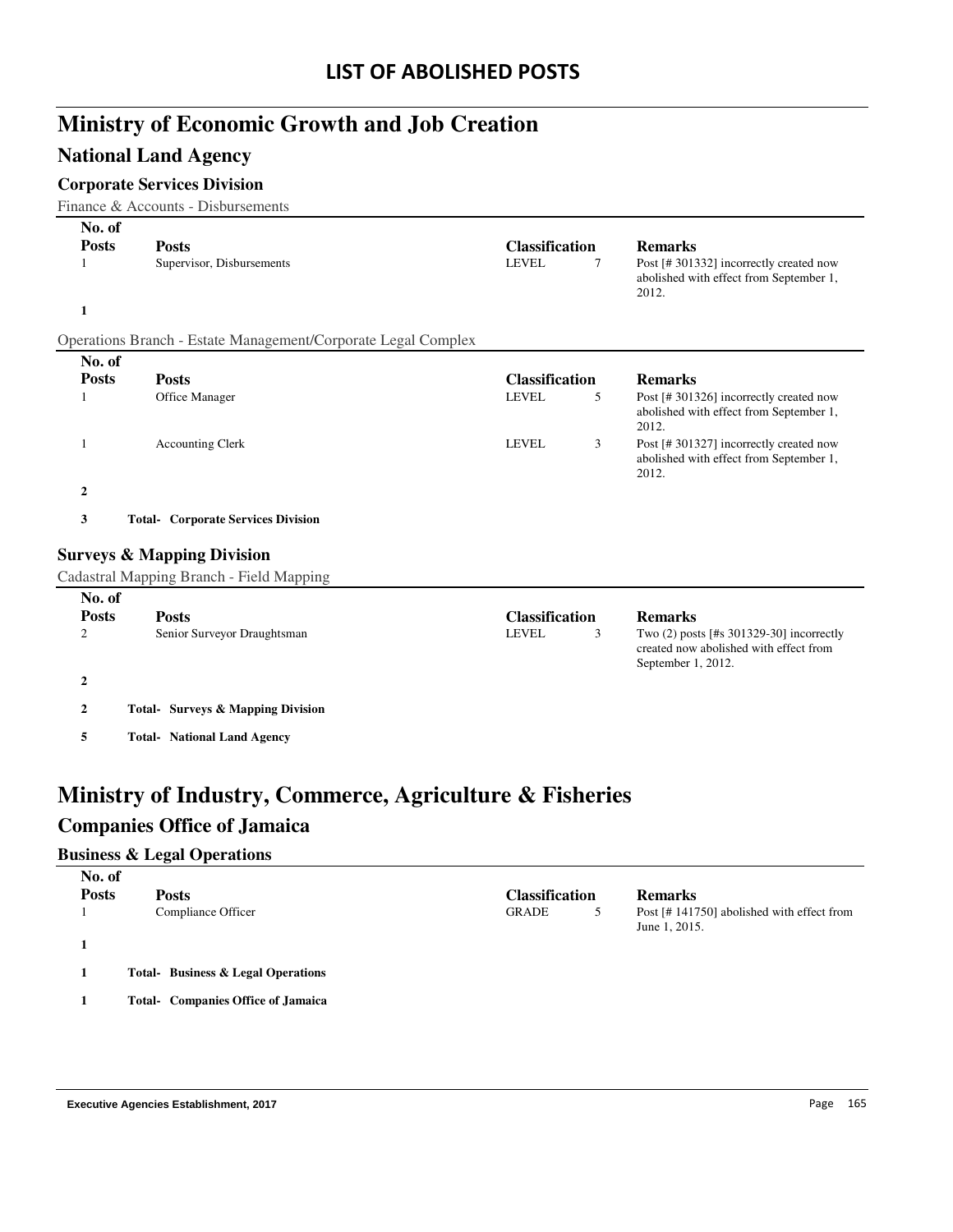# LIST OF ABOLISHED POSTS

# Ministry of Economic Growth and Job Creation

## National Land Agency

### Corporate Services Division

Finance & Accounts - Disbursements

| No. of Posts | Posts | Classification | | Remarks |
|---|---|---|---|---|
| 1 | Supervisor, Disbursements | LEVEL | 7 | Post [# 301332] incorrectly created now abolished with effect from September 1, 2012. |
| **1** | | | | |

Operations Branch - Estate Management/Corporate Legal Complex

| No. of Posts | Posts | Classification | | Remarks |
|---|---|---|---|---|
| 1 | Office Manager | LEVEL | 5 | Post [# 301326] incorrectly created now abolished with effect from September 1, 2012. |
| 1 | Accounting Clerk | LEVEL | 3 | Post [# 301327] incorrectly created now abolished with effect from September 1, 2012. |
| **2** | | | | |

**3 Total- Corporate Services Division**

### Surveys & Mapping Division

Cadastral Mapping Branch - Field Mapping

| No. of Posts | Posts | Classification | | Remarks |
|---|---|---|---|---|
| 2 | Senior Surveyor Draughtsman | LEVEL | 3 | Two (2) posts [#s 301329-30] incorrectly created now abolished with effect from September 1, 2012. |
| **2** | | | | |

**2 Total- Surveys & Mapping Division**

**5 Total- National Land Agency**

# Ministry of Industry, Commerce, Agriculture & Fisheries

## Companies Office of Jamaica

### Business & Legal Operations

| No. of Posts | Posts | Classification | | Remarks |
|---|---|---|---|---|
| 1 | Compliance Officer | GRADE | 5 | Post [# 141750] abolished with effect from June 1, 2015. |
| **1** | | | | |

**1 Total- Business & Legal Operations**

**1 Total- Companies Office of Jamaica**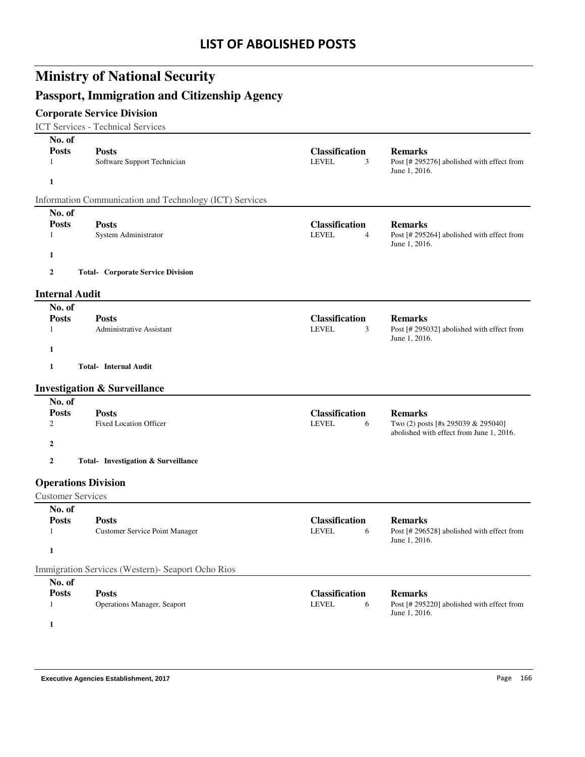# LIST OF ABOLISHED POSTS

# Ministry of National Security

## Passport, Immigration and Citizenship Agency

### Corporate Service Division

ICT Services - Technical Services

| No. of Posts | Posts | Classification | | Remarks |
|---|---|---|---|---|
| 1 | Software Support Technician | LEVEL | 3 | Post [# 295276] abolished with effect from June 1, 2016. |
| **1** | | | | |

Information Communication and Technology (ICT) Services

| No. of Posts | Posts | Classification | | Remarks |
|---|---|---|---|---|
| 1 | System Administrator | LEVEL | 4 | Post [# 295264] abolished with effect from June 1, 2016. |
| **1** | | | | |
| **2** | **Total- Corporate Service Division** | | | |

### Internal Audit

| No. of Posts | Posts | Classification | | Remarks |
|---|---|---|---|---|
| 1 | Administrative Assistant | LEVEL | 3 | Post [# 295032] abolished with effect from June 1, 2016. |
| **1** | | | | |
| **1** | **Total- Internal Audit** | | | |

### Investigation & Surveillance

| No. of Posts | Posts | Classification | | Remarks |
|---|---|---|---|---|
| 2 | Fixed Location Officer | LEVEL | 6 | Two (2) posts [#s 295039 & 295040] abolished with effect from June 1, 2016. |
| **2** | | | | |
| **2** | **Total- Investigation & Surveillance** | | | |

### Operations Division

Customer Services

| No. of Posts | Posts | Classification | | Remarks |
|---|---|---|---|---|
| 1 | Customer Service Point Manager | LEVEL | 6 | Post [# 296528] abolished with effect from June 1, 2016. |
| **1** | | | | |

Immigration Services (Western)- Seaport Ocho Rios

| No. of Posts | Posts | Classification | | Remarks |
|---|---|---|---|---|
| 1 | Operations Manager, Seaport | LEVEL | 6 | Post [# 295220] abolished with effect from June 1, 2016. |
| **1** | | | | |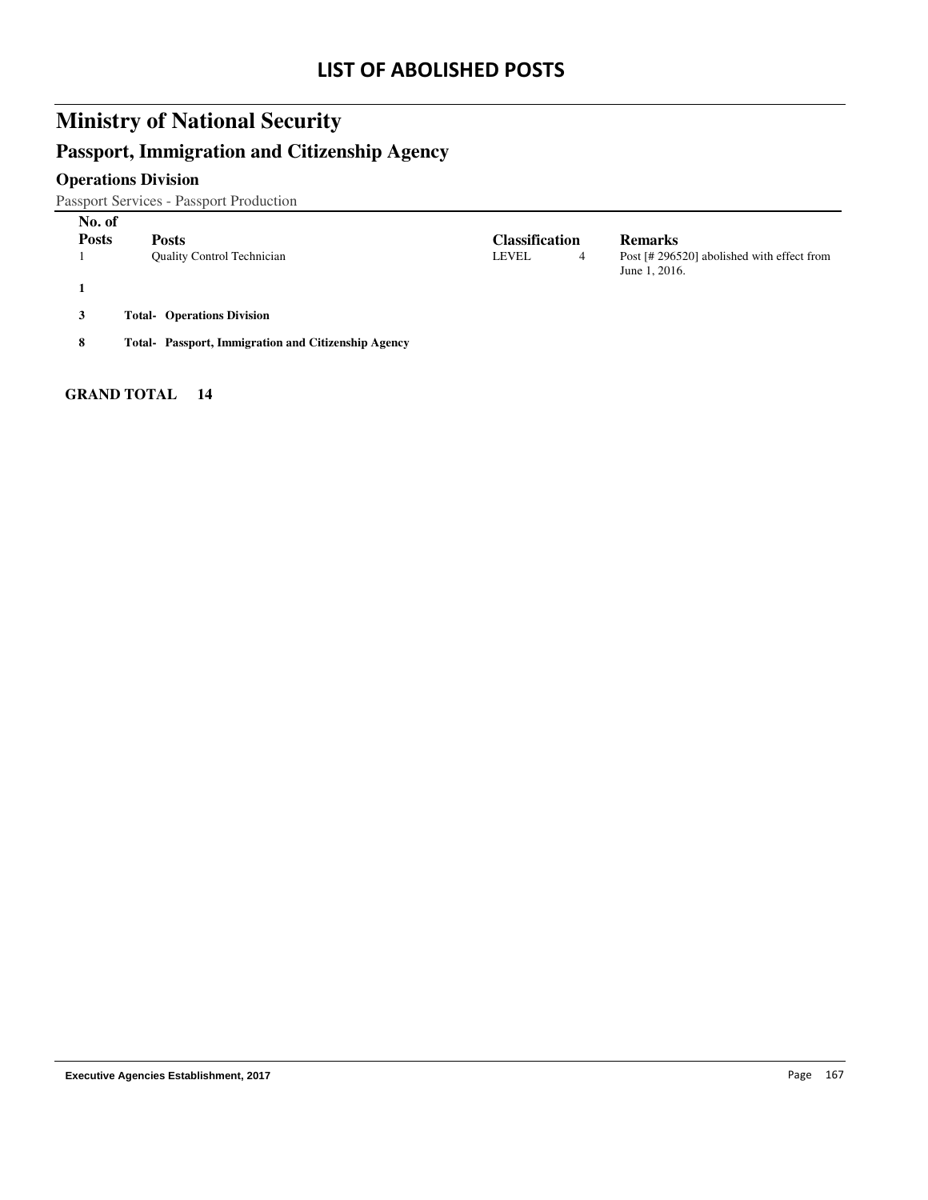# LIST OF ABOLISHED POSTS

## Ministry of National Security

### Passport, Immigration and Citizenship Agency

#### Operations Division

Passport Services - Passport Production

| No. of Posts | Posts | Classification | | Remarks |
|---|---|---|---|---|
| 1 | Quality Control Technician | LEVEL | 4 | Post [# 296520] abolished with effect from June 1, 2016. |
| **1** | | | | |
| **3** | **Total- Operations Division** | | | |
| **8** | **Total- Passport, Immigration and Citizenship Agency** | | | |

**GRAND TOTAL 14**